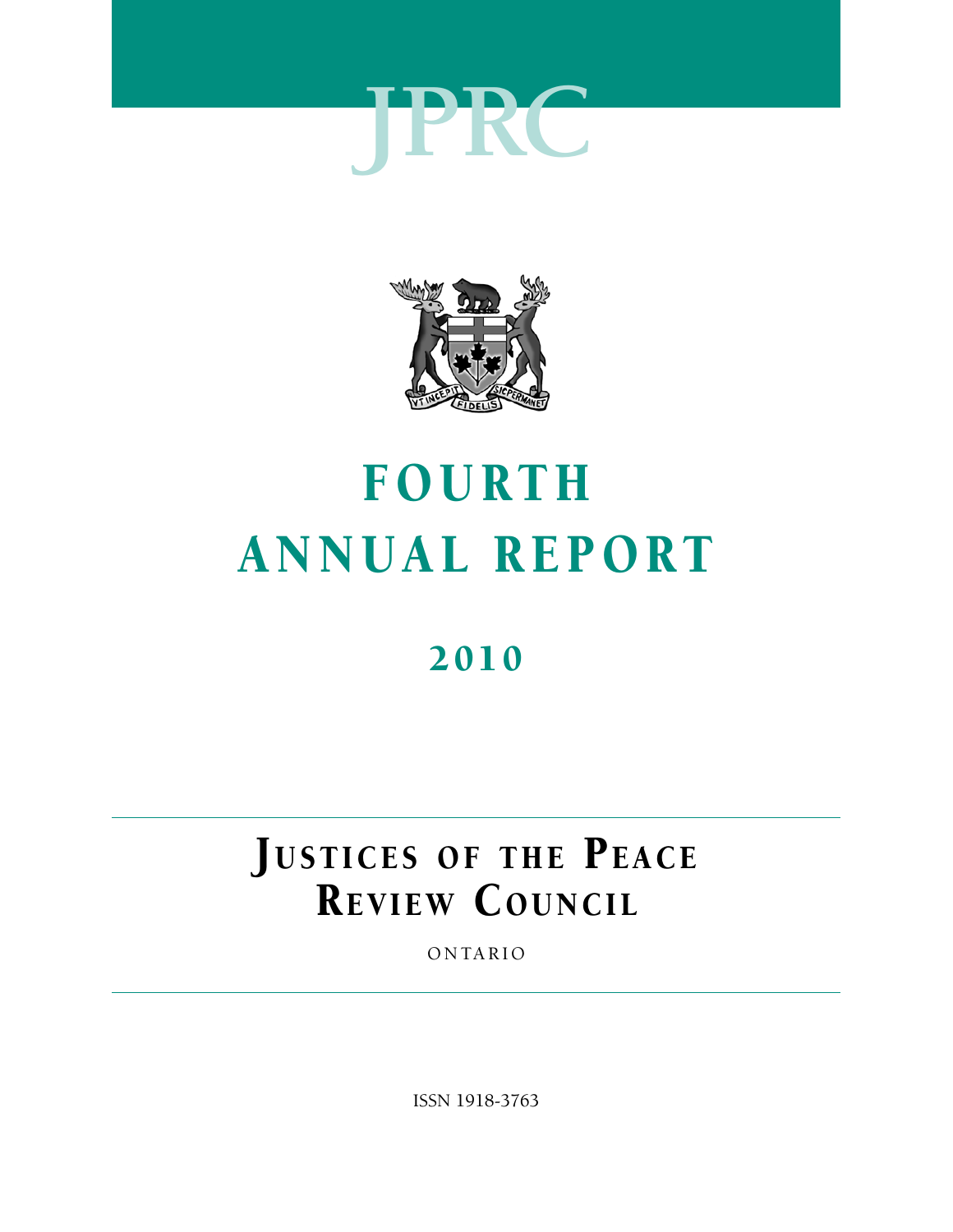# JPRC

# FOURTH ANNUAL REPORT

## 2010

# JUSTICES OF THE PEACE REVIEW COUNCIL

ONTARIO

ISSN 1918-3763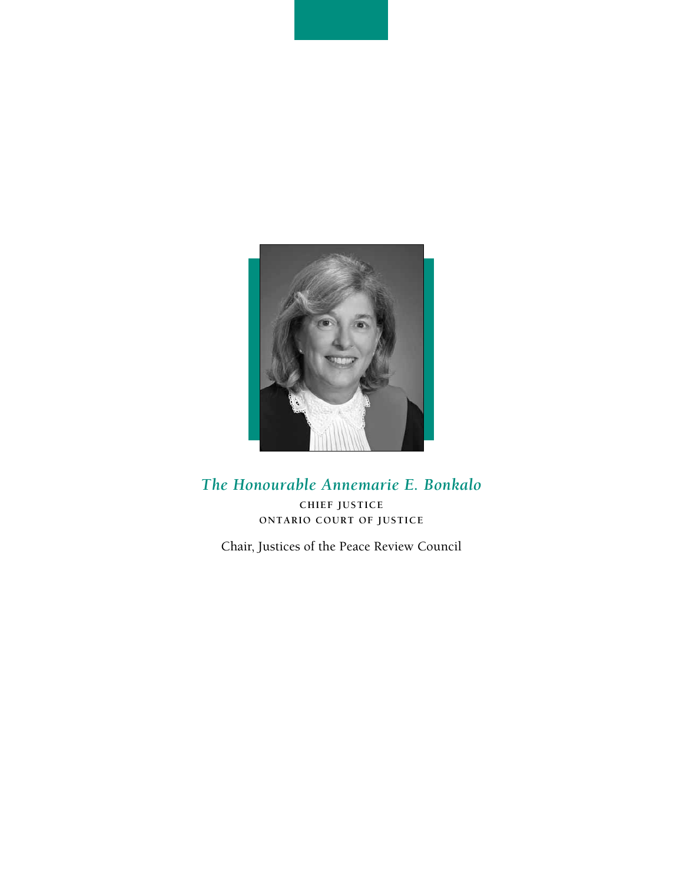*The Honourable Annemarie E. Bonkalo*

**CHIEF JUSTICE**
**ONTARIO COURT OF JUSTICE**

Chair, Justices of the Peace Review Council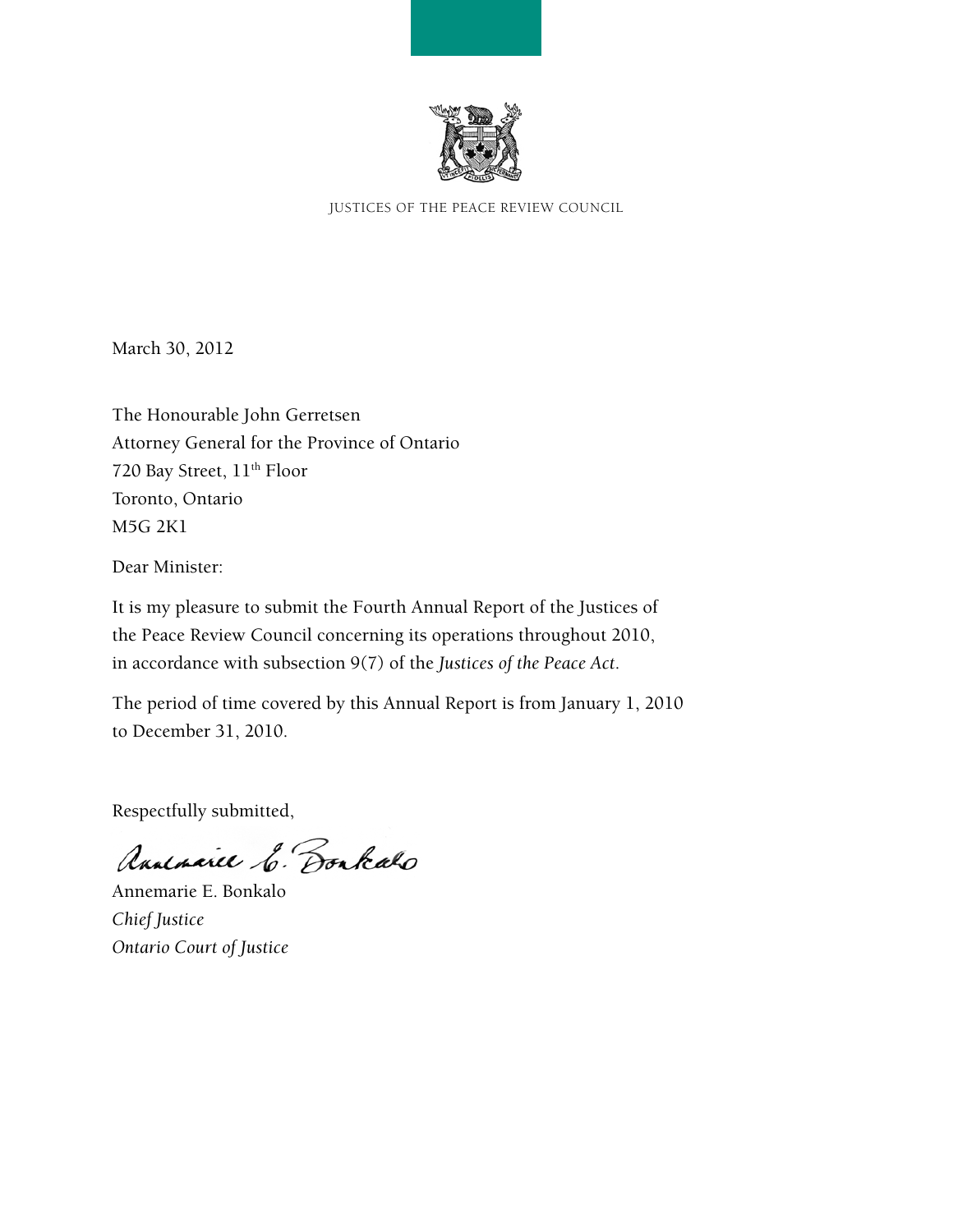JUSTICES OF THE PEACE REVIEW COUNCIL

March 30, 2012

The Honourable John Gerretsen
Attorney General for the Province of Ontario
720 Bay Street, 11th Floor
Toronto, Ontario
M5G 2K1

Dear Minister:

It is my pleasure to submit the Fourth Annual Report of the Justices of the Peace Review Council concerning its operations throughout 2010, in accordance with subsection 9(7) of the *Justices of the Peace Act*.

The period of time covered by this Annual Report is from January 1, 2010 to December 31, 2010.

Respectfully submitted,

Annemarie E. Bonkalo
*Chief Justice*
*Ontario Court of Justice*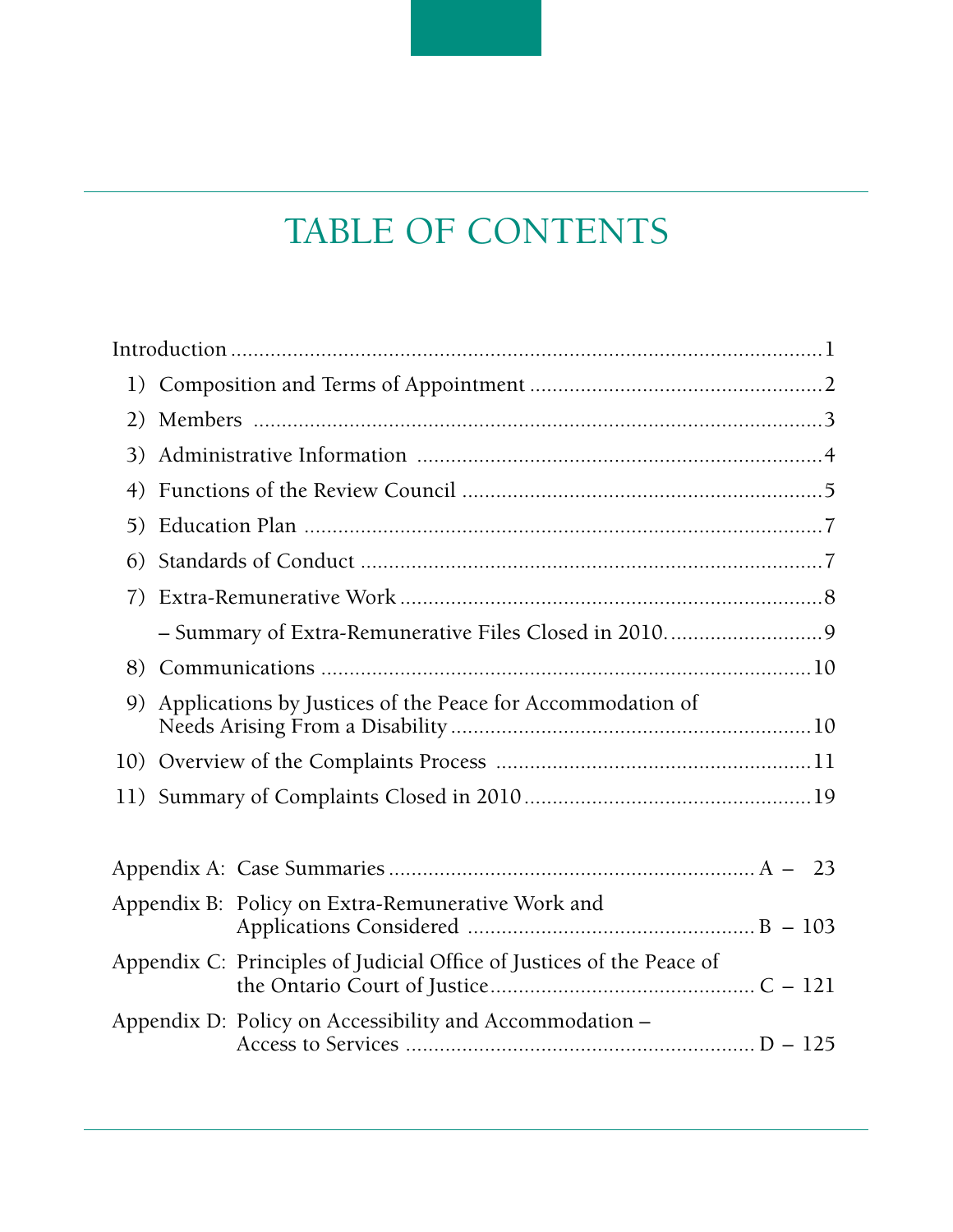# TABLE OF CONTENTS

Introduction ........................................................................................................1

1) Composition and Terms of Appointment ....................................................2

2) Members .......................................................................................................3

3) Administrative Information .........................................................................4

4) Functions of the Review Council .................................................................5

5) Education Plan .............................................................................................7

6) Standards of Conduct ...................................................................................7

7) Extra-Remunerative Work ............................................................................8

– Summary of Extra-Remunerative Files Closed in 2010. ..........................9

8) Communications .........................................................................................10

9) Applications by Justices of the Peace for Accommodation of Needs Arising From a Disability ................................................................10

10) Overview of the Complaints Process .........................................................11

11) Summary of Complaints Closed in 2010 ...................................................19

Appendix A: Case Summaries ................................................................. A – 23

Appendix B: Policy on Extra-Remunerative Work and Applications Considered .................................................... B – 103

Appendix C: Principles of Judicial Office of Justices of the Peace of the Ontario Court of Justice ................................................ C – 121

Appendix D: Policy on Accessibility and Accommodation – Access to Services ............................................................... D – 125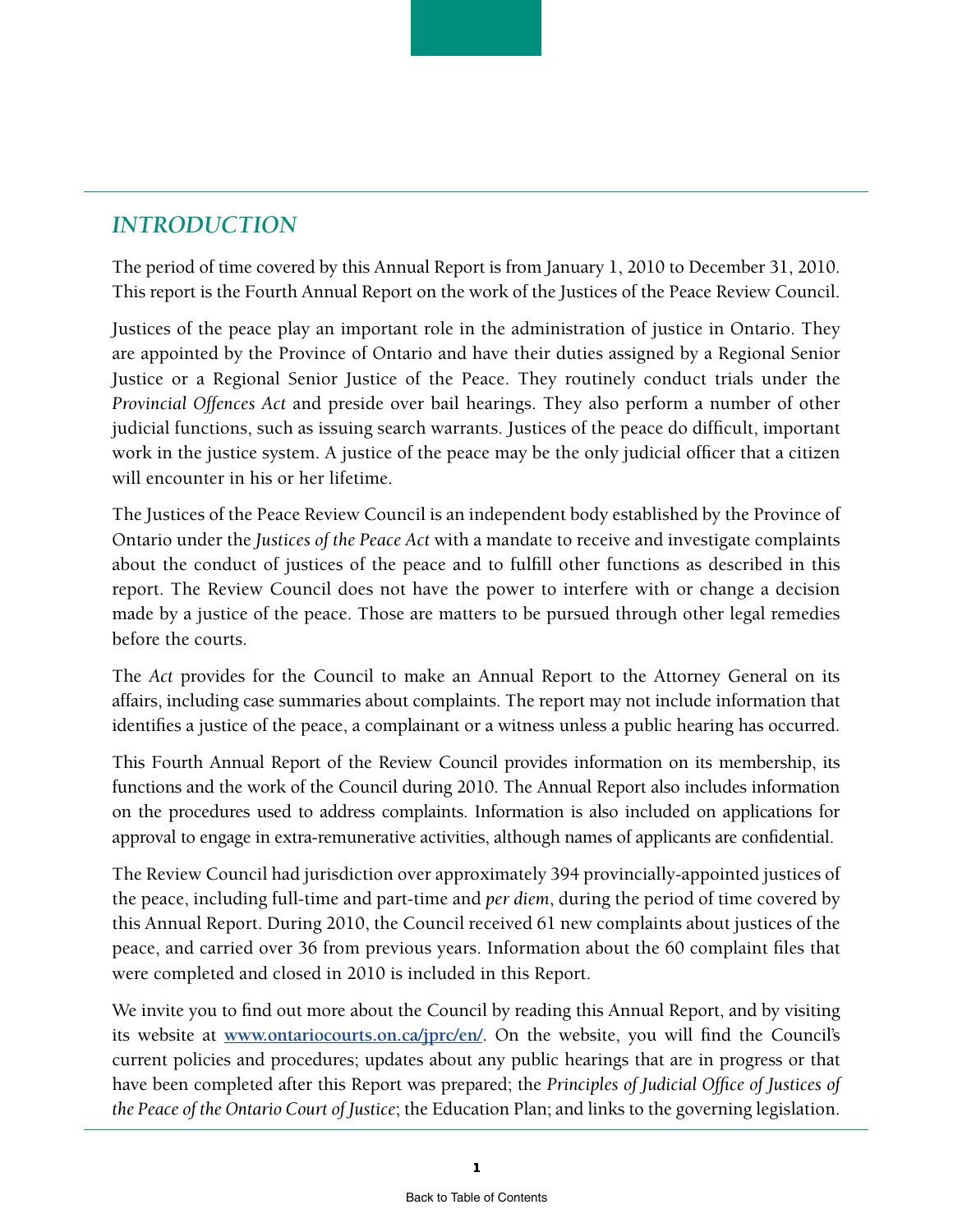## *INTRODUCTION*

The period of time covered by this Annual Report is from January 1, 2010 to December 31, 2010. This report is the Fourth Annual Report on the work of the Justices of the Peace Review Council.

Justices of the peace play an important role in the administration of justice in Ontario. They are appointed by the Province of Ontario and have their duties assigned by a Regional Senior Justice or a Regional Senior Justice of the Peace. They routinely conduct trials under the *Provincial Offences Act* and preside over bail hearings. They also perform a number of other judicial functions, such as issuing search warrants. Justices of the peace do difficult, important work in the justice system. A justice of the peace may be the only judicial officer that a citizen will encounter in his or her lifetime.

The Justices of the Peace Review Council is an independent body established by the Province of Ontario under the *Justices of the Peace Act* with a mandate to receive and investigate complaints about the conduct of justices of the peace and to fulfill other functions as described in this report. The Review Council does not have the power to interfere with or change a decision made by a justice of the peace. Those are matters to be pursued through other legal remedies before the courts.

The *Act* provides for the Council to make an Annual Report to the Attorney General on its affairs, including case summaries about complaints. The report may not include information that identifies a justice of the peace, a complainant or a witness unless a public hearing has occurred.

This Fourth Annual Report of the Review Council provides information on its membership, its functions and the work of the Council during 2010. The Annual Report also includes information on the procedures used to address complaints. Information is also included on applications for approval to engage in extra-remunerative activities, although names of applicants are confidential.

The Review Council had jurisdiction over approximately 394 provincially-appointed justices of the peace, including full-time and part-time and *per diem*, during the period of time covered by this Annual Report. During 2010, the Council received 61 new complaints about justices of the peace, and carried over 36 from previous years. Information about the 60 complaint files that were completed and closed in 2010 is included in this Report.

We invite you to find out more about the Council by reading this Annual Report, and by visiting its website at **[www.ontariocourts.on.ca/jprc/en/](www.ontariocourts.on.ca/jprc/en/)**. On the website, you will find the Council's current policies and procedures; updates about any public hearings that are in progress or that have been completed after this Report was prepared; the *Principles of Judicial Office of Justices of the Peace of the Ontario Court of Justice*; the Education Plan; and links to the governing legislation.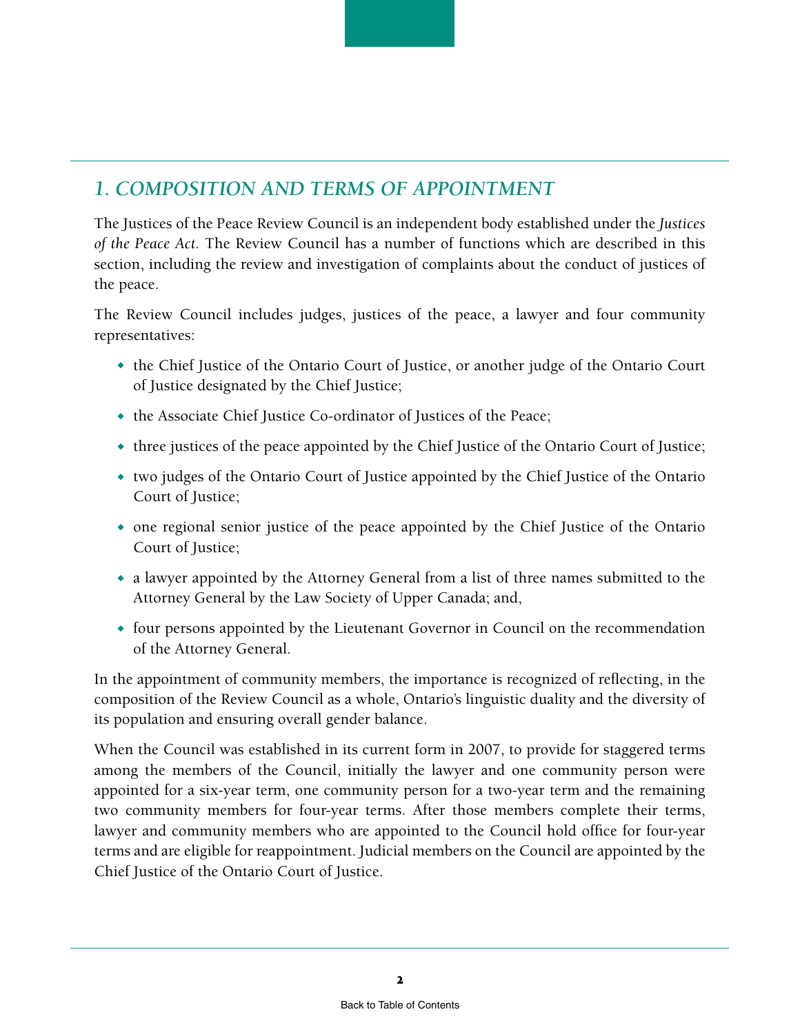## 1. COMPOSITION AND TERMS OF APPOINTMENT

The Justices of the Peace Review Council is an independent body established under the *Justices of the Peace Act*. The Review Council has a number of functions which are described in this section, including the review and investigation of complaints about the conduct of justices of the peace.

The Review Council includes judges, justices of the peace, a lawyer and four community representatives:

- the Chief Justice of the Ontario Court of Justice, or another judge of the Ontario Court of Justice designated by the Chief Justice;
- the Associate Chief Justice Co-ordinator of Justices of the Peace;
- three justices of the peace appointed by the Chief Justice of the Ontario Court of Justice;
- two judges of the Ontario Court of Justice appointed by the Chief Justice of the Ontario Court of Justice;
- one regional senior justice of the peace appointed by the Chief Justice of the Ontario Court of Justice;
- a lawyer appointed by the Attorney General from a list of three names submitted to the Attorney General by the Law Society of Upper Canada; and,
- four persons appointed by the Lieutenant Governor in Council on the recommendation of the Attorney General.

In the appointment of community members, the importance is recognized of reflecting, in the composition of the Review Council as a whole, Ontario's linguistic duality and the diversity of its population and ensuring overall gender balance.

When the Council was established in its current form in 2007, to provide for staggered terms among the members of the Council, initially the lawyer and one community person were appointed for a six-year term, one community person for a two-year term and the remaining two community members for four-year terms. After those members complete their terms, lawyer and community members who are appointed to the Council hold office for four-year terms and are eligible for reappointment. Judicial members on the Council are appointed by the Chief Justice of the Ontario Court of Justice.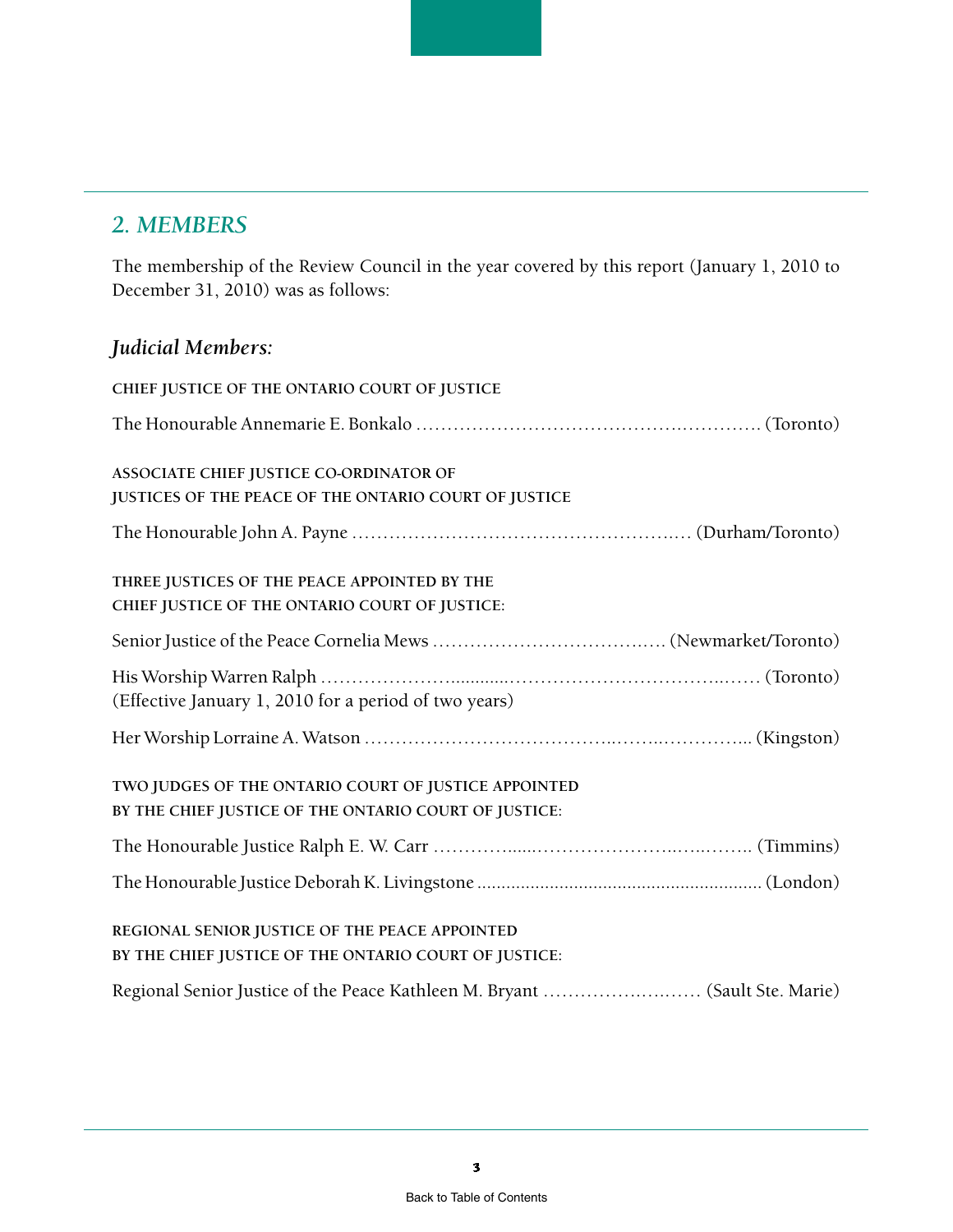## *2. MEMBERS*

The membership of the Review Council in the year covered by this report (January 1, 2010 to December 31, 2010) was as follows:

### *Judicial Members:*

**CHIEF JUSTICE OF THE ONTARIO COURT OF JUSTICE**

The Honourable Annemarie E. Bonkalo ……………………………………….…………. (Toronto)

**ASSOCIATE CHIEF JUSTICE CO-ORDINATOR OF JUSTICES OF THE PEACE OF THE ONTARIO COURT OF JUSTICE**

The Honourable John A. Payne ……………………………………………….… (Durham/Toronto)

**THREE JUSTICES OF THE PEACE APPOINTED BY THE CHIEF JUSTICE OF THE ONTARIO COURT OF JUSTICE:**

Senior Justice of the Peace Cornelia Mews ……………………………….…. (Newmarket/Toronto)

His Worship Warren Ralph ……………………...........………………………………..…… (Toronto)
(Effective January 1, 2010 for a period of two years)

Her Worship Lorraine A. Watson …………………………………..……..…………... (Kingston)

**TWO JUDGES OF THE ONTARIO COURT OF JUSTICE APPOINTED BY THE CHIEF JUSTICE OF THE ONTARIO COURT OF JUSTICE:**

The Honourable Justice Ralph E. W. Carr …………......……………………..…..…….. (Timmins)

The Honourable Justice Deborah K. Livingstone .......................................................... (London)

**REGIONAL SENIOR JUSTICE OF THE PEACE APPOINTED BY THE CHIEF JUSTICE OF THE ONTARIO COURT OF JUSTICE:**

Regional Senior Justice of the Peace Kathleen M. Bryant …………….….…… (Sault Ste. Marie)

Back to Table of Contents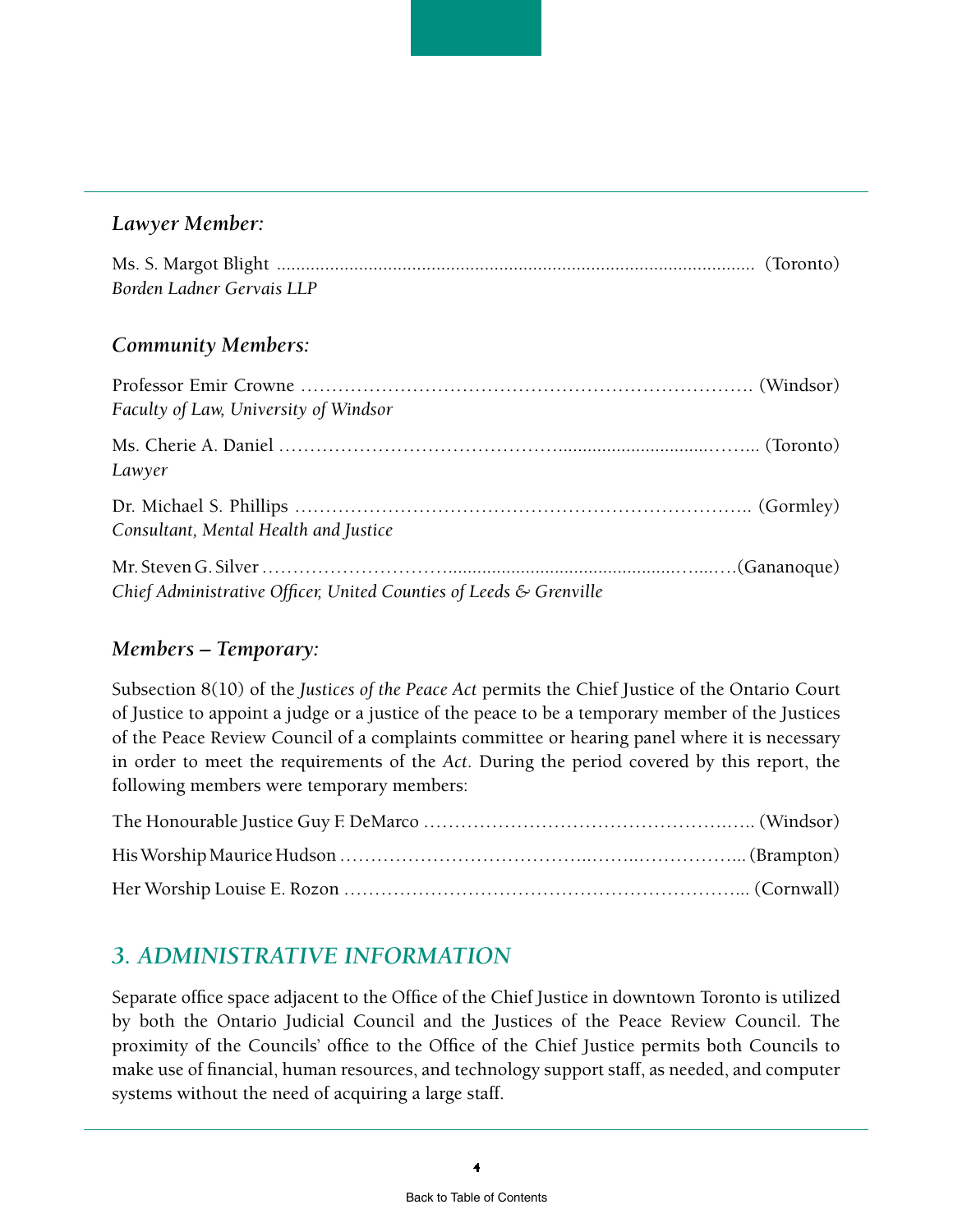### *Lawyer Member:*

Ms. S. Margot Blight .................................................................................................. (Toronto)
*Borden Ladner Gervais LLP*

### *Community Members:*

Professor Emir Crowne ………………………………………………………………. (Windsor)
*Faculty of Law, University of Windsor*

Ms. Cherie A. Daniel ……………………………………….............................……... (Toronto)
*Lawyer*

Dr. Michael S. Phillips ……………………………………………………………….. (Gormley)
*Consultant, Mental Health and Justice*

Mr. Steven G. Silver …………………………..........................................…...….(Gananoque)
*Chief Administrative Officer, United Counties of Leeds & Grenville*

### *Members – Temporary:*

Subsection 8(10) of the *Justices of the Peace Act* permits the Chief Justice of the Ontario Court of Justice to appoint a judge or a justice of the peace to be a temporary member of the Justices of the Peace Review Council of a complaints committee or hearing panel where it is necessary in order to meet the requirements of the *Act*. During the period covered by this report, the following members were temporary members:

The Honourable Justice Guy F. DeMarco ……………………………………….….. (Windsor)

His Worship Maurice Hudson …………………………………..……..…………….. (Brampton)

Her Worship Louise E. Rozon …………………………………………………….... (Cornwall)

## 3. ADMINISTRATIVE INFORMATION

Separate office space adjacent to the Office of the Chief Justice in downtown Toronto is utilized by both the Ontario Judicial Council and the Justices of the Peace Review Council. The proximity of the Councils' office to the Office of the Chief Justice permits both Councils to make use of financial, human resources, and technology support staff, as needed, and computer systems without the need of acquiring a large staff.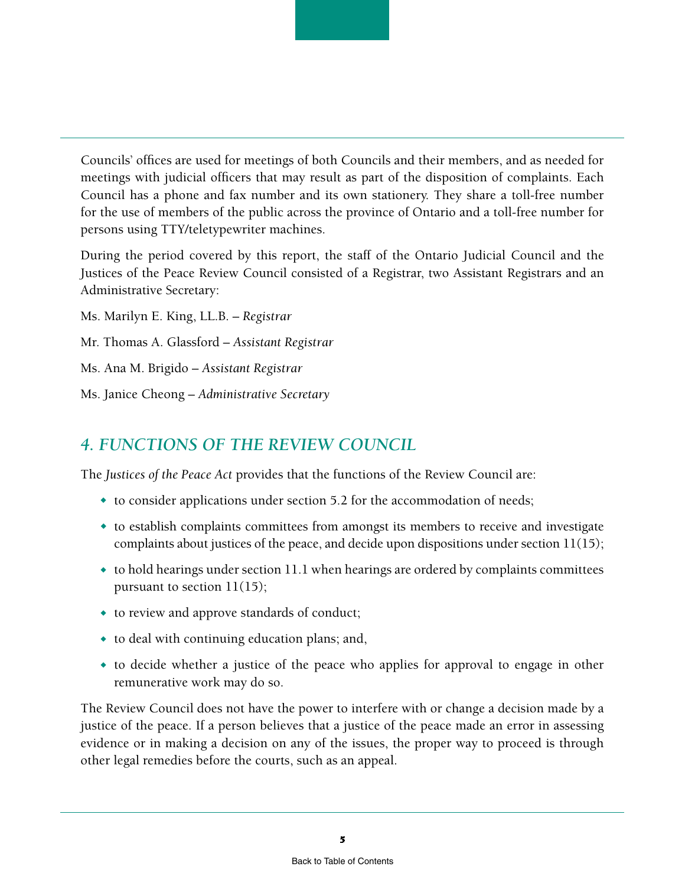Councils' offices are used for meetings of both Councils and their members, and as needed for meetings with judicial officers that may result as part of the disposition of complaints. Each Council has a phone and fax number and its own stationery. They share a toll-free number for the use of members of the public across the province of Ontario and a toll-free number for persons using TTY/teletypewriter machines.

During the period covered by this report, the staff of the Ontario Judicial Council and the Justices of the Peace Review Council consisted of a Registrar, two Assistant Registrars and an Administrative Secretary:

Ms. Marilyn E. King, LL.B. – *Registrar*

Mr. Thomas A. Glassford – *Assistant Registrar*

Ms. Ana M. Brigido – *Assistant Registrar*

Ms. Janice Cheong – *Administrative Secretary*

## 4. FUNCTIONS OF THE REVIEW COUNCIL

The *Justices of the Peace Act* provides that the functions of the Review Council are:

- to consider applications under section 5.2 for the accommodation of needs;
- to establish complaints committees from amongst its members to receive and investigate complaints about justices of the peace, and decide upon dispositions under section 11(15);
- to hold hearings under section 11.1 when hearings are ordered by complaints committees pursuant to section 11(15);
- to review and approve standards of conduct;
- to deal with continuing education plans; and,
- to decide whether a justice of the peace who applies for approval to engage in other remunerative work may do so.

The Review Council does not have the power to interfere with or change a decision made by a justice of the peace. If a person believes that a justice of the peace made an error in assessing evidence or in making a decision on any of the issues, the proper way to proceed is through other legal remedies before the courts, such as an appeal.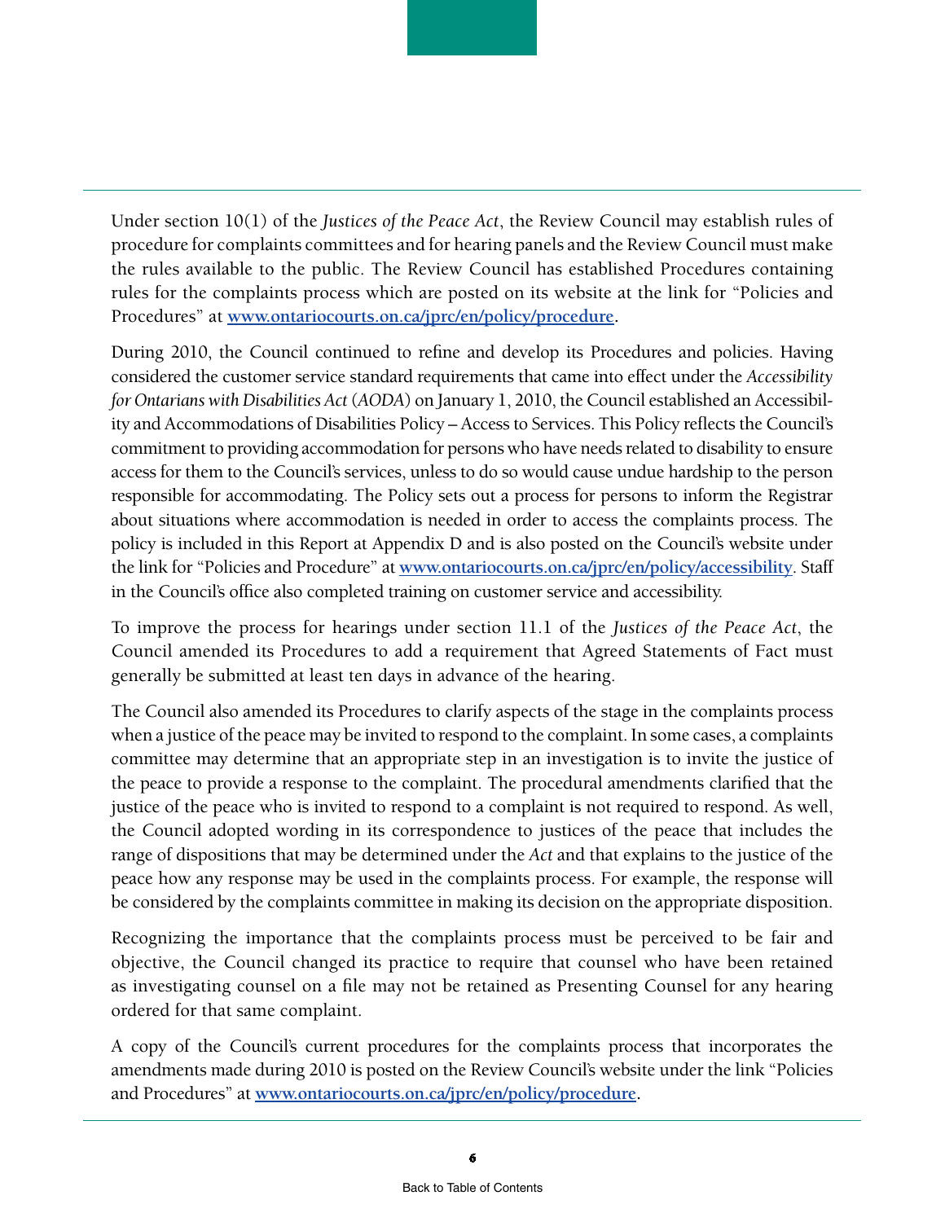Under section 10(1) of the *Justices of the Peace Act*, the Review Council may establish rules of procedure for complaints committees and for hearing panels and the Review Council must make the rules available to the public. The Review Council has established Procedures containing rules for the complaints process which are posted on its website at the link for "Policies and Procedures" at **www.ontariocourts.on.ca/jprc/en/policy/procedure**.

During 2010, the Council continued to refine and develop its Procedures and policies. Having considered the customer service standard requirements that came into effect under the *Accessibility for Ontarians with Disabilities Act* (*AODA*) on January 1, 2010, the Council established an Accessibility and Accommodations of Disabilities Policy – Access to Services. This Policy reflects the Council's commitment to providing accommodation for persons who have needs related to disability to ensure access for them to the Council's services, unless to do so would cause undue hardship to the person responsible for accommodating. The Policy sets out a process for persons to inform the Registrar about situations where accommodation is needed in order to access the complaints process. The policy is included in this Report at Appendix D and is also posted on the Council's website under the link for "Policies and Procedure" at **www.ontariocourts.on.ca/jprc/en/policy/accessibility**. Staff in the Council's office also completed training on customer service and accessibility.

To improve the process for hearings under section 11.1 of the *Justices of the Peace Act*, the Council amended its Procedures to add a requirement that Agreed Statements of Fact must generally be submitted at least ten days in advance of the hearing.

The Council also amended its Procedures to clarify aspects of the stage in the complaints process when a justice of the peace may be invited to respond to the complaint. In some cases, a complaints committee may determine that an appropriate step in an investigation is to invite the justice of the peace to provide a response to the complaint. The procedural amendments clarified that the justice of the peace who is invited to respond to a complaint is not required to respond. As well, the Council adopted wording in its correspondence to justices of the peace that includes the range of dispositions that may be determined under the *Act* and that explains to the justice of the peace how any response may be used in the complaints process. For example, the response will be considered by the complaints committee in making its decision on the appropriate disposition.

Recognizing the importance that the complaints process must be perceived to be fair and objective, the Council changed its practice to require that counsel who have been retained as investigating counsel on a file may not be retained as Presenting Counsel for any hearing ordered for that same complaint.

A copy of the Council's current procedures for the complaints process that incorporates the amendments made during 2010 is posted on the Review Council's website under the link "Policies and Procedures" at **www.ontariocourts.on.ca/jprc/en/policy/procedure**.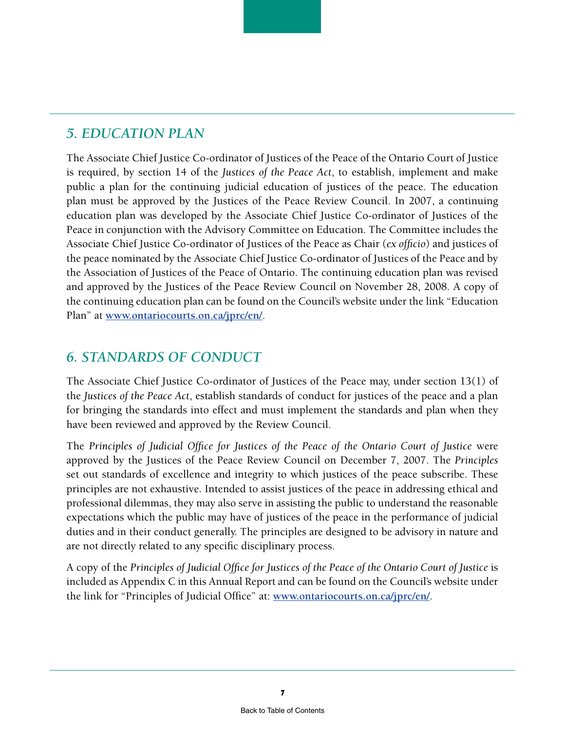## *5. EDUCATION PLAN*

The Associate Chief Justice Co-ordinator of Justices of the Peace of the Ontario Court of Justice is required, by section 14 of the *Justices of the Peace Act*, to establish, implement and make public a plan for the continuing judicial education of justices of the peace. The education plan must be approved by the Justices of the Peace Review Council. In 2007, a continuing education plan was developed by the Associate Chief Justice Co-ordinator of Justices of the Peace in conjunction with the Advisory Committee on Education. The Committee includes the Associate Chief Justice Co-ordinator of Justices of the Peace as Chair (*ex officio*) and justices of the peace nominated by the Associate Chief Justice Co-ordinator of Justices of the Peace and by the Association of Justices of the Peace of Ontario. The continuing education plan was revised and approved by the Justices of the Peace Review Council on November 28, 2008. A copy of the continuing education plan can be found on the Council's website under the link "Education Plan" at **www.ontariocourts.on.ca/jprc/en/**.

## *6. STANDARDS OF CONDUCT*

The Associate Chief Justice Co-ordinator of Justices of the Peace may, under section 13(1) of the *Justices of the Peace Act*, establish standards of conduct for justices of the peace and a plan for bringing the standards into effect and must implement the standards and plan when they have been reviewed and approved by the Review Council.

The *Principles of Judicial Office for Justices of the Peace of the Ontario Court of Justice* were approved by the Justices of the Peace Review Council on December 7, 2007. The *Principles* set out standards of excellence and integrity to which justices of the peace subscribe. These principles are not exhaustive. Intended to assist justices of the peace in addressing ethical and professional dilemmas, they may also serve in assisting the public to understand the reasonable expectations which the public may have of justices of the peace in the performance of judicial duties and in their conduct generally. The principles are designed to be advisory in nature and are not directly related to any specific disciplinary process.

A copy of the *Principles of Judicial Office for Justices of the Peace of the Ontario Court of Justice* is included as Appendix C in this Annual Report and can be found on the Council's website under the link for "Principles of Judicial Office" at: **www.ontariocourts.on.ca/jprc/en/**.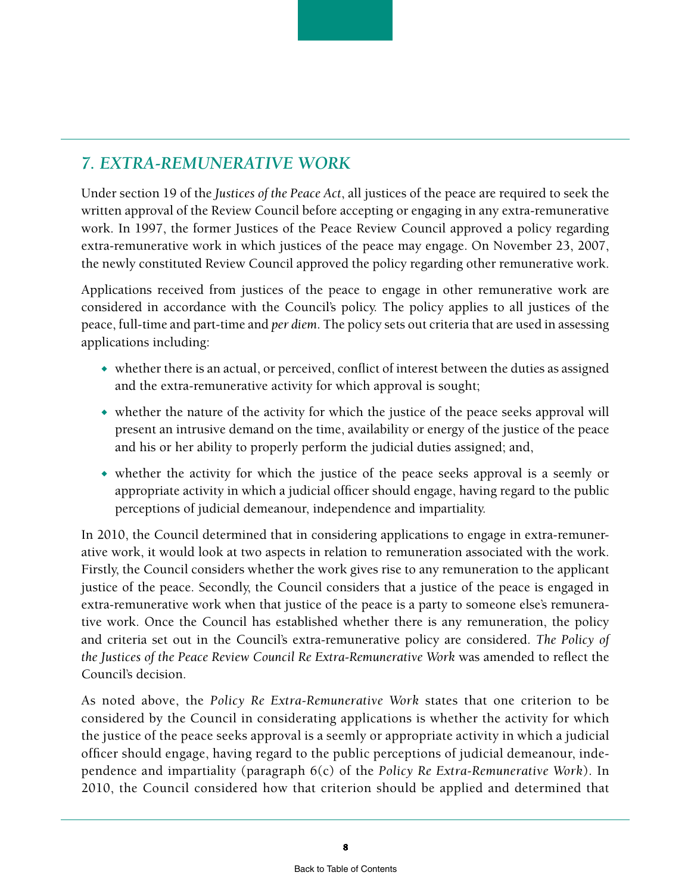## *7. EXTRA-REMUNERATIVE WORK*

Under section 19 of the *Justices of the Peace Act*, all justices of the peace are required to seek the written approval of the Review Council before accepting or engaging in any extra-remunerative work. In 1997, the former Justices of the Peace Review Council approved a policy regarding extra-remunerative work in which justices of the peace may engage. On November 23, 2007, the newly constituted Review Council approved the policy regarding other remunerative work.

Applications received from justices of the peace to engage in other remunerative work are considered in accordance with the Council's policy. The policy applies to all justices of the peace, full-time and part-time and *per diem*. The policy sets out criteria that are used in assessing applications including:

- whether there is an actual, or perceived, conflict of interest between the duties as assigned and the extra-remunerative activity for which approval is sought;
- whether the nature of the activity for which the justice of the peace seeks approval will present an intrusive demand on the time, availability or energy of the justice of the peace and his or her ability to properly perform the judicial duties assigned; and,
- whether the activity for which the justice of the peace seeks approval is a seemly or appropriate activity in which a judicial officer should engage, having regard to the public perceptions of judicial demeanour, independence and impartiality.

In 2010, the Council determined that in considering applications to engage in extra-remunerative work, it would look at two aspects in relation to remuneration associated with the work. Firstly, the Council considers whether the work gives rise to any remuneration to the applicant justice of the peace. Secondly, the Council considers that a justice of the peace is engaged in extra-remunerative work when that justice of the peace is a party to someone else's remunerative work. Once the Council has established whether there is any remuneration, the policy and criteria set out in the Council's extra-remunerative policy are considered. *The Policy of the Justices of the Peace Review Council Re Extra-Remunerative Work* was amended to reflect the Council's decision.

As noted above, the *Policy Re Extra-Remunerative Work* states that one criterion to be considered by the Council in considerating applications is whether the activity for which the justice of the peace seeks approval is a seemly or appropriate activity in which a judicial officer should engage, having regard to the public perceptions of judicial demeanour, independence and impartiality (paragraph 6(c) of the *Policy Re Extra-Remunerative Work*). In 2010, the Council considered how that criterion should be applied and determined that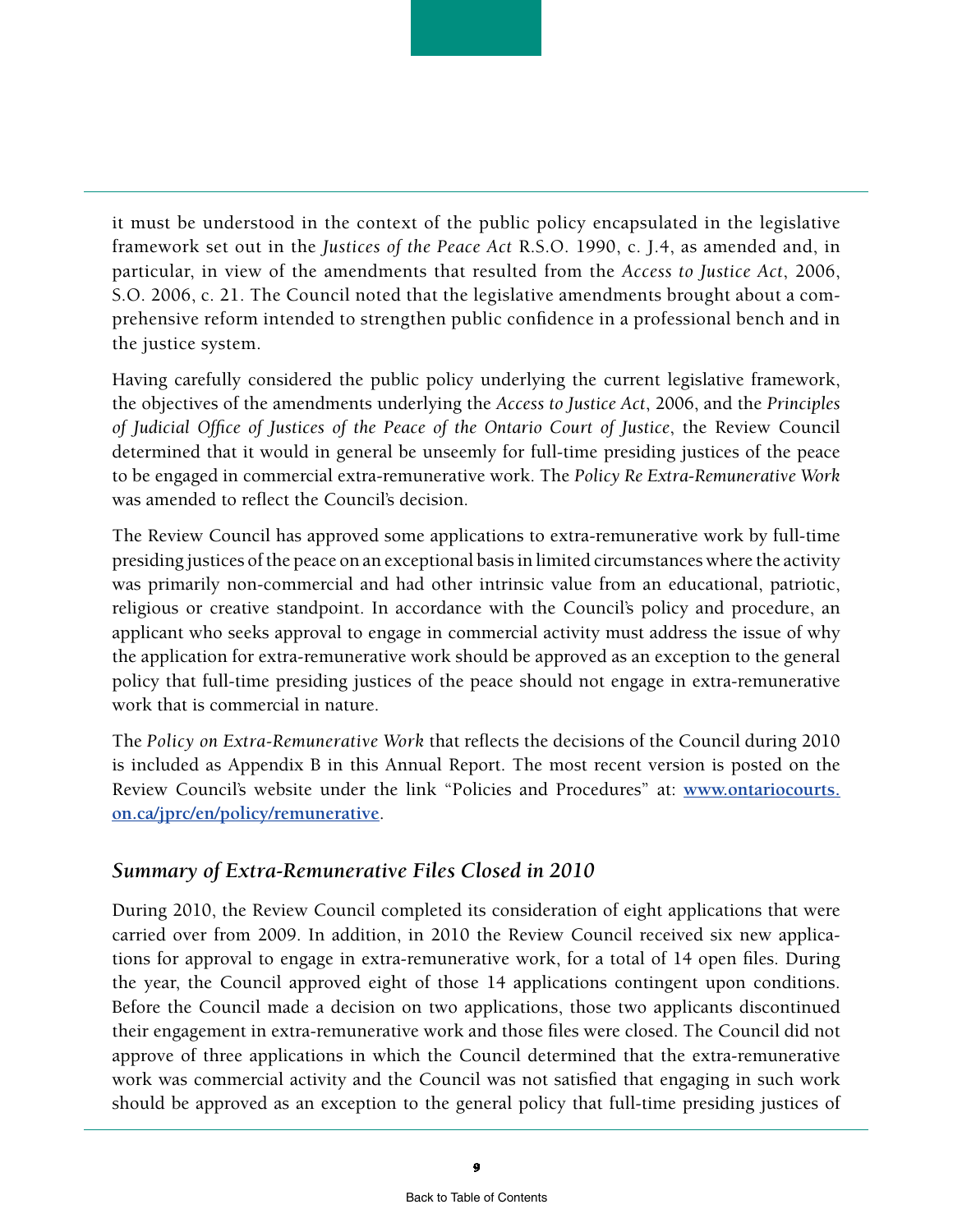it must be understood in the context of the public policy encapsulated in the legislative framework set out in the *Justices of the Peace Act* R.S.O. 1990, c. J.4, as amended and, in particular, in view of the amendments that resulted from the *Access to Justice Act*, 2006, S.O. 2006, c. 21. The Council noted that the legislative amendments brought about a comprehensive reform intended to strengthen public confidence in a professional bench and in the justice system.

Having carefully considered the public policy underlying the current legislative framework, the objectives of the amendments underlying the *Access to Justice Act*, 2006, and the *Principles of Judicial Office of Justices of the Peace of the Ontario Court of Justice*, the Review Council determined that it would in general be unseemly for full-time presiding justices of the peace to be engaged in commercial extra-remunerative work. The *Policy Re Extra-Remunerative Work* was amended to reflect the Council's decision.

The Review Council has approved some applications to extra-remunerative work by full-time presiding justices of the peace on an exceptional basis in limited circumstances where the activity was primarily non-commercial and had other intrinsic value from an educational, patriotic, religious or creative standpoint. In accordance with the Council's policy and procedure, an applicant who seeks approval to engage in commercial activity must address the issue of why the application for extra-remunerative work should be approved as an exception to the general policy that full-time presiding justices of the peace should not engage in extra-remunerative work that is commercial in nature.

The *Policy on Extra-Remunerative Work* that reflects the decisions of the Council during 2010 is included as Appendix B in this Annual Report. The most recent version is posted on the Review Council's website under the link "Policies and Procedures" at: **www.ontariocourts.on.ca/jprc/en/policy/remunerative**.

### *Summary of Extra-Remunerative Files Closed in 2010*

During 2010, the Review Council completed its consideration of eight applications that were carried over from 2009. In addition, in 2010 the Review Council received six new applications for approval to engage in extra-remunerative work, for a total of 14 open files. During the year, the Council approved eight of those 14 applications contingent upon conditions. Before the Council made a decision on two applications, those two applicants discontinued their engagement in extra-remunerative work and those files were closed. The Council did not approve of three applications in which the Council determined that the extra-remunerative work was commercial activity and the Council was not satisfied that engaging in such work should be approved as an exception to the general policy that full-time presiding justices of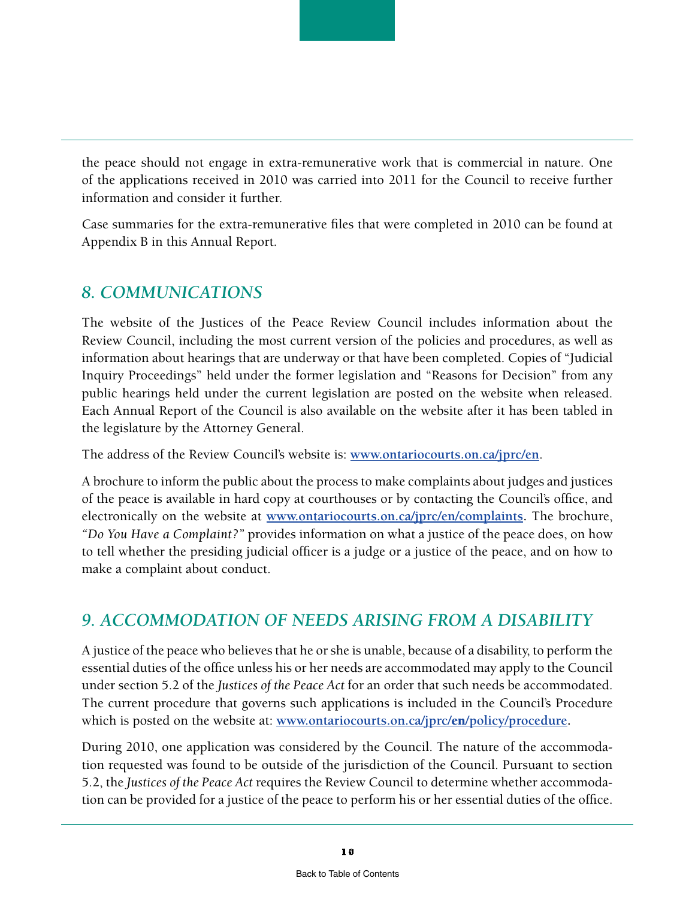the peace should not engage in extra-remunerative work that is commercial in nature. One of the applications received in 2010 was carried into 2011 for the Council to receive further information and consider it further.

Case summaries for the extra-remunerative files that were completed in 2010 can be found at Appendix B in this Annual Report.

## *8. COMMUNICATIONS*

The website of the Justices of the Peace Review Council includes information about the Review Council, including the most current version of the policies and procedures, as well as information about hearings that are underway or that have been completed. Copies of "Judicial Inquiry Proceedings" held under the former legislation and "Reasons for Decision" from any public hearings held under the current legislation are posted on the website when released. Each Annual Report of the Council is also available on the website after it has been tabled in the legislature by the Attorney General.

The address of the Review Council's website is: **www.ontariocourts.on.ca/jprc/en**.

A brochure to inform the public about the process to make complaints about judges and justices of the peace is available in hard copy at courthouses or by contacting the Council's office, and electronically on the website at **www.ontariocourts.on.ca/jprc/en/complaints**. The brochure, *"Do You Have a Complaint?"* provides information on what a justice of the peace does, on how to tell whether the presiding judicial officer is a judge or a justice of the peace, and on how to make a complaint about conduct.

## *9. ACCOMMODATION OF NEEDS ARISING FROM A DISABILITY*

A justice of the peace who believes that he or she is unable, because of a disability, to perform the essential duties of the office unless his or her needs are accommodated may apply to the Council under section 5.2 of the *Justices of the Peace Act* for an order that such needs be accommodated. The current procedure that governs such applications is included in the Council's Procedure which is posted on the website at: **www.ontariocourts.on.ca/jprc/en/policy/procedure**.

During 2010, one application was considered by the Council. The nature of the accommodation requested was found to be outside of the jurisdiction of the Council. Pursuant to section 5.2, the *Justices of the Peace Act* requires the Review Council to determine whether accommodation can be provided for a justice of the peace to perform his or her essential duties of the office.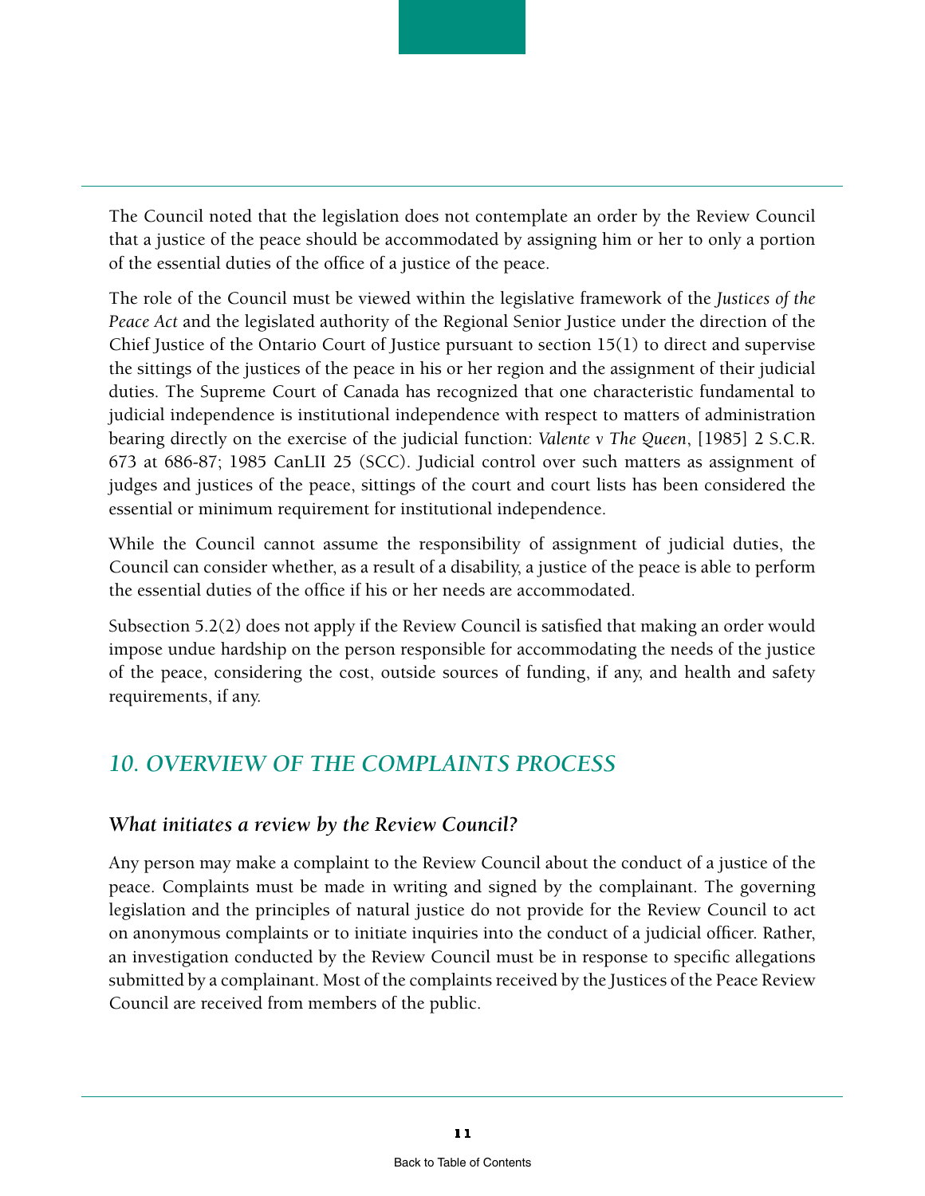The Council noted that the legislation does not contemplate an order by the Review Council that a justice of the peace should be accommodated by assigning him or her to only a portion of the essential duties of the office of a justice of the peace.

The role of the Council must be viewed within the legislative framework of the *Justices of the Peace Act* and the legislated authority of the Regional Senior Justice under the direction of the Chief Justice of the Ontario Court of Justice pursuant to section 15(1) to direct and supervise the sittings of the justices of the peace in his or her region and the assignment of their judicial duties. The Supreme Court of Canada has recognized that one characteristic fundamental to judicial independence is institutional independence with respect to matters of administration bearing directly on the exercise of the judicial function: *Valente v The Queen*, [1985] 2 S.C.R. 673 at 686-87; 1985 CanLII 25 (SCC). Judicial control over such matters as assignment of judges and justices of the peace, sittings of the court and court lists has been considered the essential or minimum requirement for institutional independence.

While the Council cannot assume the responsibility of assignment of judicial duties, the Council can consider whether, as a result of a disability, a justice of the peace is able to perform the essential duties of the office if his or her needs are accommodated.

Subsection 5.2(2) does not apply if the Review Council is satisfied that making an order would impose undue hardship on the person responsible for accommodating the needs of the justice of the peace, considering the cost, outside sources of funding, if any, and health and safety requirements, if any.

## *10. OVERVIEW OF THE COMPLAINTS PROCESS*

### *What initiates a review by the Review Council?*

Any person may make a complaint to the Review Council about the conduct of a justice of the peace. Complaints must be made in writing and signed by the complainant. The governing legislation and the principles of natural justice do not provide for the Review Council to act on anonymous complaints or to initiate inquiries into the conduct of a judicial officer. Rather, an investigation conducted by the Review Council must be in response to specific allegations submitted by a complainant. Most of the complaints received by the Justices of the Peace Review Council are received from members of the public.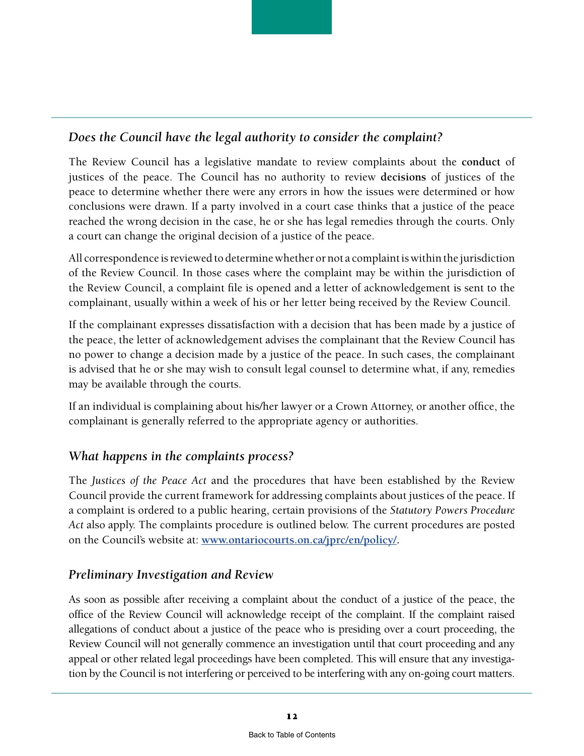## *Does the Council have the legal authority to consider the complaint?*

The Review Council has a legislative mandate to review complaints about the **conduct** of justices of the peace. The Council has no authority to review **decisions** of justices of the peace to determine whether there were any errors in how the issues were determined or how conclusions were drawn. If a party involved in a court case thinks that a justice of the peace reached the wrong decision in the case, he or she has legal remedies through the courts. Only a court can change the original decision of a justice of the peace.

All correspondence is reviewed to determine whether or not a complaint is within the jurisdiction of the Review Council. In those cases where the complaint may be within the jurisdiction of the Review Council, a complaint file is opened and a letter of acknowledgement is sent to the complainant, usually within a week of his or her letter being received by the Review Council.

If the complainant expresses dissatisfaction with a decision that has been made by a justice of the peace, the letter of acknowledgement advises the complainant that the Review Council has no power to change a decision made by a justice of the peace. In such cases, the complainant is advised that he or she may wish to consult legal counsel to determine what, if any, remedies may be available through the courts.

If an individual is complaining about his/her lawyer or a Crown Attorney, or another office, the complainant is generally referred to the appropriate agency or authorities.

## *What happens in the complaints process?*

The *Justices of the Peace Act* and the procedures that have been established by the Review Council provide the current framework for addressing complaints about justices of the peace. If a complaint is ordered to a public hearing, certain provisions of the *Statutory Powers Procedure Act* also apply. The complaints procedure is outlined below. The current procedures are posted on the Council's website at: **[www.ontariocourts.on.ca/jprc/en/policy/](www.ontariocourts.on.ca/jprc/en/policy/)**.

## *Preliminary Investigation and Review*

As soon as possible after receiving a complaint about the conduct of a justice of the peace, the office of the Review Council will acknowledge receipt of the complaint. If the complaint raised allegations of conduct about a justice of the peace who is presiding over a court proceeding, the Review Council will not generally commence an investigation until that court proceeding and any appeal or other related legal proceedings have been completed. This will ensure that any investigation by the Council is not interfering or perceived to be interfering with any on-going court matters.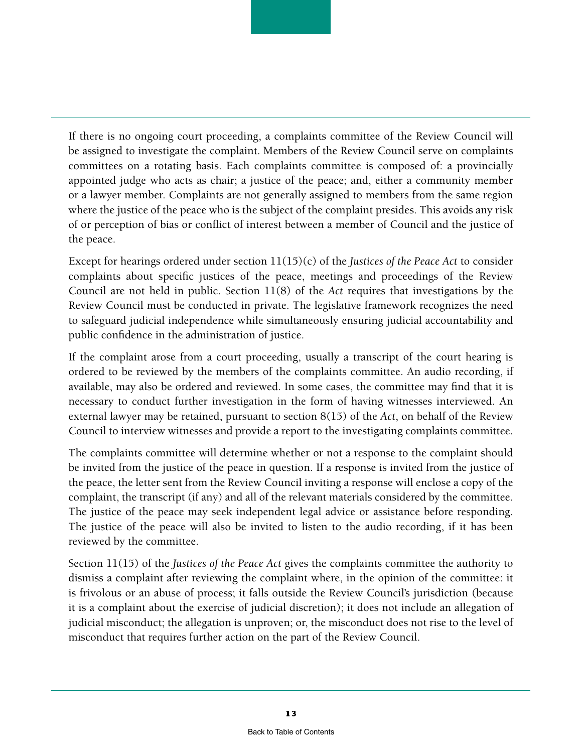If there is no ongoing court proceeding, a complaints committee of the Review Council will be assigned to investigate the complaint. Members of the Review Council serve on complaints committees on a rotating basis. Each complaints committee is composed of: a provincially appointed judge who acts as chair; a justice of the peace; and, either a community member or a lawyer member. Complaints are not generally assigned to members from the same region where the justice of the peace who is the subject of the complaint presides. This avoids any risk of or perception of bias or conflict of interest between a member of Council and the justice of the peace.

Except for hearings ordered under section 11(15)(c) of the *Justices of the Peace Act* to consider complaints about specific justices of the peace, meetings and proceedings of the Review Council are not held in public. Section 11(8) of the *Act* requires that investigations by the Review Council must be conducted in private. The legislative framework recognizes the need to safeguard judicial independence while simultaneously ensuring judicial accountability and public confidence in the administration of justice.

If the complaint arose from a court proceeding, usually a transcript of the court hearing is ordered to be reviewed by the members of the complaints committee. An audio recording, if available, may also be ordered and reviewed. In some cases, the committee may find that it is necessary to conduct further investigation in the form of having witnesses interviewed. An external lawyer may be retained, pursuant to section 8(15) of the *Act*, on behalf of the Review Council to interview witnesses and provide a report to the investigating complaints committee.

The complaints committee will determine whether or not a response to the complaint should be invited from the justice of the peace in question. If a response is invited from the justice of the peace, the letter sent from the Review Council inviting a response will enclose a copy of the complaint, the transcript (if any) and all of the relevant materials considered by the committee. The justice of the peace may seek independent legal advice or assistance before responding. The justice of the peace will also be invited to listen to the audio recording, if it has been reviewed by the committee.

Section 11(15) of the *Justices of the Peace Act* gives the complaints committee the authority to dismiss a complaint after reviewing the complaint where, in the opinion of the committee: it is frivolous or an abuse of process; it falls outside the Review Council's jurisdiction (because it is a complaint about the exercise of judicial discretion); it does not include an allegation of judicial misconduct; the allegation is unproven; or, the misconduct does not rise to the level of misconduct that requires further action on the part of the Review Council.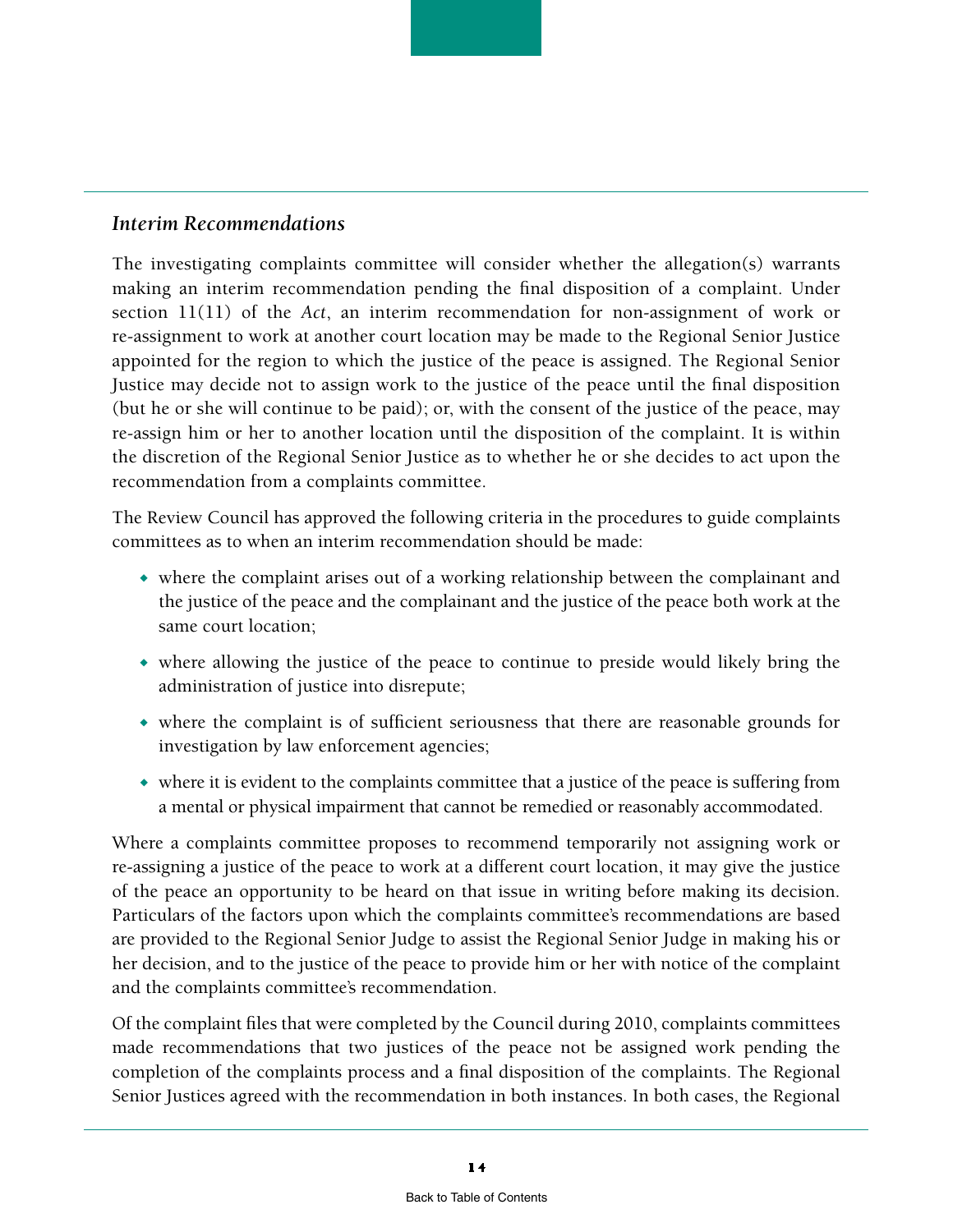### *Interim Recommendations*

The investigating complaints committee will consider whether the allegation(s) warrants making an interim recommendation pending the final disposition of a complaint. Under section 11(11) of the *Act*, an interim recommendation for non-assignment of work or re-assignment to work at another court location may be made to the Regional Senior Justice appointed for the region to which the justice of the peace is assigned. The Regional Senior Justice may decide not to assign work to the justice of the peace until the final disposition (but he or she will continue to be paid); or, with the consent of the justice of the peace, may re-assign him or her to another location until the disposition of the complaint. It is within the discretion of the Regional Senior Justice as to whether he or she decides to act upon the recommendation from a complaints committee.

The Review Council has approved the following criteria in the procedures to guide complaints committees as to when an interim recommendation should be made:

- where the complaint arises out of a working relationship between the complainant and the justice of the peace and the complainant and the justice of the peace both work at the same court location;
- where allowing the justice of the peace to continue to preside would likely bring the administration of justice into disrepute;
- where the complaint is of sufficient seriousness that there are reasonable grounds for investigation by law enforcement agencies;
- where it is evident to the complaints committee that a justice of the peace is suffering from a mental or physical impairment that cannot be remedied or reasonably accommodated.

Where a complaints committee proposes to recommend temporarily not assigning work or re-assigning a justice of the peace to work at a different court location, it may give the justice of the peace an opportunity to be heard on that issue in writing before making its decision. Particulars of the factors upon which the complaints committee's recommendations are based are provided to the Regional Senior Judge to assist the Regional Senior Judge in making his or her decision, and to the justice of the peace to provide him or her with notice of the complaint and the complaints committee's recommendation.

Of the complaint files that were completed by the Council during 2010, complaints committees made recommendations that two justices of the peace not be assigned work pending the completion of the complaints process and a final disposition of the complaints. The Regional Senior Justices agreed with the recommendation in both instances. In both cases, the Regional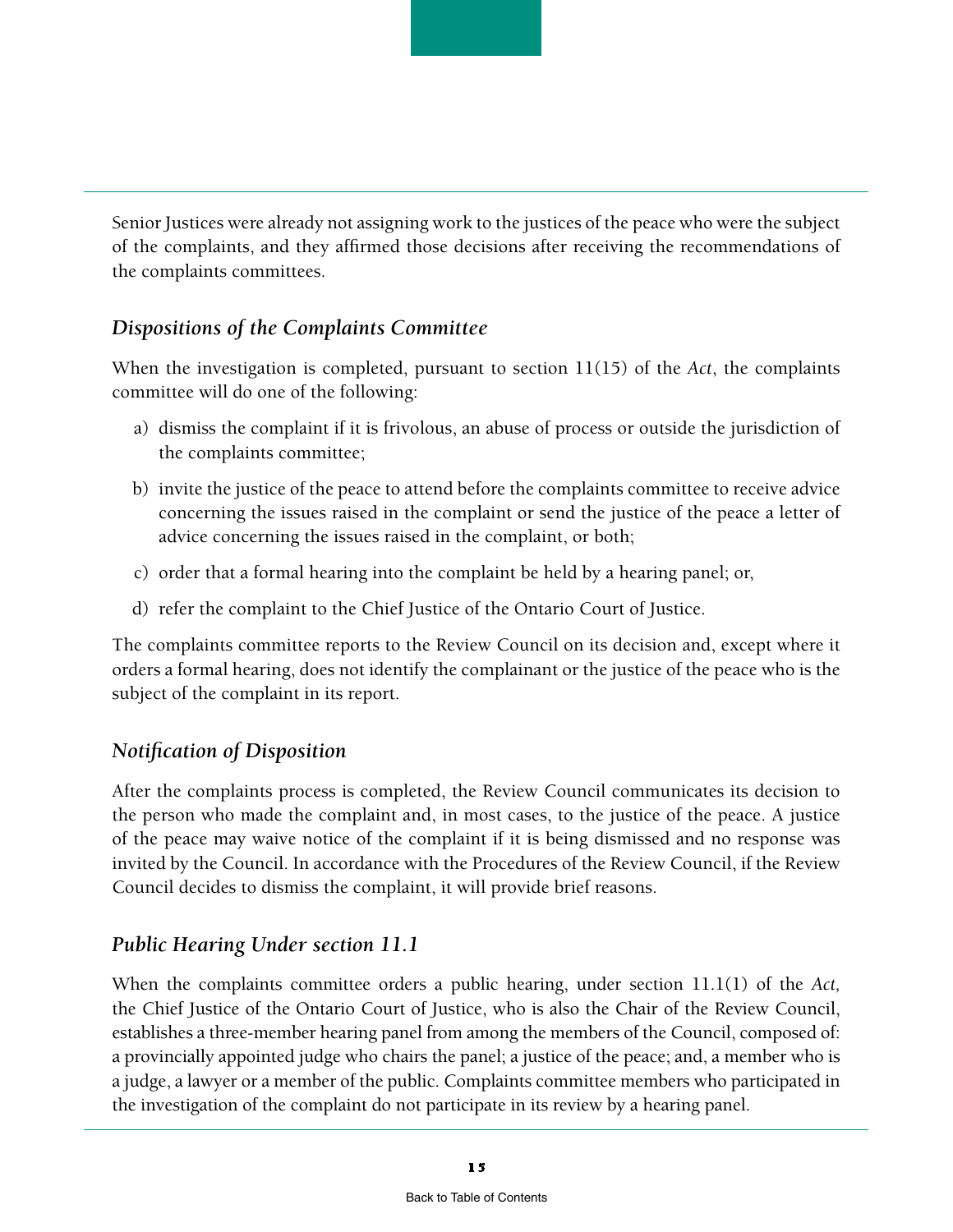Senior Justices were already not assigning work to the justices of the peace who were the subject of the complaints, and they affirmed those decisions after receiving the recommendations of the complaints committees.

### *Dispositions of the Complaints Committee*

When the investigation is completed, pursuant to section 11(15) of the *Act*, the complaints committee will do one of the following:

a) dismiss the complaint if it is frivolous, an abuse of process or outside the jurisdiction of the complaints committee;

b) invite the justice of the peace to attend before the complaints committee to receive advice concerning the issues raised in the complaint or send the justice of the peace a letter of advice concerning the issues raised in the complaint, or both;

c) order that a formal hearing into the complaint be held by a hearing panel; or,

d) refer the complaint to the Chief Justice of the Ontario Court of Justice.

The complaints committee reports to the Review Council on its decision and, except where it orders a formal hearing, does not identify the complainant or the justice of the peace who is the subject of the complaint in its report.

### *Notification of Disposition*

After the complaints process is completed, the Review Council communicates its decision to the person who made the complaint and, in most cases, to the justice of the peace. A justice of the peace may waive notice of the complaint if it is being dismissed and no response was invited by the Council. In accordance with the Procedures of the Review Council, if the Review Council decides to dismiss the complaint, it will provide brief reasons.

### *Public Hearing Under section 11.1*

When the complaints committee orders a public hearing, under section 11.1(1) of the *Act,* the Chief Justice of the Ontario Court of Justice, who is also the Chair of the Review Council, establishes a three-member hearing panel from among the members of the Council, composed of: a provincially appointed judge who chairs the panel; a justice of the peace; and, a member who is a judge, a lawyer or a member of the public. Complaints committee members who participated in the investigation of the complaint do not participate in its review by a hearing panel.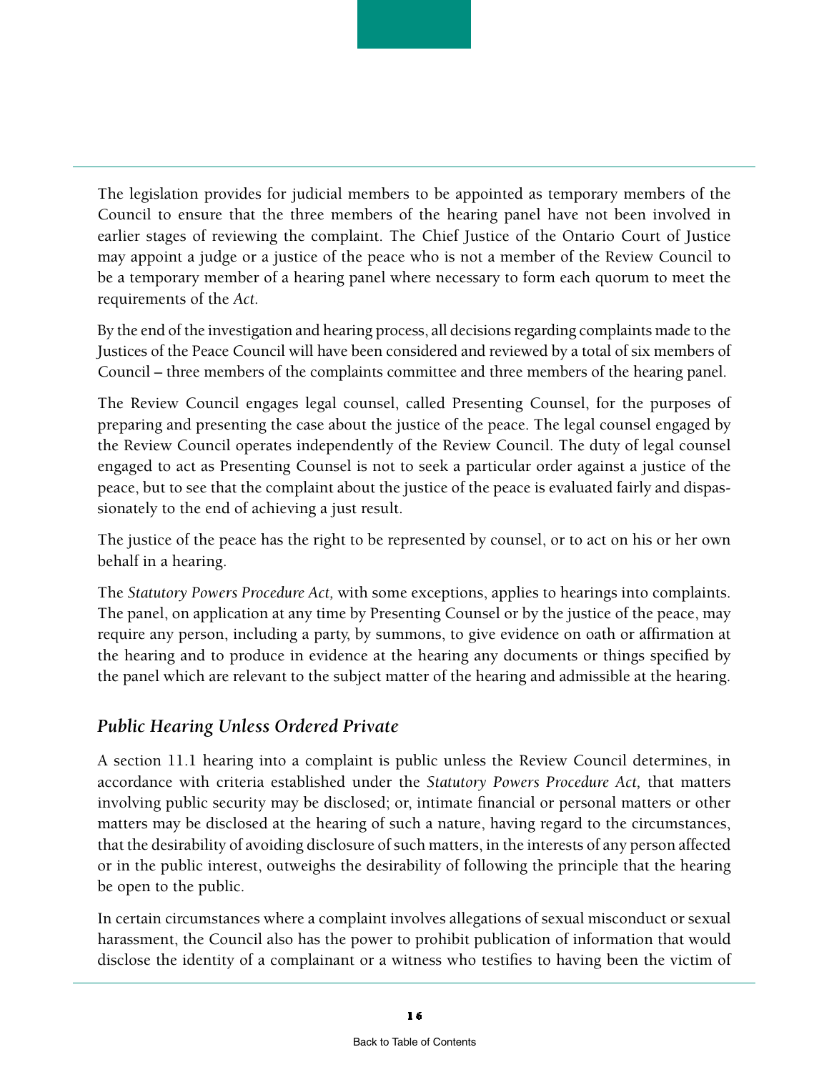The legislation provides for judicial members to be appointed as temporary members of the Council to ensure that the three members of the hearing panel have not been involved in earlier stages of reviewing the complaint. The Chief Justice of the Ontario Court of Justice may appoint a judge or a justice of the peace who is not a member of the Review Council to be a temporary member of a hearing panel where necessary to form each quorum to meet the requirements of the *Act*.

By the end of the investigation and hearing process, all decisions regarding complaints made to the Justices of the Peace Council will have been considered and reviewed by a total of six members of Council – three members of the complaints committee and three members of the hearing panel.

The Review Council engages legal counsel, called Presenting Counsel, for the purposes of preparing and presenting the case about the justice of the peace. The legal counsel engaged by the Review Council operates independently of the Review Council. The duty of legal counsel engaged to act as Presenting Counsel is not to seek a particular order against a justice of the peace, but to see that the complaint about the justice of the peace is evaluated fairly and dispassionately to the end of achieving a just result.

The justice of the peace has the right to be represented by counsel, or to act on his or her own behalf in a hearing.

The *Statutory Powers Procedure Act,* with some exceptions, applies to hearings into complaints. The panel, on application at any time by Presenting Counsel or by the justice of the peace, may require any person, including a party, by summons, to give evidence on oath or affirmation at the hearing and to produce in evidence at the hearing any documents or things specified by the panel which are relevant to the subject matter of the hearing and admissible at the hearing.

### *Public Hearing Unless Ordered Private*

A section 11.1 hearing into a complaint is public unless the Review Council determines, in accordance with criteria established under the *Statutory Powers Procedure Act,* that matters involving public security may be disclosed; or, intimate financial or personal matters or other matters may be disclosed at the hearing of such a nature, having regard to the circumstances, that the desirability of avoiding disclosure of such matters, in the interests of any person affected or in the public interest, outweighs the desirability of following the principle that the hearing be open to the public.

In certain circumstances where a complaint involves allegations of sexual misconduct or sexual harassment, the Council also has the power to prohibit publication of information that would disclose the identity of a complainant or a witness who testifies to having been the victim of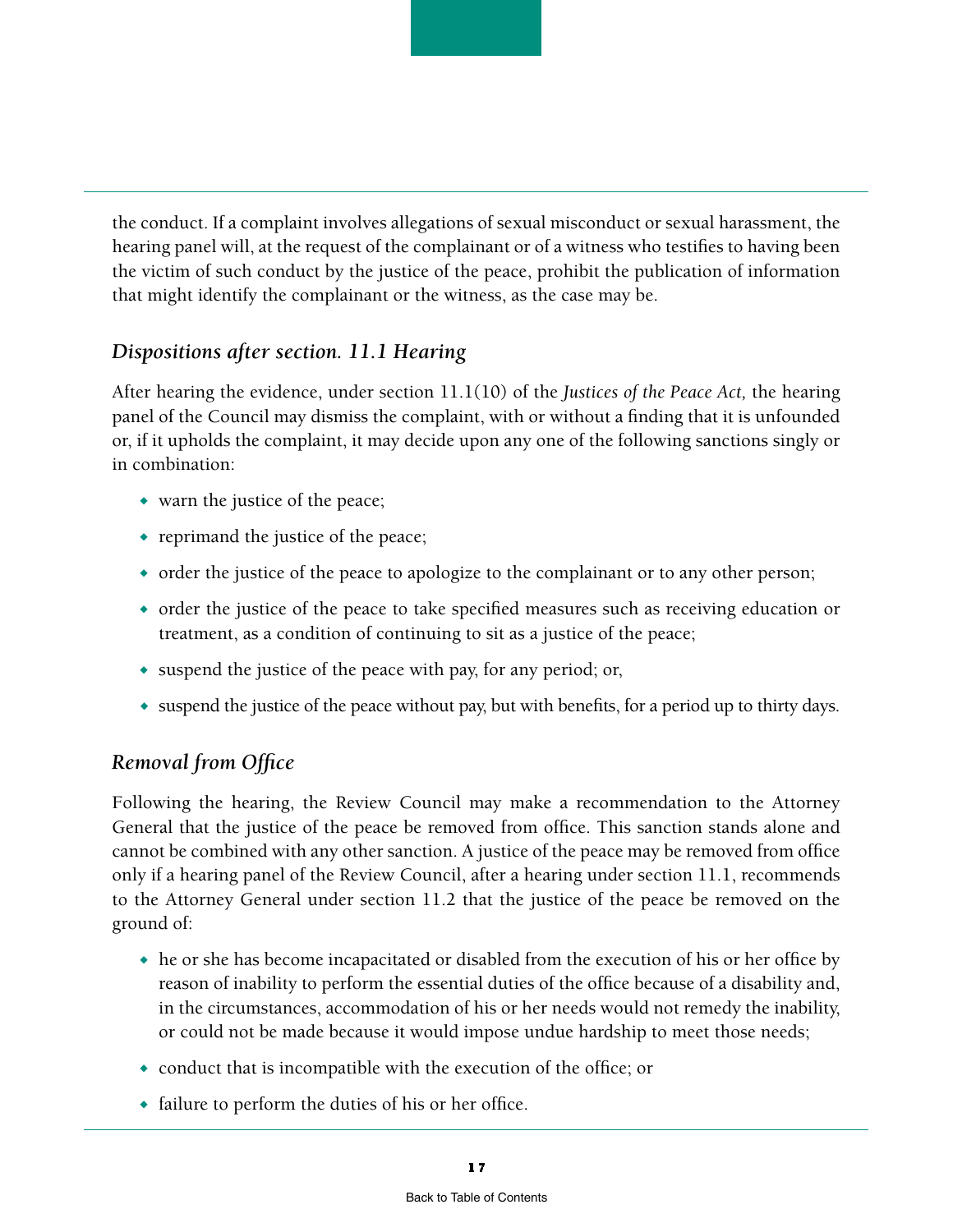the conduct. If a complaint involves allegations of sexual misconduct or sexual harassment, the hearing panel will, at the request of the complainant or of a witness who testifies to having been the victim of such conduct by the justice of the peace, prohibit the publication of information that might identify the complainant or the witness, as the case may be.

### *Dispositions after section. 11.1 Hearing*

After hearing the evidence, under section 11.1(10) of the *Justices of the Peace Act,* the hearing panel of the Council may dismiss the complaint, with or without a finding that it is unfounded or, if it upholds the complaint, it may decide upon any one of the following sanctions singly or in combination:

- warn the justice of the peace;
- reprimand the justice of the peace;
- order the justice of the peace to apologize to the complainant or to any other person;
- order the justice of the peace to take specified measures such as receiving education or treatment, as a condition of continuing to sit as a justice of the peace;
- suspend the justice of the peace with pay, for any period; or,
- suspend the justice of the peace without pay, but with benefits, for a period up to thirty days.

### *Removal from Office*

Following the hearing, the Review Council may make a recommendation to the Attorney General that the justice of the peace be removed from office. This sanction stands alone and cannot be combined with any other sanction. A justice of the peace may be removed from office only if a hearing panel of the Review Council, after a hearing under section 11.1, recommends to the Attorney General under section 11.2 that the justice of the peace be removed on the ground of:

- he or she has become incapacitated or disabled from the execution of his or her office by reason of inability to perform the essential duties of the office because of a disability and, in the circumstances, accommodation of his or her needs would not remedy the inability, or could not be made because it would impose undue hardship to meet those needs;
- conduct that is incompatible with the execution of the office; or
- failure to perform the duties of his or her office.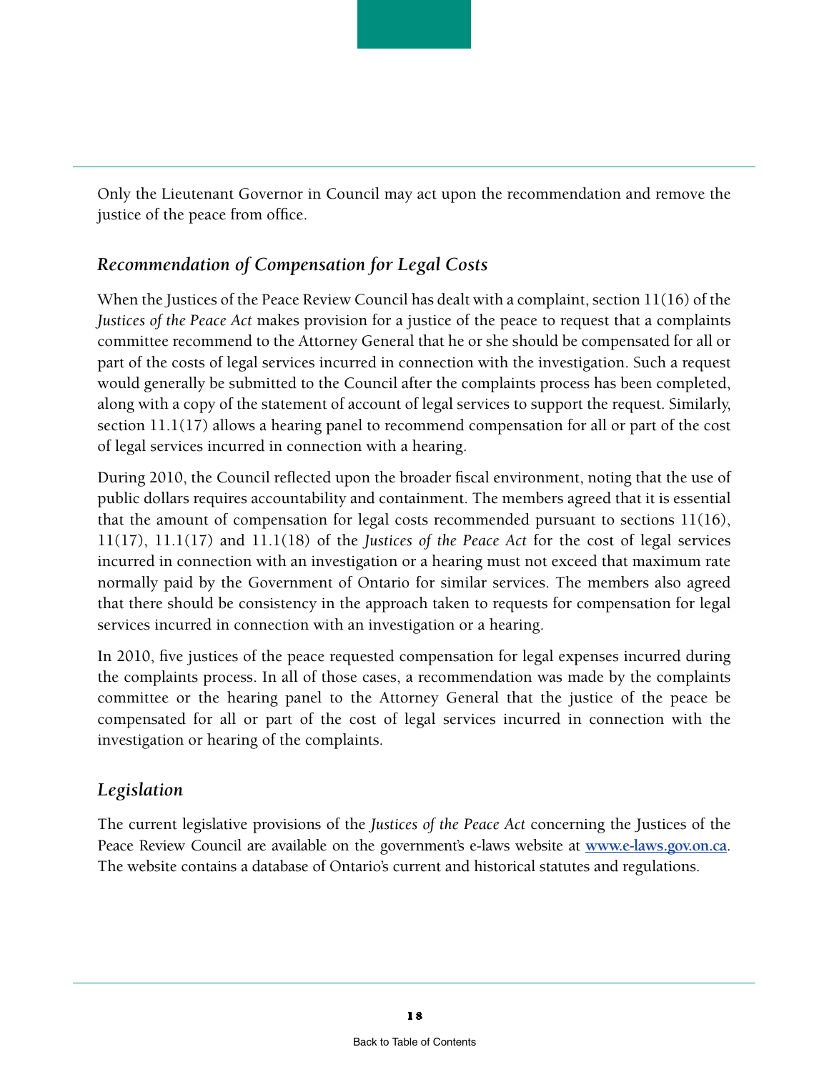Only the Lieutenant Governor in Council may act upon the recommendation and remove the justice of the peace from office.

### *Recommendation of Compensation for Legal Costs*

When the Justices of the Peace Review Council has dealt with a complaint, section 11(16) of the *Justices of the Peace Act* makes provision for a justice of the peace to request that a complaints committee recommend to the Attorney General that he or she should be compensated for all or part of the costs of legal services incurred in connection with the investigation. Such a request would generally be submitted to the Council after the complaints process has been completed, along with a copy of the statement of account of legal services to support the request. Similarly, section 11.1(17) allows a hearing panel to recommend compensation for all or part of the cost of legal services incurred in connection with a hearing.

During 2010, the Council reflected upon the broader fiscal environment, noting that the use of public dollars requires accountability and containment. The members agreed that it is essential that the amount of compensation for legal costs recommended pursuant to sections 11(16), 11(17), 11.1(17) and 11.1(18) of the *Justices of the Peace Act* for the cost of legal services incurred in connection with an investigation or a hearing must not exceed that maximum rate normally paid by the Government of Ontario for similar services. The members also agreed that there should be consistency in the approach taken to requests for compensation for legal services incurred in connection with an investigation or a hearing.

In 2010, five justices of the peace requested compensation for legal expenses incurred during the complaints process. In all of those cases, a recommendation was made by the complaints committee or the hearing panel to the Attorney General that the justice of the peace be compensated for all or part of the cost of legal services incurred in connection with the investigation or hearing of the complaints.

### *Legislation*

The current legislative provisions of the *Justices of the Peace Act* concerning the Justices of the Peace Review Council are available on the government's e-laws website at **www.e-laws.gov.on.ca**. The website contains a database of Ontario's current and historical statutes and regulations.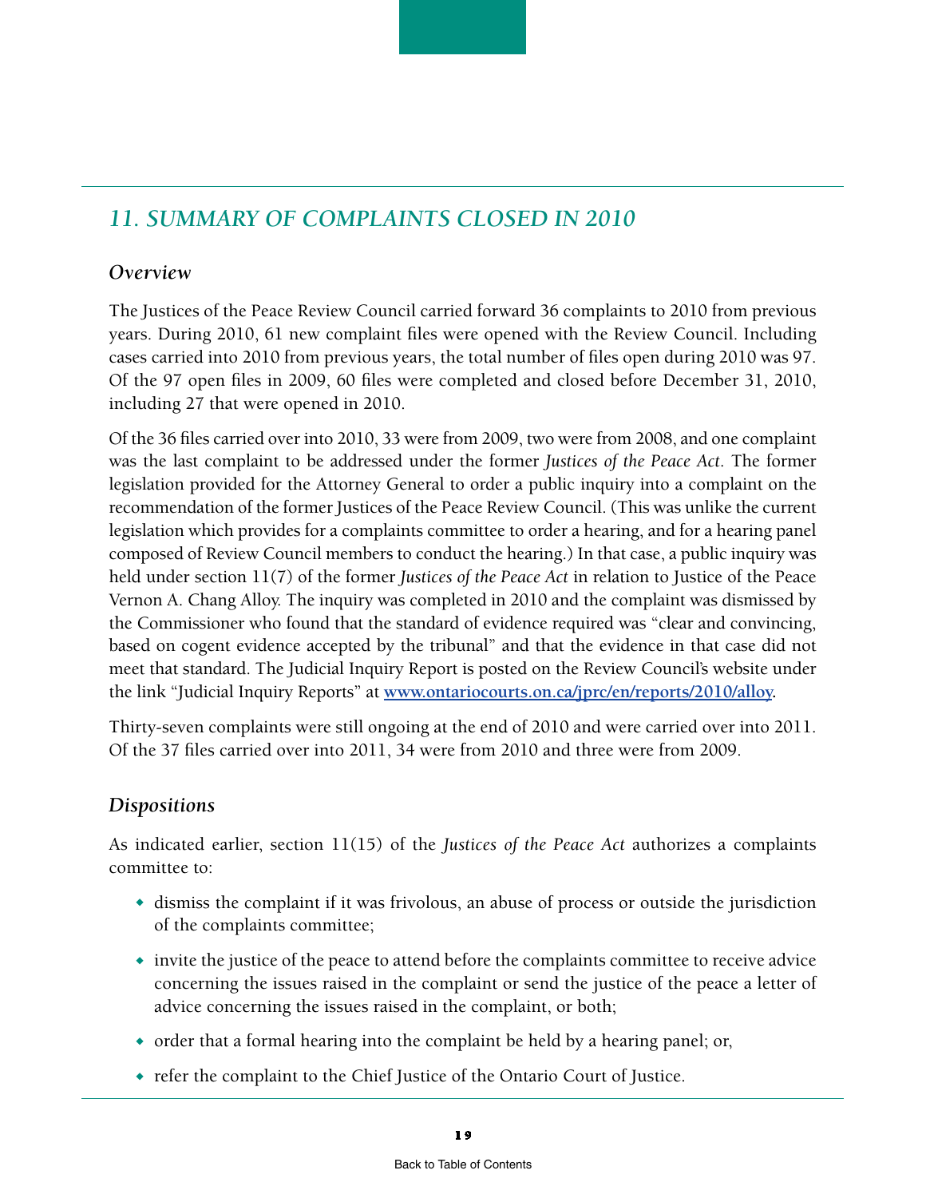## *11. SUMMARY OF COMPLAINTS CLOSED IN 2010*

### *Overview*

The Justices of the Peace Review Council carried forward 36 complaints to 2010 from previous years. During 2010, 61 new complaint files were opened with the Review Council. Including cases carried into 2010 from previous years, the total number of files open during 2010 was 97. Of the 97 open files in 2009, 60 files were completed and closed before December 31, 2010, including 27 that were opened in 2010.

Of the 36 files carried over into 2010, 33 were from 2009, two were from 2008, and one complaint was the last complaint to be addressed under the former *Justices of the Peace Act*. The former legislation provided for the Attorney General to order a public inquiry into a complaint on the recommendation of the former Justices of the Peace Review Council. (This was unlike the current legislation which provides for a complaints committee to order a hearing, and for a hearing panel composed of Review Council members to conduct the hearing.) In that case, a public inquiry was held under section 11(7) of the former *Justices of the Peace Act* in relation to Justice of the Peace Vernon A. Chang Alloy. The inquiry was completed in 2010 and the complaint was dismissed by the Commissioner who found that the standard of evidence required was "clear and convincing, based on cogent evidence accepted by the tribunal" and that the evidence in that case did not meet that standard. The Judicial Inquiry Report is posted on the Review Council's website under the link "Judicial Inquiry Reports" at **www.ontariocourts.on.ca/jprc/en/reports/2010/alloy.**

Thirty-seven complaints were still ongoing at the end of 2010 and were carried over into 2011. Of the 37 files carried over into 2011, 34 were from 2010 and three were from 2009.

### *Dispositions*

As indicated earlier, section 11(15) of the *Justices of the Peace Act* authorizes a complaints committee to:

- dismiss the complaint if it was frivolous, an abuse of process or outside the jurisdiction of the complaints committee;
- invite the justice of the peace to attend before the complaints committee to receive advice concerning the issues raised in the complaint or send the justice of the peace a letter of advice concerning the issues raised in the complaint, or both;
- order that a formal hearing into the complaint be held by a hearing panel; or,
- refer the complaint to the Chief Justice of the Ontario Court of Justice.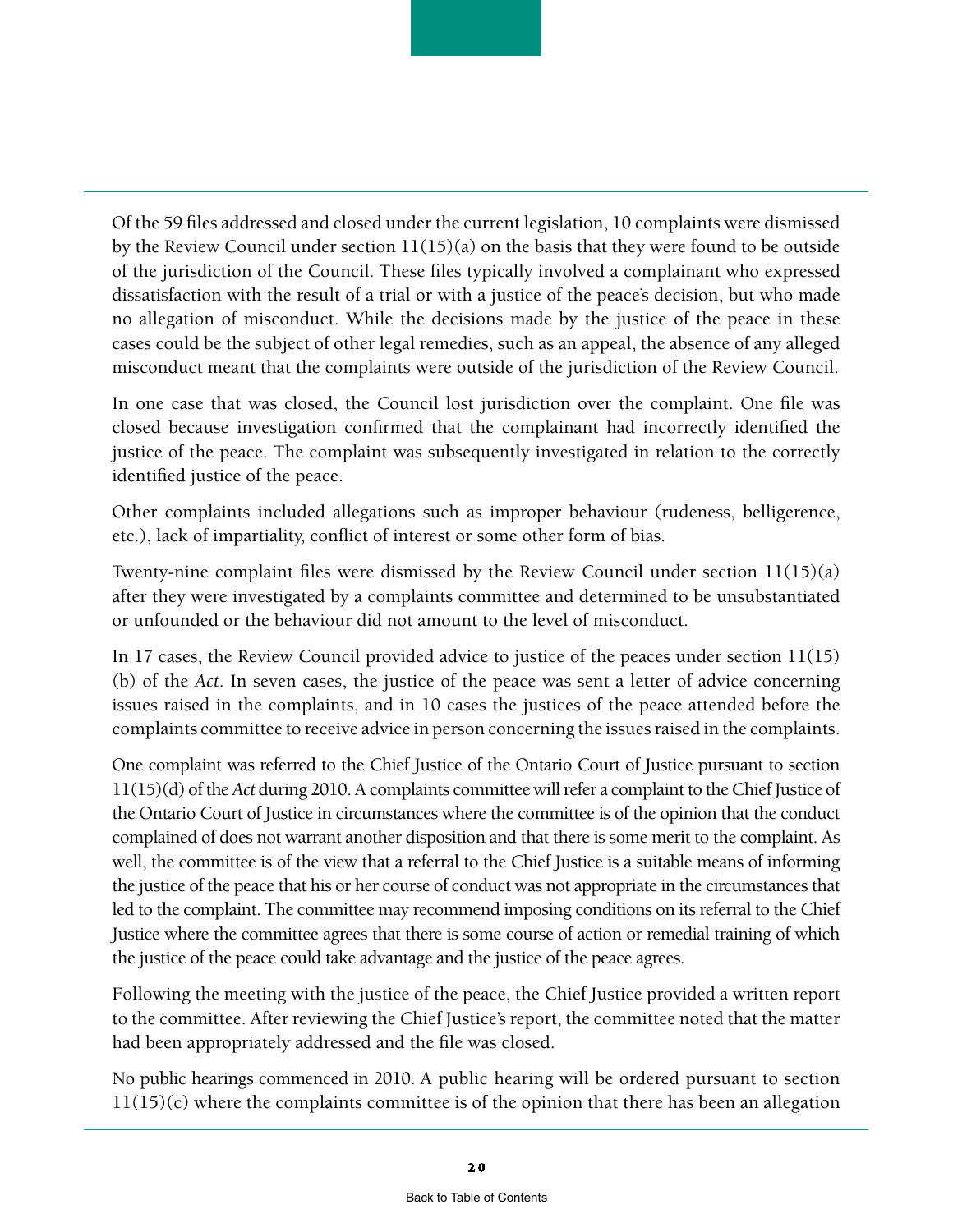Of the 59 files addressed and closed under the current legislation, 10 complaints were dismissed by the Review Council under section 11(15)(a) on the basis that they were found to be outside of the jurisdiction of the Council. These files typically involved a complainant who expressed dissatisfaction with the result of a trial or with a justice of the peace's decision, but who made no allegation of misconduct. While the decisions made by the justice of the peace in these cases could be the subject of other legal remedies, such as an appeal, the absence of any alleged misconduct meant that the complaints were outside of the jurisdiction of the Review Council.

In one case that was closed, the Council lost jurisdiction over the complaint. One file was closed because investigation confirmed that the complainant had incorrectly identified the justice of the peace. The complaint was subsequently investigated in relation to the correctly identified justice of the peace.

Other complaints included allegations such as improper behaviour (rudeness, belligerence, etc.), lack of impartiality, conflict of interest or some other form of bias.

Twenty-nine complaint files were dismissed by the Review Council under section 11(15)(a) after they were investigated by a complaints committee and determined to be unsubstantiated or unfounded or the behaviour did not amount to the level of misconduct.

In 17 cases, the Review Council provided advice to justice of the peaces under section 11(15)(b) of the *Act*. In seven cases, the justice of the peace was sent a letter of advice concerning issues raised in the complaints, and in 10 cases the justices of the peace attended before the complaints committee to receive advice in person concerning the issues raised in the complaints.

One complaint was referred to the Chief Justice of the Ontario Court of Justice pursuant to section 11(15)(d) of the *Act* during 2010. A complaints committee will refer a complaint to the Chief Justice of the Ontario Court of Justice in circumstances where the committee is of the opinion that the conduct complained of does not warrant another disposition and that there is some merit to the complaint. As well, the committee is of the view that a referral to the Chief Justice is a suitable means of informing the justice of the peace that his or her course of conduct was not appropriate in the circumstances that led to the complaint. The committee may recommend imposing conditions on its referral to the Chief Justice where the committee agrees that there is some course of action or remedial training of which the justice of the peace could take advantage and the justice of the peace agrees.

Following the meeting with the justice of the peace, the Chief Justice provided a written report to the committee. After reviewing the Chief Justice's report, the committee noted that the matter had been appropriately addressed and the file was closed.

No public hearings commenced in 2010. A public hearing will be ordered pursuant to section 11(15)(c) where the complaints committee is of the opinion that there has been an allegation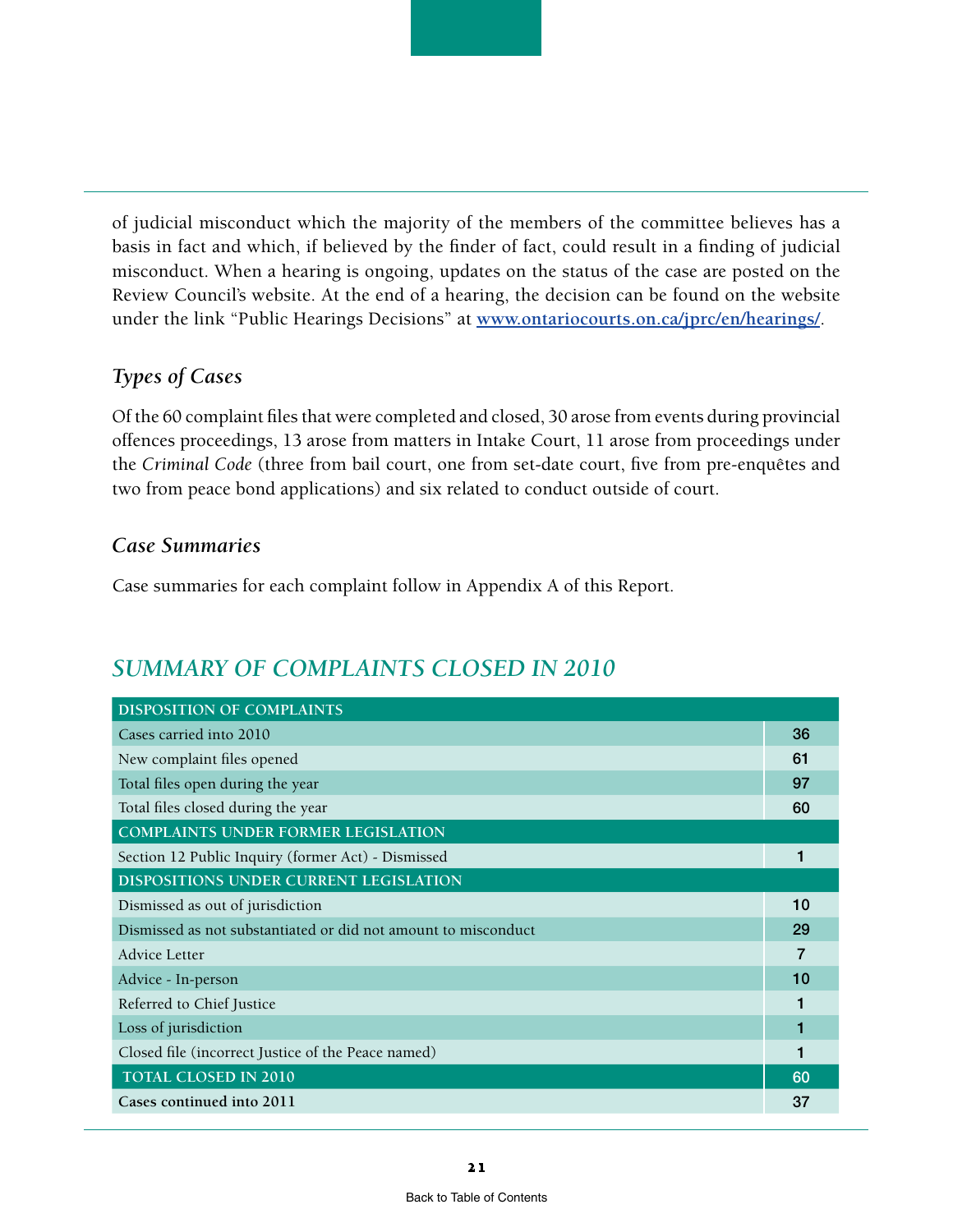of judicial misconduct which the majority of the members of the committee believes has a basis in fact and which, if believed by the finder of fact, could result in a finding of judicial misconduct. When a hearing is ongoing, updates on the status of the case are posted on the Review Council's website. At the end of a hearing, the decision can be found on the website under the link "Public Hearings Decisions" at www.ontariocourts.on.ca/jprc/en/hearings/.

### *Types of Cases*

Of the 60 complaint files that were completed and closed, 30 arose from events during provincial offences proceedings, 13 arose from matters in Intake Court, 11 arose from proceedings under the *Criminal Code* (three from bail court, one from set-date court, five from pre-enquêtes and two from peace bond applications) and six related to conduct outside of court.

### *Case Summaries*

Case summaries for each complaint follow in Appendix A of this Report.

## *SUMMARY OF COMPLAINTS CLOSED IN 2010*

| DISPOSITION OF COMPLAINTS | |
|---|---|
| Cases carried into 2010 | 36 |
| New complaint files opened | 61 |
| Total files open during the year | 97 |
| Total files closed during the year | 60 |
| **COMPLAINTS UNDER FORMER LEGISLATION** | |
| Section 12 Public Inquiry (former Act) - Dismissed | 1 |
| **DISPOSITIONS UNDER CURRENT LEGISLATION** | |
| Dismissed as out of jurisdiction | 10 |
| Dismissed as not substantiated or did not amount to misconduct | 29 |
| Advice Letter | 7 |
| Advice - In-person | 10 |
| Referred to Chief Justice | 1 |
| Loss of jurisdiction | 1 |
| Closed file (incorrect Justice of the Peace named) | 1 |
| **TOTAL CLOSED IN 2010** | **60** |
| **Cases continued into 2011** | 37 |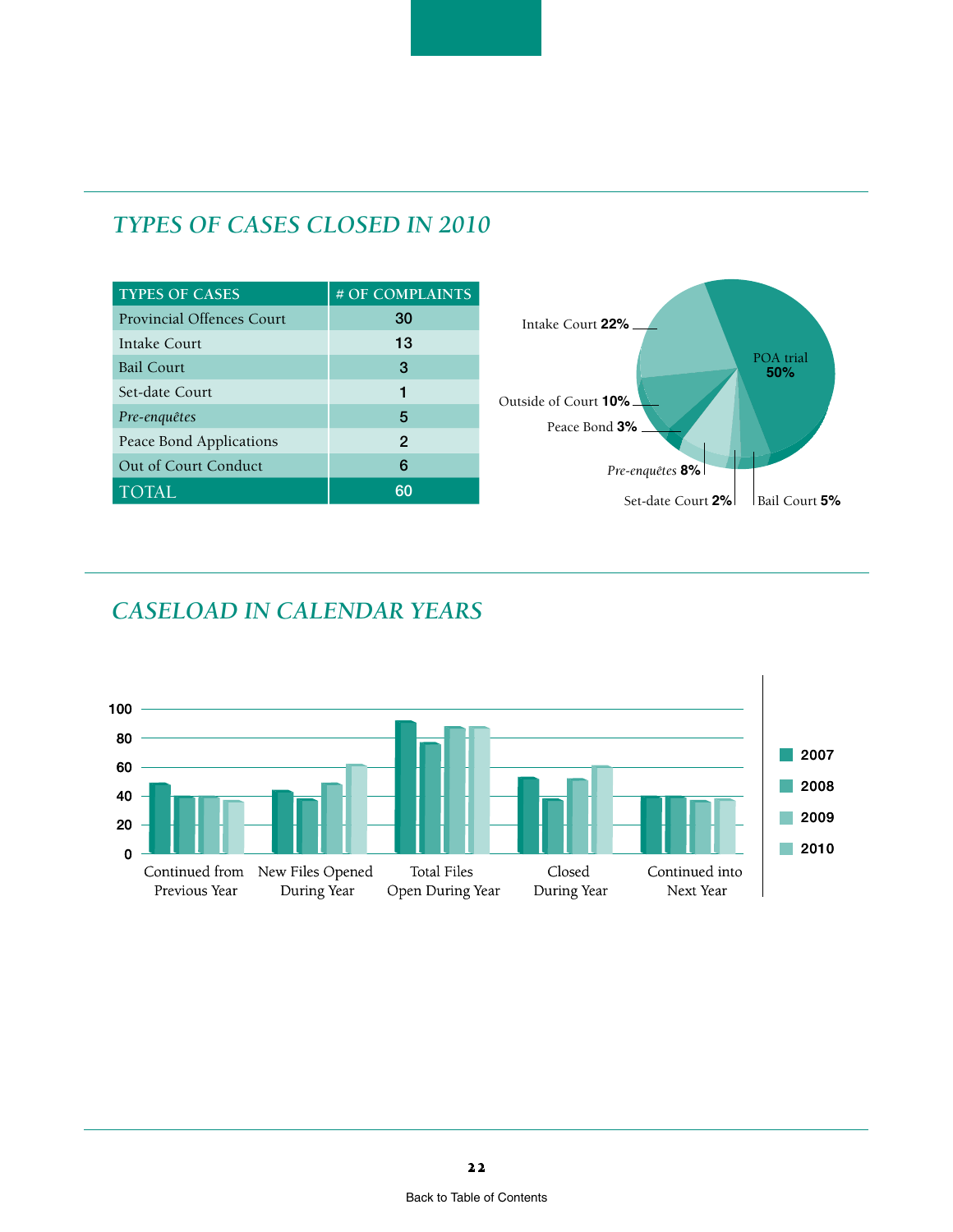## TYPES OF CASES CLOSED IN 2010

| TYPES OF CASES | # OF COMPLAINTS |
|---|---|
| Provincial Offences Court | 30 |
| Intake Court | 13 |
| Bail Court | 3 |
| Set-date Court | 1 |
| *Pre-enquêtes* | 5 |
| Peace Bond Applications | 2 |
| Out of Court Conduct | 6 |
| TOTAL | 60 |

POA trial **50%**
Intake Court **22%**
Outside of Court **10%**
Peace Bond **3%**
*Pre-enquêtes* **8%**
Set-date Court **2%**
Bail Court **5%**

## CASELOAD IN CALENDAR YEARS

Legend: 2007, 2008, 2009, 2010

Categories: Continued from Previous Year; New Files Opened During Year; Total Files Open During Year; Closed During Year; Continued into Next Year

Back to Table of Contents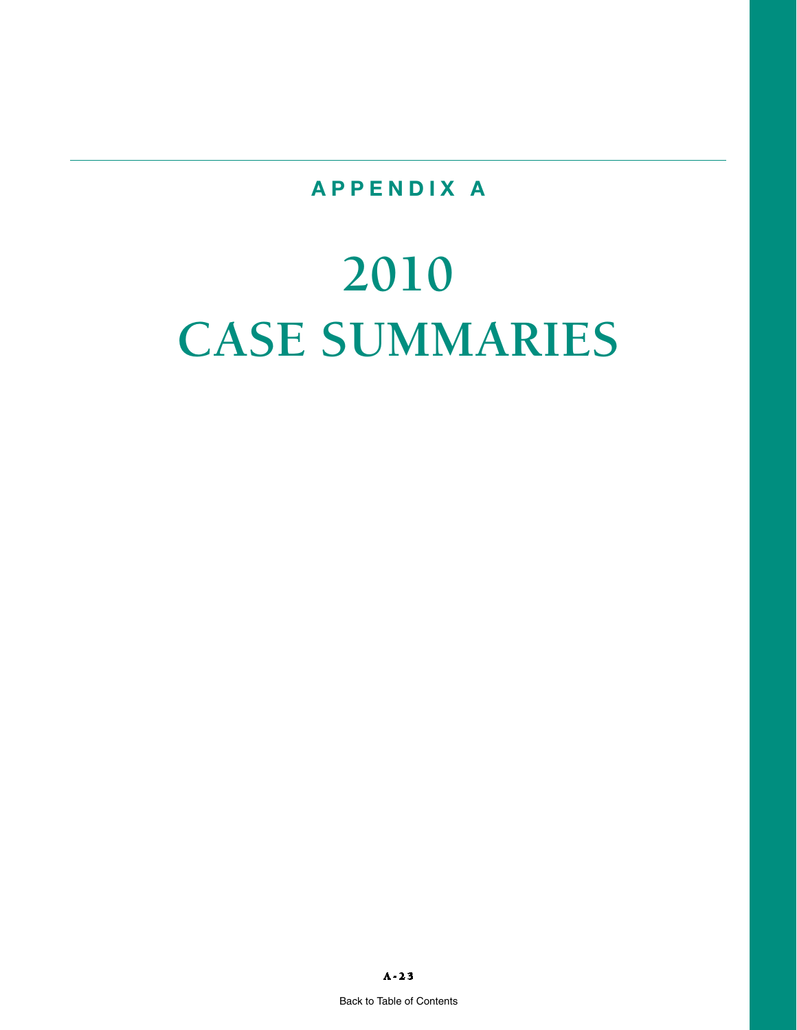## APPENDIX A

# 2010 CASE SUMMARIES

Back to Table of Contents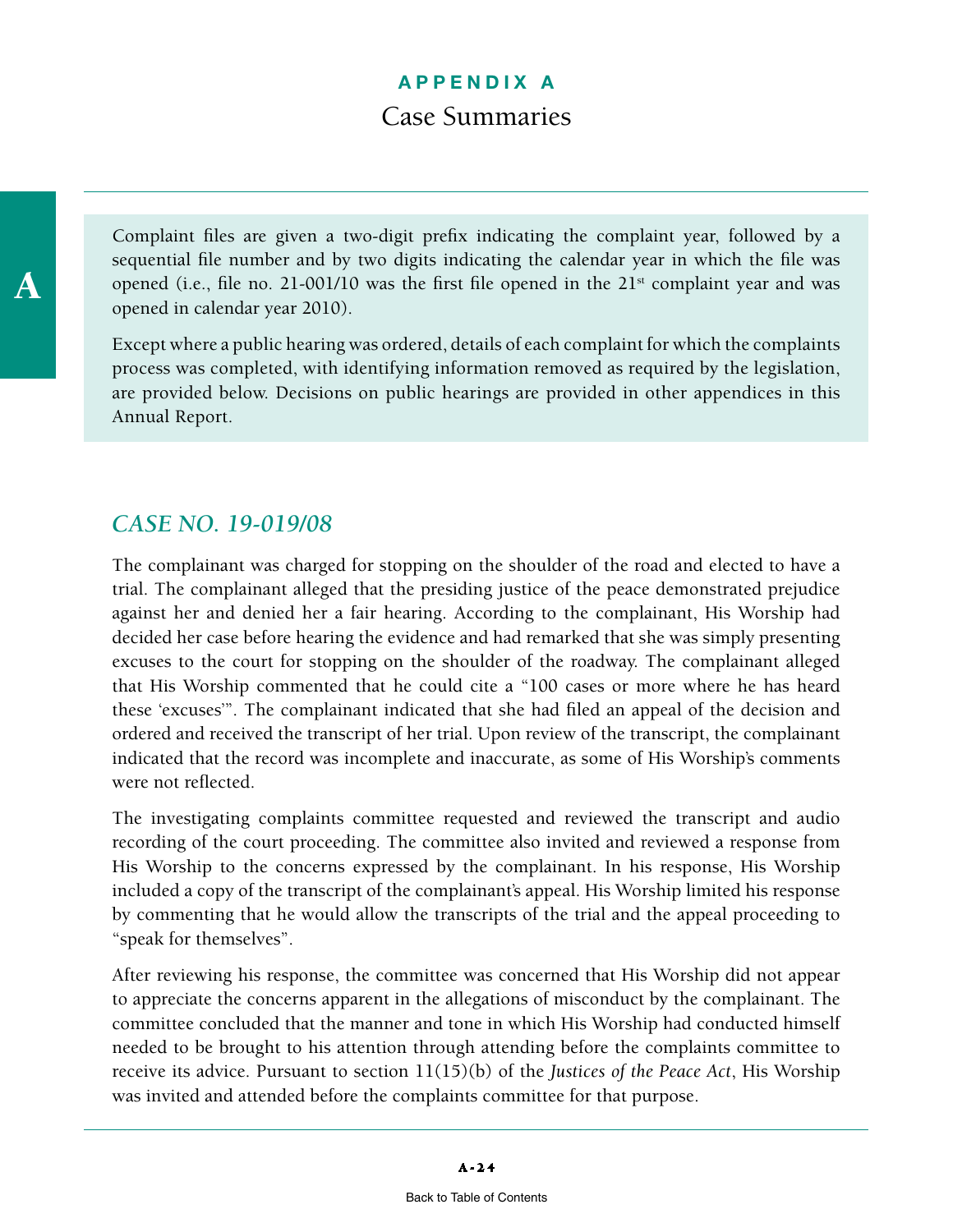# APPENDIX A

## Case Summaries

Complaint files are given a two-digit prefix indicating the complaint year, followed by a sequential file number and by two digits indicating the calendar year in which the file was opened (i.e., file no. 21-001/10 was the first file opened in the 21st complaint year and was opened in calendar year 2010).

Except where a public hearing was ordered, details of each complaint for which the complaints process was completed, with identifying information removed as required by the legislation, are provided below. Decisions on public hearings are provided in other appendices in this Annual Report.

### *CASE NO. 19-019/08*

The complainant was charged for stopping on the shoulder of the road and elected to have a trial. The complainant alleged that the presiding justice of the peace demonstrated prejudice against her and denied her a fair hearing. According to the complainant, His Worship had decided her case before hearing the evidence and had remarked that she was simply presenting excuses to the court for stopping on the shoulder of the roadway. The complainant alleged that His Worship commented that he could cite a "100 cases or more where he has heard these 'excuses'". The complainant indicated that she had filed an appeal of the decision and ordered and received the transcript of her trial. Upon review of the transcript, the complainant indicated that the record was incomplete and inaccurate, as some of His Worship's comments were not reflected.

The investigating complaints committee requested and reviewed the transcript and audio recording of the court proceeding. The committee also invited and reviewed a response from His Worship to the concerns expressed by the complainant. In his response, His Worship included a copy of the transcript of the complainant's appeal. His Worship limited his response by commenting that he would allow the transcripts of the trial and the appeal proceeding to "speak for themselves".

After reviewing his response, the committee was concerned that His Worship did not appear to appreciate the concerns apparent in the allegations of misconduct by the complainant. The committee concluded that the manner and tone in which His Worship had conducted himself needed to be brought to his attention through attending before the complaints committee to receive its advice. Pursuant to section 11(15)(b) of the *Justices of the Peace Act*, His Worship was invited and attended before the complaints committee for that purpose.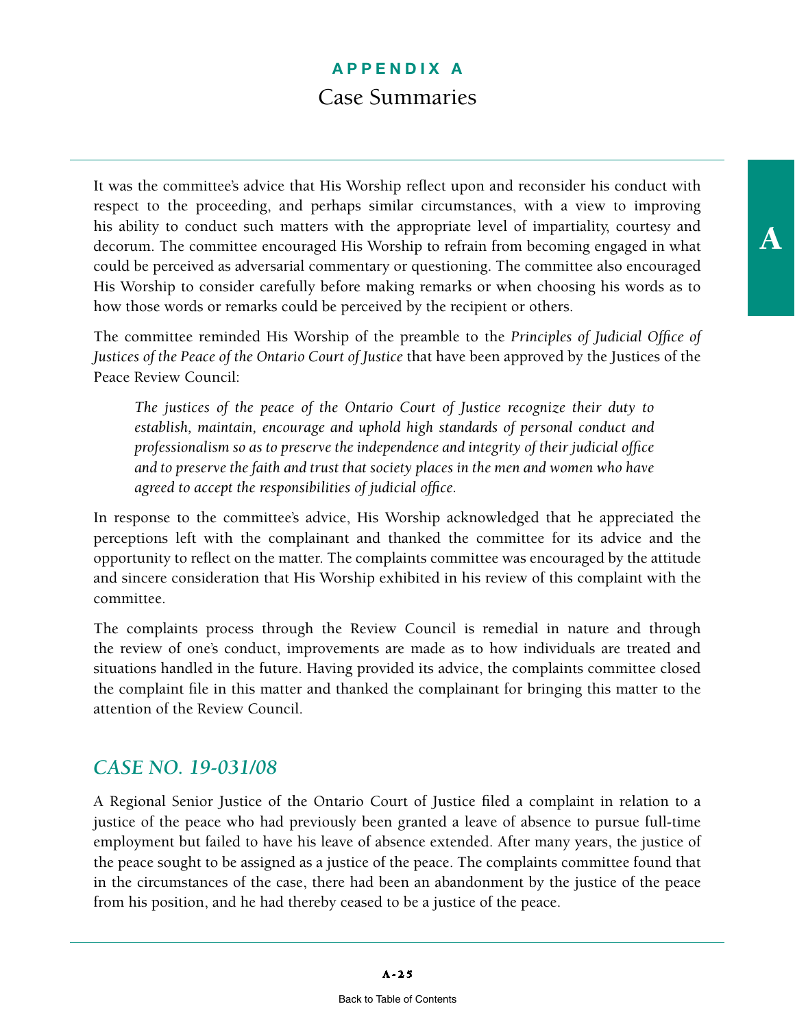It was the committee's advice that His Worship reflect upon and reconsider his conduct with respect to the proceeding, and perhaps similar circumstances, with a view to improving his ability to conduct such matters with the appropriate level of impartiality, courtesy and decorum. The committee encouraged His Worship to refrain from becoming engaged in what could be perceived as adversarial commentary or questioning. The committee also encouraged His Worship to consider carefully before making remarks or when choosing his words as to how those words or remarks could be perceived by the recipient or others.

The committee reminded His Worship of the preamble to the *Principles of Judicial Office of Justices of the Peace of the Ontario Court of Justice* that have been approved by the Justices of the Peace Review Council:

> *The justices of the peace of the Ontario Court of Justice recognize their duty to establish, maintain, encourage and uphold high standards of personal conduct and professionalism so as to preserve the independence and integrity of their judicial office and to preserve the faith and trust that society places in the men and women who have agreed to accept the responsibilities of judicial office.*

In response to the committee's advice, His Worship acknowledged that he appreciated the perceptions left with the complainant and thanked the committee for its advice and the opportunity to reflect on the matter. The complaints committee was encouraged by the attitude and sincere consideration that His Worship exhibited in his review of this complaint with the committee.

The complaints process through the Review Council is remedial in nature and through the review of one's conduct, improvements are made as to how individuals are treated and situations handled in the future. Having provided its advice, the complaints committee closed the complaint file in this matter and thanked the complainant for bringing this matter to the attention of the Review Council.

## *CASE NO. 19-031/08*

A Regional Senior Justice of the Ontario Court of Justice filed a complaint in relation to a justice of the peace who had previously been granted a leave of absence to pursue full-time employment but failed to have his leave of absence extended. After many years, the justice of the peace sought to be assigned as a justice of the peace. The complaints committee found that in the circumstances of the case, there had been an abandonment by the justice of the peace from his position, and he had thereby ceased to be a justice of the peace.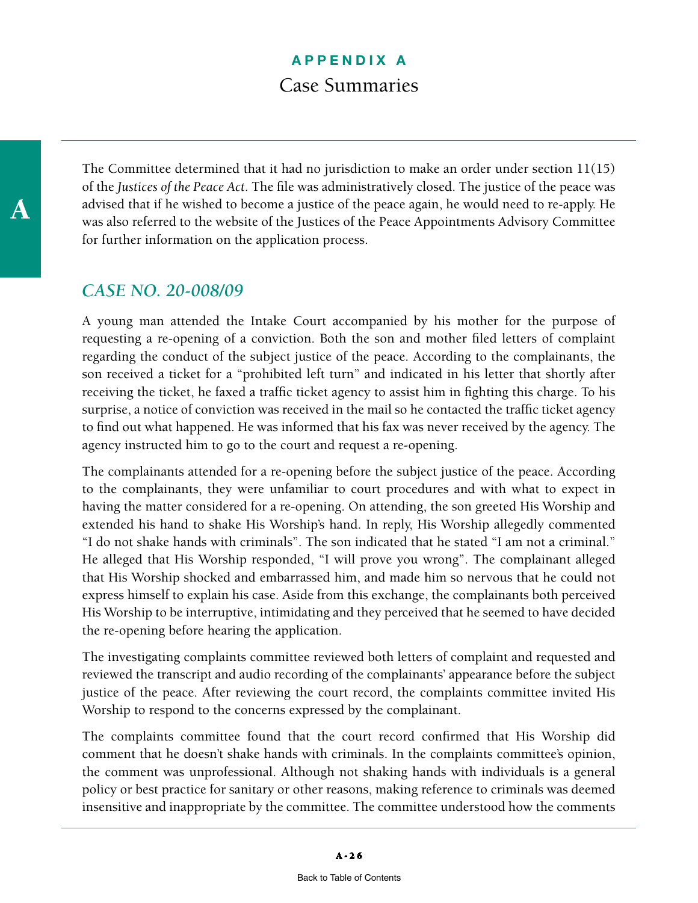The Committee determined that it had no jurisdiction to make an order under section 11(15) of the *Justices of the Peace Act*. The file was administratively closed. The justice of the peace was advised that if he wished to become a justice of the peace again, he would need to re-apply. He was also referred to the website of the Justices of the Peace Appointments Advisory Committee for further information on the application process.

## *CASE NO. 20-008/09*

A young man attended the Intake Court accompanied by his mother for the purpose of requesting a re-opening of a conviction. Both the son and mother filed letters of complaint regarding the conduct of the subject justice of the peace. According to the complainants, the son received a ticket for a "prohibited left turn" and indicated in his letter that shortly after receiving the ticket, he faxed a traffic ticket agency to assist him in fighting this charge. To his surprise, a notice of conviction was received in the mail so he contacted the traffic ticket agency to find out what happened. He was informed that his fax was never received by the agency. The agency instructed him to go to the court and request a re-opening.

The complainants attended for a re-opening before the subject justice of the peace. According to the complainants, they were unfamiliar to court procedures and with what to expect in having the matter considered for a re-opening. On attending, the son greeted His Worship and extended his hand to shake His Worship's hand. In reply, His Worship allegedly commented "I do not shake hands with criminals". The son indicated that he stated "I am not a criminal." He alleged that His Worship responded, "I will prove you wrong". The complainant alleged that His Worship shocked and embarrassed him, and made him so nervous that he could not express himself to explain his case. Aside from this exchange, the complainants both perceived His Worship to be interruptive, intimidating and they perceived that he seemed to have decided the re-opening before hearing the application.

The investigating complaints committee reviewed both letters of complaint and requested and reviewed the transcript and audio recording of the complainants' appearance before the subject justice of the peace. After reviewing the court record, the complaints committee invited His Worship to respond to the concerns expressed by the complainant.

The complaints committee found that the court record confirmed that His Worship did comment that he doesn't shake hands with criminals. In the complaints committee's opinion, the comment was unprofessional. Although not shaking hands with individuals is a general policy or best practice for sanitary or other reasons, making reference to criminals was deemed insensitive and inappropriate by the committee. The committee understood how the comments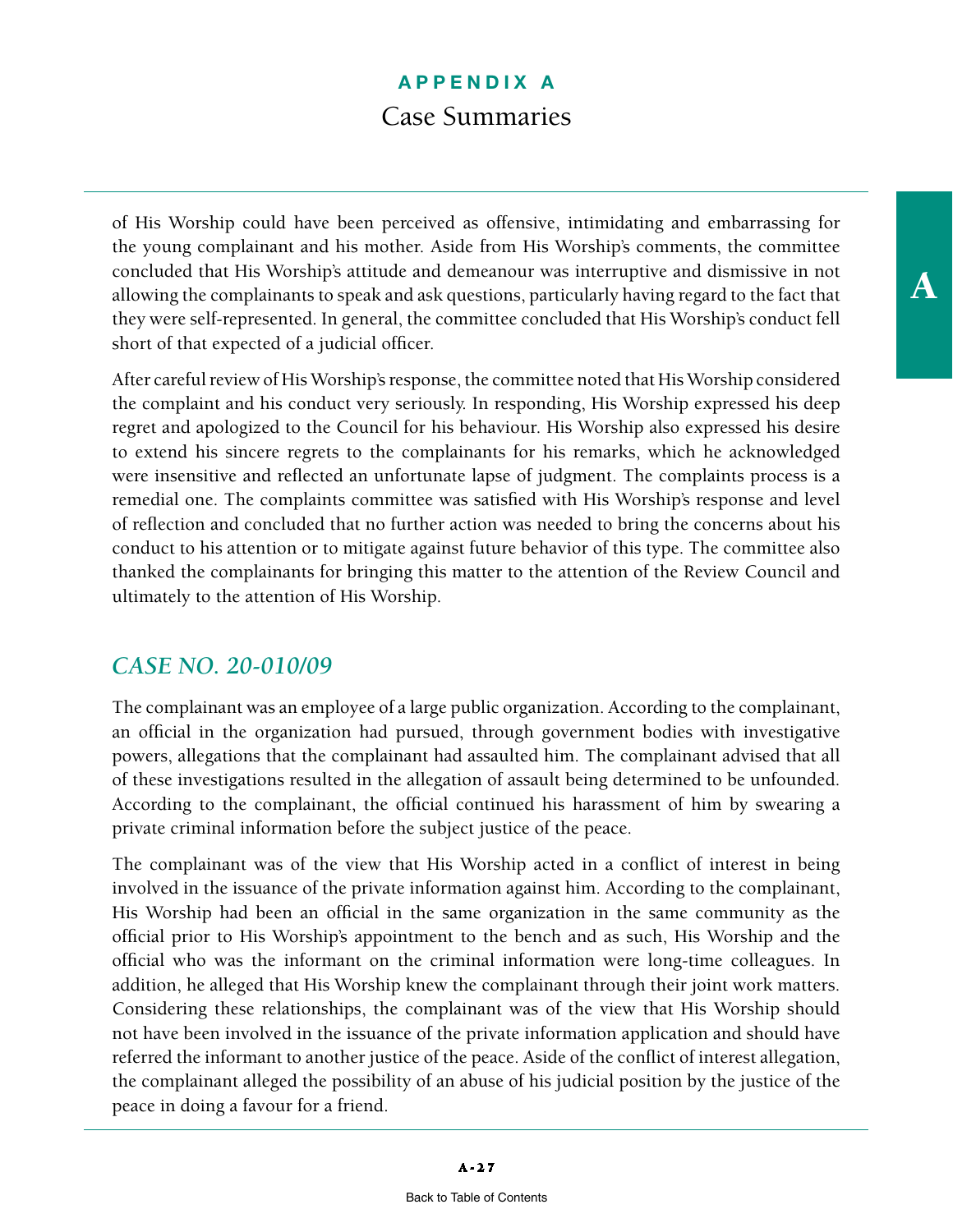of His Worship could have been perceived as offensive, intimidating and embarrassing for the young complainant and his mother. Aside from His Worship's comments, the committee concluded that His Worship's attitude and demeanour was interruptive and dismissive in not allowing the complainants to speak and ask questions, particularly having regard to the fact that they were self-represented. In general, the committee concluded that His Worship's conduct fell short of that expected of a judicial officer.

After careful review of His Worship's response, the committee noted that His Worship considered the complaint and his conduct very seriously. In responding, His Worship expressed his deep regret and apologized to the Council for his behaviour. His Worship also expressed his desire to extend his sincere regrets to the complainants for his remarks, which he acknowledged were insensitive and reflected an unfortunate lapse of judgment. The complaints process is a remedial one. The complaints committee was satisfied with His Worship's response and level of reflection and concluded that no further action was needed to bring the concerns about his conduct to his attention or to mitigate against future behavior of this type. The committee also thanked the complainants for bringing this matter to the attention of the Review Council and ultimately to the attention of His Worship.

## *CASE NO. 20-010/09*

The complainant was an employee of a large public organization. According to the complainant, an official in the organization had pursued, through government bodies with investigative powers, allegations that the complainant had assaulted him. The complainant advised that all of these investigations resulted in the allegation of assault being determined to be unfounded. According to the complainant, the official continued his harassment of him by swearing a private criminal information before the subject justice of the peace.

The complainant was of the view that His Worship acted in a conflict of interest in being involved in the issuance of the private information against him. According to the complainant, His Worship had been an official in the same organization in the same community as the official prior to His Worship's appointment to the bench and as such, His Worship and the official who was the informant on the criminal information were long-time colleagues. In addition, he alleged that His Worship knew the complainant through their joint work matters. Considering these relationships, the complainant was of the view that His Worship should not have been involved in the issuance of the private information application and should have referred the informant to another justice of the peace. Aside of the conflict of interest allegation, the complainant alleged the possibility of an abuse of his judicial position by the justice of the peace in doing a favour for a friend.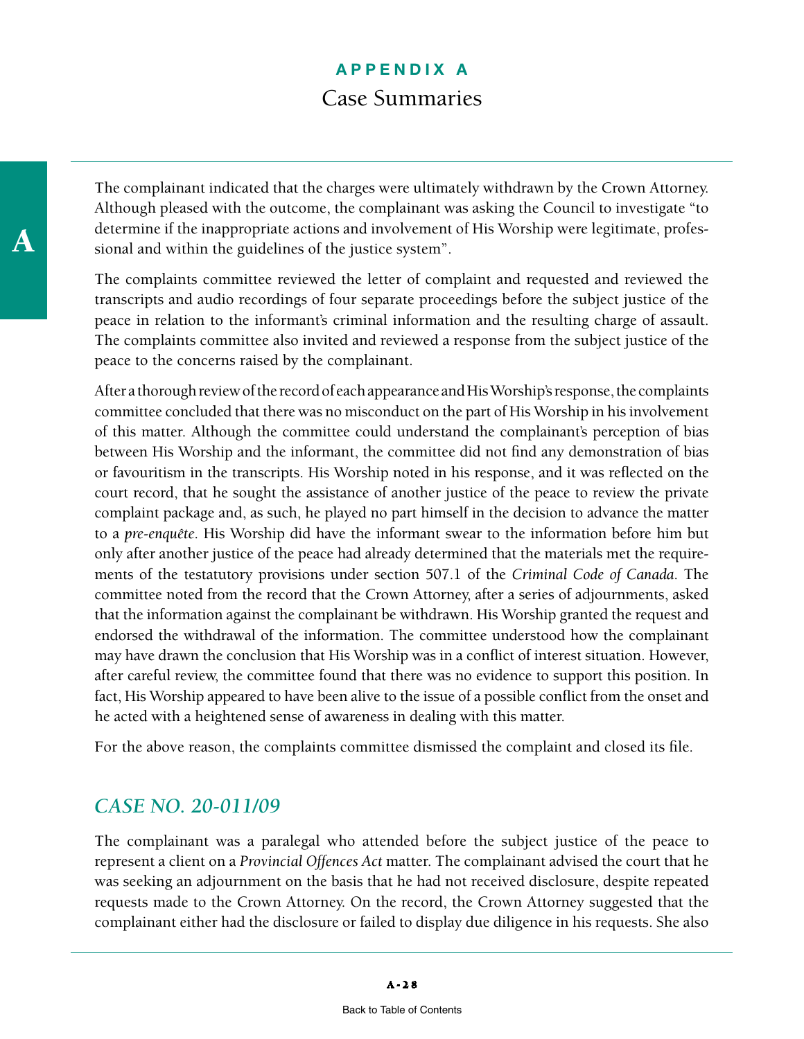The complainant indicated that the charges were ultimately withdrawn by the Crown Attorney. Although pleased with the outcome, the complainant was asking the Council to investigate "to determine if the inappropriate actions and involvement of His Worship were legitimate, professional and within the guidelines of the justice system".

The complaints committee reviewed the letter of complaint and requested and reviewed the transcripts and audio recordings of four separate proceedings before the subject justice of the peace in relation to the informant's criminal information and the resulting charge of assault. The complaints committee also invited and reviewed a response from the subject justice of the peace to the concerns raised by the complainant.

After a thorough review of the record of each appearance and His Worship's response, the complaints committee concluded that there was no misconduct on the part of His Worship in his involvement of this matter. Although the committee could understand the complainant's perception of bias between His Worship and the informant, the committee did not find any demonstration of bias or favouritism in the transcripts. His Worship noted in his response, and it was reflected on the court record, that he sought the assistance of another justice of the peace to review the private complaint package and, as such, he played no part himself in the decision to advance the matter to a *pre-enquête*. His Worship did have the informant swear to the information before him but only after another justice of the peace had already determined that the materials met the requirements of the testatutory provisions under section 507.1 of the *Criminal Code of Canada*. The committee noted from the record that the Crown Attorney, after a series of adjournments, asked that the information against the complainant be withdrawn. His Worship granted the request and endorsed the withdrawal of the information. The committee understood how the complainant may have drawn the conclusion that His Worship was in a conflict of interest situation. However, after careful review, the committee found that there was no evidence to support this position. In fact, His Worship appeared to have been alive to the issue of a possible conflict from the onset and he acted with a heightened sense of awareness in dealing with this matter.

For the above reason, the complaints committee dismissed the complaint and closed its file.

## *CASE NO. 20-011/09*

The complainant was a paralegal who attended before the subject justice of the peace to represent a client on a *Provincial Offences Act* matter. The complainant advised the court that he was seeking an adjournment on the basis that he had not received disclosure, despite repeated requests made to the Crown Attorney. On the record, the Crown Attorney suggested that the complainant either had the disclosure or failed to display due diligence in his requests. She also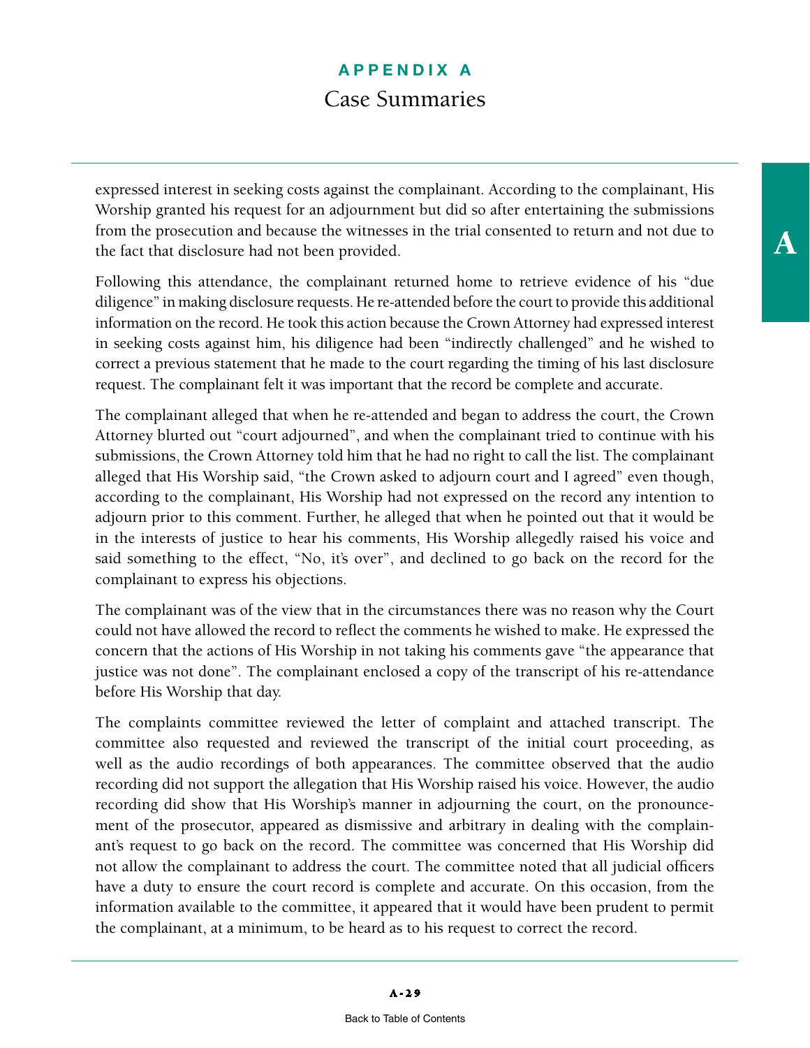expressed interest in seeking costs against the complainant. According to the complainant, His Worship granted his request for an adjournment but did so after entertaining the submissions from the prosecution and because the witnesses in the trial consented to return and not due to the fact that disclosure had not been provided.

Following this attendance, the complainant returned home to retrieve evidence of his "due diligence" in making disclosure requests. He re-attended before the court to provide this additional information on the record. He took this action because the Crown Attorney had expressed interest in seeking costs against him, his diligence had been "indirectly challenged" and he wished to correct a previous statement that he made to the court regarding the timing of his last disclosure request. The complainant felt it was important that the record be complete and accurate.

The complainant alleged that when he re-attended and began to address the court, the Crown Attorney blurted out "court adjourned", and when the complainant tried to continue with his submissions, the Crown Attorney told him that he had no right to call the list. The complainant alleged that His Worship said, "the Crown asked to adjourn court and I agreed" even though, according to the complainant, His Worship had not expressed on the record any intention to adjourn prior to this comment. Further, he alleged that when he pointed out that it would be in the interests of justice to hear his comments, His Worship allegedly raised his voice and said something to the effect, "No, it's over", and declined to go back on the record for the complainant to express his objections.

The complainant was of the view that in the circumstances there was no reason why the Court could not have allowed the record to reflect the comments he wished to make. He expressed the concern that the actions of His Worship in not taking his comments gave "the appearance that justice was not done". The complainant enclosed a copy of the transcript of his re-attendance before His Worship that day.

The complaints committee reviewed the letter of complaint and attached transcript. The committee also requested and reviewed the transcript of the initial court proceeding, as well as the audio recordings of both appearances. The committee observed that the audio recording did not support the allegation that His Worship raised his voice. However, the audio recording did show that His Worship's manner in adjourning the court, on the pronouncement of the prosecutor, appeared as dismissive and arbitrary in dealing with the complainant's request to go back on the record. The committee was concerned that His Worship did not allow the complainant to address the court. The committee noted that all judicial officers have a duty to ensure the court record is complete and accurate. On this occasion, from the information available to the committee, it appeared that it would have been prudent to permit the complainant, at a minimum, to be heard as to his request to correct the record.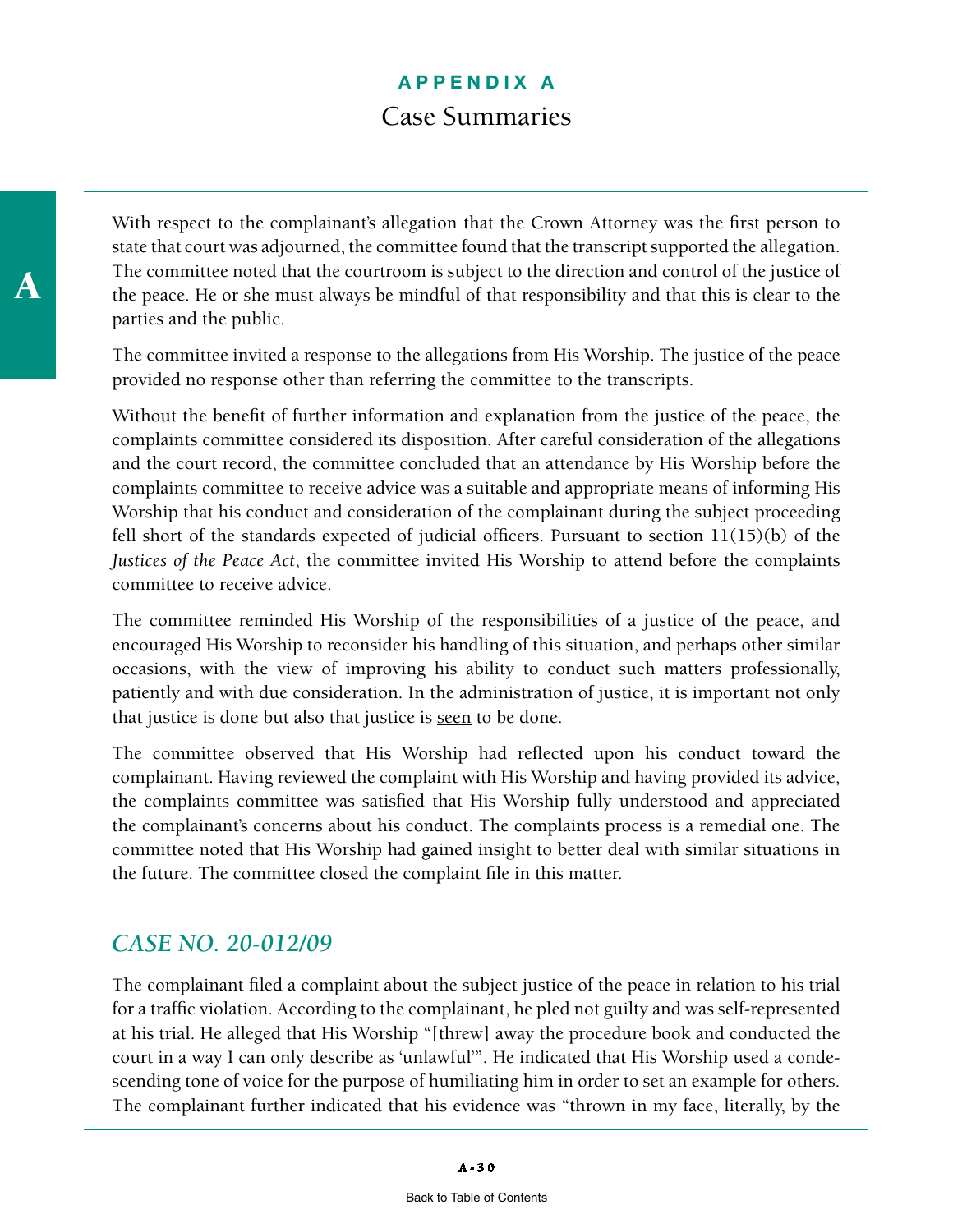With respect to the complainant's allegation that the Crown Attorney was the first person to state that court was adjourned, the committee found that the transcript supported the allegation. The committee noted that the courtroom is subject to the direction and control of the justice of the peace. He or she must always be mindful of that responsibility and that this is clear to the parties and the public.

The committee invited a response to the allegations from His Worship. The justice of the peace provided no response other than referring the committee to the transcripts.

Without the benefit of further information and explanation from the justice of the peace, the complaints committee considered its disposition. After careful consideration of the allegations and the court record, the committee concluded that an attendance by His Worship before the complaints committee to receive advice was a suitable and appropriate means of informing His Worship that his conduct and consideration of the complainant during the subject proceeding fell short of the standards expected of judicial officers. Pursuant to section 11(15)(b) of the *Justices of the Peace Act*, the committee invited His Worship to attend before the complaints committee to receive advice.

The committee reminded His Worship of the responsibilities of a justice of the peace, and encouraged His Worship to reconsider his handling of this situation, and perhaps other similar occasions, with the view of improving his ability to conduct such matters professionally, patiently and with due consideration. In the administration of justice, it is important not only that justice is done but also that justice is <u>seen</u> to be done.

The committee observed that His Worship had reflected upon his conduct toward the complainant. Having reviewed the complaint with His Worship and having provided its advice, the complaints committee was satisfied that His Worship fully understood and appreciated the complainant's concerns about his conduct. The complaints process is a remedial one. The committee noted that His Worship had gained insight to better deal with similar situations in the future. The committee closed the complaint file in this matter.

## *CASE NO. 20-012/09*

The complainant filed a complaint about the subject justice of the peace in relation to his trial for a traffic violation. According to the complainant, he pled not guilty and was self-represented at his trial. He alleged that His Worship "[threw] away the procedure book and conducted the court in a way I can only describe as 'unlawful'". He indicated that His Worship used a condescending tone of voice for the purpose of humiliating him in order to set an example for others. The complainant further indicated that his evidence was "thrown in my face, literally, by the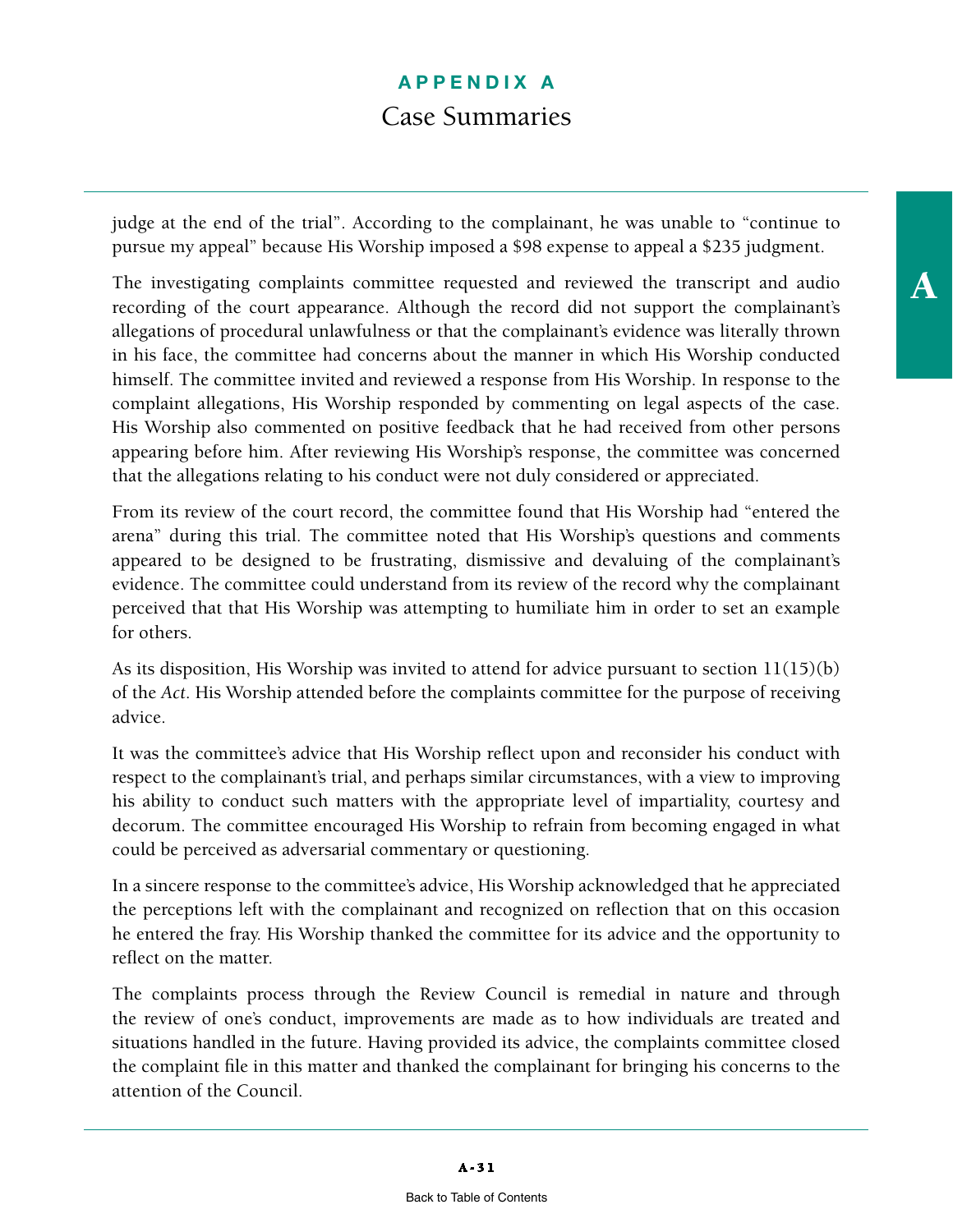judge at the end of the trial". According to the complainant, he was unable to "continue to pursue my appeal" because His Worship imposed a $98 expense to appeal a $235 judgment.

The investigating complaints committee requested and reviewed the transcript and audio recording of the court appearance. Although the record did not support the complainant's allegations of procedural unlawfulness or that the complainant's evidence was literally thrown in his face, the committee had concerns about the manner in which His Worship conducted himself. The committee invited and reviewed a response from His Worship. In response to the complaint allegations, His Worship responded by commenting on legal aspects of the case. His Worship also commented on positive feedback that he had received from other persons appearing before him. After reviewing His Worship's response, the committee was concerned that the allegations relating to his conduct were not duly considered or appreciated.

From its review of the court record, the committee found that His Worship had "entered the arena" during this trial. The committee noted that His Worship's questions and comments appeared to be designed to be frustrating, dismissive and devaluing of the complainant's evidence. The committee could understand from its review of the record why the complainant perceived that that His Worship was attempting to humiliate him in order to set an example for others.

As its disposition, His Worship was invited to attend for advice pursuant to section 11(15)(b) of the *Act*. His Worship attended before the complaints committee for the purpose of receiving advice.

It was the committee's advice that His Worship reflect upon and reconsider his conduct with respect to the complainant's trial, and perhaps similar circumstances, with a view to improving his ability to conduct such matters with the appropriate level of impartiality, courtesy and decorum. The committee encouraged His Worship to refrain from becoming engaged in what could be perceived as adversarial commentary or questioning.

In a sincere response to the committee's advice, His Worship acknowledged that he appreciated the perceptions left with the complainant and recognized on reflection that on this occasion he entered the fray. His Worship thanked the committee for its advice and the opportunity to reflect on the matter.

The complaints process through the Review Council is remedial in nature and through the review of one's conduct, improvements are made as to how individuals are treated and situations handled in the future. Having provided its advice, the complaints committee closed the complaint file in this matter and thanked the complainant for bringing his concerns to the attention of the Council.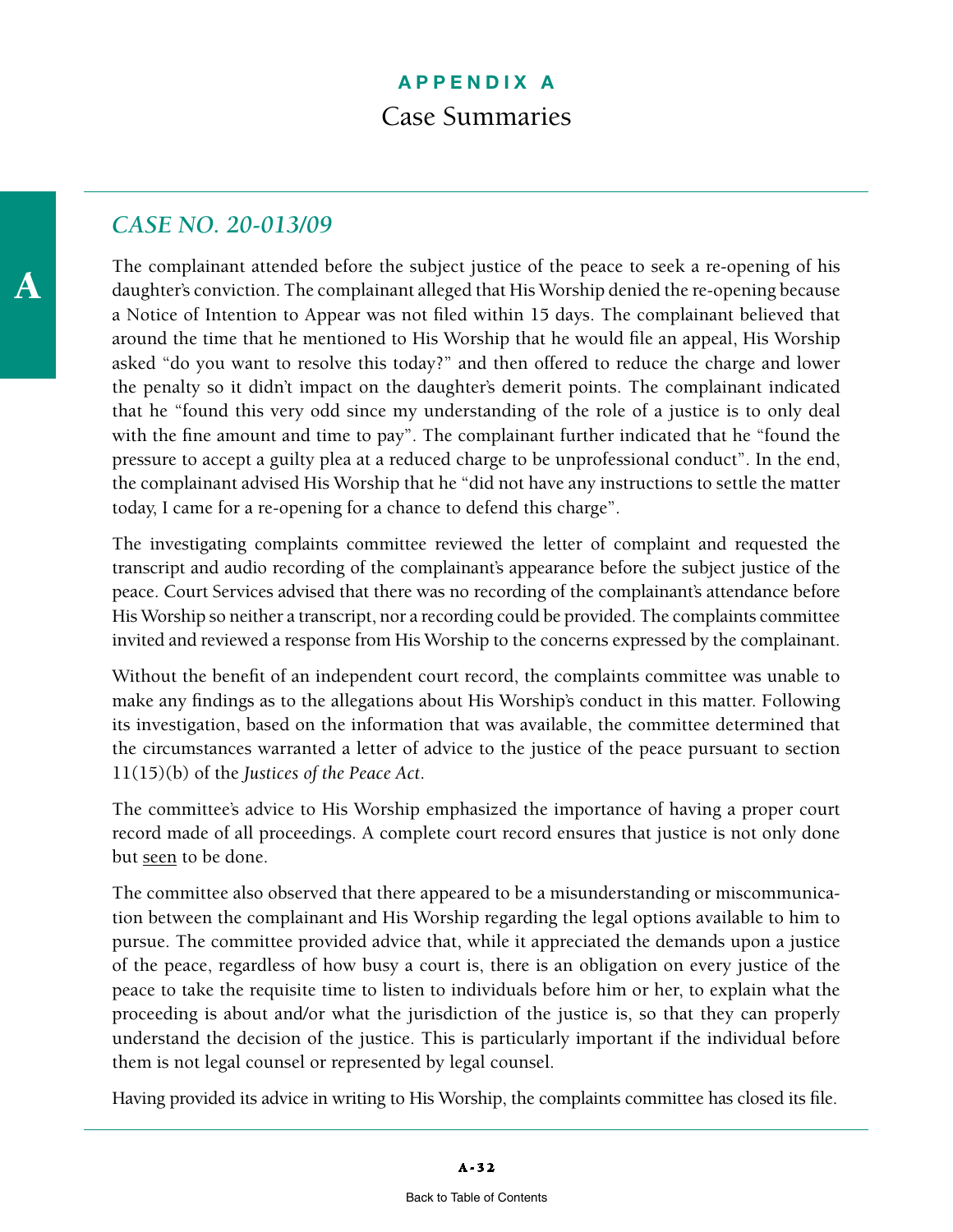## APPENDIX A

# Case Summaries

### *CASE NO. 20-013/09*

The complainant attended before the subject justice of the peace to seek a re-opening of his daughter's conviction. The complainant alleged that His Worship denied the re-opening because a Notice of Intention to Appear was not filed within 15 days. The complainant believed that around the time that he mentioned to His Worship that he would file an appeal, His Worship asked "do you want to resolve this today?" and then offered to reduce the charge and lower the penalty so it didn't impact on the daughter's demerit points. The complainant indicated that he "found this very odd since my understanding of the role of a justice is to only deal with the fine amount and time to pay". The complainant further indicated that he "found the pressure to accept a guilty plea at a reduced charge to be unprofessional conduct". In the end, the complainant advised His Worship that he "did not have any instructions to settle the matter today, I came for a re-opening for a chance to defend this charge".

The investigating complaints committee reviewed the letter of complaint and requested the transcript and audio recording of the complainant's appearance before the subject justice of the peace. Court Services advised that there was no recording of the complainant's attendance before His Worship so neither a transcript, nor a recording could be provided. The complaints committee invited and reviewed a response from His Worship to the concerns expressed by the complainant.

Without the benefit of an independent court record, the complaints committee was unable to make any findings as to the allegations about His Worship's conduct in this matter. Following its investigation, based on the information that was available, the committee determined that the circumstances warranted a letter of advice to the justice of the peace pursuant to section 11(15)(b) of the *Justices of the Peace Act*.

The committee's advice to His Worship emphasized the importance of having a proper court record made of all proceedings. A complete court record ensures that justice is not only done but <u>seen</u> to be done.

The committee also observed that there appeared to be a misunderstanding or miscommunication between the complainant and His Worship regarding the legal options available to him to pursue. The committee provided advice that, while it appreciated the demands upon a justice of the peace, regardless of how busy a court is, there is an obligation on every justice of the peace to take the requisite time to listen to individuals before him or her, to explain what the proceeding is about and/or what the jurisdiction of the justice is, so that they can properly understand the decision of the justice. This is particularly important if the individual before them is not legal counsel or represented by legal counsel.

Having provided its advice in writing to His Worship, the complaints committee has closed its file.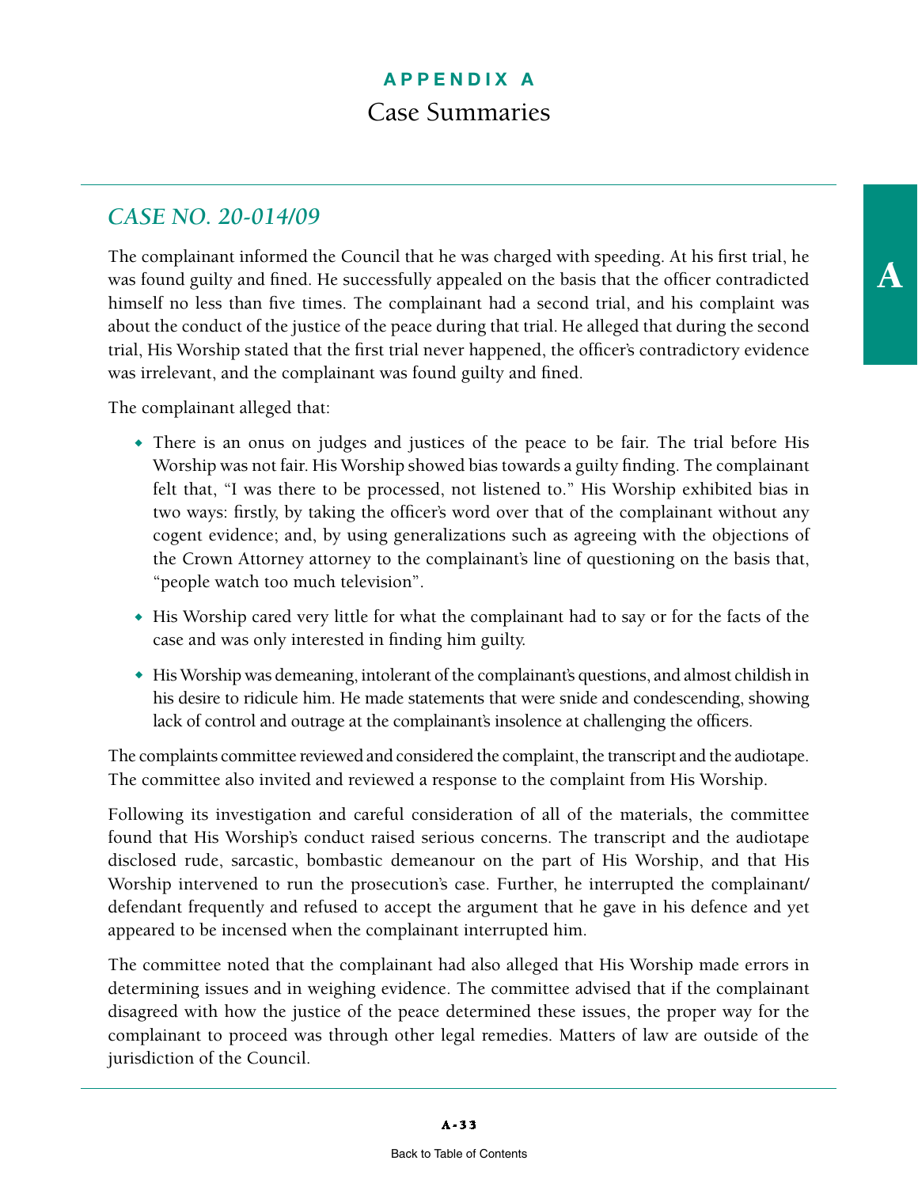# APPENDIX A

## Case Summaries

### *CASE NO. 20-014/09*

The complainant informed the Council that he was charged with speeding. At his first trial, he was found guilty and fined. He successfully appealed on the basis that the officer contradicted himself no less than five times. The complainant had a second trial, and his complaint was about the conduct of the justice of the peace during that trial. He alleged that during the second trial, His Worship stated that the first trial never happened, the officer's contradictory evidence was irrelevant, and the complainant was found guilty and fined.

The complainant alleged that:

- There is an onus on judges and justices of the peace to be fair. The trial before His Worship was not fair. His Worship showed bias towards a guilty finding. The complainant felt that, "I was there to be processed, not listened to." His Worship exhibited bias in two ways: firstly, by taking the officer's word over that of the complainant without any cogent evidence; and, by using generalizations such as agreeing with the objections of the Crown Attorney attorney to the complainant's line of questioning on the basis that, "people watch too much television".
- His Worship cared very little for what the complainant had to say or for the facts of the case and was only interested in finding him guilty.
- His Worship was demeaning, intolerant of the complainant's questions, and almost childish in his desire to ridicule him. He made statements that were snide and condescending, showing lack of control and outrage at the complainant's insolence at challenging the officers.

The complaints committee reviewed and considered the complaint, the transcript and the audiotape. The committee also invited and reviewed a response to the complaint from His Worship.

Following its investigation and careful consideration of all of the materials, the committee found that His Worship's conduct raised serious concerns. The transcript and the audiotape disclosed rude, sarcastic, bombastic demeanour on the part of His Worship, and that His Worship intervened to run the prosecution's case. Further, he interrupted the complainant/defendant frequently and refused to accept the argument that he gave in his defence and yet appeared to be incensed when the complainant interrupted him.

The committee noted that the complainant had also alleged that His Worship made errors in determining issues and in weighing evidence. The committee advised that if the complainant disagreed with how the justice of the peace determined these issues, the proper way for the complainant to proceed was through other legal remedies. Matters of law are outside of the jurisdiction of the Council.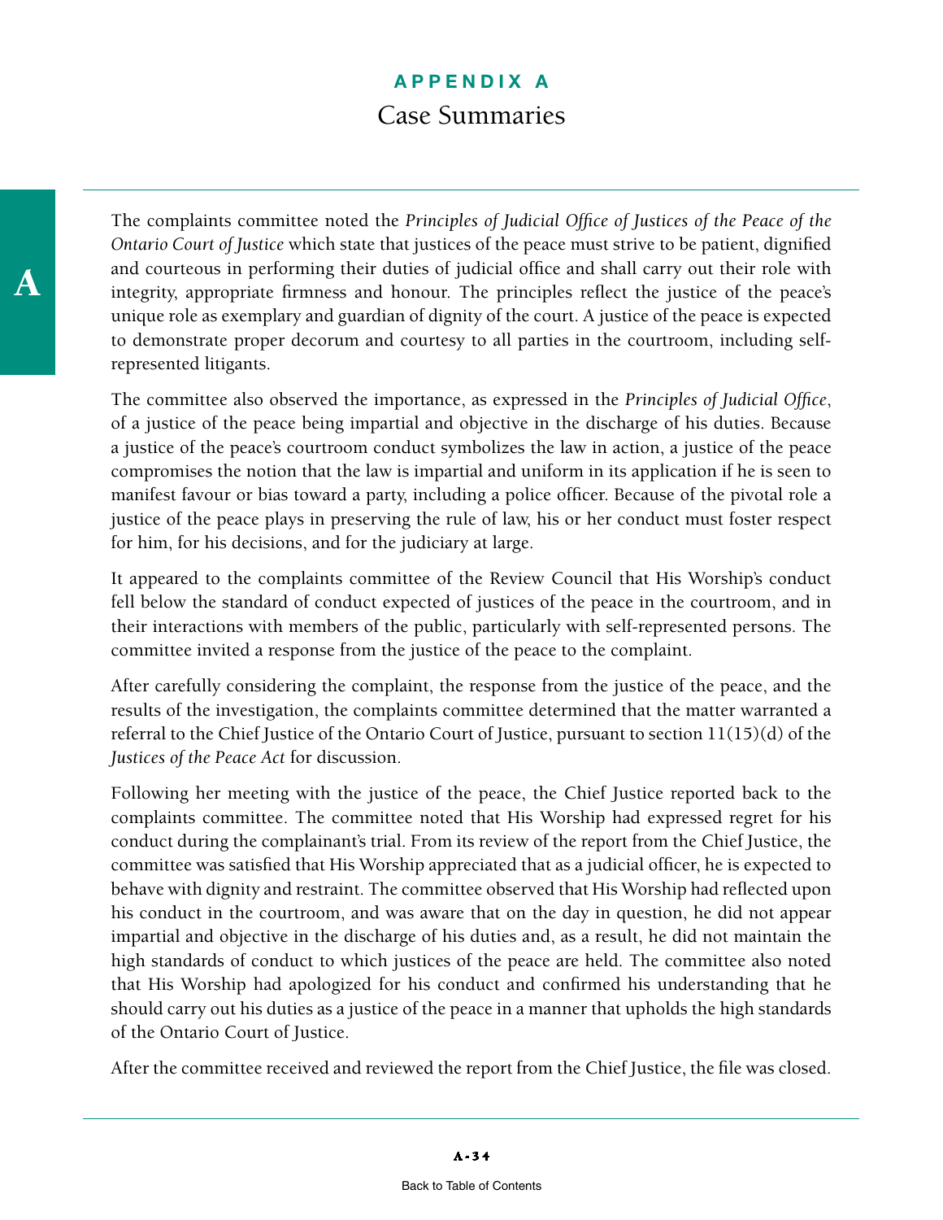The complaints committee noted the *Principles of Judicial Office of Justices of the Peace of the Ontario Court of Justice* which state that justices of the peace must strive to be patient, dignified and courteous in performing their duties of judicial office and shall carry out their role with integrity, appropriate firmness and honour. The principles reflect the justice of the peace's unique role as exemplary and guardian of dignity of the court. A justice of the peace is expected to demonstrate proper decorum and courtesy to all parties in the courtroom, including self-represented litigants.

The committee also observed the importance, as expressed in the *Principles of Judicial Office*, of a justice of the peace being impartial and objective in the discharge of his duties. Because a justice of the peace's courtroom conduct symbolizes the law in action, a justice of the peace compromises the notion that the law is impartial and uniform in its application if he is seen to manifest favour or bias toward a party, including a police officer. Because of the pivotal role a justice of the peace plays in preserving the rule of law, his or her conduct must foster respect for him, for his decisions, and for the judiciary at large.

It appeared to the complaints committee of the Review Council that His Worship's conduct fell below the standard of conduct expected of justices of the peace in the courtroom, and in their interactions with members of the public, particularly with self-represented persons. The committee invited a response from the justice of the peace to the complaint.

After carefully considering the complaint, the response from the justice of the peace, and the results of the investigation, the complaints committee determined that the matter warranted a referral to the Chief Justice of the Ontario Court of Justice, pursuant to section 11(15)(d) of the *Justices of the Peace Act* for discussion.

Following her meeting with the justice of the peace, the Chief Justice reported back to the complaints committee. The committee noted that His Worship had expressed regret for his conduct during the complainant's trial. From its review of the report from the Chief Justice, the committee was satisfied that His Worship appreciated that as a judicial officer, he is expected to behave with dignity and restraint. The committee observed that His Worship had reflected upon his conduct in the courtroom, and was aware that on the day in question, he did not appear impartial and objective in the discharge of his duties and, as a result, he did not maintain the high standards of conduct to which justices of the peace are held. The committee also noted that His Worship had apologized for his conduct and confirmed his understanding that he should carry out his duties as a justice of the peace in a manner that upholds the high standards of the Ontario Court of Justice.

After the committee received and reviewed the report from the Chief Justice, the file was closed.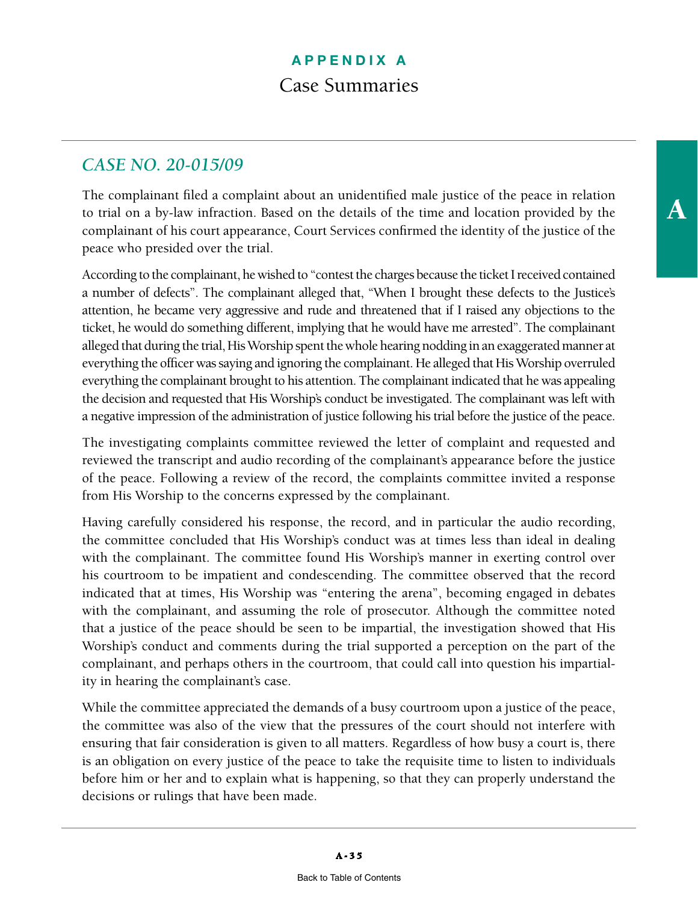# APPENDIX A

## Case Summaries

### *CASE NO. 20-015/09*

The complainant filed a complaint about an unidentified male justice of the peace in relation to trial on a by-law infraction. Based on the details of the time and location provided by the complainant of his court appearance, Court Services confirmed the identity of the justice of the peace who presided over the trial.

According to the complainant, he wished to "contest the charges because the ticket I received contained a number of defects". The complainant alleged that, "When I brought these defects to the Justice's attention, he became very aggressive and rude and threatened that if I raised any objections to the ticket, he would do something different, implying that he would have me arrested". The complainant alleged that during the trial, His Worship spent the whole hearing nodding in an exaggerated manner at everything the officer was saying and ignoring the complainant. He alleged that His Worship overruled everything the complainant brought to his attention. The complainant indicated that he was appealing the decision and requested that His Worship's conduct be investigated. The complainant was left with a negative impression of the administration of justice following his trial before the justice of the peace.

The investigating complaints committee reviewed the letter of complaint and requested and reviewed the transcript and audio recording of the complainant's appearance before the justice of the peace. Following a review of the record, the complaints committee invited a response from His Worship to the concerns expressed by the complainant.

Having carefully considered his response, the record, and in particular the audio recording, the committee concluded that His Worship's conduct was at times less than ideal in dealing with the complainant. The committee found His Worship's manner in exerting control over his courtroom to be impatient and condescending. The committee observed that the record indicated that at times, His Worship was "entering the arena", becoming engaged in debates with the complainant, and assuming the role of prosecutor. Although the committee noted that a justice of the peace should be seen to be impartial, the investigation showed that His Worship's conduct and comments during the trial supported a perception on the part of the complainant, and perhaps others in the courtroom, that could call into question his impartiality in hearing the complainant's case.

While the committee appreciated the demands of a busy courtroom upon a justice of the peace, the committee was also of the view that the pressures of the court should not interfere with ensuring that fair consideration is given to all matters. Regardless of how busy a court is, there is an obligation on every justice of the peace to take the requisite time to listen to individuals before him or her and to explain what is happening, so that they can properly understand the decisions or rulings that have been made.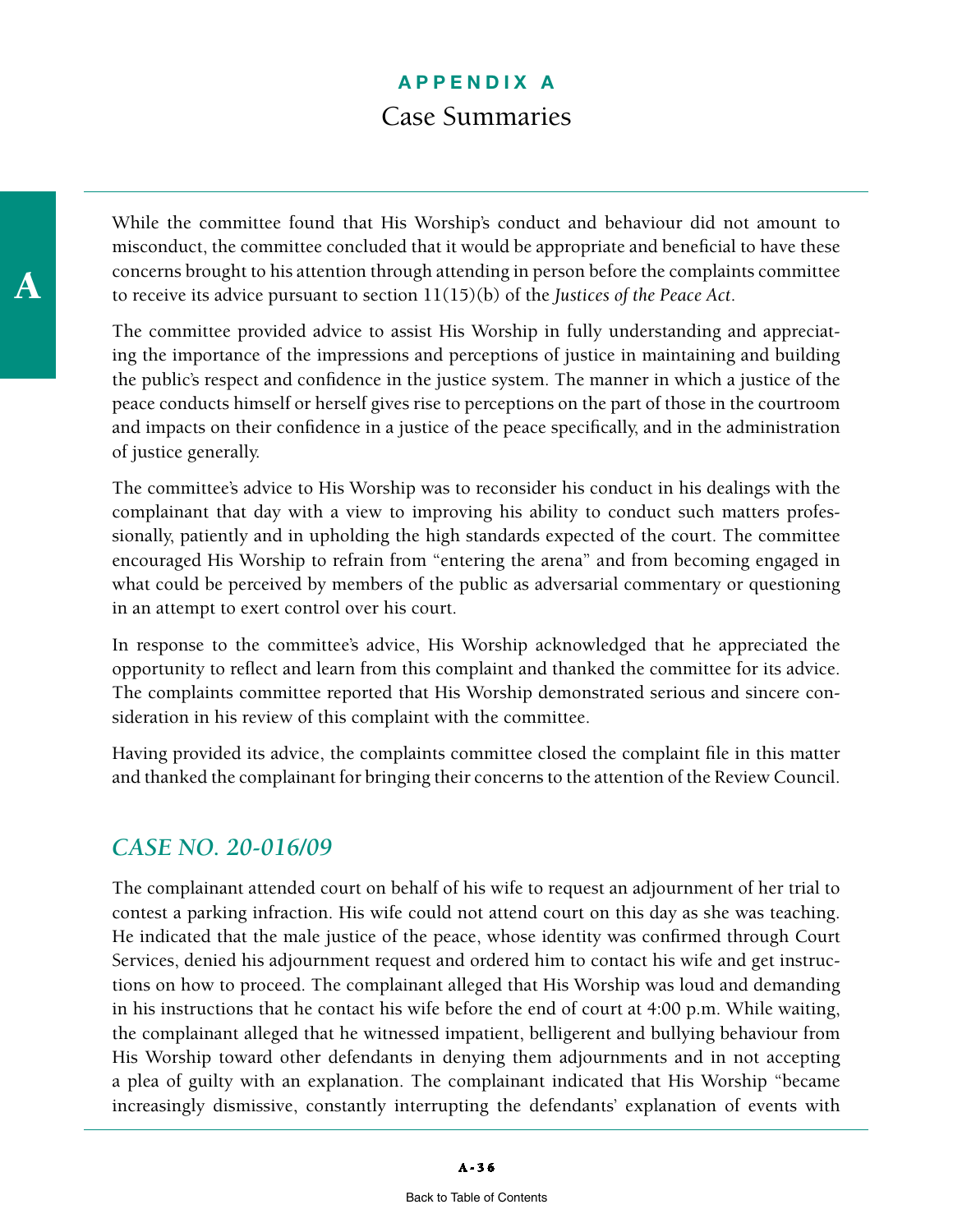While the committee found that His Worship's conduct and behaviour did not amount to misconduct, the committee concluded that it would be appropriate and beneficial to have these concerns brought to his attention through attending in person before the complaints committee to receive its advice pursuant to section 11(15)(b) of the *Justices of the Peace Act*.

The committee provided advice to assist His Worship in fully understanding and appreciating the importance of the impressions and perceptions of justice in maintaining and building the public's respect and confidence in the justice system. The manner in which a justice of the peace conducts himself or herself gives rise to perceptions on the part of those in the courtroom and impacts on their confidence in a justice of the peace specifically, and in the administration of justice generally.

The committee's advice to His Worship was to reconsider his conduct in his dealings with the complainant that day with a view to improving his ability to conduct such matters professionally, patiently and in upholding the high standards expected of the court. The committee encouraged His Worship to refrain from "entering the arena" and from becoming engaged in what could be perceived by members of the public as adversarial commentary or questioning in an attempt to exert control over his court.

In response to the committee's advice, His Worship acknowledged that he appreciated the opportunity to reflect and learn from this complaint and thanked the committee for its advice. The complaints committee reported that His Worship demonstrated serious and sincere consideration in his review of this complaint with the committee.

Having provided its advice, the complaints committee closed the complaint file in this matter and thanked the complainant for bringing their concerns to the attention of the Review Council.

## *CASE NO. 20-016/09*

The complainant attended court on behalf of his wife to request an adjournment of her trial to contest a parking infraction. His wife could not attend court on this day as she was teaching. He indicated that the male justice of the peace, whose identity was confirmed through Court Services, denied his adjournment request and ordered him to contact his wife and get instructions on how to proceed. The complainant alleged that His Worship was loud and demanding in his instructions that he contact his wife before the end of court at 4:00 p.m. While waiting, the complainant alleged that he witnessed impatient, belligerent and bullying behaviour from His Worship toward other defendants in denying them adjournments and in not accepting a plea of guilty with an explanation. The complainant indicated that His Worship "became increasingly dismissive, constantly interrupting the defendants' explanation of events with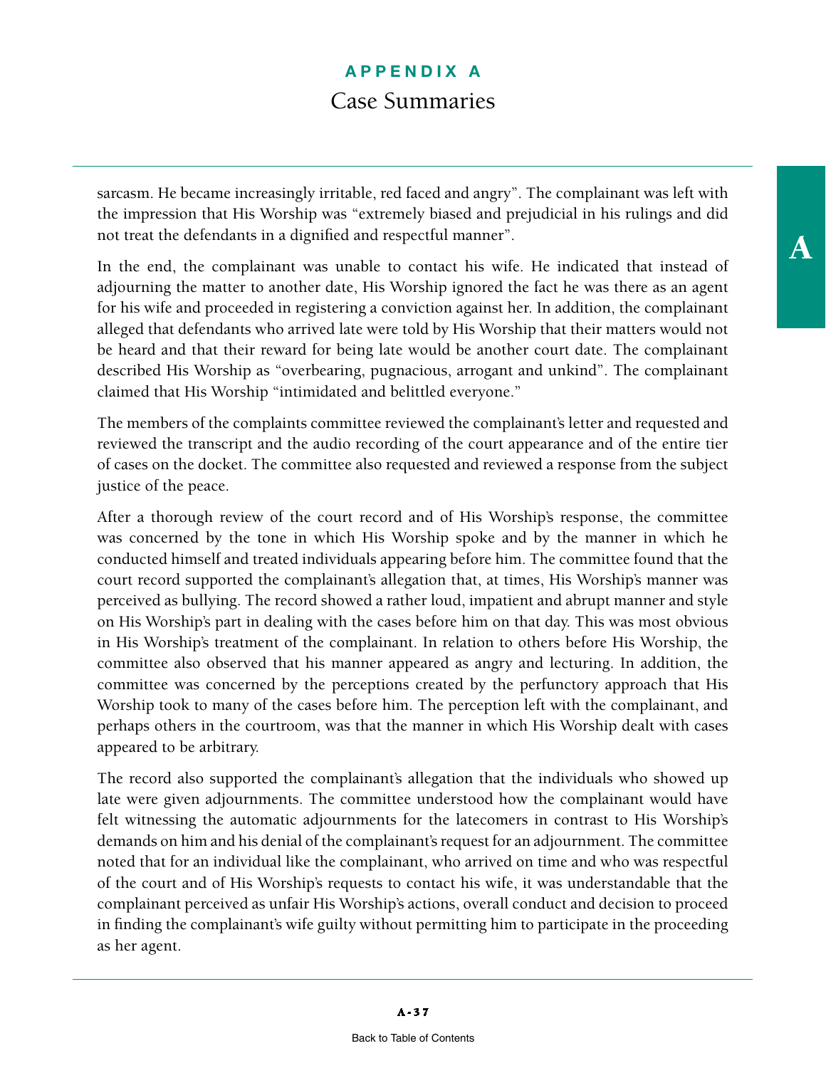sarcasm. He became increasingly irritable, red faced and angry". The complainant was left with the impression that His Worship was "extremely biased and prejudicial in his rulings and did not treat the defendants in a dignified and respectful manner".

In the end, the complainant was unable to contact his wife. He indicated that instead of adjourning the matter to another date, His Worship ignored the fact he was there as an agent for his wife and proceeded in registering a conviction against her. In addition, the complainant alleged that defendants who arrived late were told by His Worship that their matters would not be heard and that their reward for being late would be another court date. The complainant described His Worship as "overbearing, pugnacious, arrogant and unkind". The complainant claimed that His Worship "intimidated and belittled everyone."

The members of the complaints committee reviewed the complainant's letter and requested and reviewed the transcript and the audio recording of the court appearance and of the entire tier of cases on the docket. The committee also requested and reviewed a response from the subject justice of the peace.

After a thorough review of the court record and of His Worship's response, the committee was concerned by the tone in which His Worship spoke and by the manner in which he conducted himself and treated individuals appearing before him. The committee found that the court record supported the complainant's allegation that, at times, His Worship's manner was perceived as bullying. The record showed a rather loud, impatient and abrupt manner and style on His Worship's part in dealing with the cases before him on that day. This was most obvious in His Worship's treatment of the complainant. In relation to others before His Worship, the committee also observed that his manner appeared as angry and lecturing. In addition, the committee was concerned by the perceptions created by the perfunctory approach that His Worship took to many of the cases before him. The perception left with the complainant, and perhaps others in the courtroom, was that the manner in which His Worship dealt with cases appeared to be arbitrary.

The record also supported the complainant's allegation that the individuals who showed up late were given adjournments. The committee understood how the complainant would have felt witnessing the automatic adjournments for the latecomers in contrast to His Worship's demands on him and his denial of the complainant's request for an adjournment. The committee noted that for an individual like the complainant, who arrived on time and who was respectful of the court and of His Worship's requests to contact his wife, it was understandable that the complainant perceived as unfair His Worship's actions, overall conduct and decision to proceed in finding the complainant's wife guilty without permitting him to participate in the proceeding as her agent.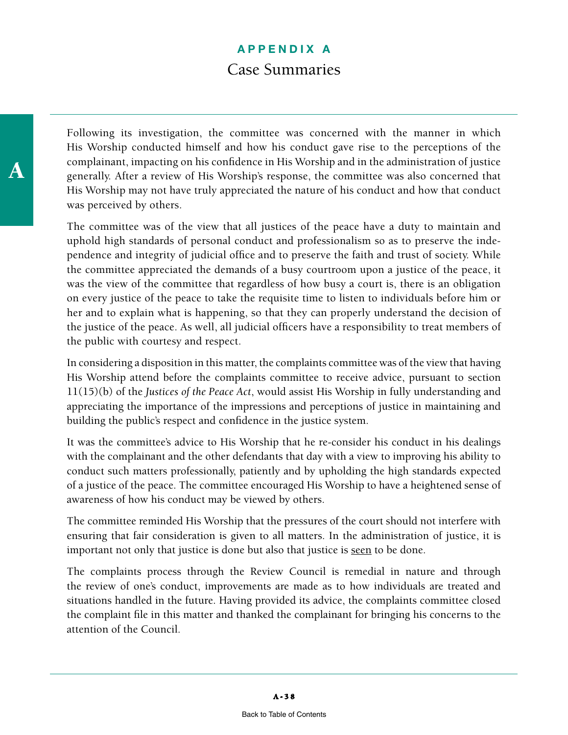Following its investigation, the committee was concerned with the manner in which His Worship conducted himself and how his conduct gave rise to the perceptions of the complainant, impacting on his confidence in His Worship and in the administration of justice generally. After a review of His Worship's response, the committee was also concerned that His Worship may not have truly appreciated the nature of his conduct and how that conduct was perceived by others.

The committee was of the view that all justices of the peace have a duty to maintain and uphold high standards of personal conduct and professionalism so as to preserve the independence and integrity of judicial office and to preserve the faith and trust of society. While the committee appreciated the demands of a busy courtroom upon a justice of the peace, it was the view of the committee that regardless of how busy a court is, there is an obligation on every justice of the peace to take the requisite time to listen to individuals before him or her and to explain what is happening, so that they can properly understand the decision of the justice of the peace. As well, all judicial officers have a responsibility to treat members of the public with courtesy and respect.

In considering a disposition in this matter, the complaints committee was of the view that having His Worship attend before the complaints committee to receive advice, pursuant to section 11(15)(b) of the *Justices of the Peace Act*, would assist His Worship in fully understanding and appreciating the importance of the impressions and perceptions of justice in maintaining and building the public's respect and confidence in the justice system.

It was the committee's advice to His Worship that he re-consider his conduct in his dealings with the complainant and the other defendants that day with a view to improving his ability to conduct such matters professionally, patiently and by upholding the high standards expected of a justice of the peace. The committee encouraged His Worship to have a heightened sense of awareness of how his conduct may be viewed by others.

The committee reminded His Worship that the pressures of the court should not interfere with ensuring that fair consideration is given to all matters. In the administration of justice, it is important not only that justice is done but also that justice is <u>seen</u> to be done.

The complaints process through the Review Council is remedial in nature and through the review of one's conduct, improvements are made as to how individuals are treated and situations handled in the future. Having provided its advice, the complaints committee closed the complaint file in this matter and thanked the complainant for bringing his concerns to the attention of the Council.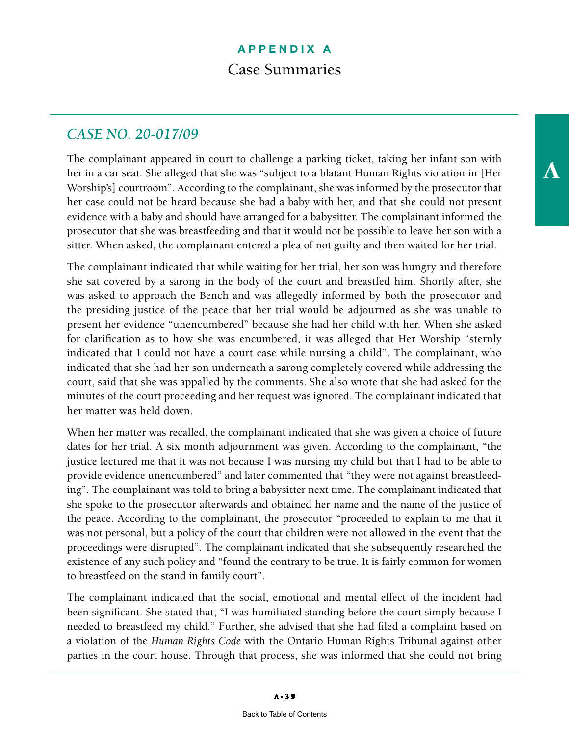# APPENDIX A

## Case Summaries

### *CASE NO. 20-017/09*

The complainant appeared in court to challenge a parking ticket, taking her infant son with her in a car seat. She alleged that she was "subject to a blatant Human Rights violation in [Her Worship's] courtroom". According to the complainant, she was informed by the prosecutor that her case could not be heard because she had a baby with her, and that she could not present evidence with a baby and should have arranged for a babysitter. The complainant informed the prosecutor that she was breastfeeding and that it would not be possible to leave her son with a sitter. When asked, the complainant entered a plea of not guilty and then waited for her trial.

The complainant indicated that while waiting for her trial, her son was hungry and therefore she sat covered by a sarong in the body of the court and breastfed him. Shortly after, she was asked to approach the Bench and was allegedly informed by both the prosecutor and the presiding justice of the peace that her trial would be adjourned as she was unable to present her evidence "unencumbered" because she had her child with her. When she asked for clarification as to how she was encumbered, it was alleged that Her Worship "sternly indicated that I could not have a court case while nursing a child". The complainant, who indicated that she had her son underneath a sarong completely covered while addressing the court, said that she was appalled by the comments. She also wrote that she had asked for the minutes of the court proceeding and her request was ignored. The complainant indicated that her matter was held down.

When her matter was recalled, the complainant indicated that she was given a choice of future dates for her trial. A six month adjournment was given. According to the complainant, "the justice lectured me that it was not because I was nursing my child but that I had to be able to provide evidence unencumbered" and later commented that "they were not against breastfeeding". The complainant was told to bring a babysitter next time. The complainant indicated that she spoke to the prosecutor afterwards and obtained her name and the name of the justice of the peace. According to the complainant, the prosecutor "proceeded to explain to me that it was not personal, but a policy of the court that children were not allowed in the event that the proceedings were disrupted". The complainant indicated that she subsequently researched the existence of any such policy and "found the contrary to be true. It is fairly common for women to breastfeed on the stand in family court".

The complainant indicated that the social, emotional and mental effect of the incident had been significant. She stated that, "I was humiliated standing before the court simply because I needed to breastfeed my child." Further, she advised that she had filed a complaint based on a violation of the *Human Rights Code* with the Ontario Human Rights Tribunal against other parties in the court house. Through that process, she was informed that she could not bring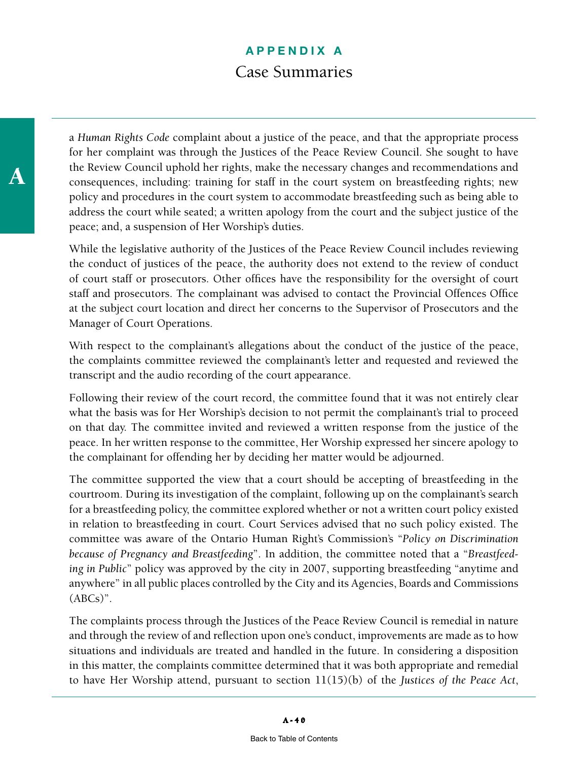a *Human Rights Code* complaint about a justice of the peace, and that the appropriate process for her complaint was through the Justices of the Peace Review Council. She sought to have the Review Council uphold her rights, make the necessary changes and recommendations and consequences, including: training for staff in the court system on breastfeeding rights; new policy and procedures in the court system to accommodate breastfeeding such as being able to address the court while seated; a written apology from the court and the subject justice of the peace; and, a suspension of Her Worship's duties.

While the legislative authority of the Justices of the Peace Review Council includes reviewing the conduct of justices of the peace, the authority does not extend to the review of conduct of court staff or prosecutors. Other offices have the responsibility for the oversight of court staff and prosecutors. The complainant was advised to contact the Provincial Offences Office at the subject court location and direct her concerns to the Supervisor of Prosecutors and the Manager of Court Operations.

With respect to the complainant's allegations about the conduct of the justice of the peace, the complaints committee reviewed the complainant's letter and requested and reviewed the transcript and the audio recording of the court appearance.

Following their review of the court record, the committee found that it was not entirely clear what the basis was for Her Worship's decision to not permit the complainant's trial to proceed on that day. The committee invited and reviewed a written response from the justice of the peace. In her written response to the committee, Her Worship expressed her sincere apology to the complainant for offending her by deciding her matter would be adjourned.

The committee supported the view that a court should be accepting of breastfeeding in the courtroom. During its investigation of the complaint, following up on the complainant's search for a breastfeeding policy, the committee explored whether or not a written court policy existed in relation to breastfeeding in court. Court Services advised that no such policy existed. The committee was aware of the Ontario Human Right's Commission's "*Policy on Discrimination because of Pregnancy and Breastfeeding*". In addition, the committee noted that a "*Breastfeeding in Public*" policy was approved by the city in 2007, supporting breastfeeding "anytime and anywhere" in all public places controlled by the City and its Agencies, Boards and Commissions (ABCs)".

The complaints process through the Justices of the Peace Review Council is remedial in nature and through the review of and reflection upon one's conduct, improvements are made as to how situations and individuals are treated and handled in the future. In considering a disposition in this matter, the complaints committee determined that it was both appropriate and remedial to have Her Worship attend, pursuant to section 11(15)(b) of the *Justices of the Peace Act*,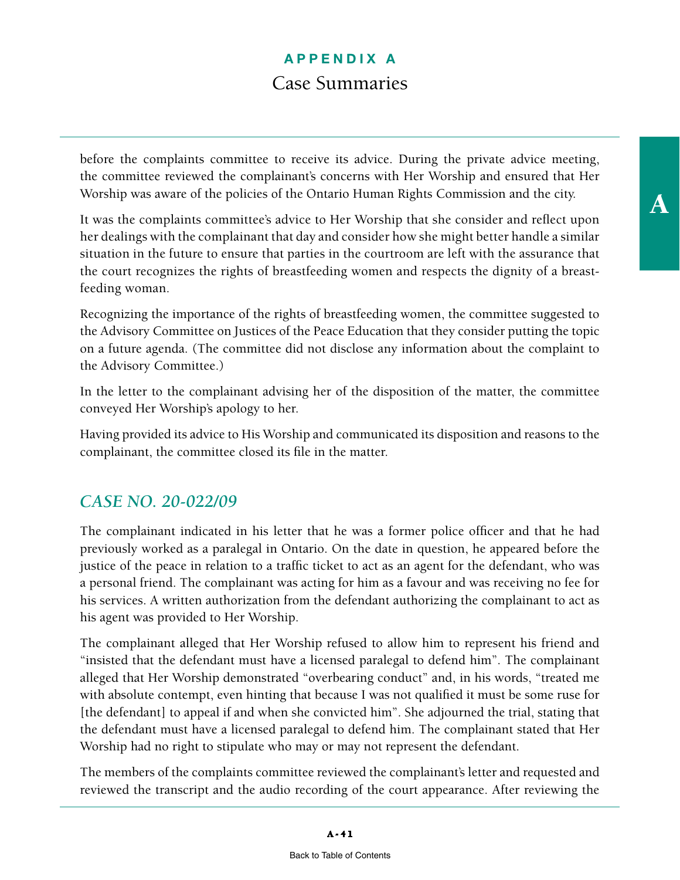before the complaints committee to receive its advice. During the private advice meeting, the committee reviewed the complainant's concerns with Her Worship and ensured that Her Worship was aware of the policies of the Ontario Human Rights Commission and the city.

It was the complaints committee's advice to Her Worship that she consider and reflect upon her dealings with the complainant that day and consider how she might better handle a similar situation in the future to ensure that parties in the courtroom are left with the assurance that the court recognizes the rights of breastfeeding women and respects the dignity of a breast-feeding woman.

Recognizing the importance of the rights of breastfeeding women, the committee suggested to the Advisory Committee on Justices of the Peace Education that they consider putting the topic on a future agenda. (The committee did not disclose any information about the complaint to the Advisory Committee.)

In the letter to the complainant advising her of the disposition of the matter, the committee conveyed Her Worship's apology to her.

Having provided its advice to His Worship and communicated its disposition and reasons to the complainant, the committee closed its file in the matter.

## *CASE NO. 20-022/09*

The complainant indicated in his letter that he was a former police officer and that he had previously worked as a paralegal in Ontario. On the date in question, he appeared before the justice of the peace in relation to a traffic ticket to act as an agent for the defendant, who was a personal friend. The complainant was acting for him as a favour and was receiving no fee for his services. A written authorization from the defendant authorizing the complainant to act as his agent was provided to Her Worship.

The complainant alleged that Her Worship refused to allow him to represent his friend and "insisted that the defendant must have a licensed paralegal to defend him". The complainant alleged that Her Worship demonstrated "overbearing conduct" and, in his words, "treated me with absolute contempt, even hinting that because I was not qualified it must be some ruse for [the defendant] to appeal if and when she convicted him". She adjourned the trial, stating that the defendant must have a licensed paralegal to defend him. The complainant stated that Her Worship had no right to stipulate who may or may not represent the defendant.

The members of the complaints committee reviewed the complainant's letter and requested and reviewed the transcript and the audio recording of the court appearance. After reviewing the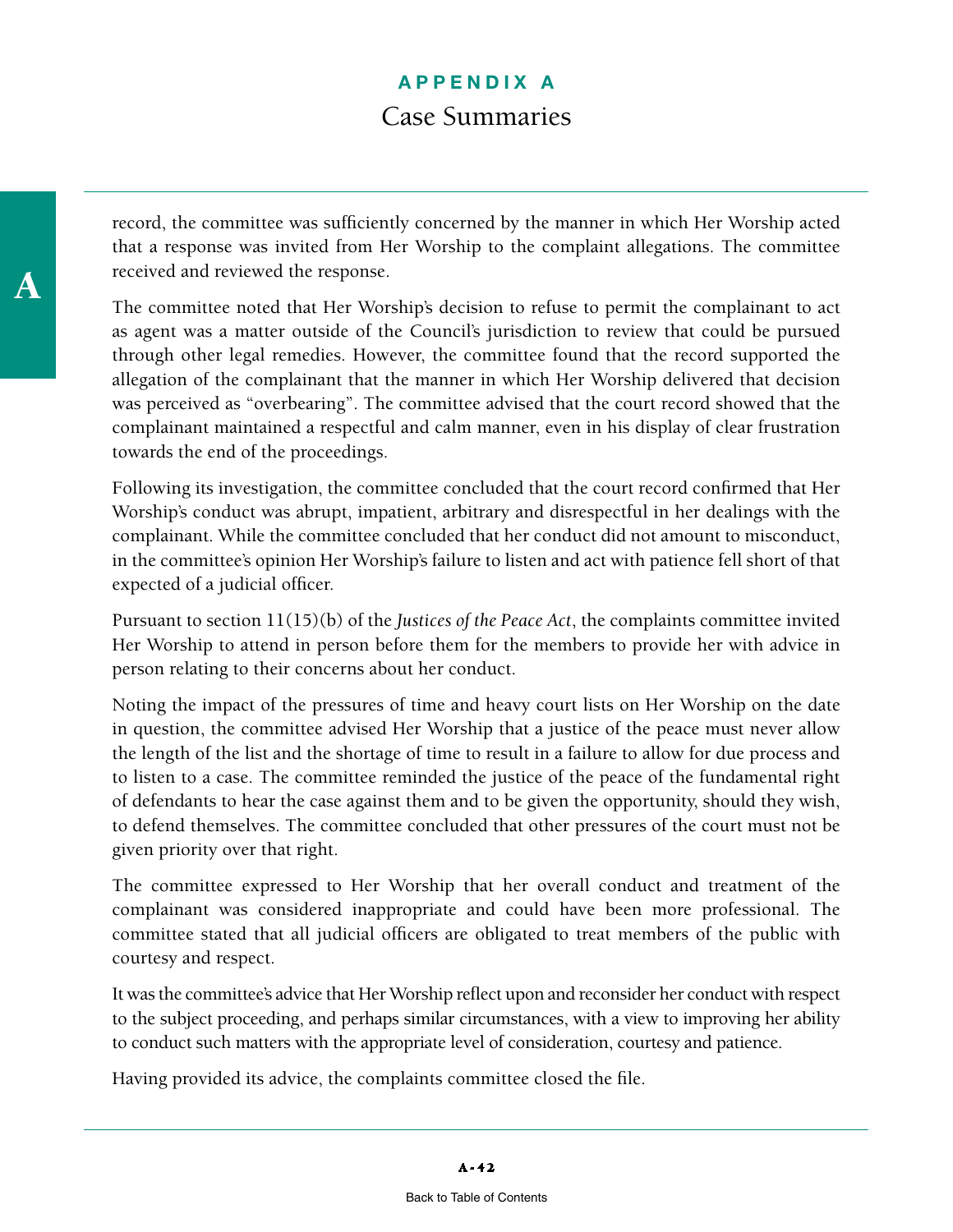record, the committee was sufficiently concerned by the manner in which Her Worship acted that a response was invited from Her Worship to the complaint allegations. The committee received and reviewed the response.

The committee noted that Her Worship's decision to refuse to permit the complainant to act as agent was a matter outside of the Council's jurisdiction to review that could be pursued through other legal remedies. However, the committee found that the record supported the allegation of the complainant that the manner in which Her Worship delivered that decision was perceived as "overbearing". The committee advised that the court record showed that the complainant maintained a respectful and calm manner, even in his display of clear frustration towards the end of the proceedings.

Following its investigation, the committee concluded that the court record confirmed that Her Worship's conduct was abrupt, impatient, arbitrary and disrespectful in her dealings with the complainant. While the committee concluded that her conduct did not amount to misconduct, in the committee's opinion Her Worship's failure to listen and act with patience fell short of that expected of a judicial officer.

Pursuant to section 11(15)(b) of the *Justices of the Peace Act*, the complaints committee invited Her Worship to attend in person before them for the members to provide her with advice in person relating to their concerns about her conduct.

Noting the impact of the pressures of time and heavy court lists on Her Worship on the date in question, the committee advised Her Worship that a justice of the peace must never allow the length of the list and the shortage of time to result in a failure to allow for due process and to listen to a case. The committee reminded the justice of the peace of the fundamental right of defendants to hear the case against them and to be given the opportunity, should they wish, to defend themselves. The committee concluded that other pressures of the court must not be given priority over that right.

The committee expressed to Her Worship that her overall conduct and treatment of the complainant was considered inappropriate and could have been more professional. The committee stated that all judicial officers are obligated to treat members of the public with courtesy and respect.

It was the committee's advice that Her Worship reflect upon and reconsider her conduct with respect to the subject proceeding, and perhaps similar circumstances, with a view to improving her ability to conduct such matters with the appropriate level of consideration, courtesy and patience.

Having provided its advice, the complaints committee closed the file.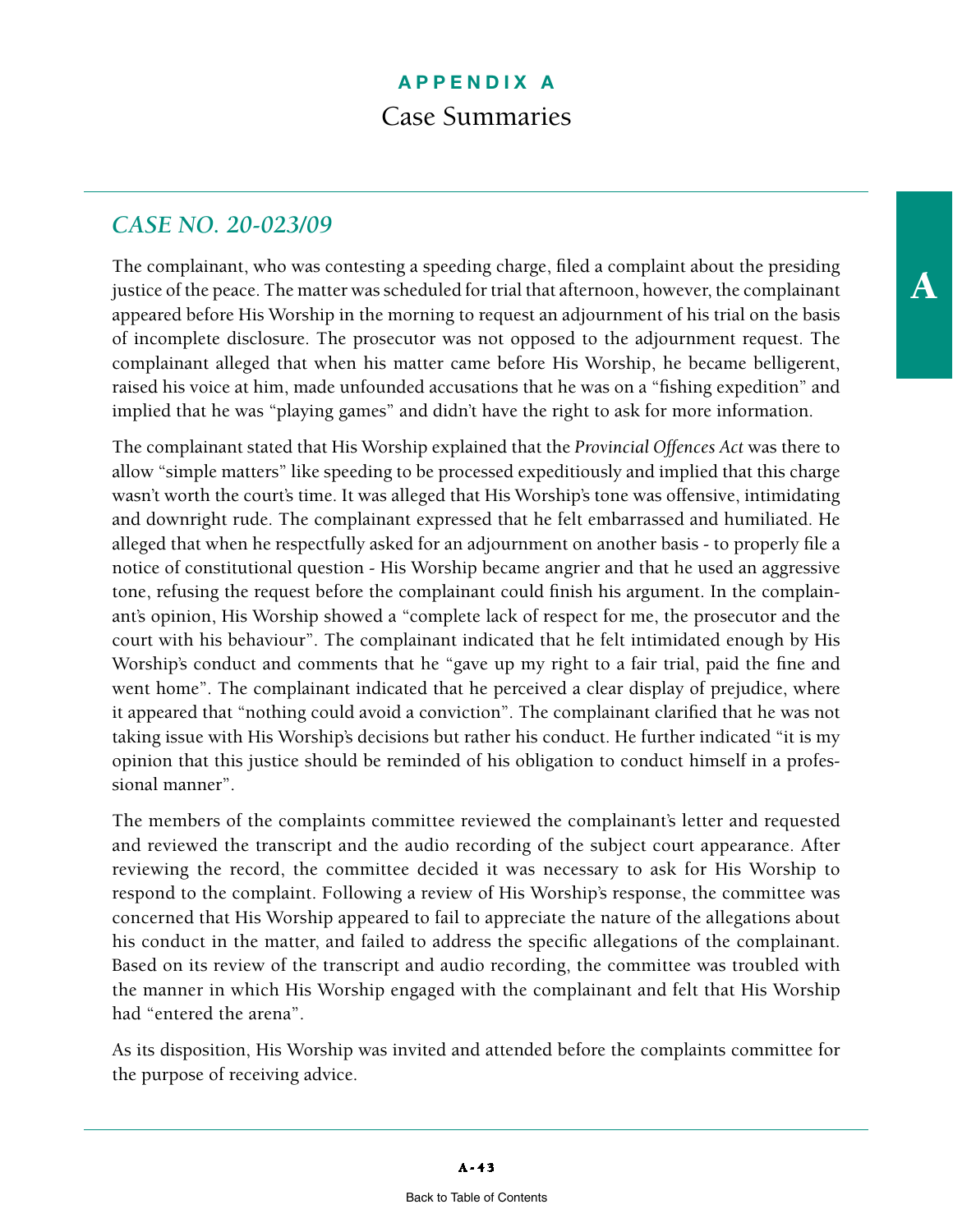# APPENDIX A
## Case Summaries

### *CASE NO. 20-023/09*

The complainant, who was contesting a speeding charge, filed a complaint about the presiding justice of the peace. The matter was scheduled for trial that afternoon, however, the complainant appeared before His Worship in the morning to request an adjournment of his trial on the basis of incomplete disclosure. The prosecutor was not opposed to the adjournment request. The complainant alleged that when his matter came before His Worship, he became belligerent, raised his voice at him, made unfounded accusations that he was on a "fishing expedition" and implied that he was "playing games" and didn't have the right to ask for more information.

The complainant stated that His Worship explained that the *Provincial Offences Act* was there to allow "simple matters" like speeding to be processed expeditiously and implied that this charge wasn't worth the court's time. It was alleged that His Worship's tone was offensive, intimidating and downright rude. The complainant expressed that he felt embarrassed and humiliated. He alleged that when he respectfully asked for an adjournment on another basis - to properly file a notice of constitutional question - His Worship became angrier and that he used an aggressive tone, refusing the request before the complainant could finish his argument. In the complainant's opinion, His Worship showed a "complete lack of respect for me, the prosecutor and the court with his behaviour". The complainant indicated that he felt intimidated enough by His Worship's conduct and comments that he "gave up my right to a fair trial, paid the fine and went home". The complainant indicated that he perceived a clear display of prejudice, where it appeared that "nothing could avoid a conviction". The complainant clarified that he was not taking issue with His Worship's decisions but rather his conduct. He further indicated "it is my opinion that this justice should be reminded of his obligation to conduct himself in a professional manner".

The members of the complaints committee reviewed the complainant's letter and requested and reviewed the transcript and the audio recording of the subject court appearance. After reviewing the record, the committee decided it was necessary to ask for His Worship to respond to the complaint. Following a review of His Worship's response, the committee was concerned that His Worship appeared to fail to appreciate the nature of the allegations about his conduct in the matter, and failed to address the specific allegations of the complainant. Based on its review of the transcript and audio recording, the committee was troubled with the manner in which His Worship engaged with the complainant and felt that His Worship had "entered the arena".

As its disposition, His Worship was invited and attended before the complaints committee for the purpose of receiving advice.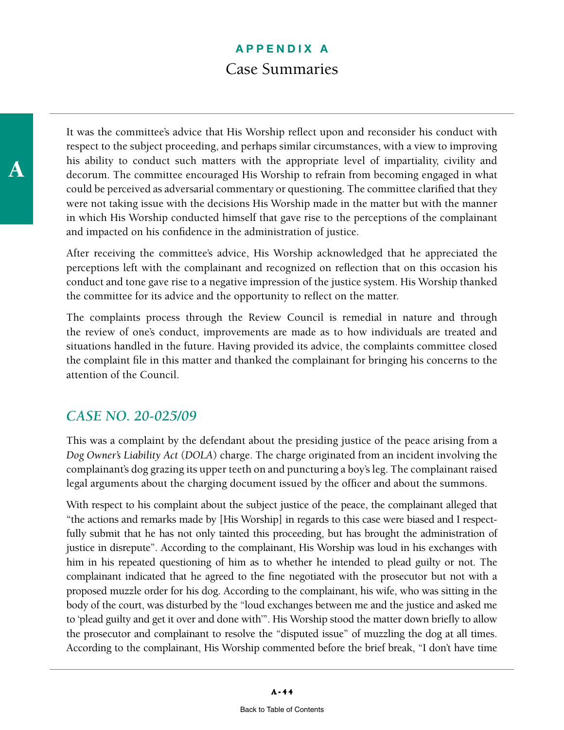It was the committee's advice that His Worship reflect upon and reconsider his conduct with respect to the subject proceeding, and perhaps similar circumstances, with a view to improving his ability to conduct such matters with the appropriate level of impartiality, civility and decorum. The committee encouraged His Worship to refrain from becoming engaged in what could be perceived as adversarial commentary or questioning. The committee clarified that they were not taking issue with the decisions His Worship made in the matter but with the manner in which His Worship conducted himself that gave rise to the perceptions of the complainant and impacted on his confidence in the administration of justice.

After receiving the committee's advice, His Worship acknowledged that he appreciated the perceptions left with the complainant and recognized on reflection that on this occasion his conduct and tone gave rise to a negative impression of the justice system. His Worship thanked the committee for its advice and the opportunity to reflect on the matter.

The complaints process through the Review Council is remedial in nature and through the review of one's conduct, improvements are made as to how individuals are treated and situations handled in the future. Having provided its advice, the complaints committee closed the complaint file in this matter and thanked the complainant for bringing his concerns to the attention of the Council.

## *CASE NO. 20-025/09*

This was a complaint by the defendant about the presiding justice of the peace arising from a *Dog Owner's Liability Act* (*DOLA*) charge. The charge originated from an incident involving the complainant's dog grazing its upper teeth on and puncturing a boy's leg. The complainant raised legal arguments about the charging document issued by the officer and about the summons.

With respect to his complaint about the subject justice of the peace, the complainant alleged that "the actions and remarks made by [His Worship] in regards to this case were biased and I respectfully submit that he has not only tainted this proceeding, but has brought the administration of justice in disrepute". According to the complainant, His Worship was loud in his exchanges with him in his repeated questioning of him as to whether he intended to plead guilty or not. The complainant indicated that he agreed to the fine negotiated with the prosecutor but not with a proposed muzzle order for his dog. According to the complainant, his wife, who was sitting in the body of the court, was disturbed by the "loud exchanges between me and the justice and asked me to 'plead guilty and get it over and done with'". His Worship stood the matter down briefly to allow the prosecutor and complainant to resolve the "disputed issue" of muzzling the dog at all times. According to the complainant, His Worship commented before the brief break, "I don't have time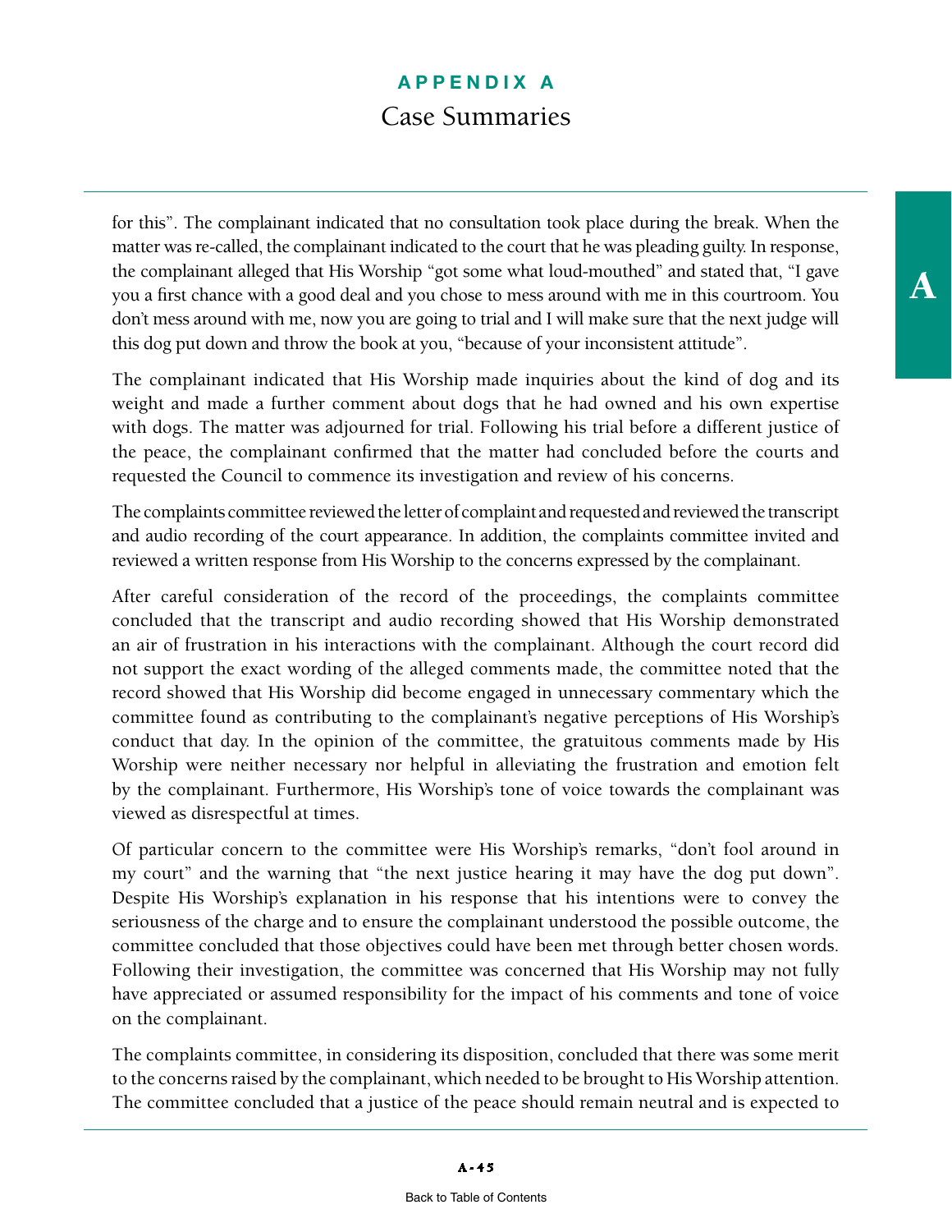for this". The complainant indicated that no consultation took place during the break. When the matter was re-called, the complainant indicated to the court that he was pleading guilty. In response, the complainant alleged that His Worship "got some what loud-mouthed" and stated that, "I gave you a first chance with a good deal and you chose to mess around with me in this courtroom. You don't mess around with me, now you are going to trial and I will make sure that the next judge will this dog put down and throw the book at you, "because of your inconsistent attitude".

The complainant indicated that His Worship made inquiries about the kind of dog and its weight and made a further comment about dogs that he had owned and his own expertise with dogs. The matter was adjourned for trial. Following his trial before a different justice of the peace, the complainant confirmed that the matter had concluded before the courts and requested the Council to commence its investigation and review of his concerns.

The complaints committee reviewed the letter of complaint and requested and reviewed the transcript and audio recording of the court appearance. In addition, the complaints committee invited and reviewed a written response from His Worship to the concerns expressed by the complainant.

After careful consideration of the record of the proceedings, the complaints committee concluded that the transcript and audio recording showed that His Worship demonstrated an air of frustration in his interactions with the complainant. Although the court record did not support the exact wording of the alleged comments made, the committee noted that the record showed that His Worship did become engaged in unnecessary commentary which the committee found as contributing to the complainant's negative perceptions of His Worship's conduct that day. In the opinion of the committee, the gratuitous comments made by His Worship were neither necessary nor helpful in alleviating the frustration and emotion felt by the complainant. Furthermore, His Worship's tone of voice towards the complainant was viewed as disrespectful at times.

Of particular concern to the committee were His Worship's remarks, "don't fool around in my court" and the warning that "the next justice hearing it may have the dog put down". Despite His Worship's explanation in his response that his intentions were to convey the seriousness of the charge and to ensure the complainant understood the possible outcome, the committee concluded that those objectives could have been met through better chosen words. Following their investigation, the committee was concerned that His Worship may not fully have appreciated or assumed responsibility for the impact of his comments and tone of voice on the complainant.

The complaints committee, in considering its disposition, concluded that there was some merit to the concerns raised by the complainant, which needed to be brought to His Worship attention. The committee concluded that a justice of the peace should remain neutral and is expected to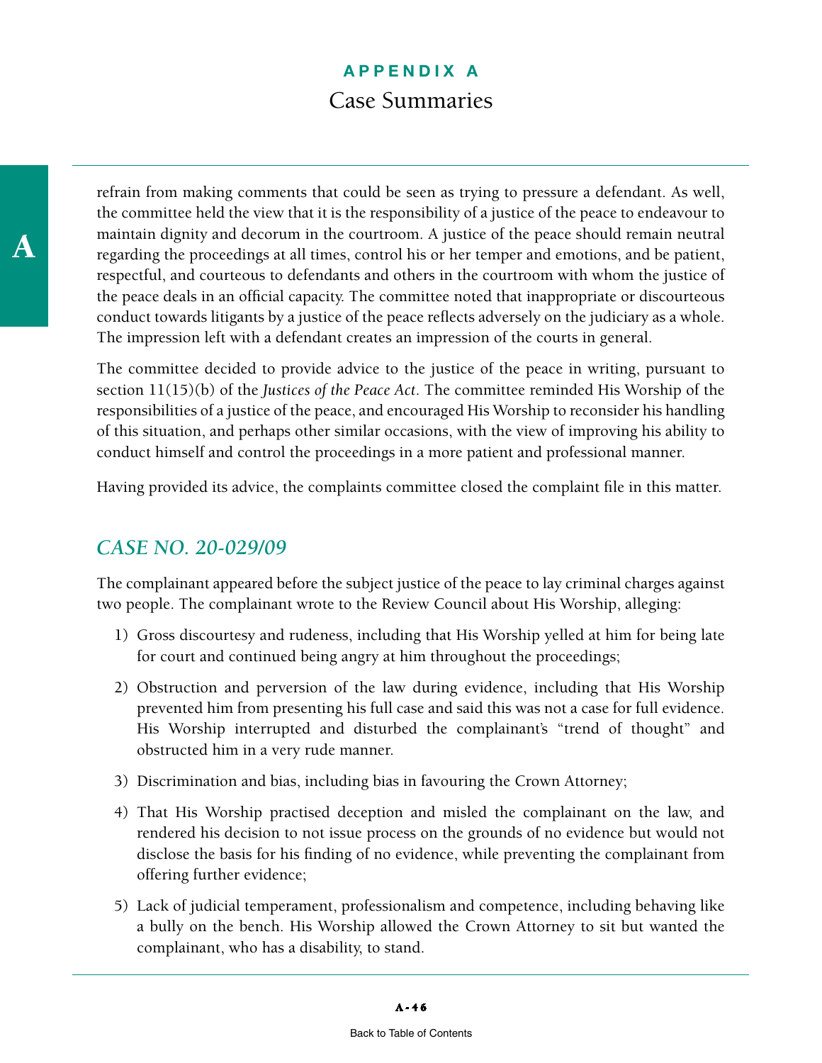refrain from making comments that could be seen as trying to pressure a defendant. As well, the committee held the view that it is the responsibility of a justice of the peace to endeavour to maintain dignity and decorum in the courtroom. A justice of the peace should remain neutral regarding the proceedings at all times, control his or her temper and emotions, and be patient, respectful, and courteous to defendants and others in the courtroom with whom the justice of the peace deals in an official capacity. The committee noted that inappropriate or discourteous conduct towards litigants by a justice of the peace reflects adversely on the judiciary as a whole. The impression left with a defendant creates an impression of the courts in general.

The committee decided to provide advice to the justice of the peace in writing, pursuant to section 11(15)(b) of the *Justices of the Peace Act*. The committee reminded His Worship of the responsibilities of a justice of the peace, and encouraged His Worship to reconsider his handling of this situation, and perhaps other similar occasions, with the view of improving his ability to conduct himself and control the proceedings in a more patient and professional manner.

Having provided its advice, the complaints committee closed the complaint file in this matter.

## *CASE NO. 20-029/09*

The complainant appeared before the subject justice of the peace to lay criminal charges against two people. The complainant wrote to the Review Council about His Worship, alleging:

1) Gross discourtesy and rudeness, including that His Worship yelled at him for being late for court and continued being angry at him throughout the proceedings;
2) Obstruction and perversion of the law during evidence, including that His Worship prevented him from presenting his full case and said this was not a case for full evidence. His Worship interrupted and disturbed the complainant's "trend of thought" and obstructed him in a very rude manner.
3) Discrimination and bias, including bias in favouring the Crown Attorney;
4) That His Worship practised deception and misled the complainant on the law, and rendered his decision to not issue process on the grounds of no evidence but would not disclose the basis for his finding of no evidence, while preventing the complainant from offering further evidence;
5) Lack of judicial temperament, professionalism and competence, including behaving like a bully on the bench. His Worship allowed the Crown Attorney to sit but wanted the complainant, who has a disability, to stand.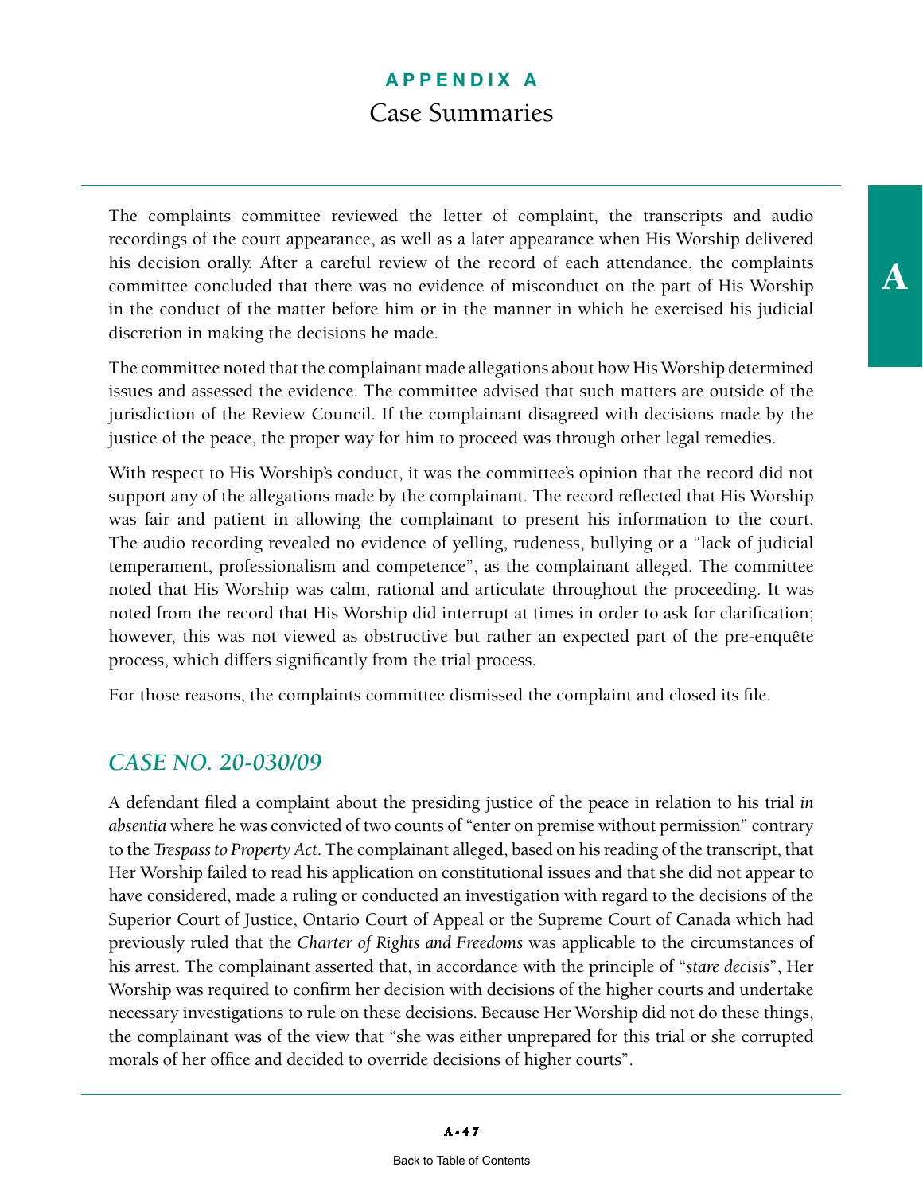The complaints committee reviewed the letter of complaint, the transcripts and audio recordings of the court appearance, as well as a later appearance when His Worship delivered his decision orally. After a careful review of the record of each attendance, the complaints committee concluded that there was no evidence of misconduct on the part of His Worship in the conduct of the matter before him or in the manner in which he exercised his judicial discretion in making the decisions he made.

The committee noted that the complainant made allegations about how His Worship determined issues and assessed the evidence. The committee advised that such matters are outside of the jurisdiction of the Review Council. If the complainant disagreed with decisions made by the justice of the peace, the proper way for him to proceed was through other legal remedies.

With respect to His Worship's conduct, it was the committee's opinion that the record did not support any of the allegations made by the complainant. The record reflected that His Worship was fair and patient in allowing the complainant to present his information to the court. The audio recording revealed no evidence of yelling, rudeness, bullying or a "lack of judicial temperament, professionalism and competence", as the complainant alleged. The committee noted that His Worship was calm, rational and articulate throughout the proceeding. It was noted from the record that His Worship did interrupt at times in order to ask for clarification; however, this was not viewed as obstructive but rather an expected part of the pre-enquête process, which differs significantly from the trial process.

For those reasons, the complaints committee dismissed the complaint and closed its file.

## *CASE NO. 20-030/09*

A defendant filed a complaint about the presiding justice of the peace in relation to his trial *in absentia* where he was convicted of two counts of "enter on premise without permission" contrary to the *Trespass to Property Act*. The complainant alleged, based on his reading of the transcript, that Her Worship failed to read his application on constitutional issues and that she did not appear to have considered, made a ruling or conducted an investigation with regard to the decisions of the Superior Court of Justice, Ontario Court of Appeal or the Supreme Court of Canada which had previously ruled that the *Charter of Rights and Freedoms* was applicable to the circumstances of his arrest. The complainant asserted that, in accordance with the principle of "*stare decisis*", Her Worship was required to confirm her decision with decisions of the higher courts and undertake necessary investigations to rule on these decisions. Because Her Worship did not do these things, the complainant was of the view that "she was either unprepared for this trial or she corrupted morals of her office and decided to override decisions of higher courts".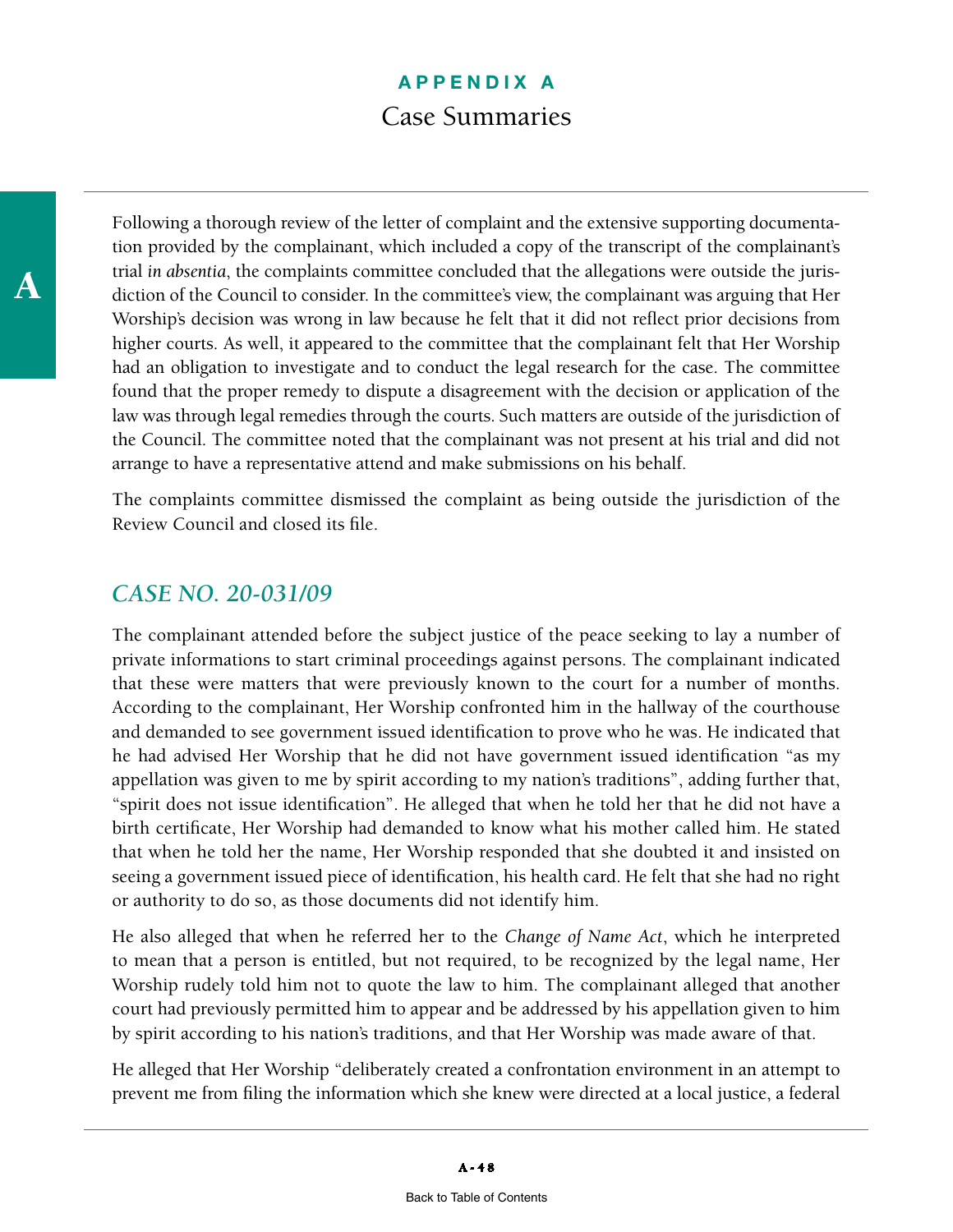Following a thorough review of the letter of complaint and the extensive supporting documentation provided by the complainant, which included a copy of the transcript of the complainant's trial *in absentia*, the complaints committee concluded that the allegations were outside the jurisdiction of the Council to consider. In the committee's view, the complainant was arguing that Her Worship's decision was wrong in law because he felt that it did not reflect prior decisions from higher courts. As well, it appeared to the committee that the complainant felt that Her Worship had an obligation to investigate and to conduct the legal research for the case. The committee found that the proper remedy to dispute a disagreement with the decision or application of the law was through legal remedies through the courts. Such matters are outside of the jurisdiction of the Council. The committee noted that the complainant was not present at his trial and did not arrange to have a representative attend and make submissions on his behalf.

The complaints committee dismissed the complaint as being outside the jurisdiction of the Review Council and closed its file.

## *CASE NO. 20-031/09*

The complainant attended before the subject justice of the peace seeking to lay a number of private informations to start criminal proceedings against persons. The complainant indicated that these were matters that were previously known to the court for a number of months. According to the complainant, Her Worship confronted him in the hallway of the courthouse and demanded to see government issued identification to prove who he was. He indicated that he had advised Her Worship that he did not have government issued identification "as my appellation was given to me by spirit according to my nation's traditions", adding further that, "spirit does not issue identification". He alleged that when he told her that he did not have a birth certificate, Her Worship had demanded to know what his mother called him. He stated that when he told her the name, Her Worship responded that she doubted it and insisted on seeing a government issued piece of identification, his health card. He felt that she had no right or authority to do so, as those documents did not identify him.

He also alleged that when he referred her to the *Change of Name Act*, which he interpreted to mean that a person is entitled, but not required, to be recognized by the legal name, Her Worship rudely told him not to quote the law to him. The complainant alleged that another court had previously permitted him to appear and be addressed by his appellation given to him by spirit according to his nation's traditions, and that Her Worship was made aware of that.

He alleged that Her Worship "deliberately created a confrontation environment in an attempt to prevent me from filing the information which she knew were directed at a local justice, a federal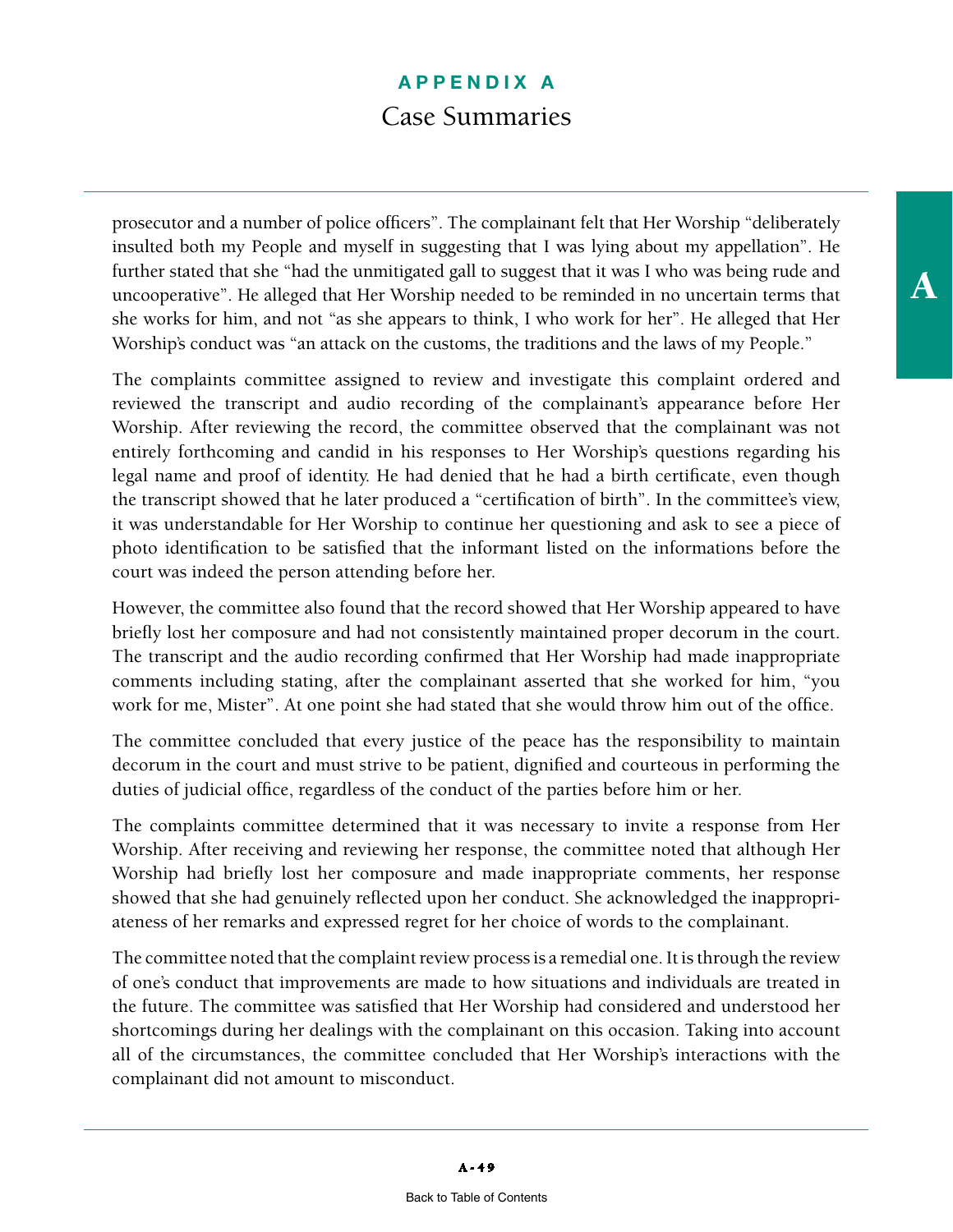prosecutor and a number of police officers". The complainant felt that Her Worship "deliberately insulted both my People and myself in suggesting that I was lying about my appellation". He further stated that she "had the unmitigated gall to suggest that it was I who was being rude and uncooperative". He alleged that Her Worship needed to be reminded in no uncertain terms that she works for him, and not "as she appears to think, I who work for her". He alleged that Her Worship's conduct was "an attack on the customs, the traditions and the laws of my People."

The complaints committee assigned to review and investigate this complaint ordered and reviewed the transcript and audio recording of the complainant's appearance before Her Worship. After reviewing the record, the committee observed that the complainant was not entirely forthcoming and candid in his responses to Her Worship's questions regarding his legal name and proof of identity. He had denied that he had a birth certificate, even though the transcript showed that he later produced a "certification of birth". In the committee's view, it was understandable for Her Worship to continue her questioning and ask to see a piece of photo identification to be satisfied that the informant listed on the informations before the court was indeed the person attending before her.

However, the committee also found that the record showed that Her Worship appeared to have briefly lost her composure and had not consistently maintained proper decorum in the court. The transcript and the audio recording confirmed that Her Worship had made inappropriate comments including stating, after the complainant asserted that she worked for him, "you work for me, Mister". At one point she had stated that she would throw him out of the office.

The committee concluded that every justice of the peace has the responsibility to maintain decorum in the court and must strive to be patient, dignified and courteous in performing the duties of judicial office, regardless of the conduct of the parties before him or her.

The complaints committee determined that it was necessary to invite a response from Her Worship. After receiving and reviewing her response, the committee noted that although Her Worship had briefly lost her composure and made inappropriate comments, her response showed that she had genuinely reflected upon her conduct. She acknowledged the inappropriateness of her remarks and expressed regret for her choice of words to the complainant.

The committee noted that the complaint review process is a remedial one. It is through the review of one's conduct that improvements are made to how situations and individuals are treated in the future. The committee was satisfied that Her Worship had considered and understood her shortcomings during her dealings with the complainant on this occasion. Taking into account all of the circumstances, the committee concluded that Her Worship's interactions with the complainant did not amount to misconduct.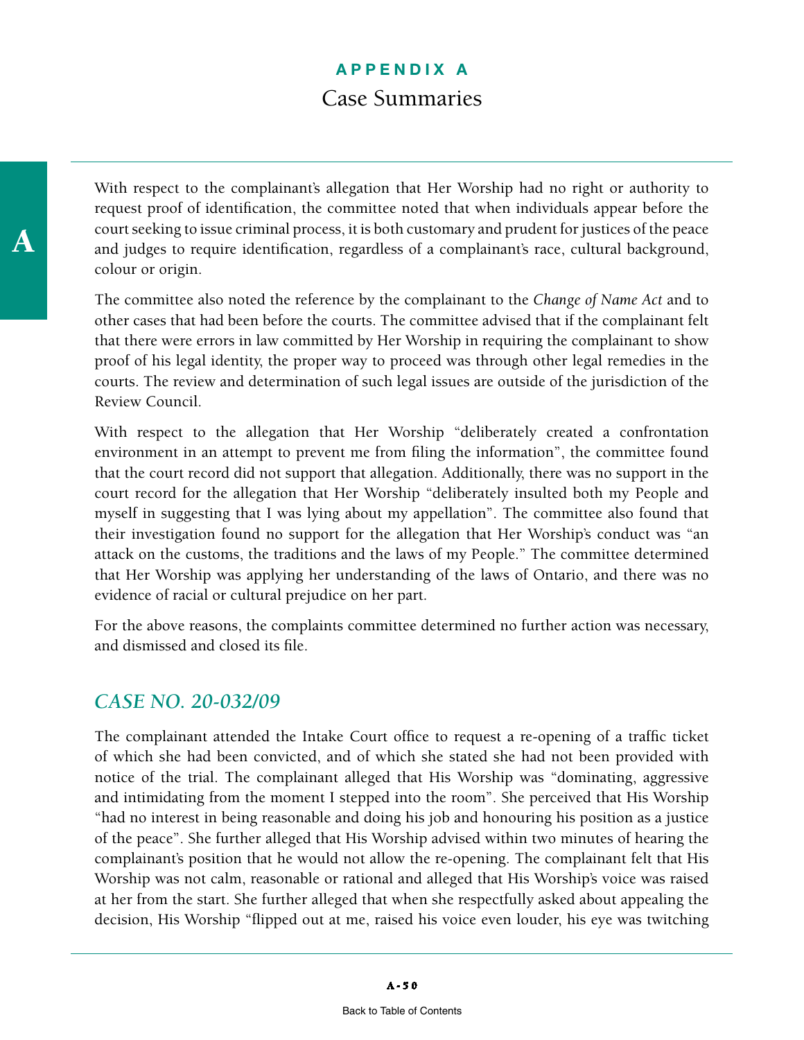With respect to the complainant's allegation that Her Worship had no right or authority to request proof of identification, the committee noted that when individuals appear before the court seeking to issue criminal process, it is both customary and prudent for justices of the peace and judges to require identification, regardless of a complainant's race, cultural background, colour or origin.

The committee also noted the reference by the complainant to the *Change of Name Act* and to other cases that had been before the courts. The committee advised that if the complainant felt that there were errors in law committed by Her Worship in requiring the complainant to show proof of his legal identity, the proper way to proceed was through other legal remedies in the courts. The review and determination of such legal issues are outside of the jurisdiction of the Review Council.

With respect to the allegation that Her Worship "deliberately created a confrontation environment in an attempt to prevent me from filing the information", the committee found that the court record did not support that allegation. Additionally, there was no support in the court record for the allegation that Her Worship "deliberately insulted both my People and myself in suggesting that I was lying about my appellation". The committee also found that their investigation found no support for the allegation that Her Worship's conduct was "an attack on the customs, the traditions and the laws of my People." The committee determined that Her Worship was applying her understanding of the laws of Ontario, and there was no evidence of racial or cultural prejudice on her part.

For the above reasons, the complaints committee determined no further action was necessary, and dismissed and closed its file.

## *CASE NO. 20-032/09*

The complainant attended the Intake Court office to request a re-opening of a traffic ticket of which she had been convicted, and of which she stated she had not been provided with notice of the trial. The complainant alleged that His Worship was "dominating, aggressive and intimidating from the moment I stepped into the room". She perceived that His Worship "had no interest in being reasonable and doing his job and honouring his position as a justice of the peace". She further alleged that His Worship advised within two minutes of hearing the complainant's position that he would not allow the re-opening. The complainant felt that His Worship was not calm, reasonable or rational and alleged that His Worship's voice was raised at her from the start. She further alleged that when she respectfully asked about appealing the decision, His Worship "flipped out at me, raised his voice even louder, his eye was twitching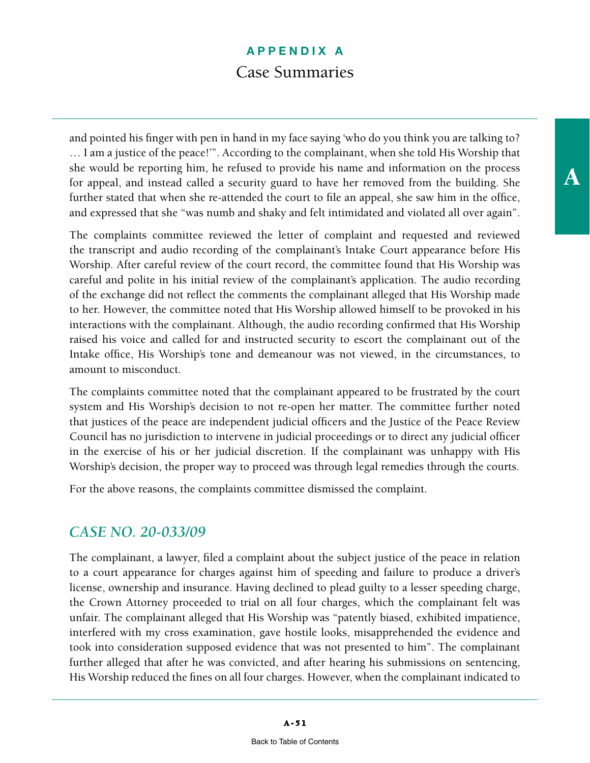and pointed his finger with pen in hand in my face saying 'who do you think you are talking to? … I am a justice of the peace!'". According to the complainant, when she told His Worship that she would be reporting him, he refused to provide his name and information on the process for appeal, and instead called a security guard to have her removed from the building. She further stated that when she re-attended the court to file an appeal, she saw him in the office, and expressed that she "was numb and shaky and felt intimidated and violated all over again".

The complaints committee reviewed the letter of complaint and requested and reviewed the transcript and audio recording of the complainant's Intake Court appearance before His Worship. After careful review of the court record, the committee found that His Worship was careful and polite in his initial review of the complainant's application. The audio recording of the exchange did not reflect the comments the complainant alleged that His Worship made to her. However, the committee noted that His Worship allowed himself to be provoked in his interactions with the complainant. Although, the audio recording confirmed that His Worship raised his voice and called for and instructed security to escort the complainant out of the Intake office, His Worship's tone and demeanour was not viewed, in the circumstances, to amount to misconduct.

The complaints committee noted that the complainant appeared to be frustrated by the court system and His Worship's decision to not re-open her matter. The committee further noted that justices of the peace are independent judicial officers and the Justice of the Peace Review Council has no jurisdiction to intervene in judicial proceedings or to direct any judicial officer in the exercise of his or her judicial discretion. If the complainant was unhappy with His Worship's decision, the proper way to proceed was through legal remedies through the courts.

For the above reasons, the complaints committee dismissed the complaint.

## *CASE NO. 20-033/09*

The complainant, a lawyer, filed a complaint about the subject justice of the peace in relation to a court appearance for charges against him of speeding and failure to produce a driver's license, ownership and insurance. Having declined to plead guilty to a lesser speeding charge, the Crown Attorney proceeded to trial on all four charges, which the complainant felt was unfair. The complainant alleged that His Worship was "patently biased, exhibited impatience, interfered with my cross examination, gave hostile looks, misapprehended the evidence and took into consideration supposed evidence that was not presented to him". The complainant further alleged that after he was convicted, and after hearing his submissions on sentencing, His Worship reduced the fines on all four charges. However, when the complainant indicated to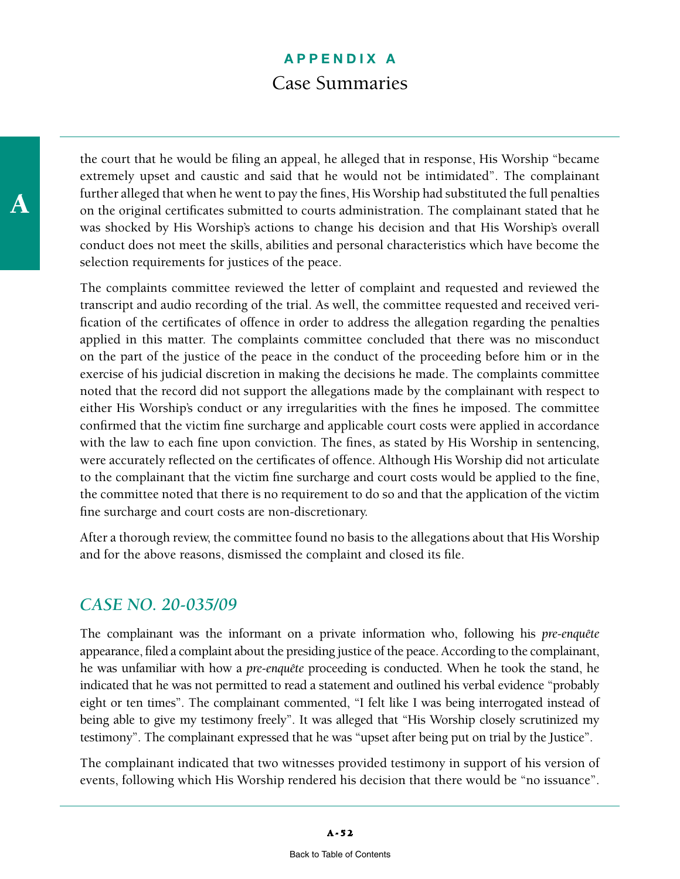the court that he would be filing an appeal, he alleged that in response, His Worship "became extremely upset and caustic and said that he would not be intimidated". The complainant further alleged that when he went to pay the fines, His Worship had substituted the full penalties on the original certificates submitted to courts administration. The complainant stated that he was shocked by His Worship's actions to change his decision and that His Worship's overall conduct does not meet the skills, abilities and personal characteristics which have become the selection requirements for justices of the peace.

The complaints committee reviewed the letter of complaint and requested and reviewed the transcript and audio recording of the trial. As well, the committee requested and received verification of the certificates of offence in order to address the allegation regarding the penalties applied in this matter. The complaints committee concluded that there was no misconduct on the part of the justice of the peace in the conduct of the proceeding before him or in the exercise of his judicial discretion in making the decisions he made. The complaints committee noted that the record did not support the allegations made by the complainant with respect to either His Worship's conduct or any irregularities with the fines he imposed. The committee confirmed that the victim fine surcharge and applicable court costs were applied in accordance with the law to each fine upon conviction. The fines, as stated by His Worship in sentencing, were accurately reflected on the certificates of offence. Although His Worship did not articulate to the complainant that the victim fine surcharge and court costs would be applied to the fine, the committee noted that there is no requirement to do so and that the application of the victim fine surcharge and court costs are non-discretionary.

After a thorough review, the committee found no basis to the allegations about that His Worship and for the above reasons, dismissed the complaint and closed its file.

## *CASE NO. 20-035/09*

The complainant was the informant on a private information who, following his *pre-enquête* appearance, filed a complaint about the presiding justice of the peace. According to the complainant, he was unfamiliar with how a *pre-enquête* proceeding is conducted. When he took the stand, he indicated that he was not permitted to read a statement and outlined his verbal evidence "probably eight or ten times". The complainant commented, "I felt like I was being interrogated instead of being able to give my testimony freely". It was alleged that "His Worship closely scrutinized my testimony". The complainant expressed that he was "upset after being put on trial by the Justice".

The complainant indicated that two witnesses provided testimony in support of his version of events, following which His Worship rendered his decision that there would be "no issuance".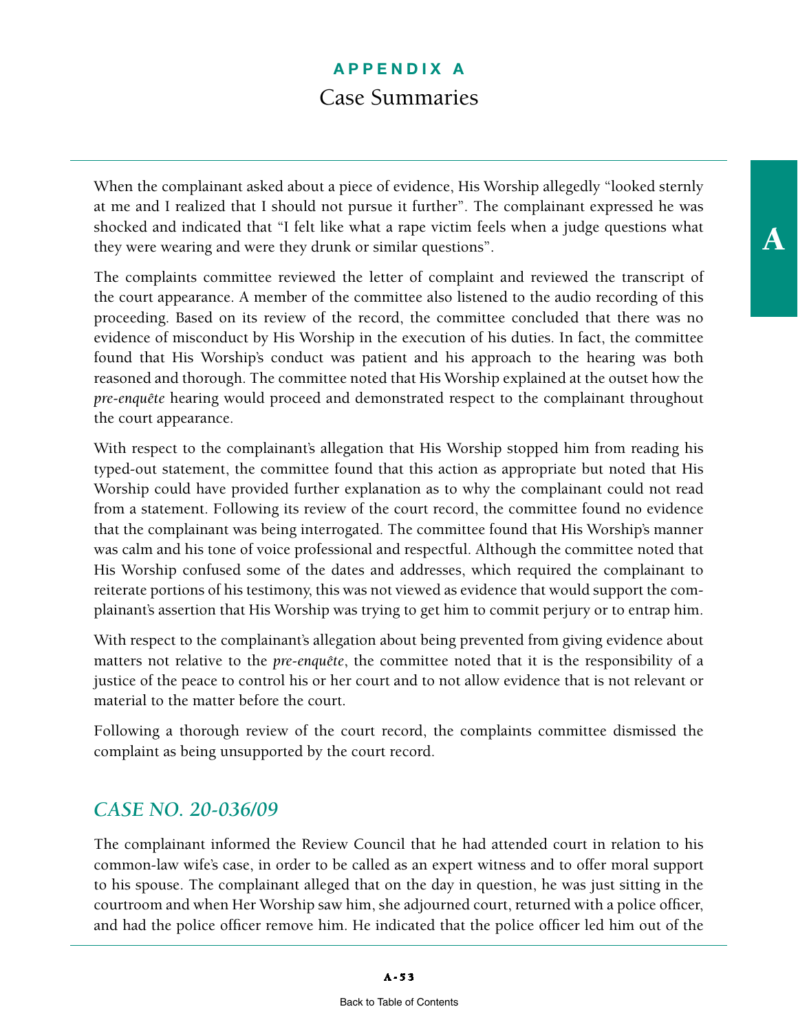When the complainant asked about a piece of evidence, His Worship allegedly "looked sternly at me and I realized that I should not pursue it further". The complainant expressed he was shocked and indicated that "I felt like what a rape victim feels when a judge questions what they were wearing and were they drunk or similar questions".

The complaints committee reviewed the letter of complaint and reviewed the transcript of the court appearance. A member of the committee also listened to the audio recording of this proceeding. Based on its review of the record, the committee concluded that there was no evidence of misconduct by His Worship in the execution of his duties. In fact, the committee found that His Worship's conduct was patient and his approach to the hearing was both reasoned and thorough. The committee noted that His Worship explained at the outset how the *pre-enquête* hearing would proceed and demonstrated respect to the complainant throughout the court appearance.

With respect to the complainant's allegation that His Worship stopped him from reading his typed-out statement, the committee found that this action as appropriate but noted that His Worship could have provided further explanation as to why the complainant could not read from a statement. Following its review of the court record, the committee found no evidence that the complainant was being interrogated. The committee found that His Worship's manner was calm and his tone of voice professional and respectful. Although the committee noted that His Worship confused some of the dates and addresses, which required the complainant to reiterate portions of his testimony, this was not viewed as evidence that would support the complainant's assertion that His Worship was trying to get him to commit perjury or to entrap him.

With respect to the complainant's allegation about being prevented from giving evidence about matters not relative to the *pre-enquête*, the committee noted that it is the responsibility of a justice of the peace to control his or her court and to not allow evidence that is not relevant or material to the matter before the court.

Following a thorough review of the court record, the complaints committee dismissed the complaint as being unsupported by the court record.

## *CASE NO. 20-036/09*

The complainant informed the Review Council that he had attended court in relation to his common-law wife's case, in order to be called as an expert witness and to offer moral support to his spouse. The complainant alleged that on the day in question, he was just sitting in the courtroom and when Her Worship saw him, she adjourned court, returned with a police officer, and had the police officer remove him. He indicated that the police officer led him out of the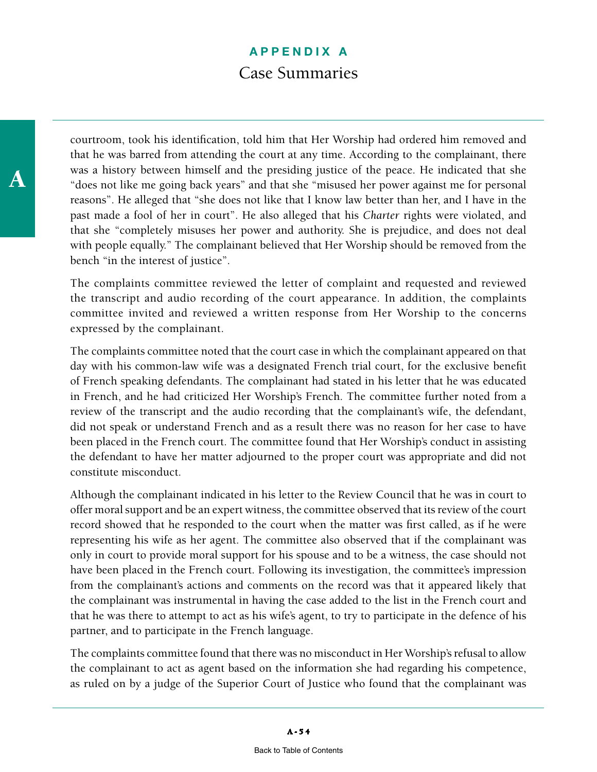courtroom, took his identification, told him that Her Worship had ordered him removed and that he was barred from attending the court at any time. According to the complainant, there was a history between himself and the presiding justice of the peace. He indicated that she "does not like me going back years" and that she "misused her power against me for personal reasons". He alleged that "she does not like that I know law better than her, and I have in the past made a fool of her in court". He also alleged that his *Charter* rights were violated, and that she "completely misuses her power and authority. She is prejudice, and does not deal with people equally." The complainant believed that Her Worship should be removed from the bench "in the interest of justice".

The complaints committee reviewed the letter of complaint and requested and reviewed the transcript and audio recording of the court appearance. In addition, the complaints committee invited and reviewed a written response from Her Worship to the concerns expressed by the complainant.

The complaints committee noted that the court case in which the complainant appeared on that day with his common-law wife was a designated French trial court, for the exclusive benefit of French speaking defendants. The complainant had stated in his letter that he was educated in French, and he had criticized Her Worship's French. The committee further noted from a review of the transcript and the audio recording that the complainant's wife, the defendant, did not speak or understand French and as a result there was no reason for her case to have been placed in the French court. The committee found that Her Worship's conduct in assisting the defendant to have her matter adjourned to the proper court was appropriate and did not constitute misconduct.

Although the complainant indicated in his letter to the Review Council that he was in court to offer moral support and be an expert witness, the committee observed that its review of the court record showed that he responded to the court when the matter was first called, as if he were representing his wife as her agent. The committee also observed that if the complainant was only in court to provide moral support for his spouse and to be a witness, the case should not have been placed in the French court. Following its investigation, the committee's impression from the complainant's actions and comments on the record was that it appeared likely that the complainant was instrumental in having the case added to the list in the French court and that he was there to attempt to act as his wife's agent, to try to participate in the defence of his partner, and to participate in the French language.

The complaints committee found that there was no misconduct in Her Worship's refusal to allow the complainant to act as agent based on the information she had regarding his competence, as ruled on by a judge of the Superior Court of Justice who found that the complainant was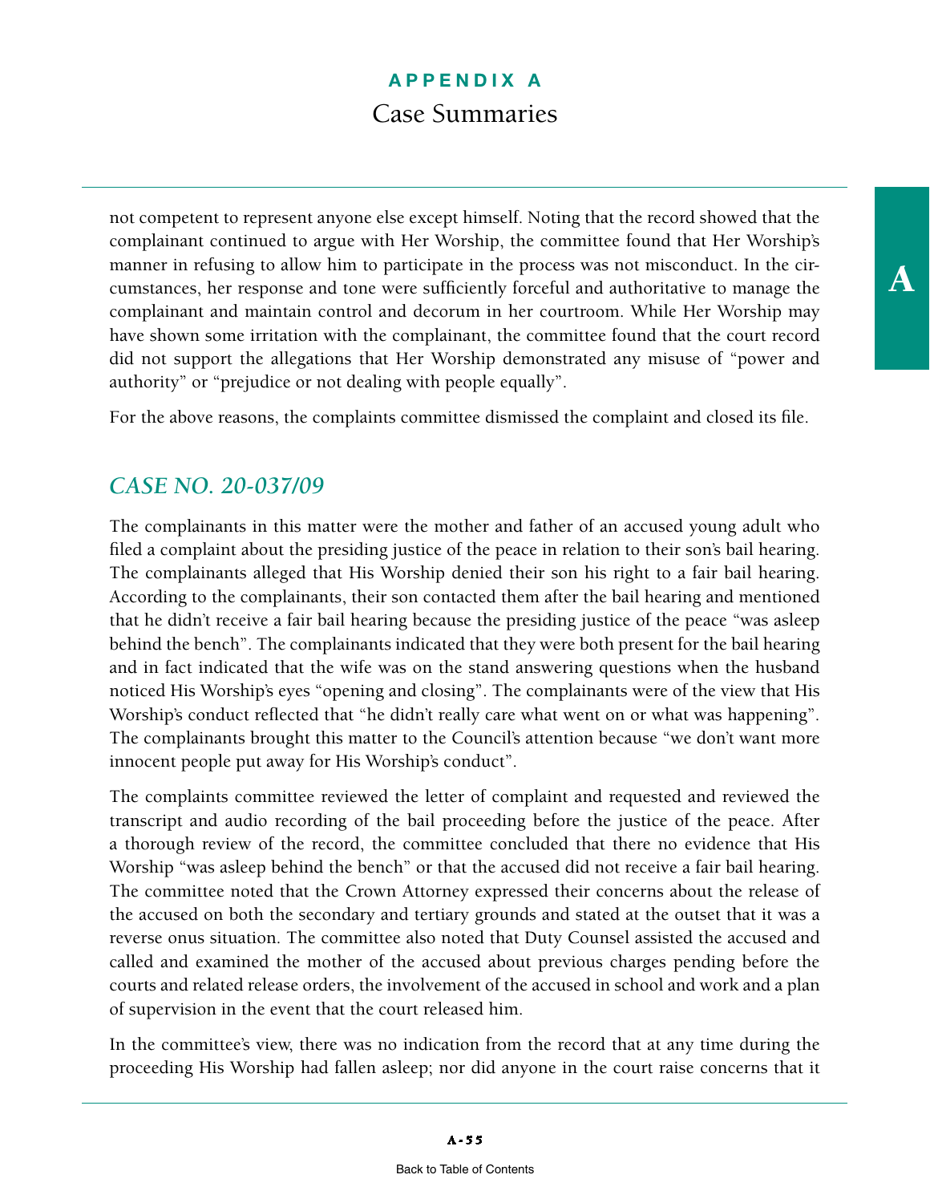not competent to represent anyone else except himself. Noting that the record showed that the complainant continued to argue with Her Worship, the committee found that Her Worship's manner in refusing to allow him to participate in the process was not misconduct. In the circumstances, her response and tone were sufficiently forceful and authoritative to manage the complainant and maintain control and decorum in her courtroom. While Her Worship may have shown some irritation with the complainant, the committee found that the court record did not support the allegations that Her Worship demonstrated any misuse of "power and authority" or "prejudice or not dealing with people equally".

For the above reasons, the complaints committee dismissed the complaint and closed its file.

## *CASE NO. 20-037/09*

The complainants in this matter were the mother and father of an accused young adult who filed a complaint about the presiding justice of the peace in relation to their son's bail hearing. The complainants alleged that His Worship denied their son his right to a fair bail hearing. According to the complainants, their son contacted them after the bail hearing and mentioned that he didn't receive a fair bail hearing because the presiding justice of the peace "was asleep behind the bench". The complainants indicated that they were both present for the bail hearing and in fact indicated that the wife was on the stand answering questions when the husband noticed His Worship's eyes "opening and closing". The complainants were of the view that His Worship's conduct reflected that "he didn't really care what went on or what was happening". The complainants brought this matter to the Council's attention because "we don't want more innocent people put away for His Worship's conduct".

The complaints committee reviewed the letter of complaint and requested and reviewed the transcript and audio recording of the bail proceeding before the justice of the peace. After a thorough review of the record, the committee concluded that there no evidence that His Worship "was asleep behind the bench" or that the accused did not receive a fair bail hearing. The committee noted that the Crown Attorney expressed their concerns about the release of the accused on both the secondary and tertiary grounds and stated at the outset that it was a reverse onus situation. The committee also noted that Duty Counsel assisted the accused and called and examined the mother of the accused about previous charges pending before the courts and related release orders, the involvement of the accused in school and work and a plan of supervision in the event that the court released him.

In the committee's view, there was no indication from the record that at any time during the proceeding His Worship had fallen asleep; nor did anyone in the court raise concerns that it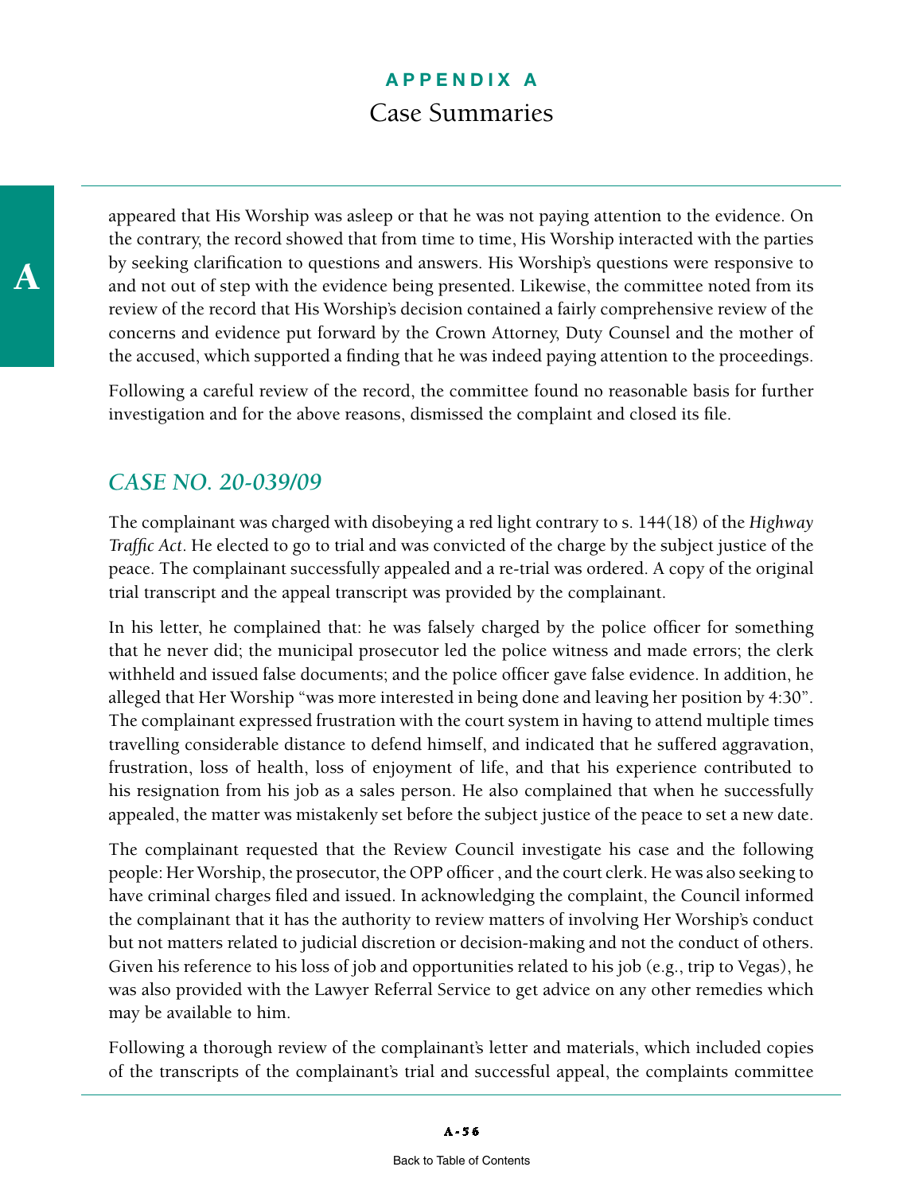appeared that His Worship was asleep or that he was not paying attention to the evidence. On the contrary, the record showed that from time to time, His Worship interacted with the parties by seeking clarification to questions and answers. His Worship's questions were responsive to and not out of step with the evidence being presented. Likewise, the committee noted from its review of the record that His Worship's decision contained a fairly comprehensive review of the concerns and evidence put forward by the Crown Attorney, Duty Counsel and the mother of the accused, which supported a finding that he was indeed paying attention to the proceedings.

Following a careful review of the record, the committee found no reasonable basis for further investigation and for the above reasons, dismissed the complaint and closed its file.

## *CASE NO. 20-039/09*

The complainant was charged with disobeying a red light contrary to s. 144(18) of the *Highway Traffic Act*. He elected to go to trial and was convicted of the charge by the subject justice of the peace. The complainant successfully appealed and a re-trial was ordered. A copy of the original trial transcript and the appeal transcript was provided by the complainant.

In his letter, he complained that: he was falsely charged by the police officer for something that he never did; the municipal prosecutor led the police witness and made errors; the clerk withheld and issued false documents; and the police officer gave false evidence. In addition, he alleged that Her Worship "was more interested in being done and leaving her position by 4:30". The complainant expressed frustration with the court system in having to attend multiple times travelling considerable distance to defend himself, and indicated that he suffered aggravation, frustration, loss of health, loss of enjoyment of life, and that his experience contributed to his resignation from his job as a sales person. He also complained that when he successfully appealed, the matter was mistakenly set before the subject justice of the peace to set a new date.

The complainant requested that the Review Council investigate his case and the following people: Her Worship, the prosecutor, the OPP officer , and the court clerk. He was also seeking to have criminal charges filed and issued. In acknowledging the complaint, the Council informed the complainant that it has the authority to review matters of involving Her Worship's conduct but not matters related to judicial discretion or decision-making and not the conduct of others. Given his reference to his loss of job and opportunities related to his job (e.g., trip to Vegas), he was also provided with the Lawyer Referral Service to get advice on any other remedies which may be available to him.

Following a thorough review of the complainant's letter and materials, which included copies of the transcripts of the complainant's trial and successful appeal, the complaints committee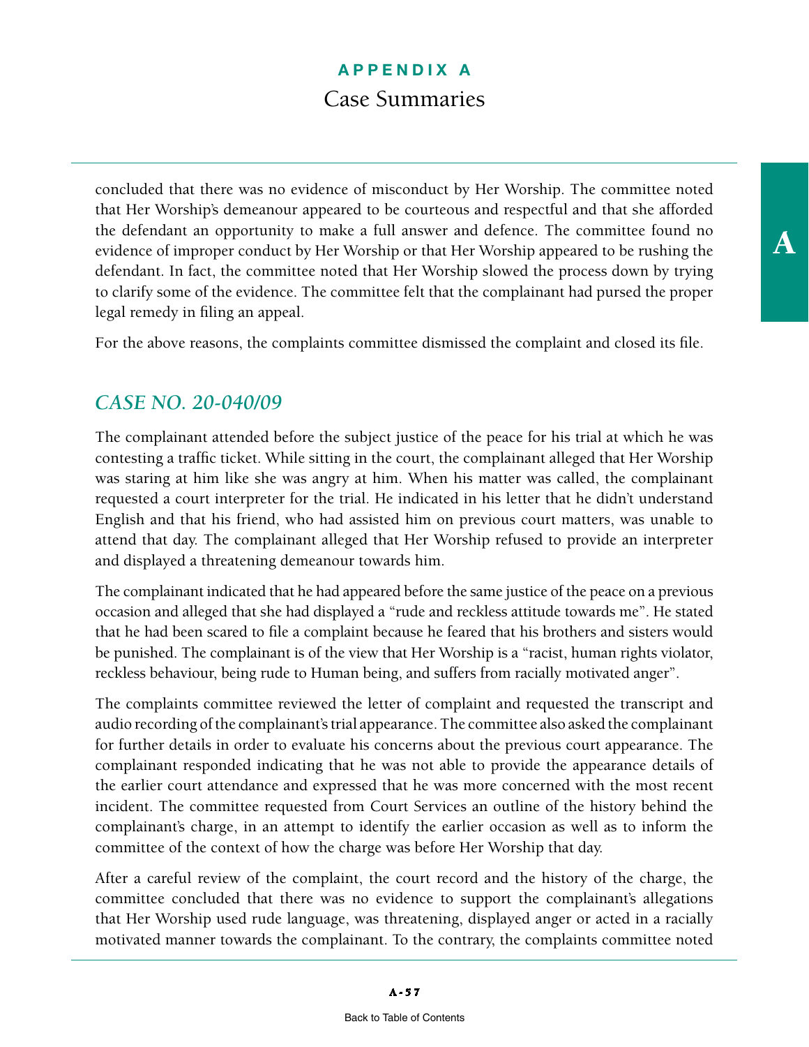concluded that there was no evidence of misconduct by Her Worship. The committee noted that Her Worship's demeanour appeared to be courteous and respectful and that she afforded the defendant an opportunity to make a full answer and defence. The committee found no evidence of improper conduct by Her Worship or that Her Worship appeared to be rushing the defendant. In fact, the committee noted that Her Worship slowed the process down by trying to clarify some of the evidence. The committee felt that the complainant had pursed the proper legal remedy in filing an appeal.

For the above reasons, the complaints committee dismissed the complaint and closed its file.

## *CASE NO. 20-040/09*

The complainant attended before the subject justice of the peace for his trial at which he was contesting a traffic ticket. While sitting in the court, the complainant alleged that Her Worship was staring at him like she was angry at him. When his matter was called, the complainant requested a court interpreter for the trial. He indicated in his letter that he didn't understand English and that his friend, who had assisted him on previous court matters, was unable to attend that day. The complainant alleged that Her Worship refused to provide an interpreter and displayed a threatening demeanour towards him.

The complainant indicated that he had appeared before the same justice of the peace on a previous occasion and alleged that she had displayed a "rude and reckless attitude towards me". He stated that he had been scared to file a complaint because he feared that his brothers and sisters would be punished. The complainant is of the view that Her Worship is a "racist, human rights violator, reckless behaviour, being rude to Human being, and suffers from racially motivated anger".

The complaints committee reviewed the letter of complaint and requested the transcript and audio recording of the complainant's trial appearance. The committee also asked the complainant for further details in order to evaluate his concerns about the previous court appearance. The complainant responded indicating that he was not able to provide the appearance details of the earlier court attendance and expressed that he was more concerned with the most recent incident. The committee requested from Court Services an outline of the history behind the complainant's charge, in an attempt to identify the earlier occasion as well as to inform the committee of the context of how the charge was before Her Worship that day.

After a careful review of the complaint, the court record and the history of the charge, the committee concluded that there was no evidence to support the complainant's allegations that Her Worship used rude language, was threatening, displayed anger or acted in a racially motivated manner towards the complainant. To the contrary, the complaints committee noted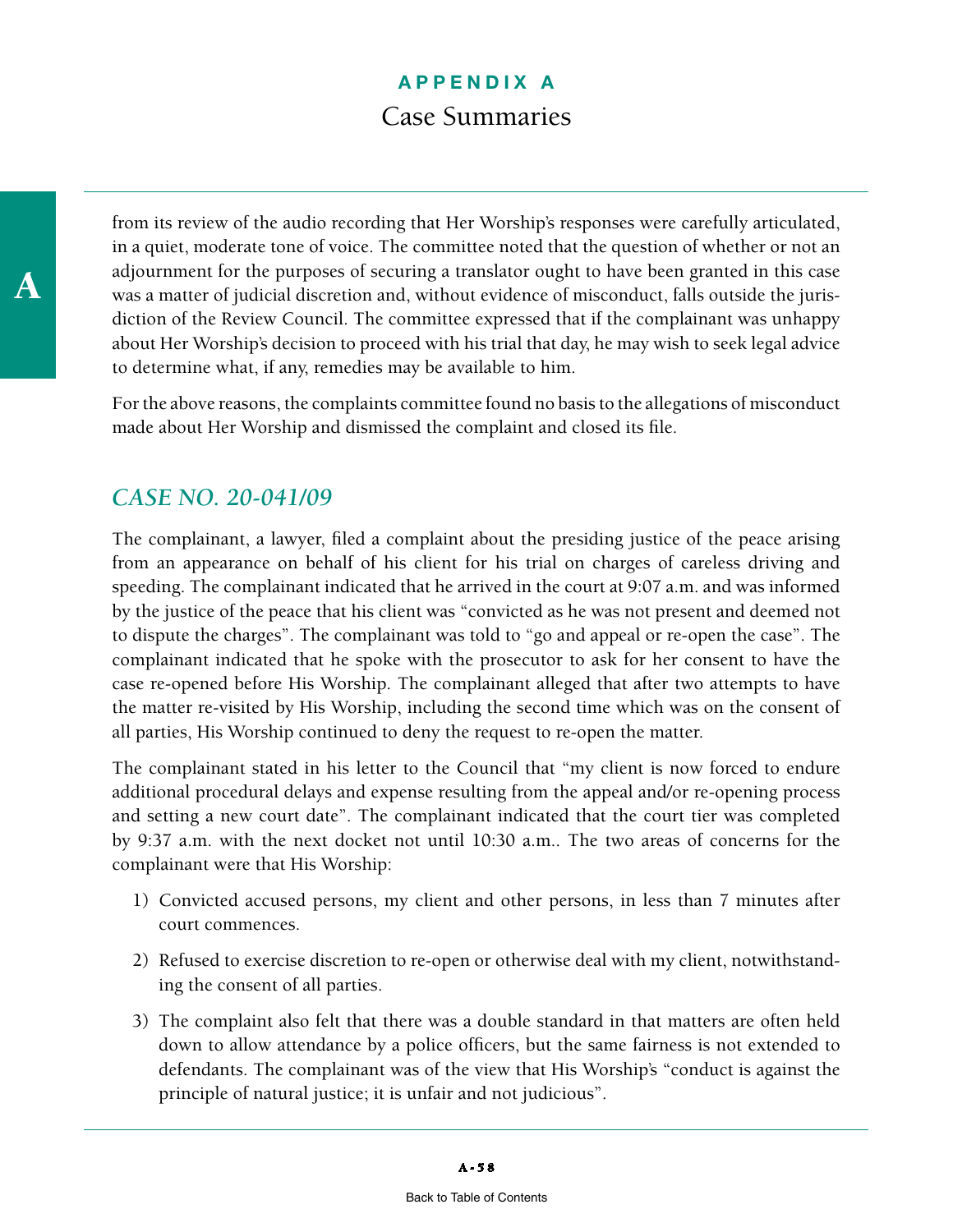from its review of the audio recording that Her Worship's responses were carefully articulated, in a quiet, moderate tone of voice. The committee noted that the question of whether or not an adjournment for the purposes of securing a translator ought to have been granted in this case was a matter of judicial discretion and, without evidence of misconduct, falls outside the jurisdiction of the Review Council. The committee expressed that if the complainant was unhappy about Her Worship's decision to proceed with his trial that day, he may wish to seek legal advice to determine what, if any, remedies may be available to him.

For the above reasons, the complaints committee found no basis to the allegations of misconduct made about Her Worship and dismissed the complaint and closed its file.

## *CASE NO. 20-041/09*

The complainant, a lawyer, filed a complaint about the presiding justice of the peace arising from an appearance on behalf of his client for his trial on charges of careless driving and speeding. The complainant indicated that he arrived in the court at 9:07 a.m. and was informed by the justice of the peace that his client was "convicted as he was not present and deemed not to dispute the charges". The complainant was told to "go and appeal or re-open the case". The complainant indicated that he spoke with the prosecutor to ask for her consent to have the case re-opened before His Worship. The complainant alleged that after two attempts to have the matter re-visited by His Worship, including the second time which was on the consent of all parties, His Worship continued to deny the request to re-open the matter.

The complainant stated in his letter to the Council that "my client is now forced to endure additional procedural delays and expense resulting from the appeal and/or re-opening process and setting a new court date". The complainant indicated that the court tier was completed by 9:37 a.m. with the next docket not until 10:30 a.m.. The two areas of concerns for the complainant were that His Worship:

1) Convicted accused persons, my client and other persons, in less than 7 minutes after court commences.
2) Refused to exercise discretion to re-open or otherwise deal with my client, notwithstanding the consent of all parties.
3) The complaint also felt that there was a double standard in that matters are often held down to allow attendance by a police officers, but the same fairness is not extended to defendants. The complainant was of the view that His Worship's "conduct is against the principle of natural justice; it is unfair and not judicious".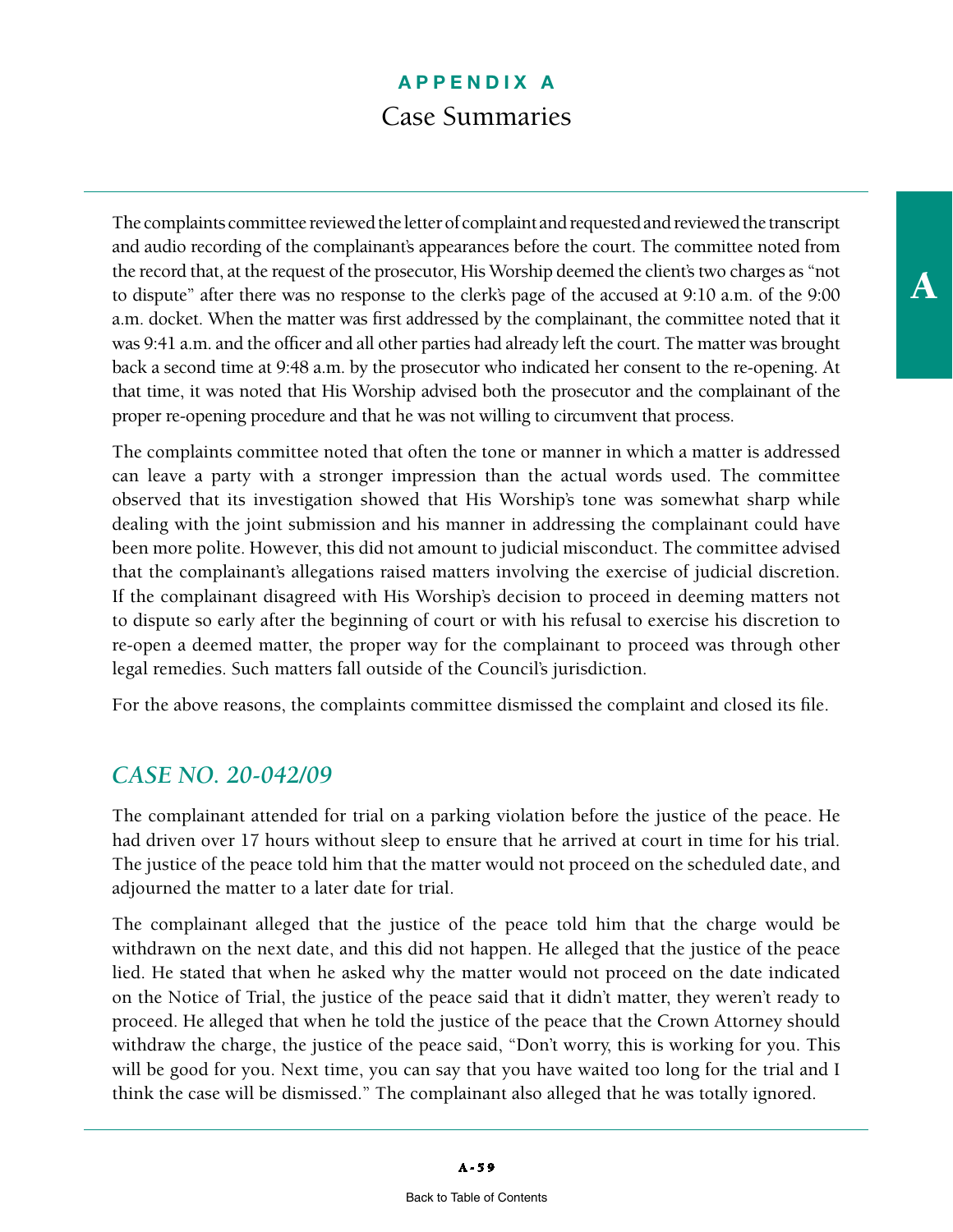The complaints committee reviewed the letter of complaint and requested and reviewed the transcript and audio recording of the complainant's appearances before the court. The committee noted from the record that, at the request of the prosecutor, His Worship deemed the client's two charges as "not to dispute" after there was no response to the clerk's page of the accused at 9:10 a.m. of the 9:00 a.m. docket. When the matter was first addressed by the complainant, the committee noted that it was 9:41 a.m. and the officer and all other parties had already left the court. The matter was brought back a second time at 9:48 a.m. by the prosecutor who indicated her consent to the re-opening. At that time, it was noted that His Worship advised both the prosecutor and the complainant of the proper re-opening procedure and that he was not willing to circumvent that process.

The complaints committee noted that often the tone or manner in which a matter is addressed can leave a party with a stronger impression than the actual words used. The committee observed that its investigation showed that His Worship's tone was somewhat sharp while dealing with the joint submission and his manner in addressing the complainant could have been more polite. However, this did not amount to judicial misconduct. The committee advised that the complainant's allegations raised matters involving the exercise of judicial discretion. If the complainant disagreed with His Worship's decision to proceed in deeming matters not to dispute so early after the beginning of court or with his refusal to exercise his discretion to re-open a deemed matter, the proper way for the complainant to proceed was through other legal remedies. Such matters fall outside of the Council's jurisdiction.

For the above reasons, the complaints committee dismissed the complaint and closed its file.

## *CASE NO. 20-042/09*

The complainant attended for trial on a parking violation before the justice of the peace. He had driven over 17 hours without sleep to ensure that he arrived at court in time for his trial. The justice of the peace told him that the matter would not proceed on the scheduled date, and adjourned the matter to a later date for trial.

The complainant alleged that the justice of the peace told him that the charge would be withdrawn on the next date, and this did not happen. He alleged that the justice of the peace lied. He stated that when he asked why the matter would not proceed on the date indicated on the Notice of Trial, the justice of the peace said that it didn't matter, they weren't ready to proceed. He alleged that when he told the justice of the peace that the Crown Attorney should withdraw the charge, the justice of the peace said, "Don't worry, this is working for you. This will be good for you. Next time, you can say that you have waited too long for the trial and I think the case will be dismissed." The complainant also alleged that he was totally ignored.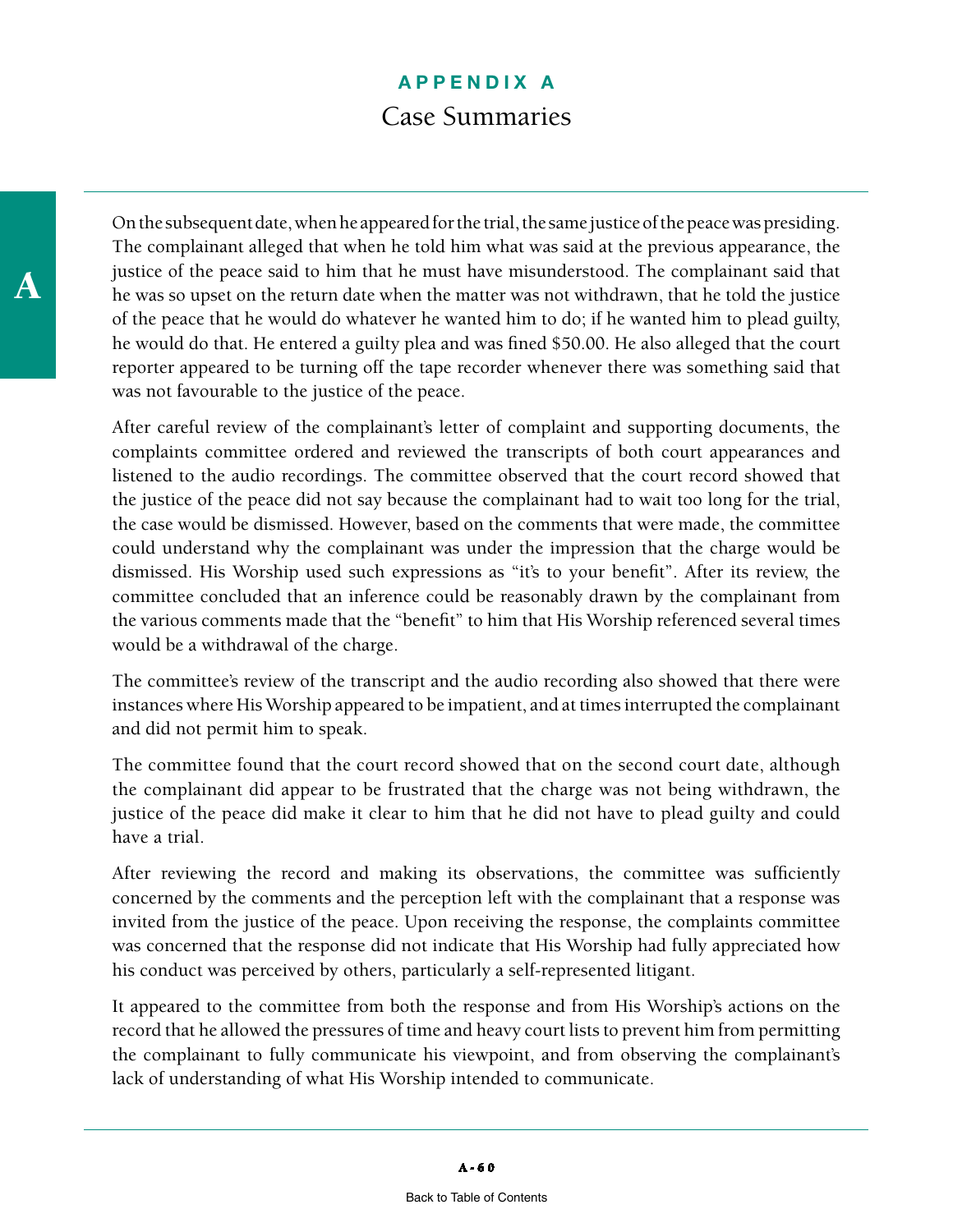On the subsequent date, when he appeared for the trial, the same justice of the peace was presiding. The complainant alleged that when he told him what was said at the previous appearance, the justice of the peace said to him that he must have misunderstood. The complainant said that he was so upset on the return date when the matter was not withdrawn, that he told the justice of the peace that he would do whatever he wanted him to do; if he wanted him to plead guilty, he would do that. He entered a guilty plea and was fined $50.00. He also alleged that the court reporter appeared to be turning off the tape recorder whenever there was something said that was not favourable to the justice of the peace.

After careful review of the complainant's letter of complaint and supporting documents, the complaints committee ordered and reviewed the transcripts of both court appearances and listened to the audio recordings. The committee observed that the court record showed that the justice of the peace did not say because the complainant had to wait too long for the trial, the case would be dismissed. However, based on the comments that were made, the committee could understand why the complainant was under the impression that the charge would be dismissed. His Worship used such expressions as "it's to your benefit". After its review, the committee concluded that an inference could be reasonably drawn by the complainant from the various comments made that the "benefit" to him that His Worship referenced several times would be a withdrawal of the charge.

The committee's review of the transcript and the audio recording also showed that there were instances where His Worship appeared to be impatient, and at times interrupted the complainant and did not permit him to speak.

The committee found that the court record showed that on the second court date, although the complainant did appear to be frustrated that the charge was not being withdrawn, the justice of the peace did make it clear to him that he did not have to plead guilty and could have a trial.

After reviewing the record and making its observations, the committee was sufficiently concerned by the comments and the perception left with the complainant that a response was invited from the justice of the peace. Upon receiving the response, the complaints committee was concerned that the response did not indicate that His Worship had fully appreciated how his conduct was perceived by others, particularly a self-represented litigant.

It appeared to the committee from both the response and from His Worship's actions on the record that he allowed the pressures of time and heavy court lists to prevent him from permitting the complainant to fully communicate his viewpoint, and from observing the complainant's lack of understanding of what His Worship intended to communicate.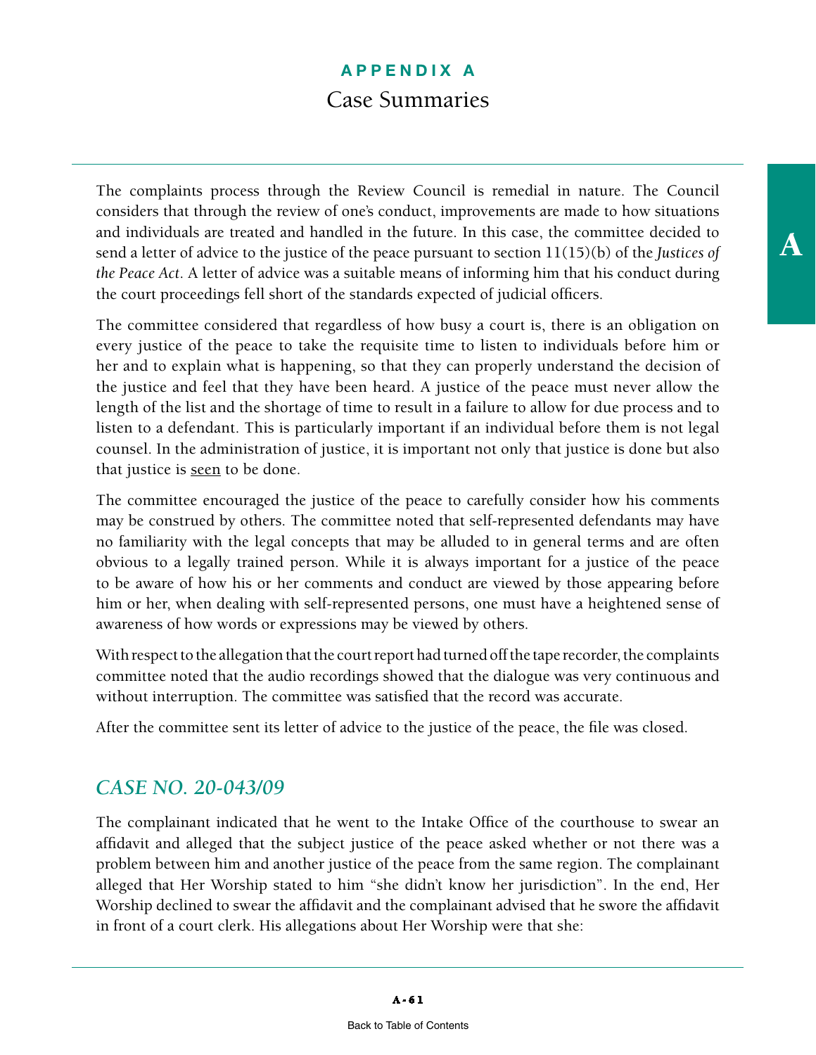# APPENDIX A
## Case Summaries

The complaints process through the Review Council is remedial in nature. The Council considers that through the review of one's conduct, improvements are made to how situations and individuals are treated and handled in the future. In this case, the committee decided to send a letter of advice to the justice of the peace pursuant to section 11(15)(b) of the *Justices of the Peace Act*. A letter of advice was a suitable means of informing him that his conduct during the court proceedings fell short of the standards expected of judicial officers.

The committee considered that regardless of how busy a court is, there is an obligation on every justice of the peace to take the requisite time to listen to individuals before him or her and to explain what is happening, so that they can properly understand the decision of the justice and feel that they have been heard. A justice of the peace must never allow the length of the list and the shortage of time to result in a failure to allow for due process and to listen to a defendant. This is particularly important if an individual before them is not legal counsel. In the administration of justice, it is important not only that justice is done but also that justice is <u>seen</u> to be done.

The committee encouraged the justice of the peace to carefully consider how his comments may be construed by others. The committee noted that self-represented defendants may have no familiarity with the legal concepts that may be alluded to in general terms and are often obvious to a legally trained person. While it is always important for a justice of the peace to be aware of how his or her comments and conduct are viewed by those appearing before him or her, when dealing with self-represented persons, one must have a heightened sense of awareness of how words or expressions may be viewed by others.

With respect to the allegation that the court report had turned off the tape recorder, the complaints committee noted that the audio recordings showed that the dialogue was very continuous and without interruption. The committee was satisfied that the record was accurate.

After the committee sent its letter of advice to the justice of the peace, the file was closed.

## *CASE NO. 20-043/09*

The complainant indicated that he went to the Intake Office of the courthouse to swear an affidavit and alleged that the subject justice of the peace asked whether or not there was a problem between him and another justice of the peace from the same region. The complainant alleged that Her Worship stated to him "she didn't know her jurisdiction". In the end, Her Worship declined to swear the affidavit and the complainant advised that he swore the affidavit in front of a court clerk. His allegations about Her Worship were that she: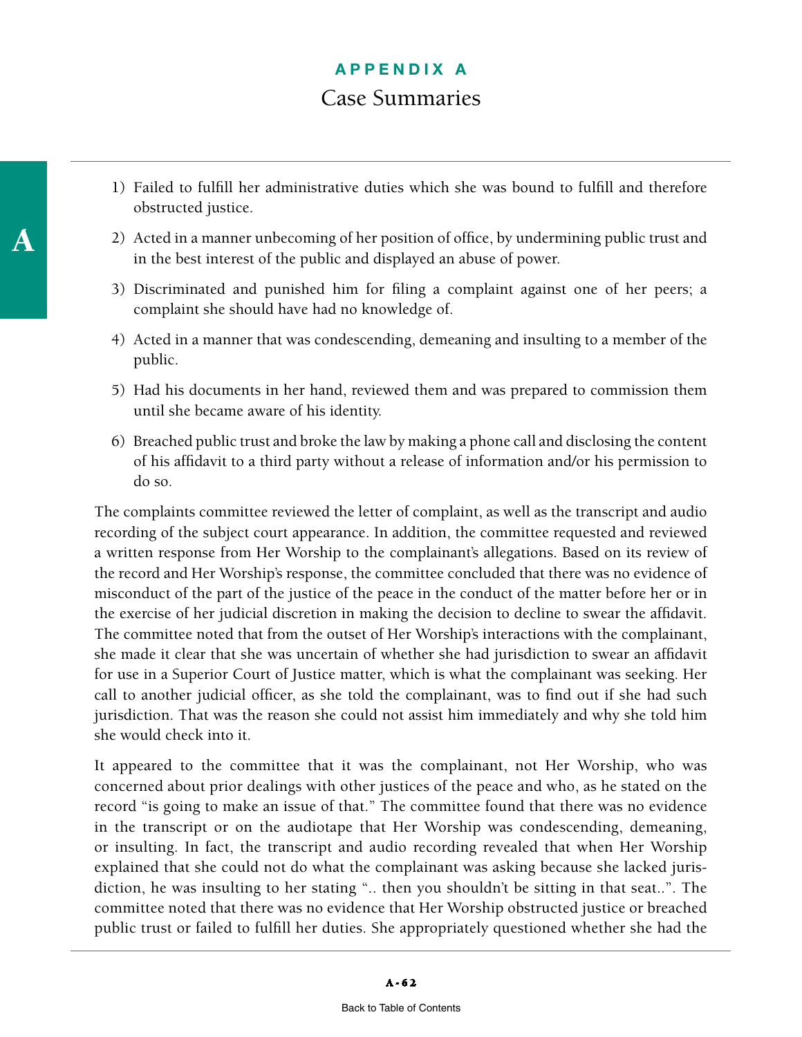1) Failed to fulfill her administrative duties which she was bound to fulfill and therefore obstructed justice.

2) Acted in a manner unbecoming of her position of office, by undermining public trust and in the best interest of the public and displayed an abuse of power.

3) Discriminated and punished him for filing a complaint against one of her peers; a complaint she should have had no knowledge of.

4) Acted in a manner that was condescending, demeaning and insulting to a member of the public.

5) Had his documents in her hand, reviewed them and was prepared to commission them until she became aware of his identity.

6) Breached public trust and broke the law by making a phone call and disclosing the content of his affidavit to a third party without a release of information and/or his permission to do so.

The complaints committee reviewed the letter of complaint, as well as the transcript and audio recording of the subject court appearance. In addition, the committee requested and reviewed a written response from Her Worship to the complainant's allegations. Based on its review of the record and Her Worship's response, the committee concluded that there was no evidence of misconduct of the part of the justice of the peace in the conduct of the matter before her or in the exercise of her judicial discretion in making the decision to decline to swear the affidavit. The committee noted that from the outset of Her Worship's interactions with the complainant, she made it clear that she was uncertain of whether she had jurisdiction to swear an affidavit for use in a Superior Court of Justice matter, which is what the complainant was seeking. Her call to another judicial officer, as she told the complainant, was to find out if she had such jurisdiction. That was the reason she could not assist him immediately and why she told him she would check into it.

It appeared to the committee that it was the complainant, not Her Worship, who was concerned about prior dealings with other justices of the peace and who, as he stated on the record "is going to make an issue of that." The committee found that there was no evidence in the transcript or on the audiotape that Her Worship was condescending, demeaning, or insulting. In fact, the transcript and audio recording revealed that when Her Worship explained that she could not do what the complainant was asking because she lacked jurisdiction, he was insulting to her stating ".. then you shouldn't be sitting in that seat..". The committee noted that there was no evidence that Her Worship obstructed justice or breached public trust or failed to fulfill her duties. She appropriately questioned whether she had the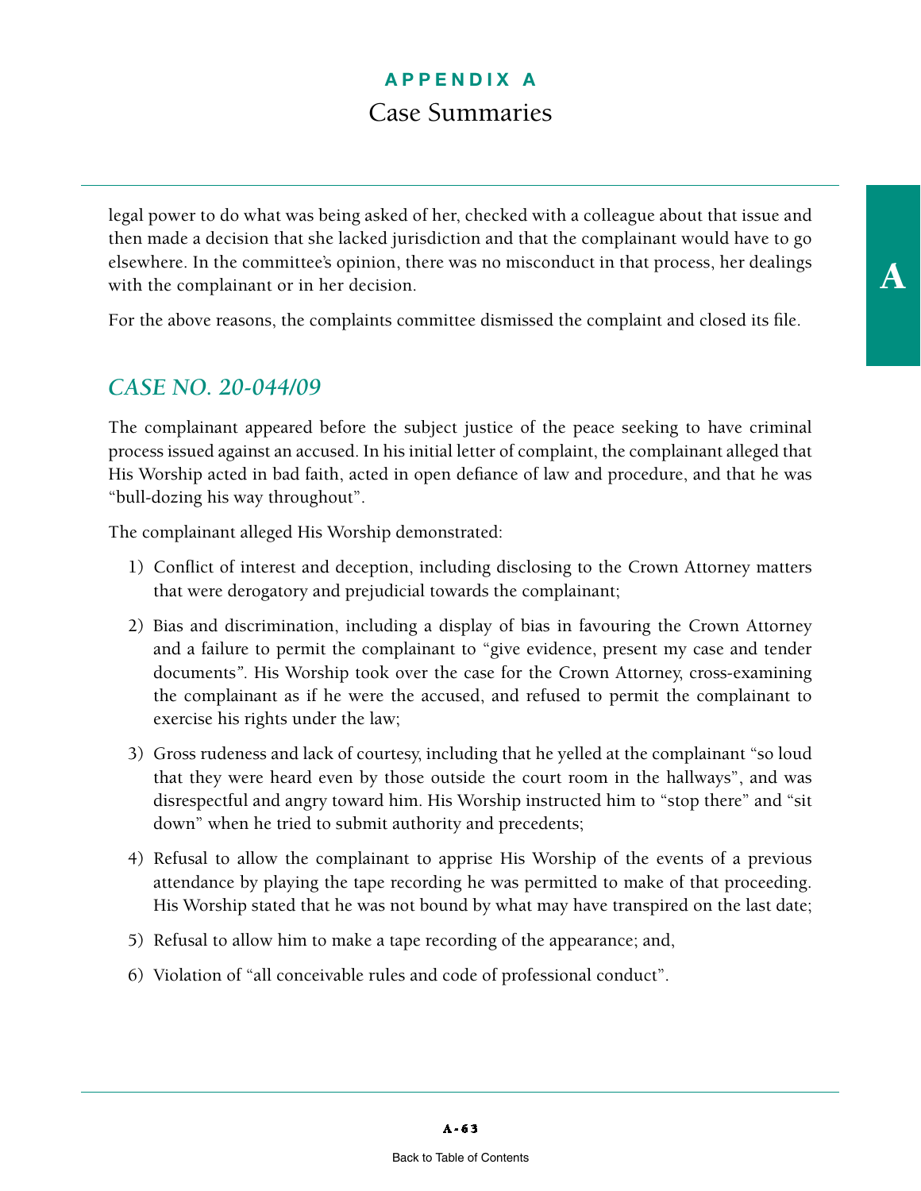legal power to do what was being asked of her, checked with a colleague about that issue and then made a decision that she lacked jurisdiction and that the complainant would have to go elsewhere. In the committee's opinion, there was no misconduct in that process, her dealings with the complainant or in her decision.

For the above reasons, the complaints committee dismissed the complaint and closed its file.

## *CASE NO. 20-044/09*

The complainant appeared before the subject justice of the peace seeking to have criminal process issued against an accused. In his initial letter of complaint, the complainant alleged that His Worship acted in bad faith, acted in open defiance of law and procedure, and that he was "bull-dozing his way throughout".

The complainant alleged His Worship demonstrated:

1) Conflict of interest and deception, including disclosing to the Crown Attorney matters that were derogatory and prejudicial towards the complainant;

2) Bias and discrimination, including a display of bias in favouring the Crown Attorney and a failure to permit the complainant to "give evidence, present my case and tender documents". His Worship took over the case for the Crown Attorney, cross-examining the complainant as if he were the accused, and refused to permit the complainant to exercise his rights under the law;

3) Gross rudeness and lack of courtesy, including that he yelled at the complainant "so loud that they were heard even by those outside the court room in the hallways", and was disrespectful and angry toward him. His Worship instructed him to "stop there" and "sit down" when he tried to submit authority and precedents;

4) Refusal to allow the complainant to apprise His Worship of the events of a previous attendance by playing the tape recording he was permitted to make of that proceeding. His Worship stated that he was not bound by what may have transpired on the last date;

5) Refusal to allow him to make a tape recording of the appearance; and,

6) Violation of "all conceivable rules and code of professional conduct".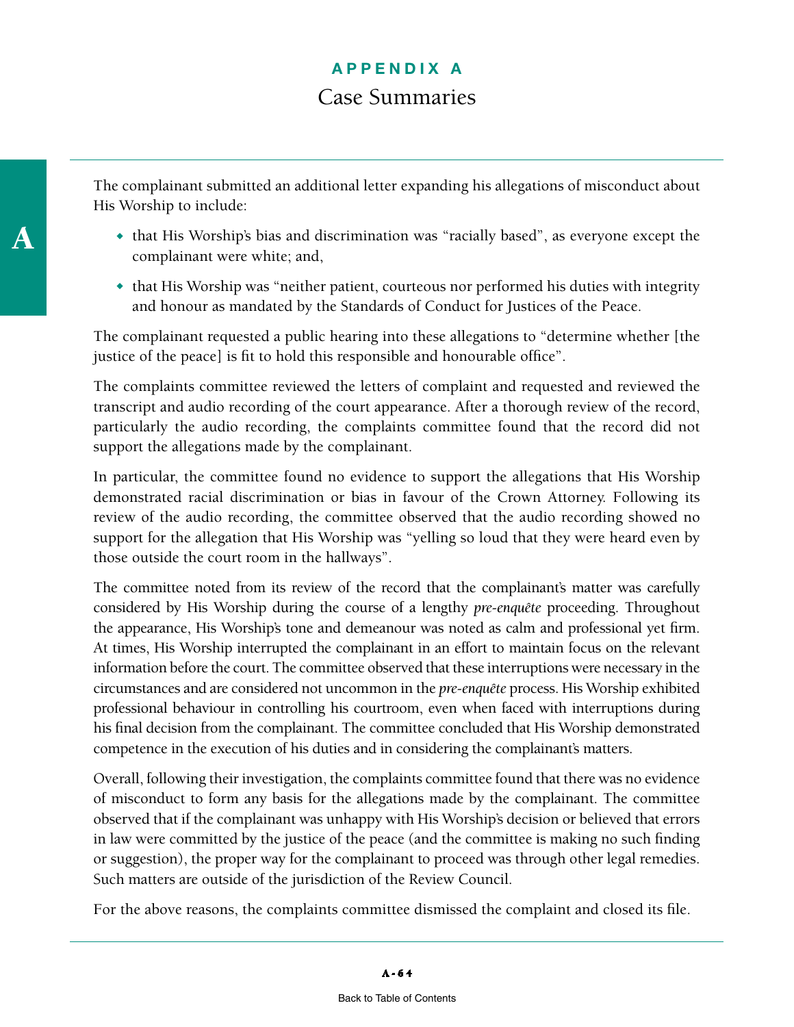The complainant submitted an additional letter expanding his allegations of misconduct about His Worship to include:

- that His Worship's bias and discrimination was "racially based", as everyone except the complainant were white; and,
- that His Worship was "neither patient, courteous nor performed his duties with integrity and honour as mandated by the Standards of Conduct for Justices of the Peace.

The complainant requested a public hearing into these allegations to "determine whether [the justice of the peace] is fit to hold this responsible and honourable office".

The complaints committee reviewed the letters of complaint and requested and reviewed the transcript and audio recording of the court appearance. After a thorough review of the record, particularly the audio recording, the complaints committee found that the record did not support the allegations made by the complainant.

In particular, the committee found no evidence to support the allegations that His Worship demonstrated racial discrimination or bias in favour of the Crown Attorney. Following its review of the audio recording, the committee observed that the audio recording showed no support for the allegation that His Worship was "yelling so loud that they were heard even by those outside the court room in the hallways".

The committee noted from its review of the record that the complainant's matter was carefully considered by His Worship during the course of a lengthy *pre-enquête* proceeding. Throughout the appearance, His Worship's tone and demeanour was noted as calm and professional yet firm. At times, His Worship interrupted the complainant in an effort to maintain focus on the relevant information before the court. The committee observed that these interruptions were necessary in the circumstances and are considered not uncommon in the *pre-enquête* process. His Worship exhibited professional behaviour in controlling his courtroom, even when faced with interruptions during his final decision from the complainant. The committee concluded that His Worship demonstrated competence in the execution of his duties and in considering the complainant's matters.

Overall, following their investigation, the complaints committee found that there was no evidence of misconduct to form any basis for the allegations made by the complainant. The committee observed that if the complainant was unhappy with His Worship's decision or believed that errors in law were committed by the justice of the peace (and the committee is making no such finding or suggestion), the proper way for the complainant to proceed was through other legal remedies. Such matters are outside of the jurisdiction of the Review Council.

For the above reasons, the complaints committee dismissed the complaint and closed its file.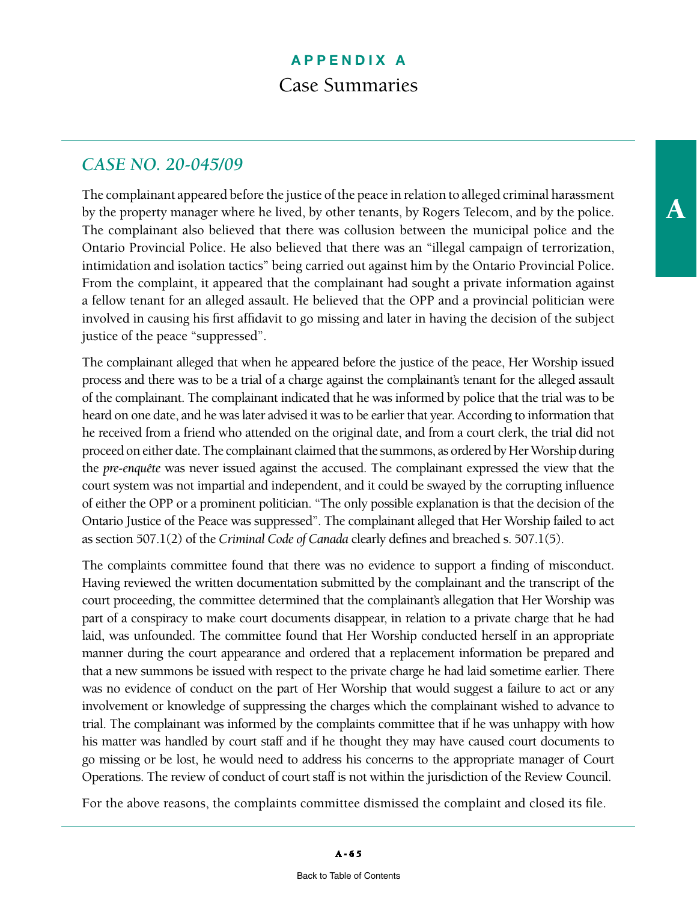# APPENDIX A

## Case Summaries

### *CASE NO. 20-045/09*

The complainant appeared before the justice of the peace in relation to alleged criminal harassment by the property manager where he lived, by other tenants, by Rogers Telecom, and by the police. The complainant also believed that there was collusion between the municipal police and the Ontario Provincial Police. He also believed that there was an "illegal campaign of terrorization, intimidation and isolation tactics" being carried out against him by the Ontario Provincial Police. From the complaint, it appeared that the complainant had sought a private information against a fellow tenant for an alleged assault. He believed that the OPP and a provincial politician were involved in causing his first affidavit to go missing and later in having the decision of the subject justice of the peace "suppressed".

The complainant alleged that when he appeared before the justice of the peace, Her Worship issued process and there was to be a trial of a charge against the complainant's tenant for the alleged assault of the complainant. The complainant indicated that he was informed by police that the trial was to be heard on one date, and he was later advised it was to be earlier that year. According to information that he received from a friend who attended on the original date, and from a court clerk, the trial did not proceed on either date. The complainant claimed that the summons, as ordered by Her Worship during the *pre-enquête* was never issued against the accused. The complainant expressed the view that the court system was not impartial and independent, and it could be swayed by the corrupting influence of either the OPP or a prominent politician. "The only possible explanation is that the decision of the Ontario Justice of the Peace was suppressed". The complainant alleged that Her Worship failed to act as section 507.1(2) of the *Criminal Code of Canada* clearly defines and breached s. 507.1(5).

The complaints committee found that there was no evidence to support a finding of misconduct. Having reviewed the written documentation submitted by the complainant and the transcript of the court proceeding, the committee determined that the complainant's allegation that Her Worship was part of a conspiracy to make court documents disappear, in relation to a private charge that he had laid, was unfounded. The committee found that Her Worship conducted herself in an appropriate manner during the court appearance and ordered that a replacement information be prepared and that a new summons be issued with respect to the private charge he had laid sometime earlier. There was no evidence of conduct on the part of Her Worship that would suggest a failure to act or any involvement or knowledge of suppressing the charges which the complainant wished to advance to trial. The complainant was informed by the complaints committee that if he was unhappy with how his matter was handled by court staff and if he thought they may have caused court documents to go missing or be lost, he would need to address his concerns to the appropriate manager of Court Operations. The review of conduct of court staff is not within the jurisdiction of the Review Council.

For the above reasons, the complaints committee dismissed the complaint and closed its file.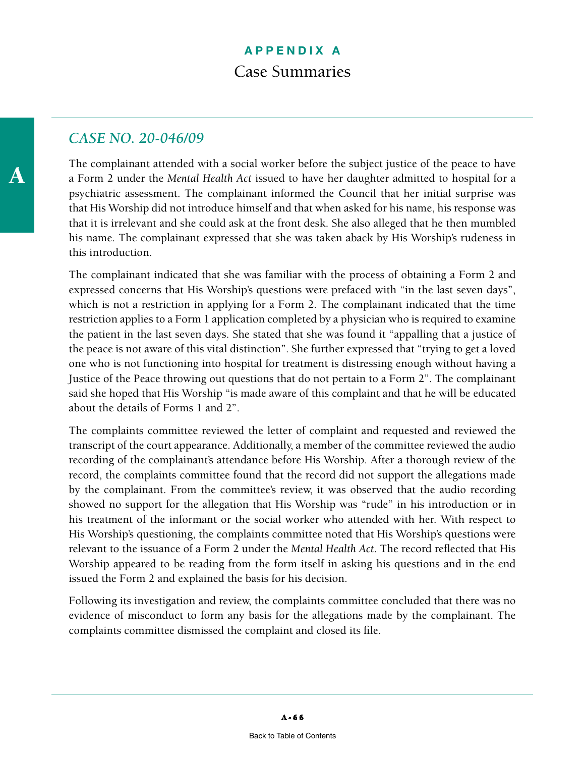# APPENDIX A

## Case Summaries

### *CASE NO. 20-046/09*

The complainant attended with a social worker before the subject justice of the peace to have a Form 2 under the *Mental Health Act* issued to have her daughter admitted to hospital for a psychiatric assessment. The complainant informed the Council that her initial surprise was that His Worship did not introduce himself and that when asked for his name, his response was that it is irrelevant and she could ask at the front desk. She also alleged that he then mumbled his name. The complainant expressed that she was taken aback by His Worship's rudeness in this introduction.

The complainant indicated that she was familiar with the process of obtaining a Form 2 and expressed concerns that His Worship's questions were prefaced with "in the last seven days", which is not a restriction in applying for a Form 2. The complainant indicated that the time restriction applies to a Form 1 application completed by a physician who is required to examine the patient in the last seven days. She stated that she was found it "appalling that a justice of the peace is not aware of this vital distinction". She further expressed that "trying to get a loved one who is not functioning into hospital for treatment is distressing enough without having a Justice of the Peace throwing out questions that do not pertain to a Form 2". The complainant said she hoped that His Worship "is made aware of this complaint and that he will be educated about the details of Forms 1 and 2".

The complaints committee reviewed the letter of complaint and requested and reviewed the transcript of the court appearance. Additionally, a member of the committee reviewed the audio recording of the complainant's attendance before His Worship. After a thorough review of the record, the complaints committee found that the record did not support the allegations made by the complainant. From the committee's review, it was observed that the audio recording showed no support for the allegation that His Worship was "rude" in his introduction or in his treatment of the informant or the social worker who attended with her. With respect to His Worship's questioning, the complaints committee noted that His Worship's questions were relevant to the issuance of a Form 2 under the *Mental Health Act*. The record reflected that His Worship appeared to be reading from the form itself in asking his questions and in the end issued the Form 2 and explained the basis for his decision.

Following its investigation and review, the complaints committee concluded that there was no evidence of misconduct to form any basis for the allegations made by the complainant. The complaints committee dismissed the complaint and closed its file.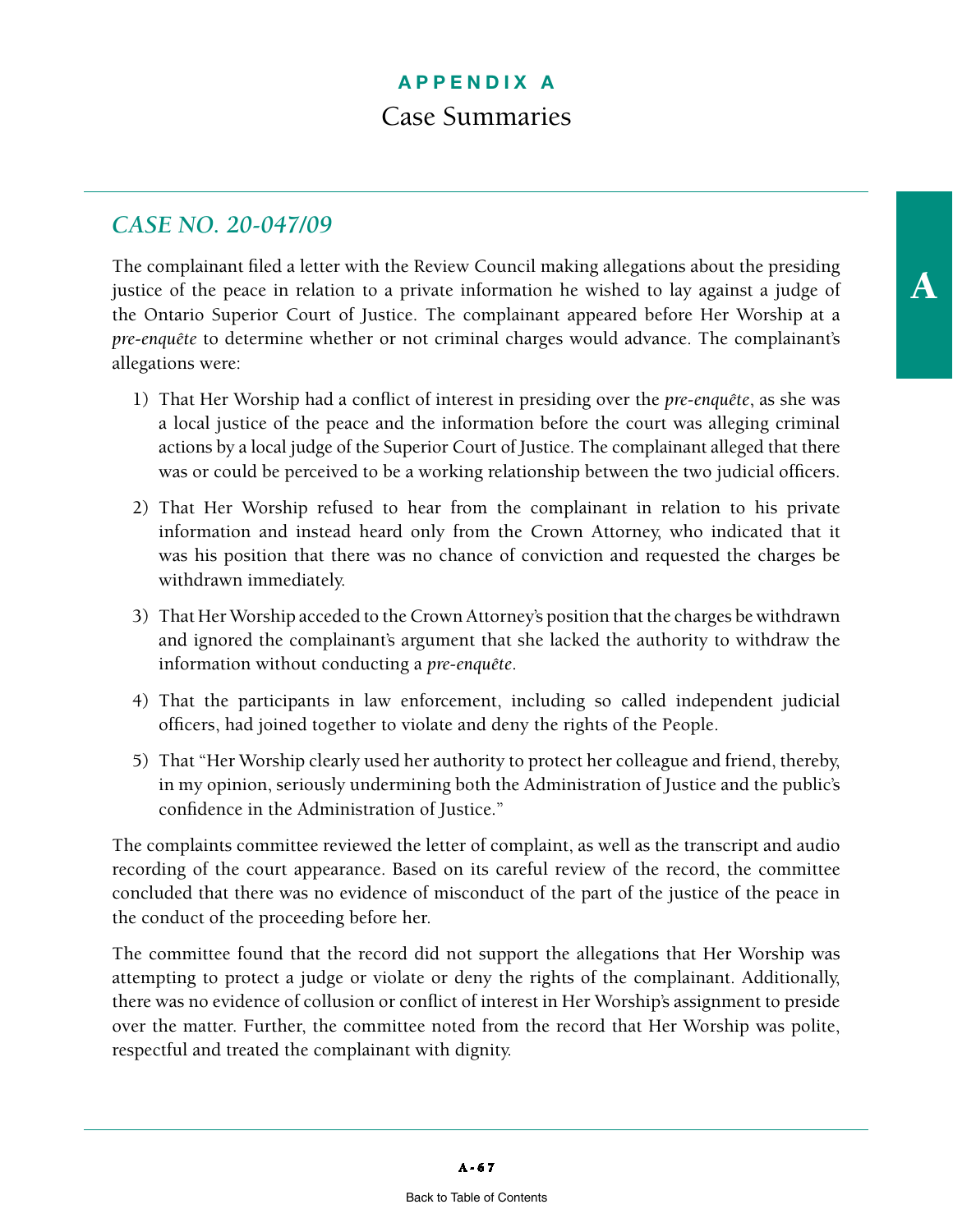# APPENDIX A

## Case Summaries

### *CASE NO. 20-047/09*

The complainant filed a letter with the Review Council making allegations about the presiding justice of the peace in relation to a private information he wished to lay against a judge of the Ontario Superior Court of Justice. The complainant appeared before Her Worship at a *pre-enquête* to determine whether or not criminal charges would advance. The complainant's allegations were:

1) That Her Worship had a conflict of interest in presiding over the *pre-enquête*, as she was a local justice of the peace and the information before the court was alleging criminal actions by a local judge of the Superior Court of Justice. The complainant alleged that there was or could be perceived to be a working relationship between the two judicial officers.

2) That Her Worship refused to hear from the complainant in relation to his private information and instead heard only from the Crown Attorney, who indicated that it was his position that there was no chance of conviction and requested the charges be withdrawn immediately.

3) That Her Worship acceded to the Crown Attorney's position that the charges be withdrawn and ignored the complainant's argument that she lacked the authority to withdraw the information without conducting a *pre-enquête*.

4) That the participants in law enforcement, including so called independent judicial officers, had joined together to violate and deny the rights of the People.

5) That "Her Worship clearly used her authority to protect her colleague and friend, thereby, in my opinion, seriously undermining both the Administration of Justice and the public's confidence in the Administration of Justice."

The complaints committee reviewed the letter of complaint, as well as the transcript and audio recording of the court appearance. Based on its careful review of the record, the committee concluded that there was no evidence of misconduct of the part of the justice of the peace in the conduct of the proceeding before her.

The committee found that the record did not support the allegations that Her Worship was attempting to protect a judge or violate or deny the rights of the complainant. Additionally, there was no evidence of collusion or conflict of interest in Her Worship's assignment to preside over the matter. Further, the committee noted from the record that Her Worship was polite, respectful and treated the complainant with dignity.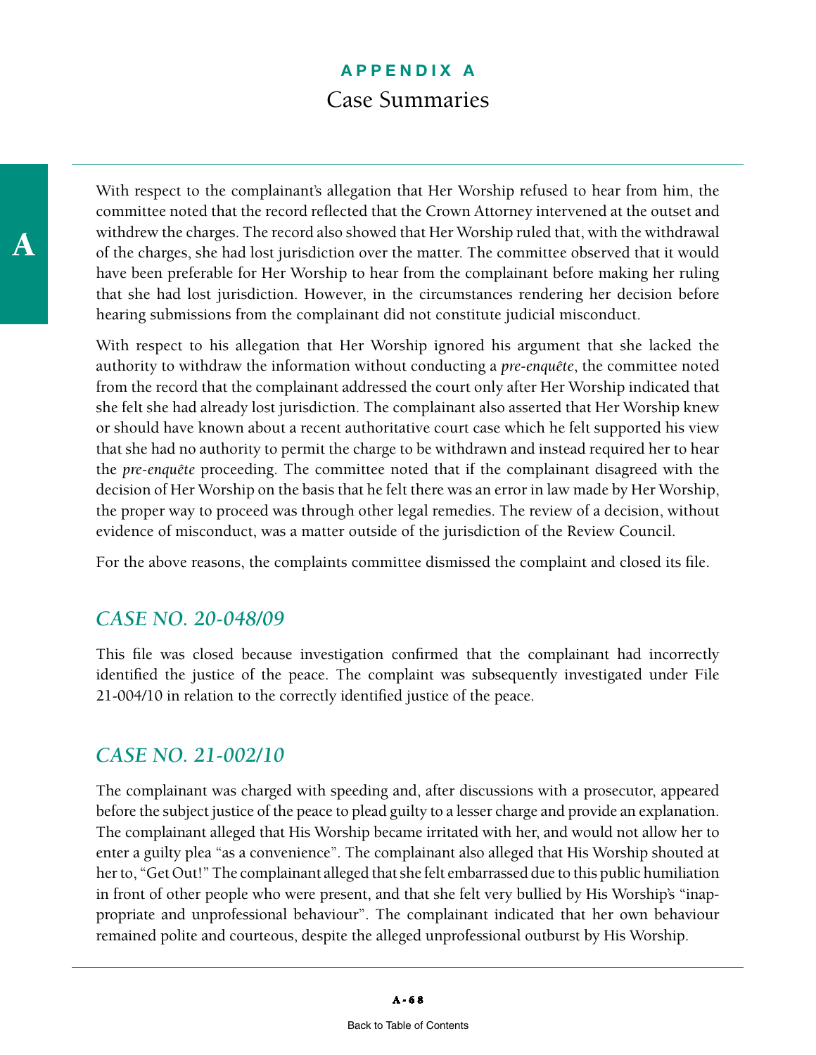With respect to the complainant's allegation that Her Worship refused to hear from him, the committee noted that the record reflected that the Crown Attorney intervened at the outset and withdrew the charges. The record also showed that Her Worship ruled that, with the withdrawal of the charges, she had lost jurisdiction over the matter. The committee observed that it would have been preferable for Her Worship to hear from the complainant before making her ruling that she had lost jurisdiction. However, in the circumstances rendering her decision before hearing submissions from the complainant did not constitute judicial misconduct.

With respect to his allegation that Her Worship ignored his argument that she lacked the authority to withdraw the information without conducting a *pre-enquête*, the committee noted from the record that the complainant addressed the court only after Her Worship indicated that she felt she had already lost jurisdiction. The complainant also asserted that Her Worship knew or should have known about a recent authoritative court case which he felt supported his view that she had no authority to permit the charge to be withdrawn and instead required her to hear the *pre-enquête* proceeding. The committee noted that if the complainant disagreed with the decision of Her Worship on the basis that he felt there was an error in law made by Her Worship, the proper way to proceed was through other legal remedies. The review of a decision, without evidence of misconduct, was a matter outside of the jurisdiction of the Review Council.

For the above reasons, the complaints committee dismissed the complaint and closed its file.

## *CASE NO. 20-048/09*

This file was closed because investigation confirmed that the complainant had incorrectly identified the justice of the peace. The complaint was subsequently investigated under File 21-004/10 in relation to the correctly identified justice of the peace.

## *CASE NO. 21-002/10*

The complainant was charged with speeding and, after discussions with a prosecutor, appeared before the subject justice of the peace to plead guilty to a lesser charge and provide an explanation. The complainant alleged that His Worship became irritated with her, and would not allow her to enter a guilty plea "as a convenience". The complainant also alleged that His Worship shouted at her to, "Get Out!" The complainant alleged that she felt embarrassed due to this public humiliation in front of other people who were present, and that she felt very bullied by His Worship's "inappropriate and unprofessional behaviour". The complainant indicated that her own behaviour remained polite and courteous, despite the alleged unprofessional outburst by His Worship.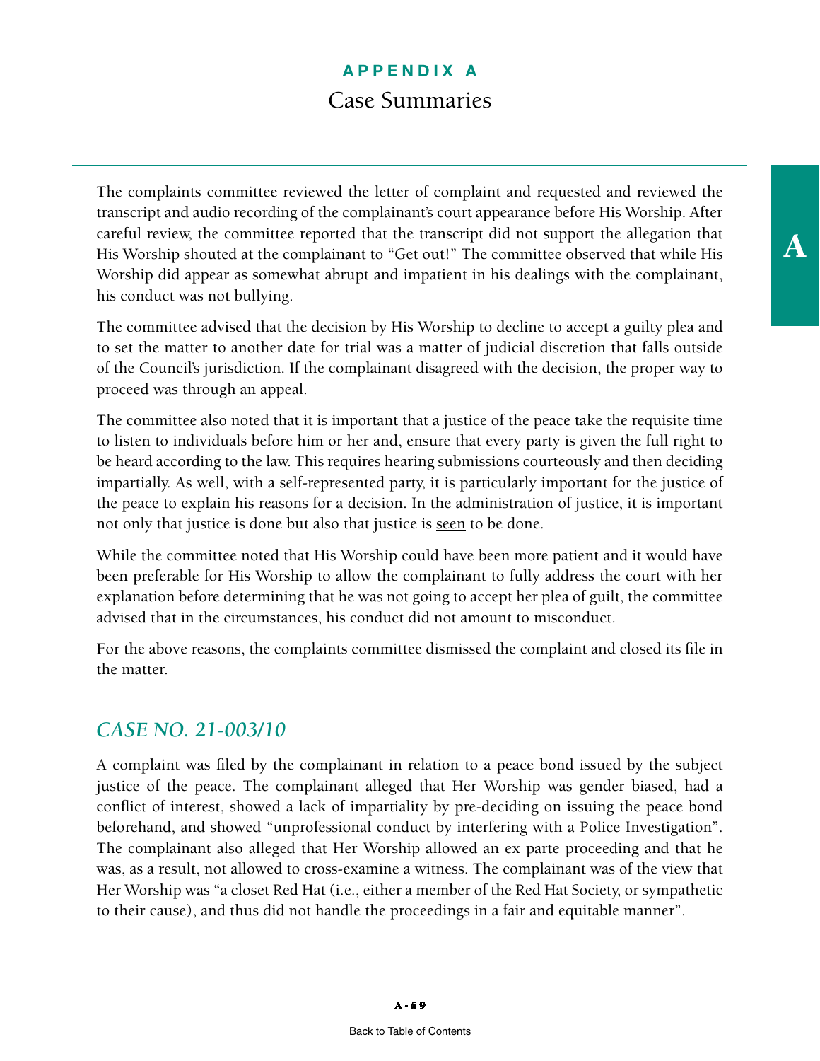The complaints committee reviewed the letter of complaint and requested and reviewed the transcript and audio recording of the complainant's court appearance before His Worship. After careful review, the committee reported that the transcript did not support the allegation that His Worship shouted at the complainant to "Get out!" The committee observed that while His Worship did appear as somewhat abrupt and impatient in his dealings with the complainant, his conduct was not bullying.

The committee advised that the decision by His Worship to decline to accept a guilty plea and to set the matter to another date for trial was a matter of judicial discretion that falls outside of the Council's jurisdiction. If the complainant disagreed with the decision, the proper way to proceed was through an appeal.

The committee also noted that it is important that a justice of the peace take the requisite time to listen to individuals before him or her and, ensure that every party is given the full right to be heard according to the law. This requires hearing submissions courteously and then deciding impartially. As well, with a self-represented party, it is particularly important for the justice of the peace to explain his reasons for a decision. In the administration of justice, it is important not only that justice is done but also that justice is <u>seen</u> to be done.

While the committee noted that His Worship could have been more patient and it would have been preferable for His Worship to allow the complainant to fully address the court with her explanation before determining that he was not going to accept her plea of guilt, the committee advised that in the circumstances, his conduct did not amount to misconduct.

For the above reasons, the complaints committee dismissed the complaint and closed its file in the matter.

## *CASE NO. 21-003/10*

A complaint was filed by the complainant in relation to a peace bond issued by the subject justice of the peace. The complainant alleged that Her Worship was gender biased, had a conflict of interest, showed a lack of impartiality by pre-deciding on issuing the peace bond beforehand, and showed "unprofessional conduct by interfering with a Police Investigation". The complainant also alleged that Her Worship allowed an ex parte proceeding and that he was, as a result, not allowed to cross-examine a witness. The complainant was of the view that Her Worship was "a closet Red Hat (i.e., either a member of the Red Hat Society, or sympathetic to their cause), and thus did not handle the proceedings in a fair and equitable manner".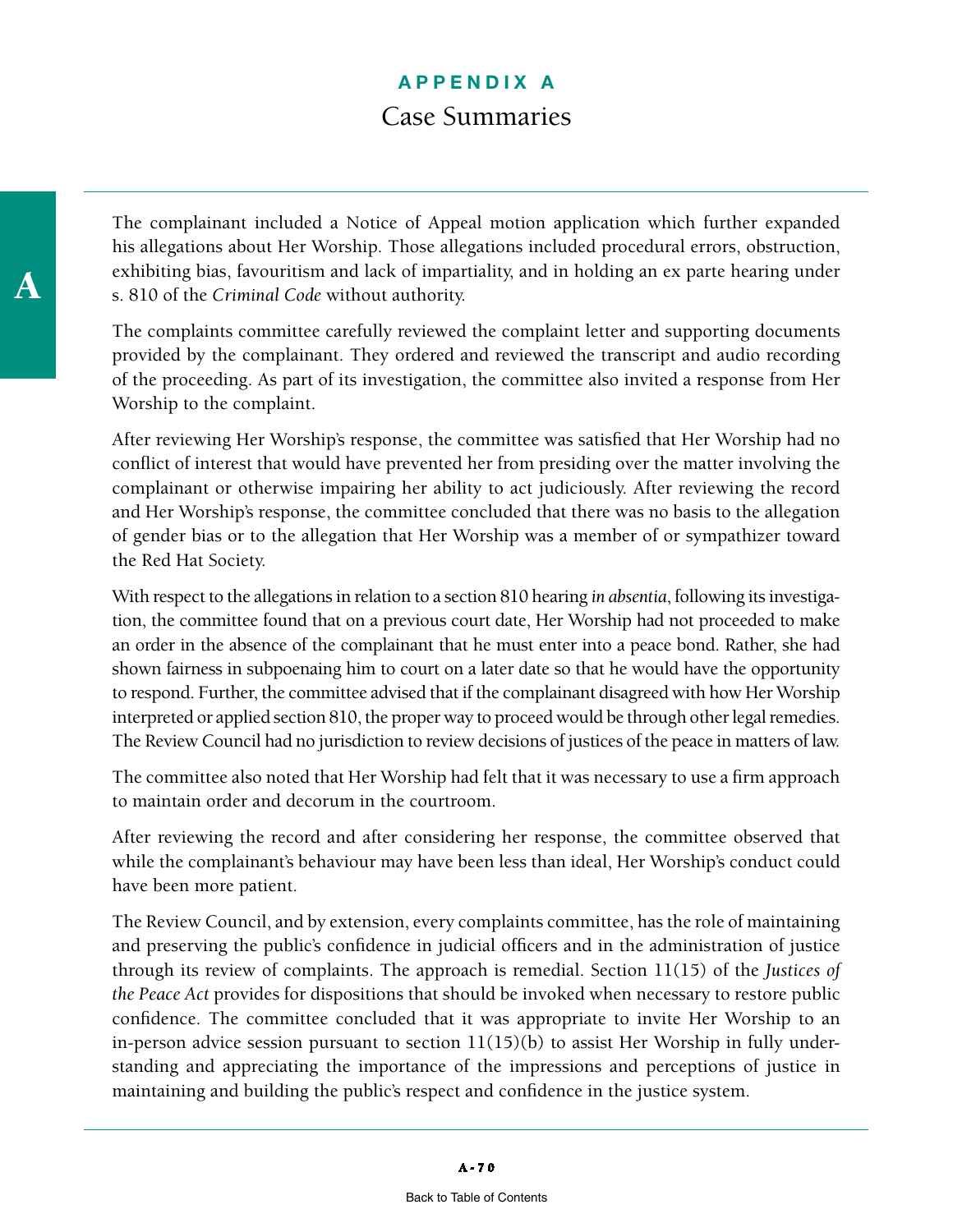The complainant included a Notice of Appeal motion application which further expanded his allegations about Her Worship. Those allegations included procedural errors, obstruction, exhibiting bias, favouritism and lack of impartiality, and in holding an ex parte hearing under s. 810 of the *Criminal Code* without authority.

The complaints committee carefully reviewed the complaint letter and supporting documents provided by the complainant. They ordered and reviewed the transcript and audio recording of the proceeding. As part of its investigation, the committee also invited a response from Her Worship to the complaint.

After reviewing Her Worship's response, the committee was satisfied that Her Worship had no conflict of interest that would have prevented her from presiding over the matter involving the complainant or otherwise impairing her ability to act judiciously. After reviewing the record and Her Worship's response, the committee concluded that there was no basis to the allegation of gender bias or to the allegation that Her Worship was a member of or sympathizer toward the Red Hat Society.

With respect to the allegations in relation to a section 810 hearing *in absentia*, following its investigation, the committee found that on a previous court date, Her Worship had not proceeded to make an order in the absence of the complainant that he must enter into a peace bond. Rather, she had shown fairness in subpoenaing him to court on a later date so that he would have the opportunity to respond. Further, the committee advised that if the complainant disagreed with how Her Worship interpreted or applied section 810, the proper way to proceed would be through other legal remedies. The Review Council had no jurisdiction to review decisions of justices of the peace in matters of law.

The committee also noted that Her Worship had felt that it was necessary to use a firm approach to maintain order and decorum in the courtroom.

After reviewing the record and after considering her response, the committee observed that while the complainant's behaviour may have been less than ideal, Her Worship's conduct could have been more patient.

The Review Council, and by extension, every complaints committee, has the role of maintaining and preserving the public's confidence in judicial officers and in the administration of justice through its review of complaints. The approach is remedial. Section 11(15) of the *Justices of the Peace Act* provides for dispositions that should be invoked when necessary to restore public confidence. The committee concluded that it was appropriate to invite Her Worship to an in-person advice session pursuant to section 11(15)(b) to assist Her Worship in fully understanding and appreciating the importance of the impressions and perceptions of justice in maintaining and building the public's respect and confidence in the justice system.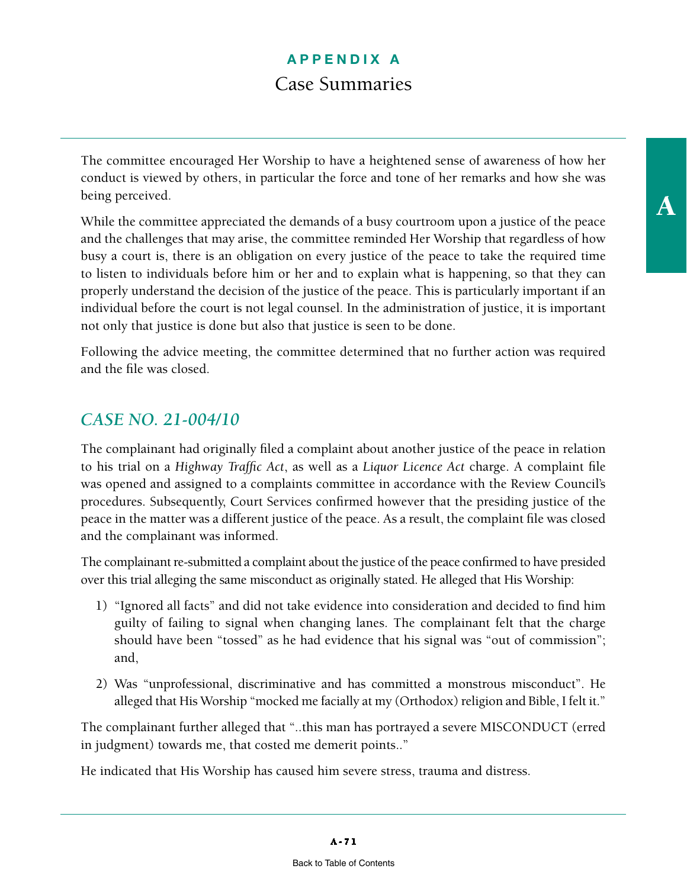The committee encouraged Her Worship to have a heightened sense of awareness of how her conduct is viewed by others, in particular the force and tone of her remarks and how she was being perceived.

While the committee appreciated the demands of a busy courtroom upon a justice of the peace and the challenges that may arise, the committee reminded Her Worship that regardless of how busy a court is, there is an obligation on every justice of the peace to take the required time to listen to individuals before him or her and to explain what is happening, so that they can properly understand the decision of the justice of the peace. This is particularly important if an individual before the court is not legal counsel. In the administration of justice, it is important not only that justice is done but also that justice is seen to be done.

Following the advice meeting, the committee determined that no further action was required and the file was closed.

## *CASE NO. 21-004/10*

The complainant had originally filed a complaint about another justice of the peace in relation to his trial on a *Highway Traffic Act*, as well as a *Liquor Licence Act* charge. A complaint file was opened and assigned to a complaints committee in accordance with the Review Council's procedures. Subsequently, Court Services confirmed however that the presiding justice of the peace in the matter was a different justice of the peace. As a result, the complaint file was closed and the complainant was informed.

The complainant re-submitted a complaint about the justice of the peace confirmed to have presided over this trial alleging the same misconduct as originally stated. He alleged that His Worship:

1) "Ignored all facts" and did not take evidence into consideration and decided to find him guilty of failing to signal when changing lanes. The complainant felt that the charge should have been "tossed" as he had evidence that his signal was "out of commission"; and,

2) Was "unprofessional, discriminative and has committed a monstrous misconduct". He alleged that His Worship "mocked me facially at my (Orthodox) religion and Bible, I felt it."

The complainant further alleged that "..this man has portrayed a severe MISCONDUCT (erred in judgment) towards me, that costed me demerit points.."

He indicated that His Worship has caused him severe stress, trauma and distress.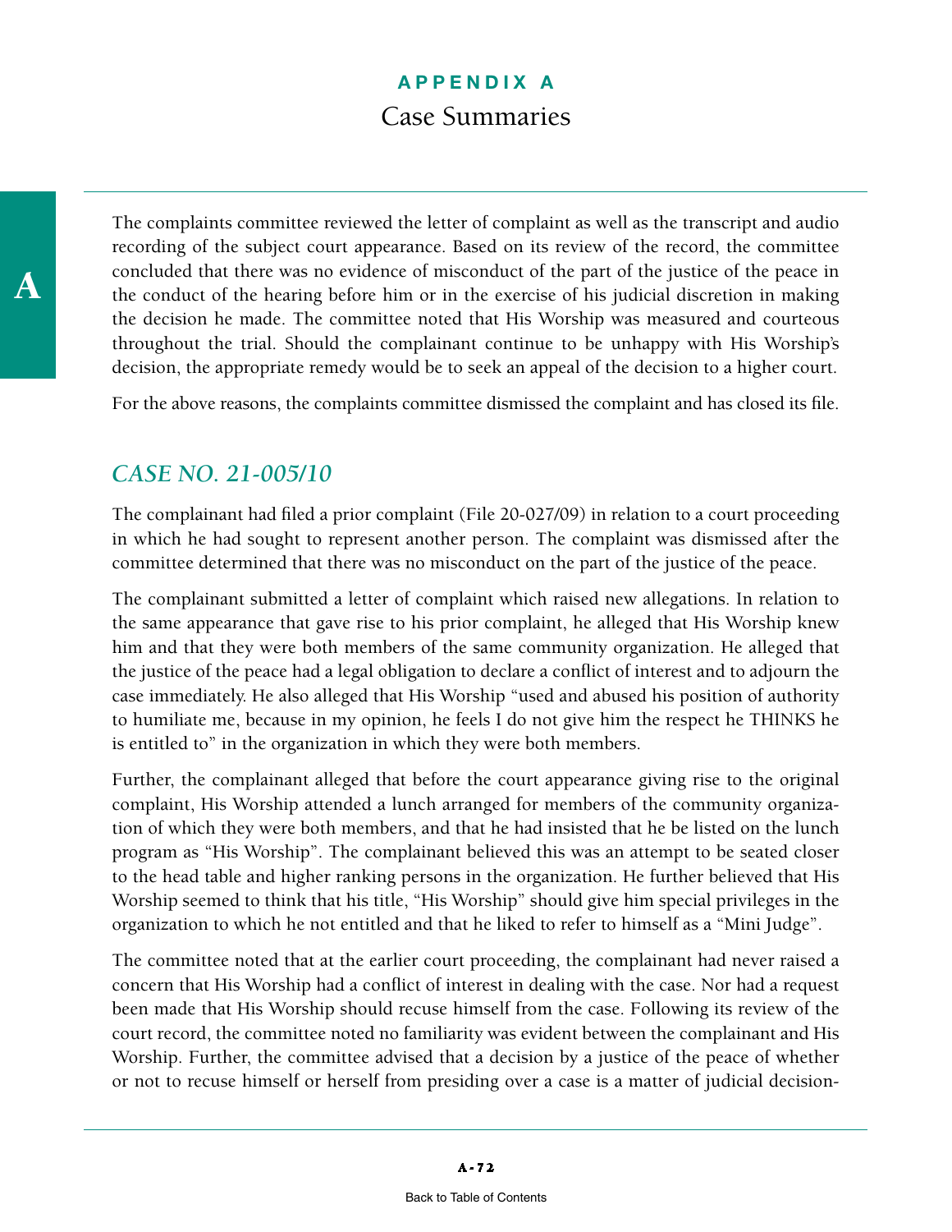The complaints committee reviewed the letter of complaint as well as the transcript and audio recording of the subject court appearance. Based on its review of the record, the committee concluded that there was no evidence of misconduct of the part of the justice of the peace in the conduct of the hearing before him or in the exercise of his judicial discretion in making the decision he made. The committee noted that His Worship was measured and courteous throughout the trial. Should the complainant continue to be unhappy with His Worship's decision, the appropriate remedy would be to seek an appeal of the decision to a higher court.

For the above reasons, the complaints committee dismissed the complaint and has closed its file.

## *CASE NO. 21-005/10*

The complainant had filed a prior complaint (File 20-027/09) in relation to a court proceeding in which he had sought to represent another person. The complaint was dismissed after the committee determined that there was no misconduct on the part of the justice of the peace.

The complainant submitted a letter of complaint which raised new allegations. In relation to the same appearance that gave rise to his prior complaint, he alleged that His Worship knew him and that they were both members of the same community organization. He alleged that the justice of the peace had a legal obligation to declare a conflict of interest and to adjourn the case immediately. He also alleged that His Worship "used and abused his position of authority to humiliate me, because in my opinion, he feels I do not give him the respect he THINKS he is entitled to" in the organization in which they were both members.

Further, the complainant alleged that before the court appearance giving rise to the original complaint, His Worship attended a lunch arranged for members of the community organization of which they were both members, and that he had insisted that he be listed on the lunch program as "His Worship". The complainant believed this was an attempt to be seated closer to the head table and higher ranking persons in the organization. He further believed that His Worship seemed to think that his title, "His Worship" should give him special privileges in the organization to which he not entitled and that he liked to refer to himself as a "Mini Judge".

The committee noted that at the earlier court proceeding, the complainant had never raised a concern that His Worship had a conflict of interest in dealing with the case. Nor had a request been made that His Worship should recuse himself from the case. Following its review of the court record, the committee noted no familiarity was evident between the complainant and His Worship. Further, the committee advised that a decision by a justice of the peace of whether or not to recuse himself or herself from presiding over a case is a matter of judicial decision-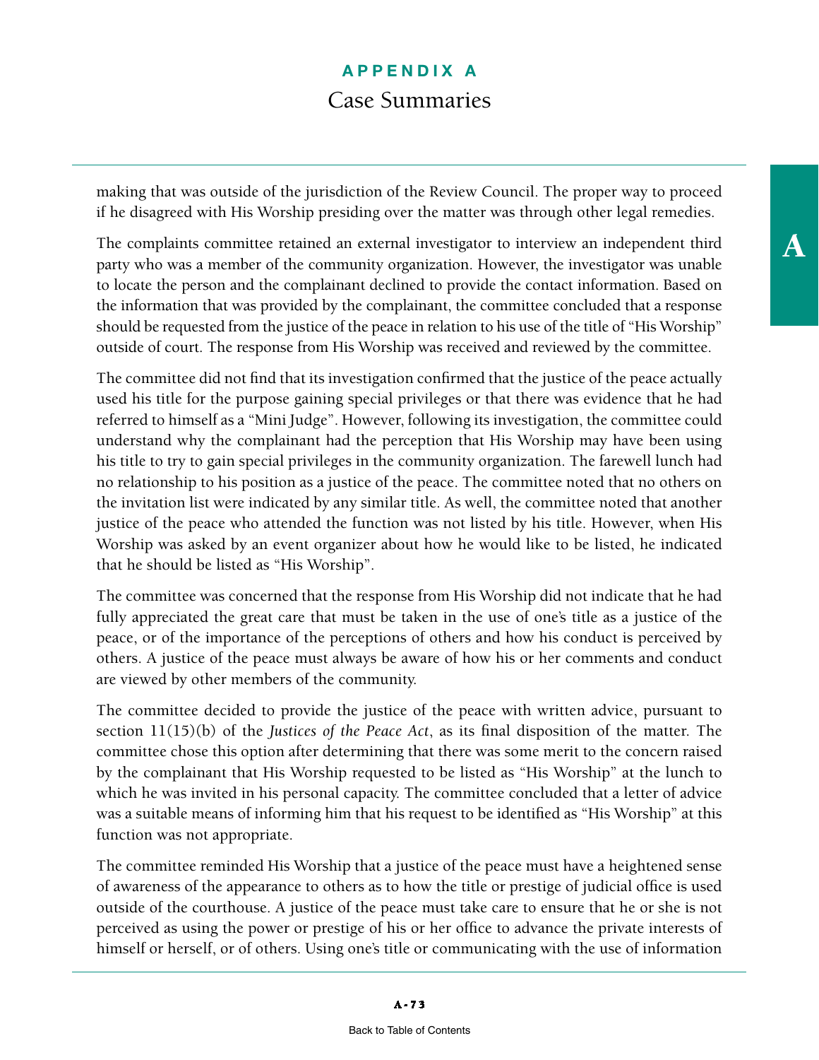making that was outside of the jurisdiction of the Review Council. The proper way to proceed if he disagreed with His Worship presiding over the matter was through other legal remedies.

The complaints committee retained an external investigator to interview an independent third party who was a member of the community organization. However, the investigator was unable to locate the person and the complainant declined to provide the contact information. Based on the information that was provided by the complainant, the committee concluded that a response should be requested from the justice of the peace in relation to his use of the title of "His Worship" outside of court. The response from His Worship was received and reviewed by the committee.

The committee did not find that its investigation confirmed that the justice of the peace actually used his title for the purpose gaining special privileges or that there was evidence that he had referred to himself as a "Mini Judge". However, following its investigation, the committee could understand why the complainant had the perception that His Worship may have been using his title to try to gain special privileges in the community organization. The farewell lunch had no relationship to his position as a justice of the peace. The committee noted that no others on the invitation list were indicated by any similar title. As well, the committee noted that another justice of the peace who attended the function was not listed by his title. However, when His Worship was asked by an event organizer about how he would like to be listed, he indicated that he should be listed as "His Worship".

The committee was concerned that the response from His Worship did not indicate that he had fully appreciated the great care that must be taken in the use of one's title as a justice of the peace, or of the importance of the perceptions of others and how his conduct is perceived by others. A justice of the peace must always be aware of how his or her comments and conduct are viewed by other members of the community.

The committee decided to provide the justice of the peace with written advice, pursuant to section 11(15)(b) of the *Justices of the Peace Act*, as its final disposition of the matter. The committee chose this option after determining that there was some merit to the concern raised by the complainant that His Worship requested to be listed as "His Worship" at the lunch to which he was invited in his personal capacity. The committee concluded that a letter of advice was a suitable means of informing him that his request to be identified as "His Worship" at this function was not appropriate.

The committee reminded His Worship that a justice of the peace must have a heightened sense of awareness of the appearance to others as to how the title or prestige of judicial office is used outside of the courthouse. A justice of the peace must take care to ensure that he or she is not perceived as using the power or prestige of his or her office to advance the private interests of himself or herself, or of others. Using one's title or communicating with the use of information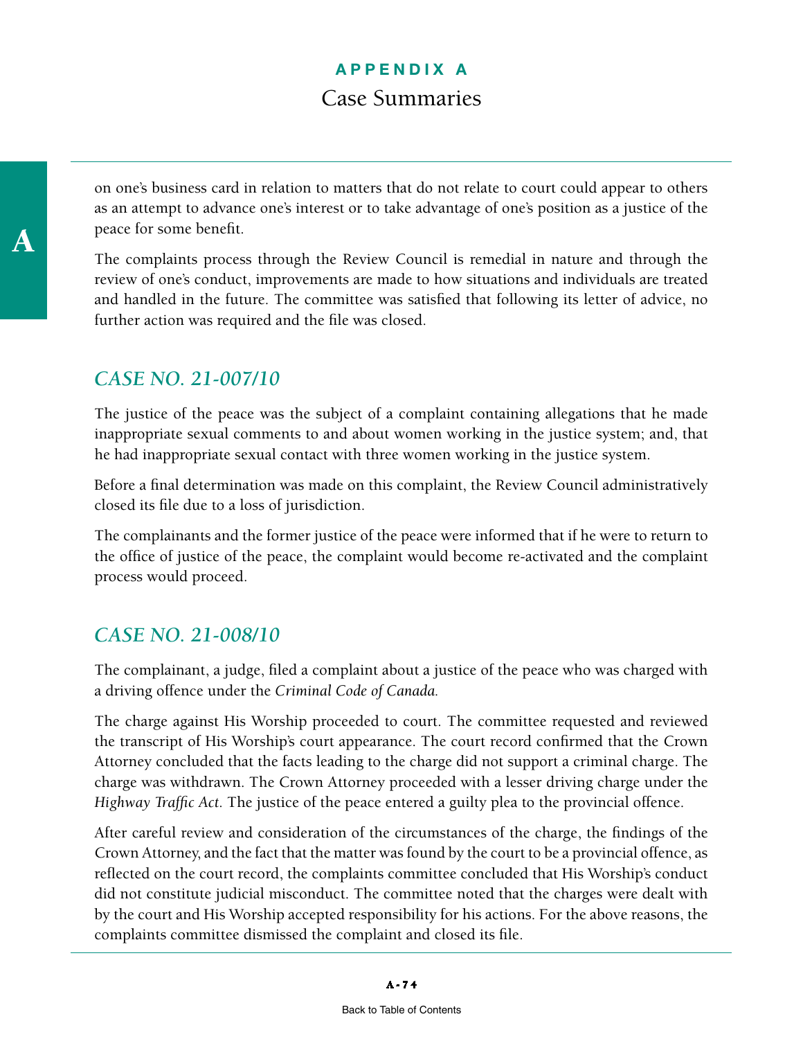on one's business card in relation to matters that do not relate to court could appear to others as an attempt to advance one's interest or to take advantage of one's position as a justice of the peace for some benefit.

The complaints process through the Review Council is remedial in nature and through the review of one's conduct, improvements are made to how situations and individuals are treated and handled in the future. The committee was satisfied that following its letter of advice, no further action was required and the file was closed.

## *CASE NO. 21-007/10*

The justice of the peace was the subject of a complaint containing allegations that he made inappropriate sexual comments to and about women working in the justice system; and, that he had inappropriate sexual contact with three women working in the justice system.

Before a final determination was made on this complaint, the Review Council administratively closed its file due to a loss of jurisdiction.

The complainants and the former justice of the peace were informed that if he were to return to the office of justice of the peace, the complaint would become re-activated and the complaint process would proceed.

## *CASE NO. 21-008/10*

The complainant, a judge, filed a complaint about a justice of the peace who was charged with a driving offence under the *Criminal Code of Canada.*

The charge against His Worship proceeded to court. The committee requested and reviewed the transcript of His Worship's court appearance. The court record confirmed that the Crown Attorney concluded that the facts leading to the charge did not support a criminal charge. The charge was withdrawn. The Crown Attorney proceeded with a lesser driving charge under the *Highway Traffic Act*. The justice of the peace entered a guilty plea to the provincial offence.

After careful review and consideration of the circumstances of the charge, the findings of the Crown Attorney, and the fact that the matter was found by the court to be a provincial offence, as reflected on the court record, the complaints committee concluded that His Worship's conduct did not constitute judicial misconduct. The committee noted that the charges were dealt with by the court and His Worship accepted responsibility for his actions. For the above reasons, the complaints committee dismissed the complaint and closed its file.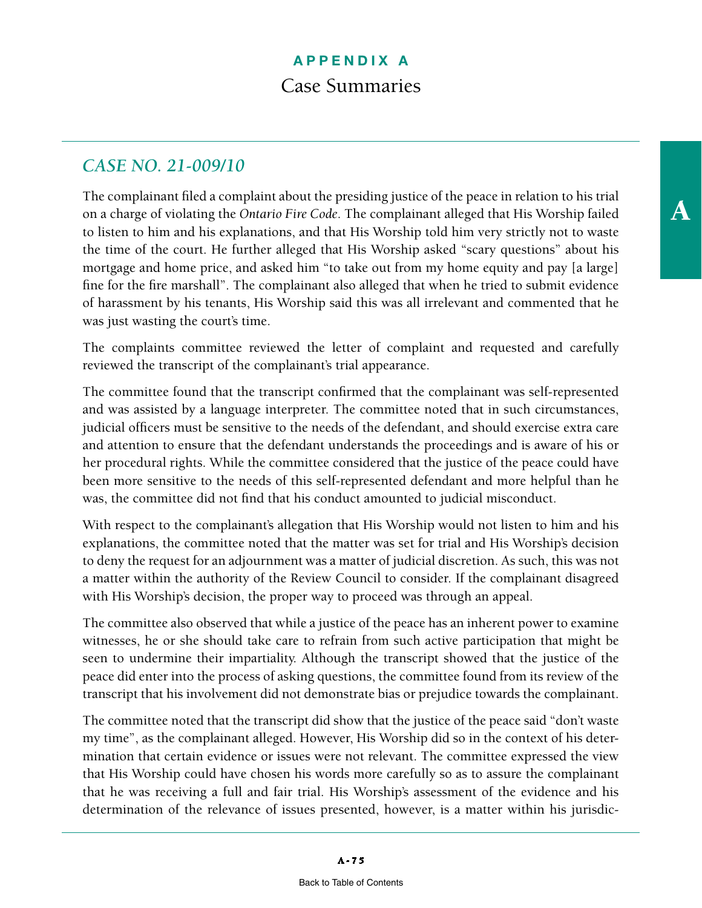# APPENDIX A

## Case Summaries

### *CASE NO. 21-009/10*

The complainant filed a complaint about the presiding justice of the peace in relation to his trial on a charge of violating the *Ontario Fire Code*. The complainant alleged that His Worship failed to listen to him and his explanations, and that His Worship told him very strictly not to waste the time of the court. He further alleged that His Worship asked "scary questions" about his mortgage and home price, and asked him "to take out from my home equity and pay [a large] fine for the fire marshall". The complainant also alleged that when he tried to submit evidence of harassment by his tenants, His Worship said this was all irrelevant and commented that he was just wasting the court's time.

The complaints committee reviewed the letter of complaint and requested and carefully reviewed the transcript of the complainant's trial appearance.

The committee found that the transcript confirmed that the complainant was self-represented and was assisted by a language interpreter. The committee noted that in such circumstances, judicial officers must be sensitive to the needs of the defendant, and should exercise extra care and attention to ensure that the defendant understands the proceedings and is aware of his or her procedural rights. While the committee considered that the justice of the peace could have been more sensitive to the needs of this self-represented defendant and more helpful than he was, the committee did not find that his conduct amounted to judicial misconduct.

With respect to the complainant's allegation that His Worship would not listen to him and his explanations, the committee noted that the matter was set for trial and His Worship's decision to deny the request for an adjournment was a matter of judicial discretion. As such, this was not a matter within the authority of the Review Council to consider. If the complainant disagreed with His Worship's decision, the proper way to proceed was through an appeal.

The committee also observed that while a justice of the peace has an inherent power to examine witnesses, he or she should take care to refrain from such active participation that might be seen to undermine their impartiality. Although the transcript showed that the justice of the peace did enter into the process of asking questions, the committee found from its review of the transcript that his involvement did not demonstrate bias or prejudice towards the complainant.

The committee noted that the transcript did show that the justice of the peace said "don't waste my time", as the complainant alleged. However, His Worship did so in the context of his determination that certain evidence or issues were not relevant. The committee expressed the view that His Worship could have chosen his words more carefully so as to assure the complainant that he was receiving a full and fair trial. His Worship's assessment of the evidence and his determination of the relevance of issues presented, however, is a matter within his jurisdic-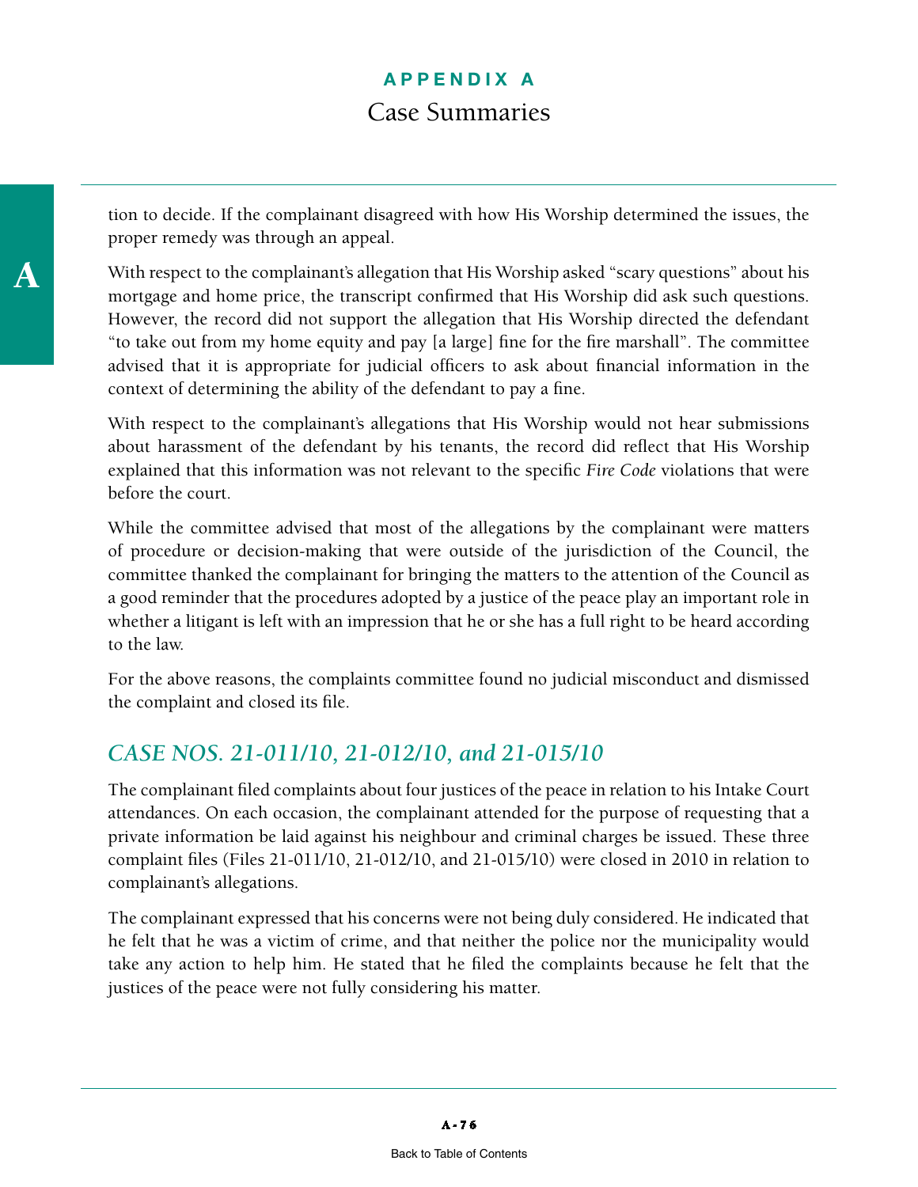tion to decide. If the complainant disagreed with how His Worship determined the issues, the proper remedy was through an appeal.

With respect to the complainant's allegation that His Worship asked "scary questions" about his mortgage and home price, the transcript confirmed that His Worship did ask such questions. However, the record did not support the allegation that His Worship directed the defendant "to take out from my home equity and pay [a large] fine for the fire marshall". The committee advised that it is appropriate for judicial officers to ask about financial information in the context of determining the ability of the defendant to pay a fine.

With respect to the complainant's allegations that His Worship would not hear submissions about harassment of the defendant by his tenants, the record did reflect that His Worship explained that this information was not relevant to the specific *Fire Code* violations that were before the court.

While the committee advised that most of the allegations by the complainant were matters of procedure or decision-making that were outside of the jurisdiction of the Council, the committee thanked the complainant for bringing the matters to the attention of the Council as a good reminder that the procedures adopted by a justice of the peace play an important role in whether a litigant is left with an impression that he or she has a full right to be heard according to the law.

For the above reasons, the complaints committee found no judicial misconduct and dismissed the complaint and closed its file.

## *CASE NOS. 21-011/10, 21-012/10, and 21-015/10*

The complainant filed complaints about four justices of the peace in relation to his Intake Court attendances. On each occasion, the complainant attended for the purpose of requesting that a private information be laid against his neighbour and criminal charges be issued. These three complaint files (Files 21-011/10, 21-012/10, and 21-015/10) were closed in 2010 in relation to complainant's allegations.

The complainant expressed that his concerns were not being duly considered. He indicated that he felt that he was a victim of crime, and that neither the police nor the municipality would take any action to help him. He stated that he filed the complaints because he felt that the justices of the peace were not fully considering his matter.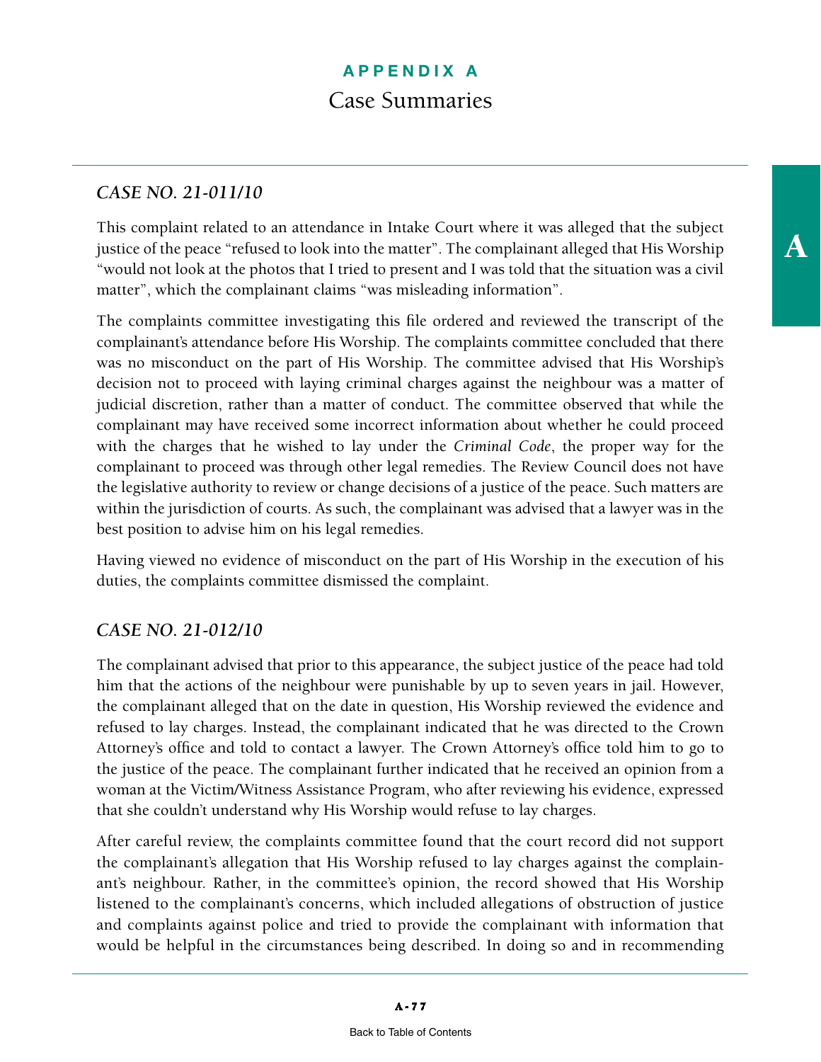# APPENDIX A

## Case Summaries

### *CASE NO. 21-011/10*

This complaint related to an attendance in Intake Court where it was alleged that the subject justice of the peace "refused to look into the matter". The complainant alleged that His Worship "would not look at the photos that I tried to present and I was told that the situation was a civil matter", which the complainant claims "was misleading information".

The complaints committee investigating this file ordered and reviewed the transcript of the complainant's attendance before His Worship. The complaints committee concluded that there was no misconduct on the part of His Worship. The committee advised that His Worship's decision not to proceed with laying criminal charges against the neighbour was a matter of judicial discretion, rather than a matter of conduct. The committee observed that while the complainant may have received some incorrect information about whether he could proceed with the charges that he wished to lay under the *Criminal Code*, the proper way for the complainant to proceed was through other legal remedies. The Review Council does not have the legislative authority to review or change decisions of a justice of the peace. Such matters are within the jurisdiction of courts. As such, the complainant was advised that a lawyer was in the best position to advise him on his legal remedies.

Having viewed no evidence of misconduct on the part of His Worship in the execution of his duties, the complaints committee dismissed the complaint.

### *CASE NO. 21-012/10*

The complainant advised that prior to this appearance, the subject justice of the peace had told him that the actions of the neighbour were punishable by up to seven years in jail. However, the complainant alleged that on the date in question, His Worship reviewed the evidence and refused to lay charges. Instead, the complainant indicated that he was directed to the Crown Attorney's office and told to contact a lawyer. The Crown Attorney's office told him to go to the justice of the peace. The complainant further indicated that he received an opinion from a woman at the Victim/Witness Assistance Program, who after reviewing his evidence, expressed that she couldn't understand why His Worship would refuse to lay charges.

After careful review, the complaints committee found that the court record did not support the complainant's allegation that His Worship refused to lay charges against the complainant's neighbour. Rather, in the committee's opinion, the record showed that His Worship listened to the complainant's concerns, which included allegations of obstruction of justice and complaints against police and tried to provide the complainant with information that would be helpful in the circumstances being described. In doing so and in recommending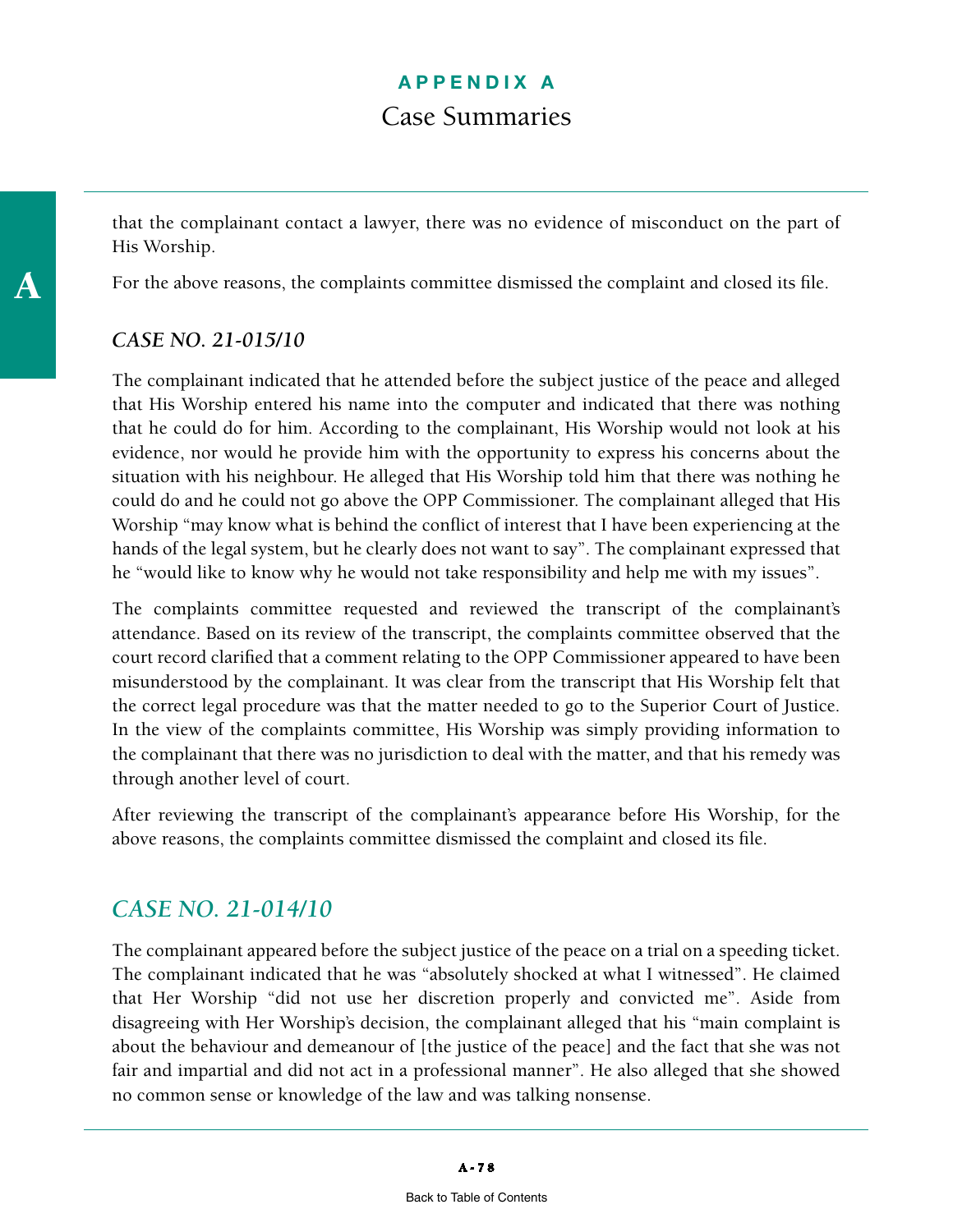that the complainant contact a lawyer, there was no evidence of misconduct on the part of His Worship.

For the above reasons, the complaints committee dismissed the complaint and closed its file.

### *CASE NO. 21-015/10*

The complainant indicated that he attended before the subject justice of the peace and alleged that His Worship entered his name into the computer and indicated that there was nothing that he could do for him. According to the complainant, His Worship would not look at his evidence, nor would he provide him with the opportunity to express his concerns about the situation with his neighbour. He alleged that His Worship told him that there was nothing he could do and he could not go above the OPP Commissioner. The complainant alleged that His Worship "may know what is behind the conflict of interest that I have been experiencing at the hands of the legal system, but he clearly does not want to say". The complainant expressed that he "would like to know why he would not take responsibility and help me with my issues".

The complaints committee requested and reviewed the transcript of the complainant's attendance. Based on its review of the transcript, the complaints committee observed that the court record clarified that a comment relating to the OPP Commissioner appeared to have been misunderstood by the complainant. It was clear from the transcript that His Worship felt that the correct legal procedure was that the matter needed to go to the Superior Court of Justice. In the view of the complaints committee, His Worship was simply providing information to the complainant that there was no jurisdiction to deal with the matter, and that his remedy was through another level of court.

After reviewing the transcript of the complainant's appearance before His Worship, for the above reasons, the complaints committee dismissed the complaint and closed its file.

## *CASE NO. 21-014/10*

The complainant appeared before the subject justice of the peace on a trial on a speeding ticket. The complainant indicated that he was "absolutely shocked at what I witnessed". He claimed that Her Worship "did not use her discretion properly and convicted me". Aside from disagreeing with Her Worship's decision, the complainant alleged that his "main complaint is about the behaviour and demeanour of [the justice of the peace] and the fact that she was not fair and impartial and did not act in a professional manner". He also alleged that she showed no common sense or knowledge of the law and was talking nonsense.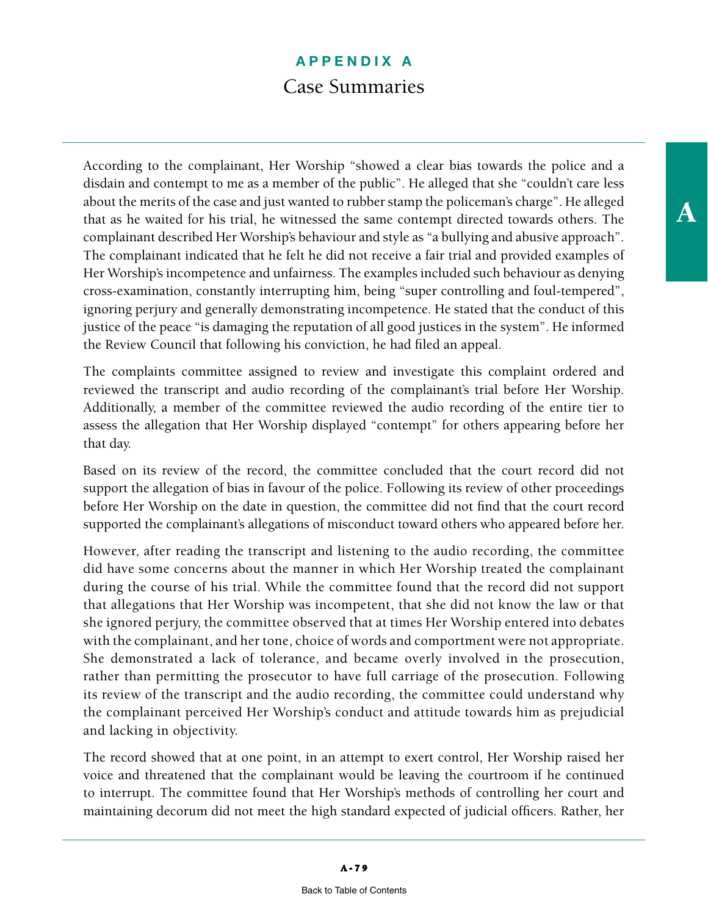According to the complainant, Her Worship "showed a clear bias towards the police and a disdain and contempt to me as a member of the public". He alleged that she "couldn't care less about the merits of the case and just wanted to rubber stamp the policeman's charge". He alleged that as he waited for his trial, he witnessed the same contempt directed towards others. The complainant described Her Worship's behaviour and style as "a bullying and abusive approach". The complainant indicated that he felt he did not receive a fair trial and provided examples of Her Worship's incompetence and unfairness. The examples included such behaviour as denying cross-examination, constantly interrupting him, being "super controlling and foul-tempered", ignoring perjury and generally demonstrating incompetence. He stated that the conduct of this justice of the peace "is damaging the reputation of all good justices in the system". He informed the Review Council that following his conviction, he had filed an appeal.

The complaints committee assigned to review and investigate this complaint ordered and reviewed the transcript and audio recording of the complainant's trial before Her Worship. Additionally, a member of the committee reviewed the audio recording of the entire tier to assess the allegation that Her Worship displayed "contempt" for others appearing before her that day.

Based on its review of the record, the committee concluded that the court record did not support the allegation of bias in favour of the police. Following its review of other proceedings before Her Worship on the date in question, the committee did not find that the court record supported the complainant's allegations of misconduct toward others who appeared before her.

However, after reading the transcript and listening to the audio recording, the committee did have some concerns about the manner in which Her Worship treated the complainant during the course of his trial. While the committee found that the record did not support that allegations that Her Worship was incompetent, that she did not know the law or that she ignored perjury, the committee observed that at times Her Worship entered into debates with the complainant, and her tone, choice of words and comportment were not appropriate. She demonstrated a lack of tolerance, and became overly involved in the prosecution, rather than permitting the prosecutor to have full carriage of the prosecution. Following its review of the transcript and the audio recording, the committee could understand why the complainant perceived Her Worship's conduct and attitude towards him as prejudicial and lacking in objectivity.

The record showed that at one point, in an attempt to exert control, Her Worship raised her voice and threatened that the complainant would be leaving the courtroom if he continued to interrupt. The committee found that Her Worship's methods of controlling her court and maintaining decorum did not meet the high standard expected of judicial officers. Rather, her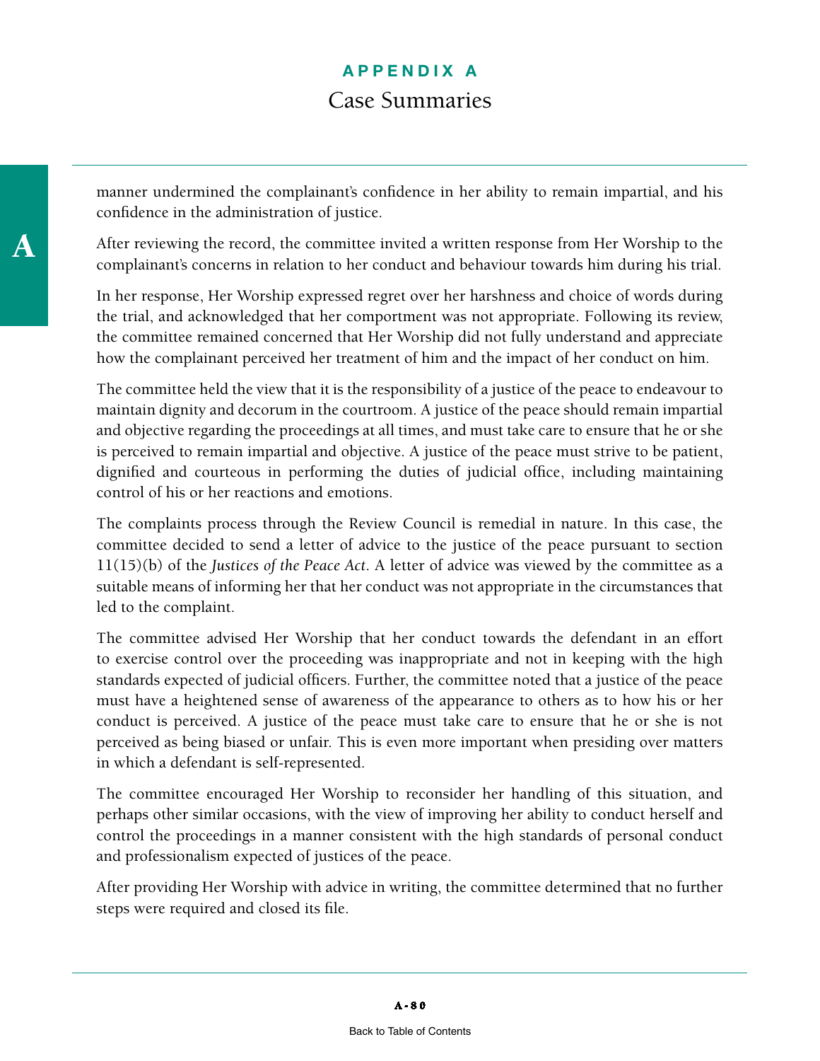manner undermined the complainant's confidence in her ability to remain impartial, and his confidence in the administration of justice.

After reviewing the record, the committee invited a written response from Her Worship to the complainant's concerns in relation to her conduct and behaviour towards him during his trial.

In her response, Her Worship expressed regret over her harshness and choice of words during the trial, and acknowledged that her comportment was not appropriate. Following its review, the committee remained concerned that Her Worship did not fully understand and appreciate how the complainant perceived her treatment of him and the impact of her conduct on him.

The committee held the view that it is the responsibility of a justice of the peace to endeavour to maintain dignity and decorum in the courtroom. A justice of the peace should remain impartial and objective regarding the proceedings at all times, and must take care to ensure that he or she is perceived to remain impartial and objective. A justice of the peace must strive to be patient, dignified and courteous in performing the duties of judicial office, including maintaining control of his or her reactions and emotions.

The complaints process through the Review Council is remedial in nature. In this case, the committee decided to send a letter of advice to the justice of the peace pursuant to section 11(15)(b) of the *Justices of the Peace Act*. A letter of advice was viewed by the committee as a suitable means of informing her that her conduct was not appropriate in the circumstances that led to the complaint.

The committee advised Her Worship that her conduct towards the defendant in an effort to exercise control over the proceeding was inappropriate and not in keeping with the high standards expected of judicial officers. Further, the committee noted that a justice of the peace must have a heightened sense of awareness of the appearance to others as to how his or her conduct is perceived. A justice of the peace must take care to ensure that he or she is not perceived as being biased or unfair. This is even more important when presiding over matters in which a defendant is self-represented.

The committee encouraged Her Worship to reconsider her handling of this situation, and perhaps other similar occasions, with the view of improving her ability to conduct herself and control the proceedings in a manner consistent with the high standards of personal conduct and professionalism expected of justices of the peace.

After providing Her Worship with advice in writing, the committee determined that no further steps were required and closed its file.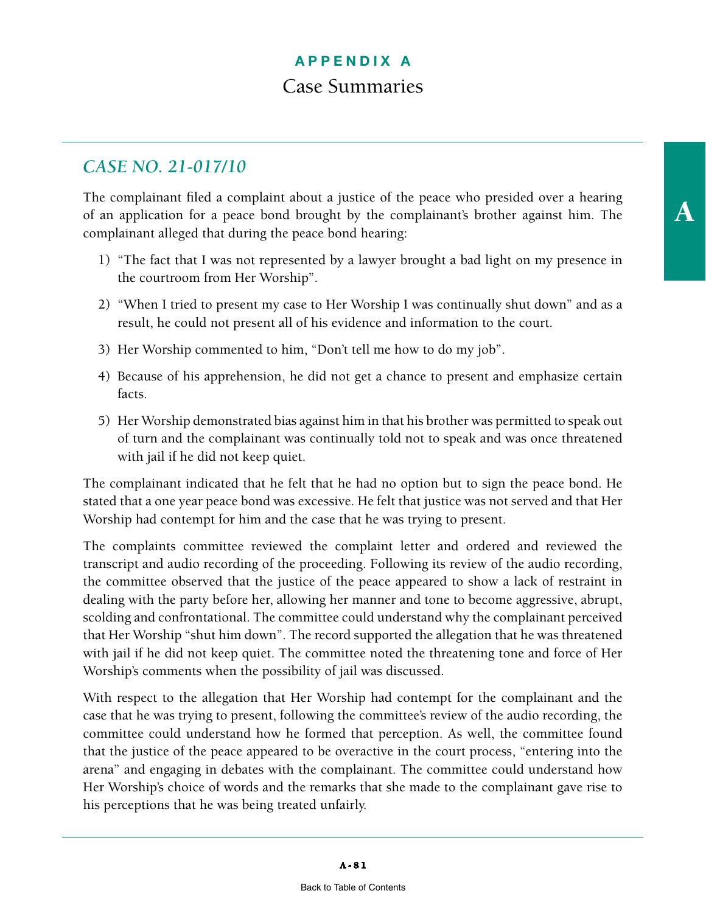# APPENDIX A

## Case Summaries

### *CASE NO. 21-017/10*

The complainant filed a complaint about a justice of the peace who presided over a hearing of an application for a peace bond brought by the complainant's brother against him. The complainant alleged that during the peace bond hearing:

1) "The fact that I was not represented by a lawyer brought a bad light on my presence in the courtroom from Her Worship".
2) "When I tried to present my case to Her Worship I was continually shut down" and as a result, he could not present all of his evidence and information to the court.
3) Her Worship commented to him, "Don't tell me how to do my job".
4) Because of his apprehension, he did not get a chance to present and emphasize certain facts.
5) Her Worship demonstrated bias against him in that his brother was permitted to speak out of turn and the complainant was continually told not to speak and was once threatened with jail if he did not keep quiet.

The complainant indicated that he felt that he had no option but to sign the peace bond. He stated that a one year peace bond was excessive. He felt that justice was not served and that Her Worship had contempt for him and the case that he was trying to present.

The complaints committee reviewed the complaint letter and ordered and reviewed the transcript and audio recording of the proceeding. Following its review of the audio recording, the committee observed that the justice of the peace appeared to show a lack of restraint in dealing with the party before her, allowing her manner and tone to become aggressive, abrupt, scolding and confrontational. The committee could understand why the complainant perceived that Her Worship "shut him down". The record supported the allegation that he was threatened with jail if he did not keep quiet. The committee noted the threatening tone and force of Her Worship's comments when the possibility of jail was discussed.

With respect to the allegation that Her Worship had contempt for the complainant and the case that he was trying to present, following the committee's review of the audio recording, the committee could understand how he formed that perception. As well, the committee found that the justice of the peace appeared to be overactive in the court process, "entering into the arena" and engaging in debates with the complainant. The committee could understand how Her Worship's choice of words and the remarks that she made to the complainant gave rise to his perceptions that he was being treated unfairly.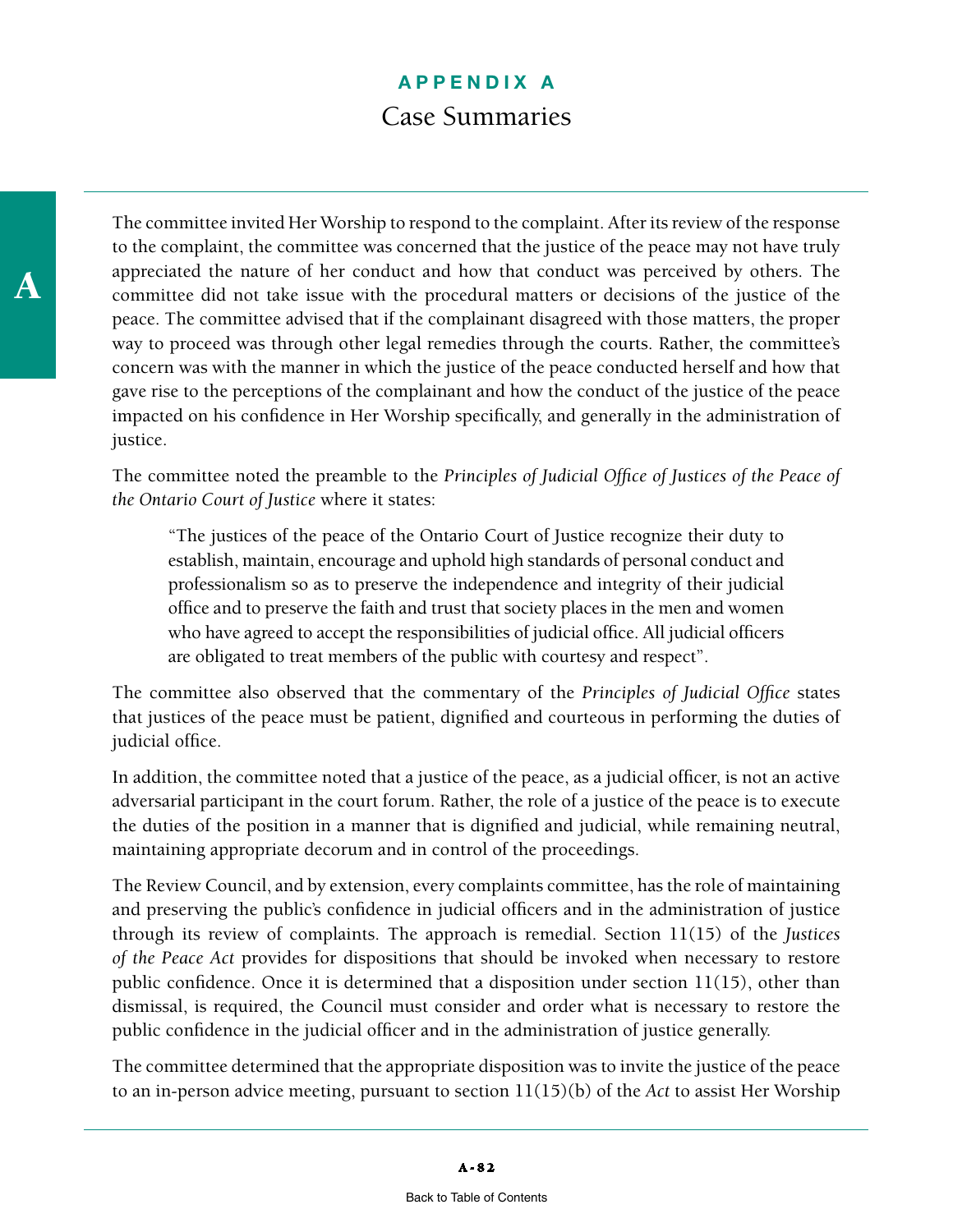The committee invited Her Worship to respond to the complaint. After its review of the response to the complaint, the committee was concerned that the justice of the peace may not have truly appreciated the nature of her conduct and how that conduct was perceived by others. The committee did not take issue with the procedural matters or decisions of the justice of the peace. The committee advised that if the complainant disagreed with those matters, the proper way to proceed was through other legal remedies through the courts. Rather, the committee's concern was with the manner in which the justice of the peace conducted herself and how that gave rise to the perceptions of the complainant and how the conduct of the justice of the peace impacted on his confidence in Her Worship specifically, and generally in the administration of justice.

The committee noted the preamble to the *Principles of Judicial Office of Justices of the Peace of the Ontario Court of Justice* where it states:

> "The justices of the peace of the Ontario Court of Justice recognize their duty to establish, maintain, encourage and uphold high standards of personal conduct and professionalism so as to preserve the independence and integrity of their judicial office and to preserve the faith and trust that society places in the men and women who have agreed to accept the responsibilities of judicial office. All judicial officers are obligated to treat members of the public with courtesy and respect".

The committee also observed that the commentary of the *Principles of Judicial Office* states that justices of the peace must be patient, dignified and courteous in performing the duties of judicial office.

In addition, the committee noted that a justice of the peace, as a judicial officer, is not an active adversarial participant in the court forum. Rather, the role of a justice of the peace is to execute the duties of the position in a manner that is dignified and judicial, while remaining neutral, maintaining appropriate decorum and in control of the proceedings.

The Review Council, and by extension, every complaints committee, has the role of maintaining and preserving the public's confidence in judicial officers and in the administration of justice through its review of complaints. The approach is remedial. Section 11(15) of the *Justices of the Peace Act* provides for dispositions that should be invoked when necessary to restore public confidence. Once it is determined that a disposition under section 11(15), other than dismissal, is required, the Council must consider and order what is necessary to restore the public confidence in the judicial officer and in the administration of justice generally.

The committee determined that the appropriate disposition was to invite the justice of the peace to an in-person advice meeting, pursuant to section 11(15)(b) of the *Act* to assist Her Worship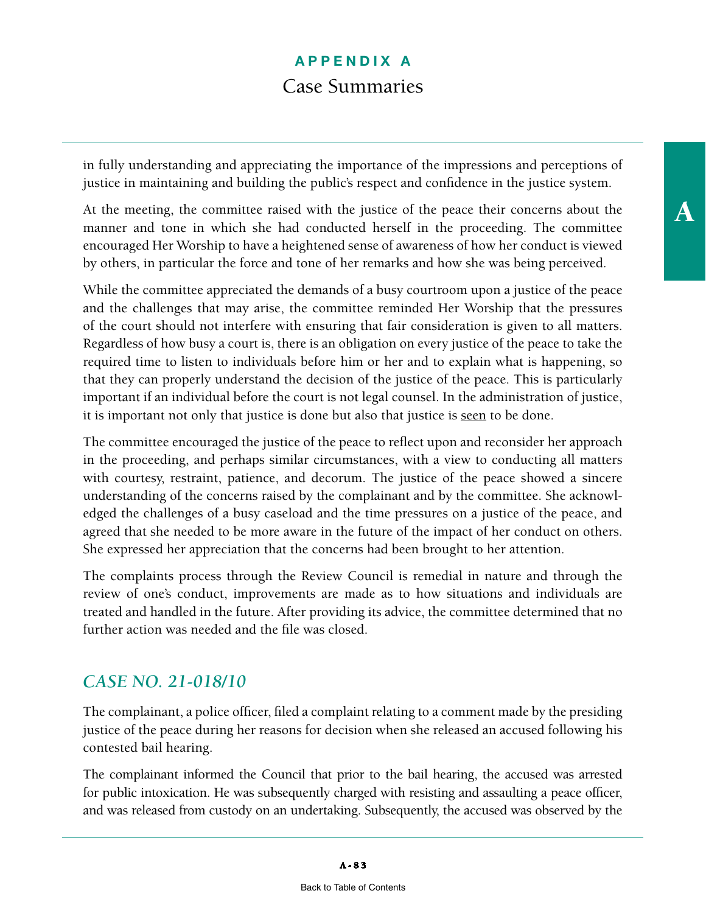in fully understanding and appreciating the importance of the impressions and perceptions of justice in maintaining and building the public's respect and confidence in the justice system.

At the meeting, the committee raised with the justice of the peace their concerns about the manner and tone in which she had conducted herself in the proceeding. The committee encouraged Her Worship to have a heightened sense of awareness of how her conduct is viewed by others, in particular the force and tone of her remarks and how she was being perceived.

While the committee appreciated the demands of a busy courtroom upon a justice of the peace and the challenges that may arise, the committee reminded Her Worship that the pressures of the court should not interfere with ensuring that fair consideration is given to all matters. Regardless of how busy a court is, there is an obligation on every justice of the peace to take the required time to listen to individuals before him or her and to explain what is happening, so that they can properly understand the decision of the justice of the peace. This is particularly important if an individual before the court is not legal counsel. In the administration of justice, it is important not only that justice is done but also that justice is <u>seen</u> to be done.

The committee encouraged the justice of the peace to reflect upon and reconsider her approach in the proceeding, and perhaps similar circumstances, with a view to conducting all matters with courtesy, restraint, patience, and decorum. The justice of the peace showed a sincere understanding of the concerns raised by the complainant and by the committee. She acknowledged the challenges of a busy caseload and the time pressures on a justice of the peace, and agreed that she needed to be more aware in the future of the impact of her conduct on others. She expressed her appreciation that the concerns had been brought to her attention.

The complaints process through the Review Council is remedial in nature and through the review of one's conduct, improvements are made as to how situations and individuals are treated and handled in the future. After providing its advice, the committee determined that no further action was needed and the file was closed.

## *CASE NO. 21-018/10*

The complainant, a police officer, filed a complaint relating to a comment made by the presiding justice of the peace during her reasons for decision when she released an accused following his contested bail hearing.

The complainant informed the Council that prior to the bail hearing, the accused was arrested for public intoxication. He was subsequently charged with resisting and assaulting a peace officer, and was released from custody on an undertaking. Subsequently, the accused was observed by the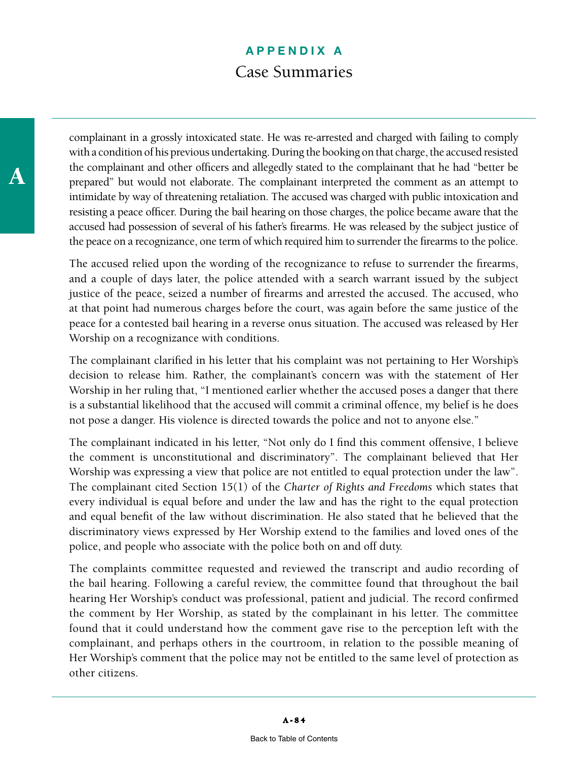complainant in a grossly intoxicated state. He was re-arrested and charged with failing to comply with a condition of his previous undertaking. During the booking on that charge, the accused resisted the complainant and other officers and allegedly stated to the complainant that he had "better be prepared" but would not elaborate. The complainant interpreted the comment as an attempt to intimidate by way of threatening retaliation. The accused was charged with public intoxication and resisting a peace officer. During the bail hearing on those charges, the police became aware that the accused had possession of several of his father's firearms. He was released by the subject justice of the peace on a recognizance, one term of which required him to surrender the firearms to the police.

The accused relied upon the wording of the recognizance to refuse to surrender the firearms, and a couple of days later, the police attended with a search warrant issued by the subject justice of the peace, seized a number of firearms and arrested the accused. The accused, who at that point had numerous charges before the court, was again before the same justice of the peace for a contested bail hearing in a reverse onus situation. The accused was released by Her Worship on a recognizance with conditions.

The complainant clarified in his letter that his complaint was not pertaining to Her Worship's decision to release him. Rather, the complainant's concern was with the statement of Her Worship in her ruling that, "I mentioned earlier whether the accused poses a danger that there is a substantial likelihood that the accused will commit a criminal offence, my belief is he does not pose a danger. His violence is directed towards the police and not to anyone else."

The complainant indicated in his letter, "Not only do I find this comment offensive, I believe the comment is unconstitutional and discriminatory". The complainant believed that Her Worship was expressing a view that police are not entitled to equal protection under the law". The complainant cited Section 15(1) of the *Charter of Rights and Freedoms* which states that every individual is equal before and under the law and has the right to the equal protection and equal benefit of the law without discrimination. He also stated that he believed that the discriminatory views expressed by Her Worship extend to the families and loved ones of the police, and people who associate with the police both on and off duty.

The complaints committee requested and reviewed the transcript and audio recording of the bail hearing. Following a careful review, the committee found that throughout the bail hearing Her Worship's conduct was professional, patient and judicial. The record confirmed the comment by Her Worship, as stated by the complainant in his letter. The committee found that it could understand how the comment gave rise to the perception left with the complainant, and perhaps others in the courtroom, in relation to the possible meaning of Her Worship's comment that the police may not be entitled to the same level of protection as other citizens.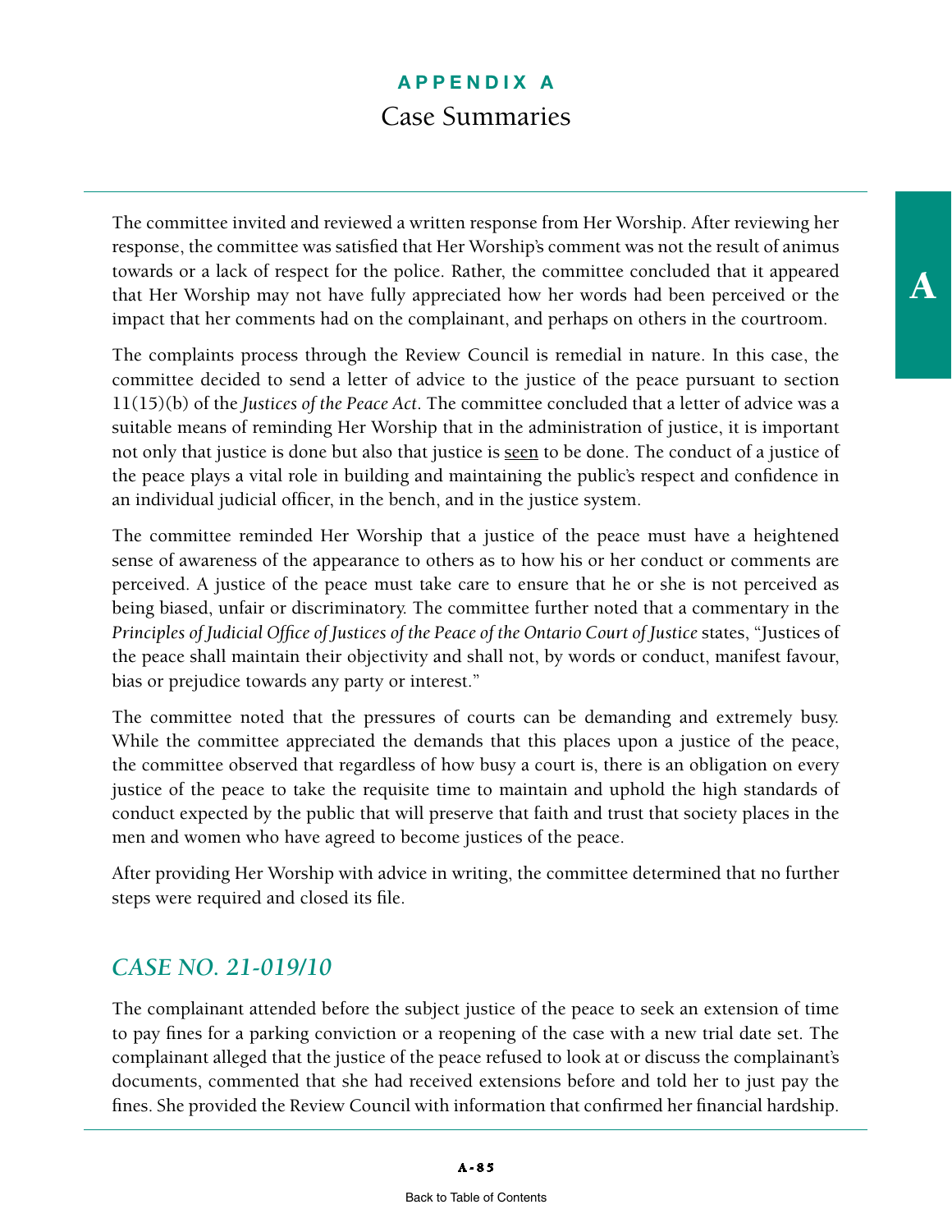The committee invited and reviewed a written response from Her Worship. After reviewing her response, the committee was satisfied that Her Worship's comment was not the result of animus towards or a lack of respect for the police. Rather, the committee concluded that it appeared that Her Worship may not have fully appreciated how her words had been perceived or the impact that her comments had on the complainant, and perhaps on others in the courtroom.

The complaints process through the Review Council is remedial in nature. In this case, the committee decided to send a letter of advice to the justice of the peace pursuant to section 11(15)(b) of the *Justices of the Peace Act*. The committee concluded that a letter of advice was a suitable means of reminding Her Worship that in the administration of justice, it is important not only that justice is done but also that justice is seen to be done. The conduct of a justice of the peace plays a vital role in building and maintaining the public's respect and confidence in an individual judicial officer, in the bench, and in the justice system.

The committee reminded Her Worship that a justice of the peace must have a heightened sense of awareness of the appearance to others as to how his or her conduct or comments are perceived. A justice of the peace must take care to ensure that he or she is not perceived as being biased, unfair or discriminatory. The committee further noted that a commentary in the *Principles of Judicial Office of Justices of the Peace of the Ontario Court of Justice* states, "Justices of the peace shall maintain their objectivity and shall not, by words or conduct, manifest favour, bias or prejudice towards any party or interest."

The committee noted that the pressures of courts can be demanding and extremely busy. While the committee appreciated the demands that this places upon a justice of the peace, the committee observed that regardless of how busy a court is, there is an obligation on every justice of the peace to take the requisite time to maintain and uphold the high standards of conduct expected by the public that will preserve that faith and trust that society places in the men and women who have agreed to become justices of the peace.

After providing Her Worship with advice in writing, the committee determined that no further steps were required and closed its file.

## *CASE NO. 21-019/10*

The complainant attended before the subject justice of the peace to seek an extension of time to pay fines for a parking conviction or a reopening of the case with a new trial date set. The complainant alleged that the justice of the peace refused to look at or discuss the complainant's documents, commented that she had received extensions before and told her to just pay the fines. She provided the Review Council with information that confirmed her financial hardship.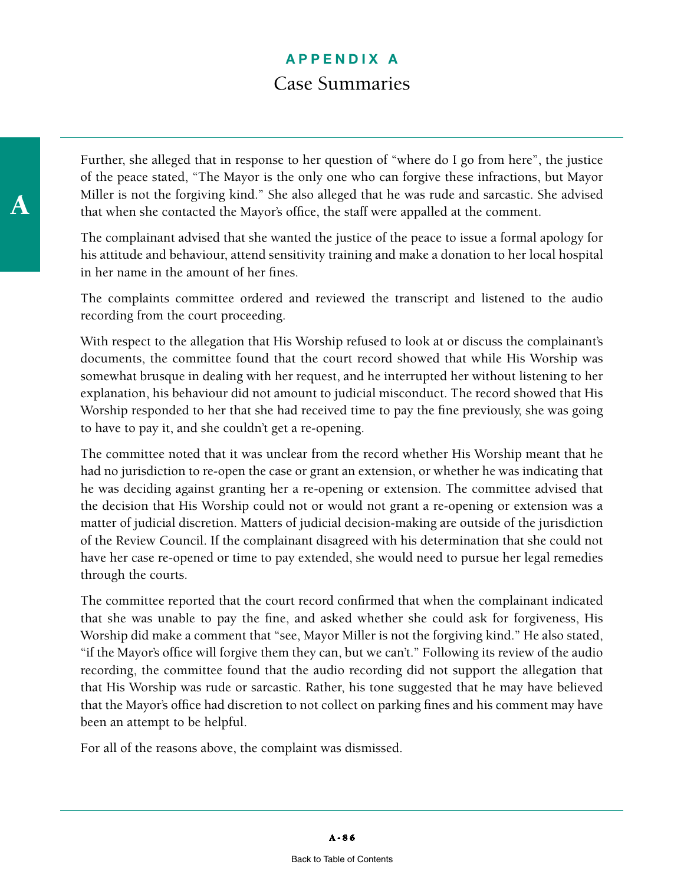Further, she alleged that in response to her question of "where do I go from here", the justice of the peace stated, "The Mayor is the only one who can forgive these infractions, but Mayor Miller is not the forgiving kind." She also alleged that he was rude and sarcastic. She advised that when she contacted the Mayor's office, the staff were appalled at the comment.

The complainant advised that she wanted the justice of the peace to issue a formal apology for his attitude and behaviour, attend sensitivity training and make a donation to her local hospital in her name in the amount of her fines.

The complaints committee ordered and reviewed the transcript and listened to the audio recording from the court proceeding.

With respect to the allegation that His Worship refused to look at or discuss the complainant's documents, the committee found that the court record showed that while His Worship was somewhat brusque in dealing with her request, and he interrupted her without listening to her explanation, his behaviour did not amount to judicial misconduct. The record showed that His Worship responded to her that she had received time to pay the fine previously, she was going to have to pay it, and she couldn't get a re-opening.

The committee noted that it was unclear from the record whether His Worship meant that he had no jurisdiction to re-open the case or grant an extension, or whether he was indicating that he was deciding against granting her a re-opening or extension. The committee advised that the decision that His Worship could not or would not grant a re-opening or extension was a matter of judicial discretion. Matters of judicial decision-making are outside of the jurisdiction of the Review Council. If the complainant disagreed with his determination that she could not have her case re-opened or time to pay extended, she would need to pursue her legal remedies through the courts.

The committee reported that the court record confirmed that when the complainant indicated that she was unable to pay the fine, and asked whether she could ask for forgiveness, His Worship did make a comment that "see, Mayor Miller is not the forgiving kind." He also stated, "if the Mayor's office will forgive them they can, but we can't." Following its review of the audio recording, the committee found that the audio recording did not support the allegation that that His Worship was rude or sarcastic. Rather, his tone suggested that he may have believed that the Mayor's office had discretion to not collect on parking fines and his comment may have been an attempt to be helpful.

For all of the reasons above, the complaint was dismissed.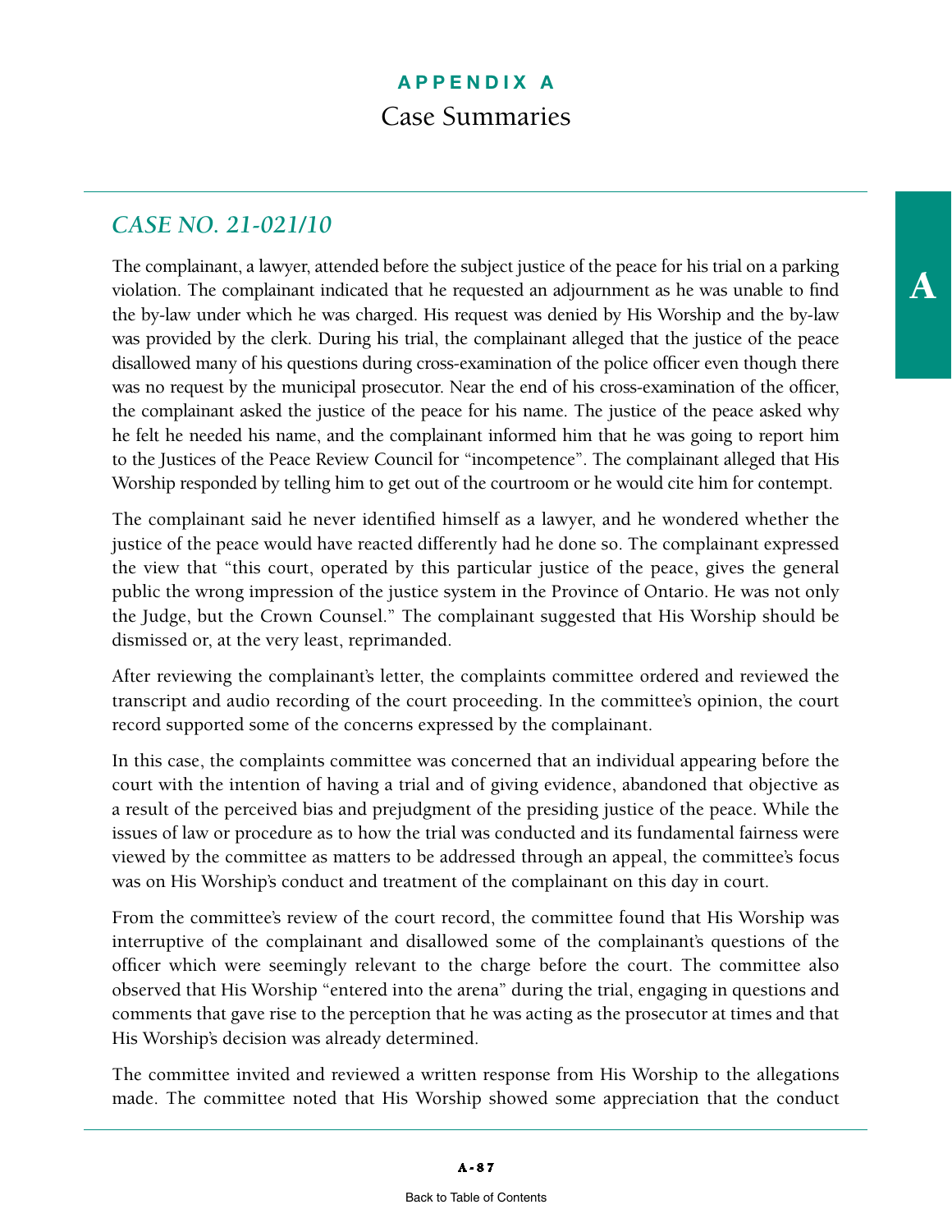# APPENDIX A

## Case Summaries

### *CASE NO. 21-021/10*

The complainant, a lawyer, attended before the subject justice of the peace for his trial on a parking violation. The complainant indicated that he requested an adjournment as he was unable to find the by-law under which he was charged. His request was denied by His Worship and the by-law was provided by the clerk. During his trial, the complainant alleged that the justice of the peace disallowed many of his questions during cross-examination of the police officer even though there was no request by the municipal prosecutor. Near the end of his cross-examination of the officer, the complainant asked the justice of the peace for his name. The justice of the peace asked why he felt he needed his name, and the complainant informed him that he was going to report him to the Justices of the Peace Review Council for "incompetence". The complainant alleged that His Worship responded by telling him to get out of the courtroom or he would cite him for contempt.

The complainant said he never identified himself as a lawyer, and he wondered whether the justice of the peace would have reacted differently had he done so. The complainant expressed the view that "this court, operated by this particular justice of the peace, gives the general public the wrong impression of the justice system in the Province of Ontario. He was not only the Judge, but the Crown Counsel." The complainant suggested that His Worship should be dismissed or, at the very least, reprimanded.

After reviewing the complainant's letter, the complaints committee ordered and reviewed the transcript and audio recording of the court proceeding. In the committee's opinion, the court record supported some of the concerns expressed by the complainant.

In this case, the complaints committee was concerned that an individual appearing before the court with the intention of having a trial and of giving evidence, abandoned that objective as a result of the perceived bias and prejudgment of the presiding justice of the peace. While the issues of law or procedure as to how the trial was conducted and its fundamental fairness were viewed by the committee as matters to be addressed through an appeal, the committee's focus was on His Worship's conduct and treatment of the complainant on this day in court.

From the committee's review of the court record, the committee found that His Worship was interruptive of the complainant and disallowed some of the complainant's questions of the officer which were seemingly relevant to the charge before the court. The committee also observed that His Worship "entered into the arena" during the trial, engaging in questions and comments that gave rise to the perception that he was acting as the prosecutor at times and that His Worship's decision was already determined.

The committee invited and reviewed a written response from His Worship to the allegations made. The committee noted that His Worship showed some appreciation that the conduct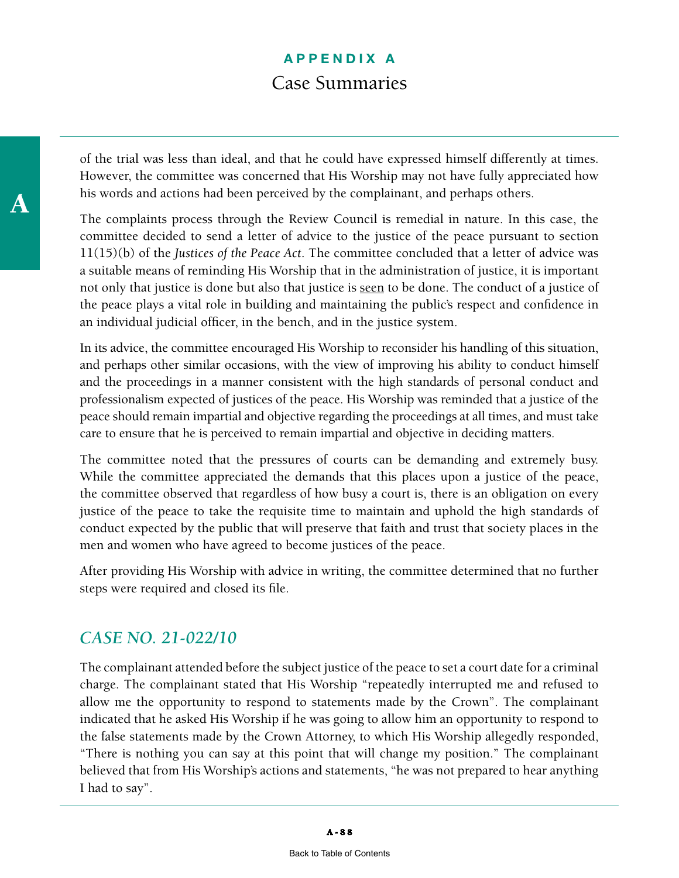of the trial was less than ideal, and that he could have expressed himself differently at times. However, the committee was concerned that His Worship may not have fully appreciated how his words and actions had been perceived by the complainant, and perhaps others.

The complaints process through the Review Council is remedial in nature. In this case, the committee decided to send a letter of advice to the justice of the peace pursuant to section 11(15)(b) of the *Justices of the Peace Act*. The committee concluded that a letter of advice was a suitable means of reminding His Worship that in the administration of justice, it is important not only that justice is done but also that justice is seen to be done. The conduct of a justice of the peace plays a vital role in building and maintaining the public's respect and confidence in an individual judicial officer, in the bench, and in the justice system.

In its advice, the committee encouraged His Worship to reconsider his handling of this situation, and perhaps other similar occasions, with the view of improving his ability to conduct himself and the proceedings in a manner consistent with the high standards of personal conduct and professionalism expected of justices of the peace. His Worship was reminded that a justice of the peace should remain impartial and objective regarding the proceedings at all times, and must take care to ensure that he is perceived to remain impartial and objective in deciding matters.

The committee noted that the pressures of courts can be demanding and extremely busy. While the committee appreciated the demands that this places upon a justice of the peace, the committee observed that regardless of how busy a court is, there is an obligation on every justice of the peace to take the requisite time to maintain and uphold the high standards of conduct expected by the public that will preserve that faith and trust that society places in the men and women who have agreed to become justices of the peace.

After providing His Worship with advice in writing, the committee determined that no further steps were required and closed its file.

## *CASE NO. 21-022/10*

The complainant attended before the subject justice of the peace to set a court date for a criminal charge. The complainant stated that His Worship "repeatedly interrupted me and refused to allow me the opportunity to respond to statements made by the Crown". The complainant indicated that he asked His Worship if he was going to allow him an opportunity to respond to the false statements made by the Crown Attorney, to which His Worship allegedly responded, "There is nothing you can say at this point that will change my position." The complainant believed that from His Worship's actions and statements, "he was not prepared to hear anything I had to say".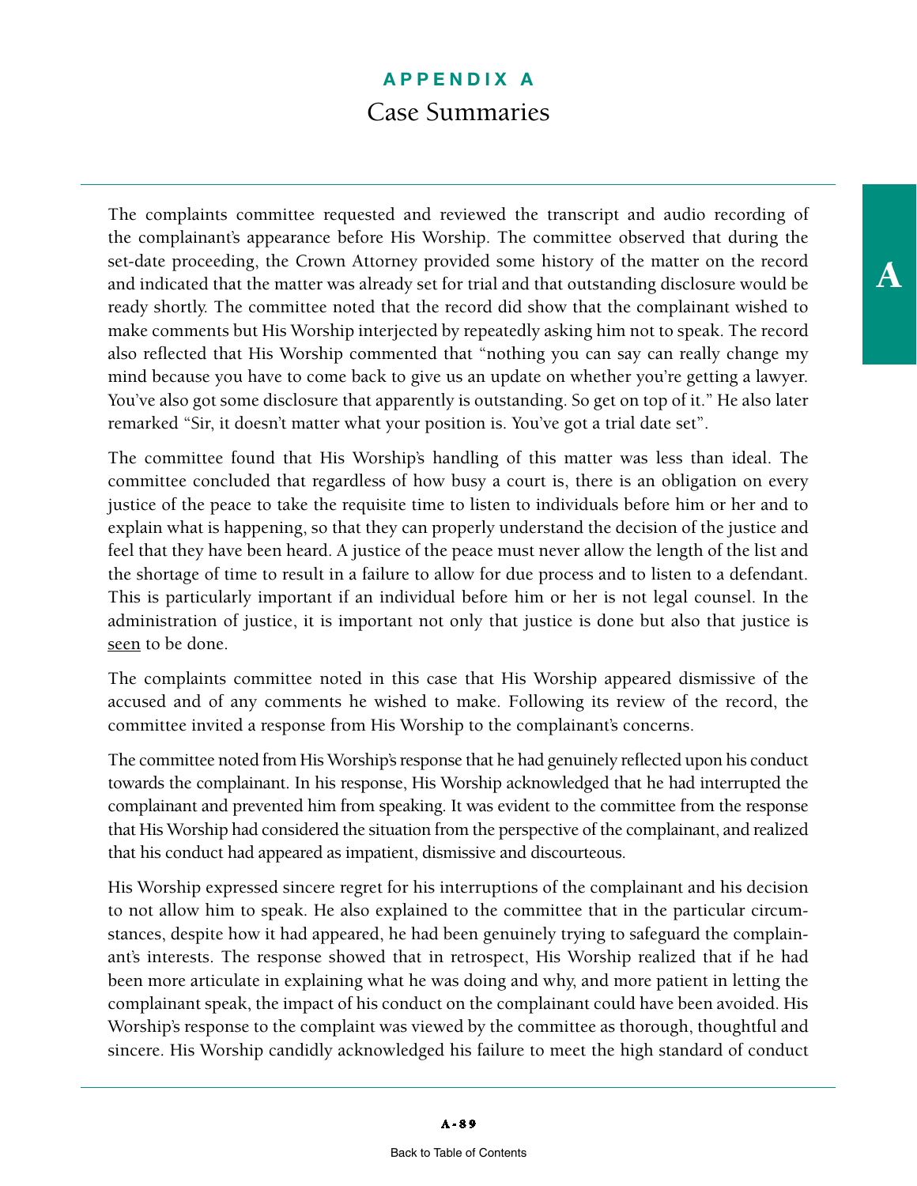The complaints committee requested and reviewed the transcript and audio recording of the complainant's appearance before His Worship. The committee observed that during the set-date proceeding, the Crown Attorney provided some history of the matter on the record and indicated that the matter was already set for trial and that outstanding disclosure would be ready shortly. The committee noted that the record did show that the complainant wished to make comments but His Worship interjected by repeatedly asking him not to speak. The record also reflected that His Worship commented that "nothing you can say can really change my mind because you have to come back to give us an update on whether you're getting a lawyer. You've also got some disclosure that apparently is outstanding. So get on top of it." He also later remarked "Sir, it doesn't matter what your position is. You've got a trial date set".

The committee found that His Worship's handling of this matter was less than ideal. The committee concluded that regardless of how busy a court is, there is an obligation on every justice of the peace to take the requisite time to listen to individuals before him or her and to explain what is happening, so that they can properly understand the decision of the justice and feel that they have been heard. A justice of the peace must never allow the length of the list and the shortage of time to result in a failure to allow for due process and to listen to a defendant. This is particularly important if an individual before him or her is not legal counsel. In the administration of justice, it is important not only that justice is done but also that justice is <u>seen</u> to be done.

The complaints committee noted in this case that His Worship appeared dismissive of the accused and of any comments he wished to make. Following its review of the record, the committee invited a response from His Worship to the complainant's concerns.

The committee noted from His Worship's response that he had genuinely reflected upon his conduct towards the complainant. In his response, His Worship acknowledged that he had interrupted the complainant and prevented him from speaking. It was evident to the committee from the response that His Worship had considered the situation from the perspective of the complainant, and realized that his conduct had appeared as impatient, dismissive and discourteous.

His Worship expressed sincere regret for his interruptions of the complainant and his decision to not allow him to speak. He also explained to the committee that in the particular circumstances, despite how it had appeared, he had been genuinely trying to safeguard the complainant's interests. The response showed that in retrospect, His Worship realized that if he had been more articulate in explaining what he was doing and why, and more patient in letting the complainant speak, the impact of his conduct on the complainant could have been avoided. His Worship's response to the complaint was viewed by the committee as thorough, thoughtful and sincere. His Worship candidly acknowledged his failure to meet the high standard of conduct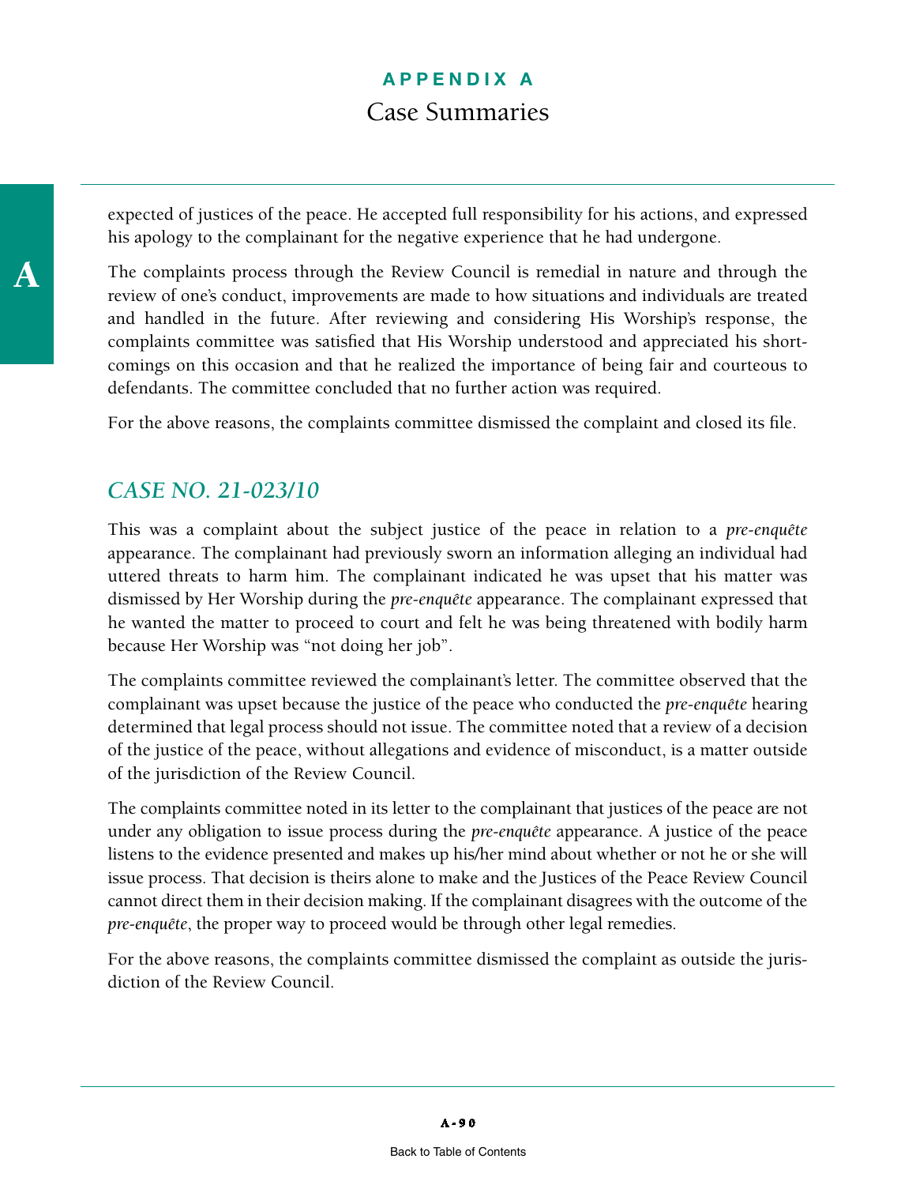expected of justices of the peace. He accepted full responsibility for his actions, and expressed his apology to the complainant for the negative experience that he had undergone.

The complaints process through the Review Council is remedial in nature and through the review of one's conduct, improvements are made to how situations and individuals are treated and handled in the future. After reviewing and considering His Worship's response, the complaints committee was satisfied that His Worship understood and appreciated his short-comings on this occasion and that he realized the importance of being fair and courteous to defendants. The committee concluded that no further action was required.

For the above reasons, the complaints committee dismissed the complaint and closed its file.

## *CASE NO. 21-023/10*

This was a complaint about the subject justice of the peace in relation to a *pre-enquête* appearance. The complainant had previously sworn an information alleging an individual had uttered threats to harm him. The complainant indicated he was upset that his matter was dismissed by Her Worship during the *pre-enquête* appearance. The complainant expressed that he wanted the matter to proceed to court and felt he was being threatened with bodily harm because Her Worship was "not doing her job".

The complaints committee reviewed the complainant's letter. The committee observed that the complainant was upset because the justice of the peace who conducted the *pre-enquête* hearing determined that legal process should not issue. The committee noted that a review of a decision of the justice of the peace, without allegations and evidence of misconduct, is a matter outside of the jurisdiction of the Review Council.

The complaints committee noted in its letter to the complainant that justices of the peace are not under any obligation to issue process during the *pre-enquête* appearance. A justice of the peace listens to the evidence presented and makes up his/her mind about whether or not he or she will issue process. That decision is theirs alone to make and the Justices of the Peace Review Council cannot direct them in their decision making. If the complainant disagrees with the outcome of the *pre-enquête*, the proper way to proceed would be through other legal remedies.

For the above reasons, the complaints committee dismissed the complaint as outside the jurisdiction of the Review Council.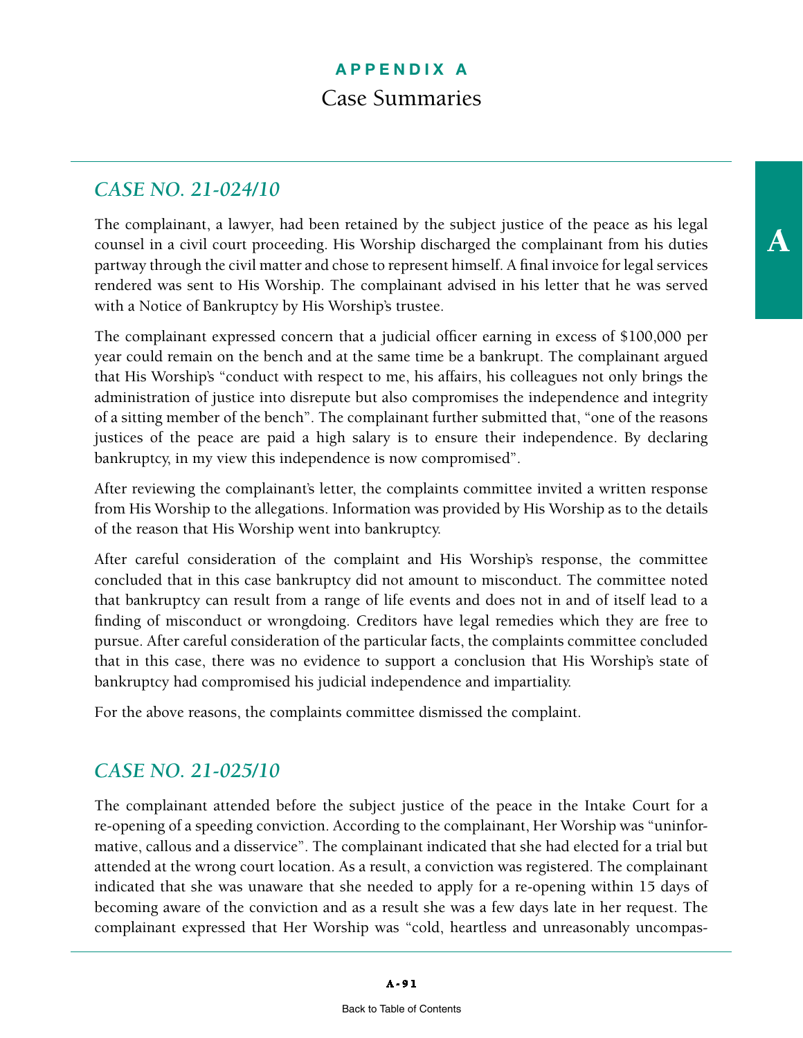# APPENDIX A

## Case Summaries

### *CASE NO. 21-024/10*

The complainant, a lawyer, had been retained by the subject justice of the peace as his legal counsel in a civil court proceeding. His Worship discharged the complainant from his duties partway through the civil matter and chose to represent himself. A final invoice for legal services rendered was sent to His Worship. The complainant advised in his letter that he was served with a Notice of Bankruptcy by His Worship's trustee.

The complainant expressed concern that a judicial officer earning in excess of $100,000 per year could remain on the bench and at the same time be a bankrupt. The complainant argued that His Worship's "conduct with respect to me, his affairs, his colleagues not only brings the administration of justice into disrepute but also compromises the independence and integrity of a sitting member of the bench". The complainant further submitted that, "one of the reasons justices of the peace are paid a high salary is to ensure their independence. By declaring bankruptcy, in my view this independence is now compromised".

After reviewing the complainant's letter, the complaints committee invited a written response from His Worship to the allegations. Information was provided by His Worship as to the details of the reason that His Worship went into bankruptcy.

After careful consideration of the complaint and His Worship's response, the committee concluded that in this case bankruptcy did not amount to misconduct. The committee noted that bankruptcy can result from a range of life events and does not in and of itself lead to a finding of misconduct or wrongdoing. Creditors have legal remedies which they are free to pursue. After careful consideration of the particular facts, the complaints committee concluded that in this case, there was no evidence to support a conclusion that His Worship's state of bankruptcy had compromised his judicial independence and impartiality.

For the above reasons, the complaints committee dismissed the complaint.

### *CASE NO. 21-025/10*

The complainant attended before the subject justice of the peace in the Intake Court for a re-opening of a speeding conviction. According to the complainant, Her Worship was "uninformative, callous and a disservice". The complainant indicated that she had elected for a trial but attended at the wrong court location. As a result, a conviction was registered. The complainant indicated that she was unaware that she needed to apply for a re-opening within 15 days of becoming aware of the conviction and as a result she was a few days late in her request. The complainant expressed that Her Worship was "cold, heartless and unreasonably uncompas-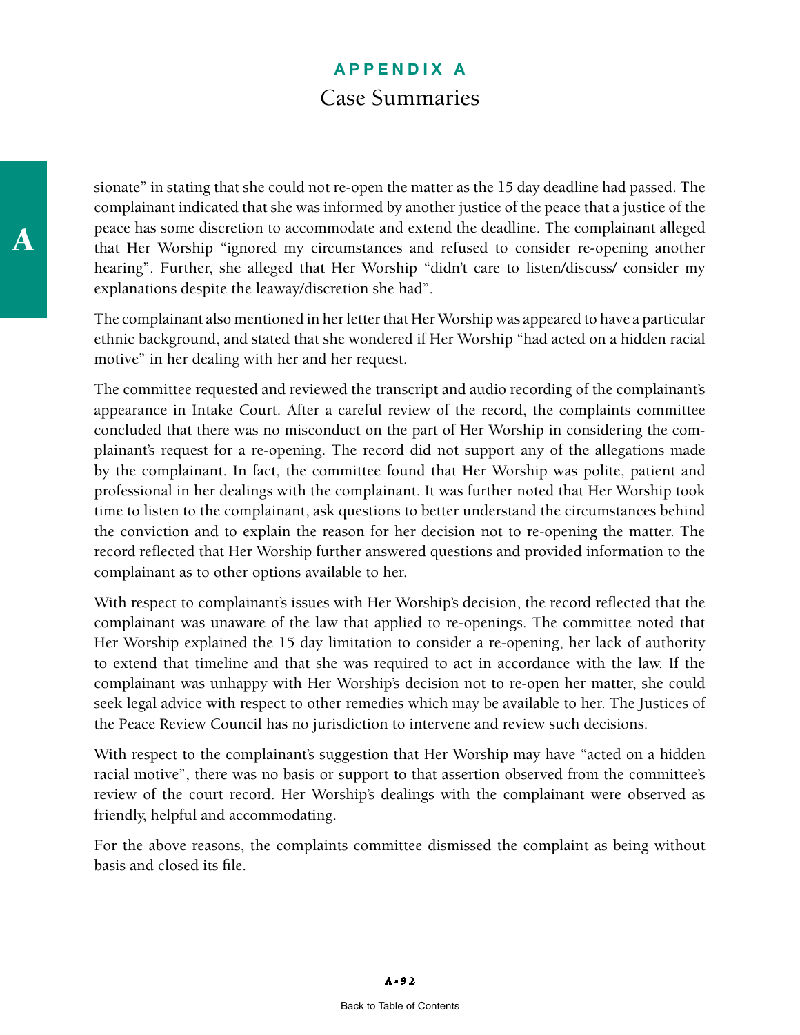sionate" in stating that she could not re-open the matter as the 15 day deadline had passed. The complainant indicated that she was informed by another justice of the peace that a justice of the peace has some discretion to accommodate and extend the deadline. The complainant alleged that Her Worship "ignored my circumstances and refused to consider re-opening another hearing". Further, she alleged that Her Worship "didn't care to listen/discuss/ consider my explanations despite the leaway/discretion she had".

The complainant also mentioned in her letter that Her Worship was appeared to have a particular ethnic background, and stated that she wondered if Her Worship "had acted on a hidden racial motive" in her dealing with her and her request.

The committee requested and reviewed the transcript and audio recording of the complainant's appearance in Intake Court. After a careful review of the record, the complaints committee concluded that there was no misconduct on the part of Her Worship in considering the complainant's request for a re-opening. The record did not support any of the allegations made by the complainant. In fact, the committee found that Her Worship was polite, patient and professional in her dealings with the complainant. It was further noted that Her Worship took time to listen to the complainant, ask questions to better understand the circumstances behind the conviction and to explain the reason for her decision not to re-opening the matter. The record reflected that Her Worship further answered questions and provided information to the complainant as to other options available to her.

With respect to complainant's issues with Her Worship's decision, the record reflected that the complainant was unaware of the law that applied to re-openings. The committee noted that Her Worship explained the 15 day limitation to consider a re-opening, her lack of authority to extend that timeline and that she was required to act in accordance with the law. If the complainant was unhappy with Her Worship's decision not to re-open her matter, she could seek legal advice with respect to other remedies which may be available to her. The Justices of the Peace Review Council has no jurisdiction to intervene and review such decisions.

With respect to the complainant's suggestion that Her Worship may have "acted on a hidden racial motive", there was no basis or support to that assertion observed from the committee's review of the court record. Her Worship's dealings with the complainant were observed as friendly, helpful and accommodating.

For the above reasons, the complaints committee dismissed the complaint as being without basis and closed its file.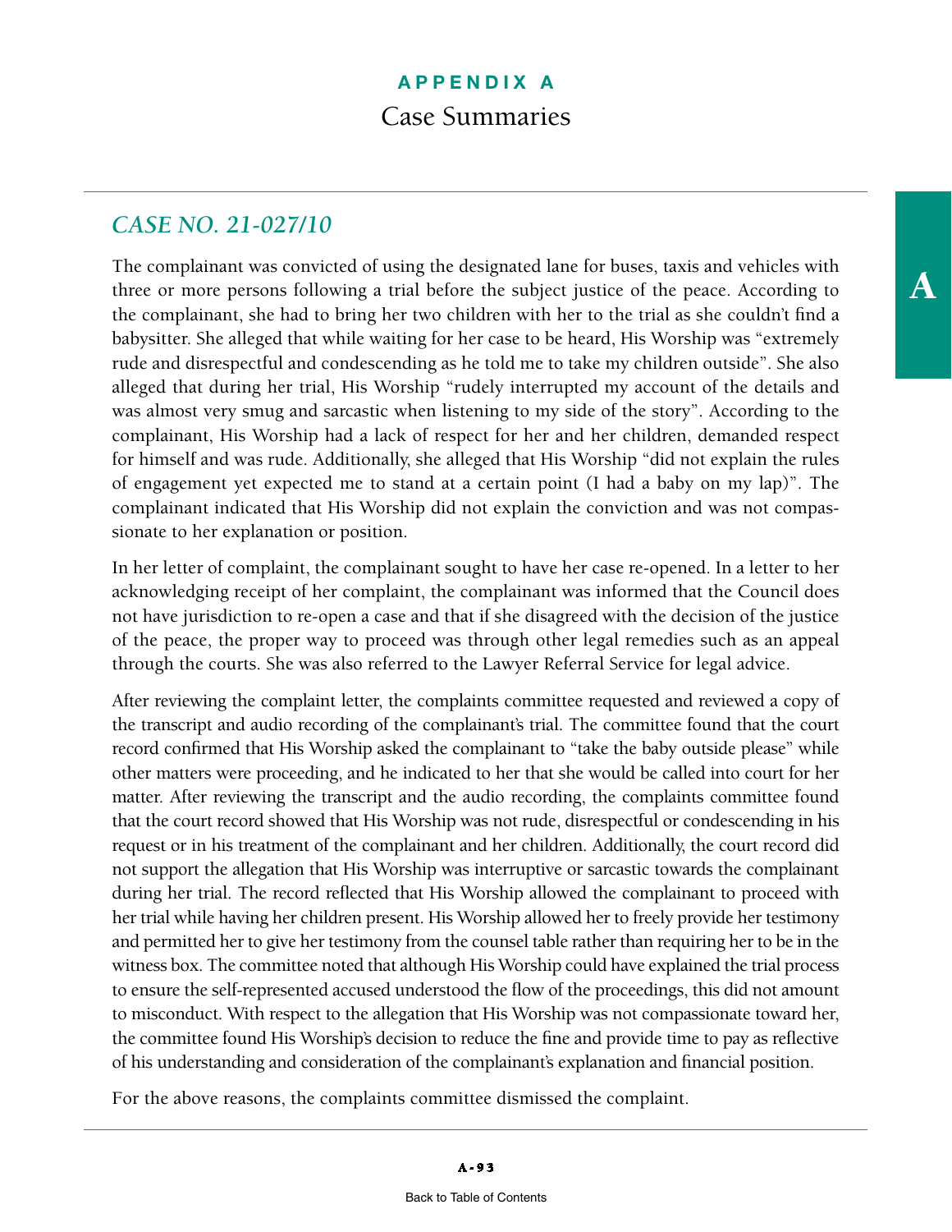# APPENDIX A

## Case Summaries

### *CASE NO. 21-027/10*

The complainant was convicted of using the designated lane for buses, taxis and vehicles with three or more persons following a trial before the subject justice of the peace. According to the complainant, she had to bring her two children with her to the trial as she couldn't find a babysitter. She alleged that while waiting for her case to be heard, His Worship was "extremely rude and disrespectful and condescending as he told me to take my children outside". She also alleged that during her trial, His Worship "rudely interrupted my account of the details and was almost very smug and sarcastic when listening to my side of the story". According to the complainant, His Worship had a lack of respect for her and her children, demanded respect for himself and was rude. Additionally, she alleged that His Worship "did not explain the rules of engagement yet expected me to stand at a certain point (I had a baby on my lap)". The complainant indicated that His Worship did not explain the conviction and was not compassionate to her explanation or position.

In her letter of complaint, the complainant sought to have her case re-opened. In a letter to her acknowledging receipt of her complaint, the complainant was informed that the Council does not have jurisdiction to re-open a case and that if she disagreed with the decision of the justice of the peace, the proper way to proceed was through other legal remedies such as an appeal through the courts. She was also referred to the Lawyer Referral Service for legal advice.

After reviewing the complaint letter, the complaints committee requested and reviewed a copy of the transcript and audio recording of the complainant's trial. The committee found that the court record confirmed that His Worship asked the complainant to "take the baby outside please" while other matters were proceeding, and he indicated to her that she would be called into court for her matter. After reviewing the transcript and the audio recording, the complaints committee found that the court record showed that His Worship was not rude, disrespectful or condescending in his request or in his treatment of the complainant and her children. Additionally, the court record did not support the allegation that His Worship was interruptive or sarcastic towards the complainant during her trial. The record reflected that His Worship allowed the complainant to proceed with her trial while having her children present. His Worship allowed her to freely provide her testimony and permitted her to give her testimony from the counsel table rather than requiring her to be in the witness box. The committee noted that although His Worship could have explained the trial process to ensure the self-represented accused understood the flow of the proceedings, this did not amount to misconduct. With respect to the allegation that His Worship was not compassionate toward her, the committee found His Worship's decision to reduce the fine and provide time to pay as reflective of his understanding and consideration of the complainant's explanation and financial position.

For the above reasons, the complaints committee dismissed the complaint.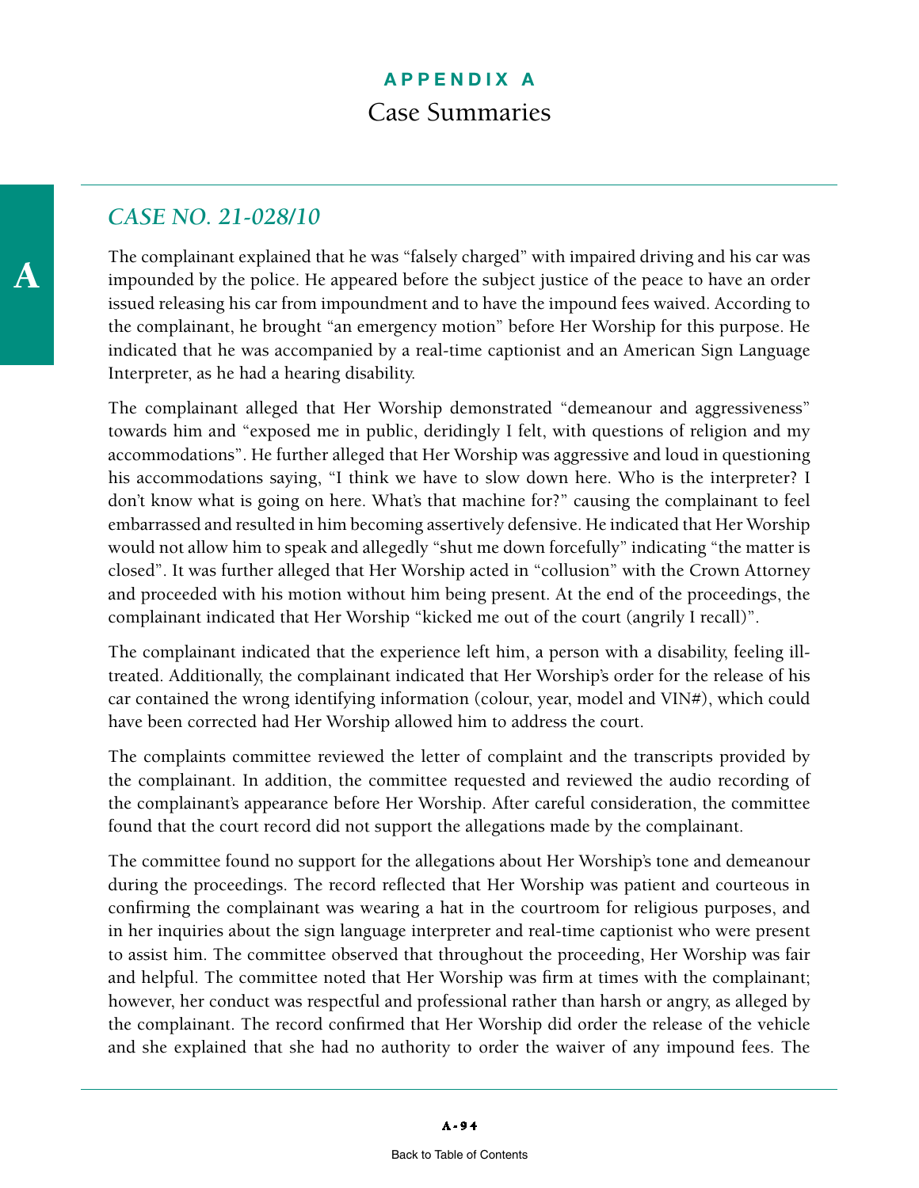# APPENDIX A

## Case Summaries

### *CASE NO. 21-028/10*

The complainant explained that he was "falsely charged" with impaired driving and his car was impounded by the police. He appeared before the subject justice of the peace to have an order issued releasing his car from impoundment and to have the impound fees waived. According to the complainant, he brought "an emergency motion" before Her Worship for this purpose. He indicated that he was accompanied by a real-time captionist and an American Sign Language Interpreter, as he had a hearing disability.

The complainant alleged that Her Worship demonstrated "demeanour and aggressiveness" towards him and "exposed me in public, deridingly I felt, with questions of religion and my accommodations". He further alleged that Her Worship was aggressive and loud in questioning his accommodations saying, "I think we have to slow down here. Who is the interpreter? I don't know what is going on here. What's that machine for?" causing the complainant to feel embarrassed and resulted in him becoming assertively defensive. He indicated that Her Worship would not allow him to speak and allegedly "shut me down forcefully" indicating "the matter is closed". It was further alleged that Her Worship acted in "collusion" with the Crown Attorney and proceeded with his motion without him being present. At the end of the proceedings, the complainant indicated that Her Worship "kicked me out of the court (angrily I recall)".

The complainant indicated that the experience left him, a person with a disability, feeling ill-treated. Additionally, the complainant indicated that Her Worship's order for the release of his car contained the wrong identifying information (colour, year, model and VIN#), which could have been corrected had Her Worship allowed him to address the court.

The complaints committee reviewed the letter of complaint and the transcripts provided by the complainant. In addition, the committee requested and reviewed the audio recording of the complainant's appearance before Her Worship. After careful consideration, the committee found that the court record did not support the allegations made by the complainant.

The committee found no support for the allegations about Her Worship's tone and demeanour during the proceedings. The record reflected that Her Worship was patient and courteous in confirming the complainant was wearing a hat in the courtroom for religious purposes, and in her inquiries about the sign language interpreter and real-time captionist who were present to assist him. The committee observed that throughout the proceeding, Her Worship was fair and helpful. The committee noted that Her Worship was firm at times with the complainant; however, her conduct was respectful and professional rather than harsh or angry, as alleged by the complainant. The record confirmed that Her Worship did order the release of the vehicle and she explained that she had no authority to order the waiver of any impound fees. The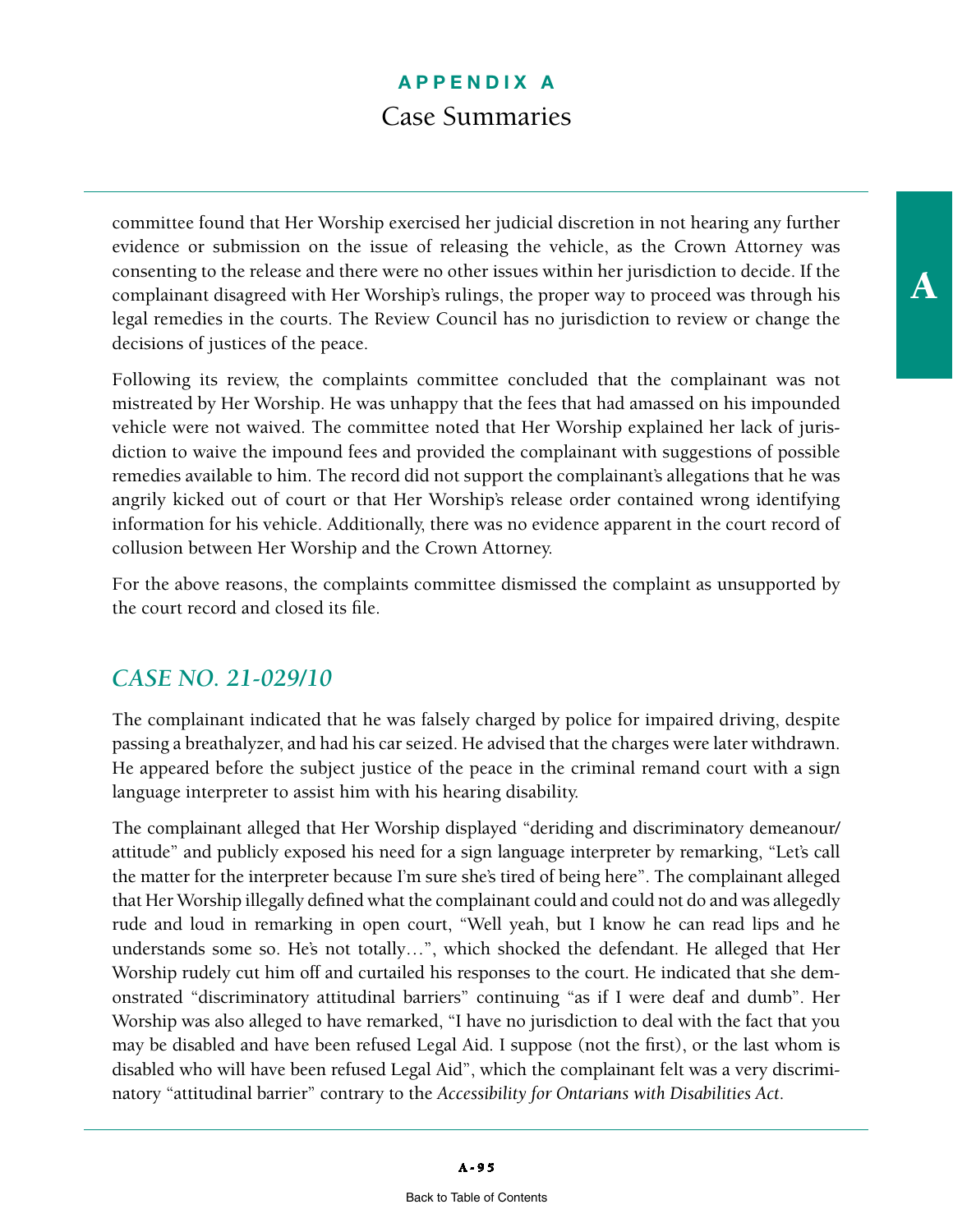committee found that Her Worship exercised her judicial discretion in not hearing any further evidence or submission on the issue of releasing the vehicle, as the Crown Attorney was consenting to the release and there were no other issues within her jurisdiction to decide. If the complainant disagreed with Her Worship's rulings, the proper way to proceed was through his legal remedies in the courts. The Review Council has no jurisdiction to review or change the decisions of justices of the peace.

Following its review, the complaints committee concluded that the complainant was not mistreated by Her Worship. He was unhappy that the fees that had amassed on his impounded vehicle were not waived. The committee noted that Her Worship explained her lack of jurisdiction to waive the impound fees and provided the complainant with suggestions of possible remedies available to him. The record did not support the complainant's allegations that he was angrily kicked out of court or that Her Worship's release order contained wrong identifying information for his vehicle. Additionally, there was no evidence apparent in the court record of collusion between Her Worship and the Crown Attorney.

For the above reasons, the complaints committee dismissed the complaint as unsupported by the court record and closed its file.

## *CASE NO. 21-029/10*

The complainant indicated that he was falsely charged by police for impaired driving, despite passing a breathalyzer, and had his car seized. He advised that the charges were later withdrawn. He appeared before the subject justice of the peace in the criminal remand court with a sign language interpreter to assist him with his hearing disability.

The complainant alleged that Her Worship displayed "deriding and discriminatory demeanour/attitude" and publicly exposed his need for a sign language interpreter by remarking, "Let's call the matter for the interpreter because I'm sure she's tired of being here". The complainant alleged that Her Worship illegally defined what the complainant could and could not do and was allegedly rude and loud in remarking in open court, "Well yeah, but I know he can read lips and he understands some so. He's not totally…", which shocked the defendant. He alleged that Her Worship rudely cut him off and curtailed his responses to the court. He indicated that she demonstrated "discriminatory attitudinal barriers" continuing "as if I were deaf and dumb". Her Worship was also alleged to have remarked, "I have no jurisdiction to deal with the fact that you may be disabled and have been refused Legal Aid. I suppose (not the first), or the last whom is disabled who will have been refused Legal Aid", which the complainant felt was a very discriminatory "attitudinal barrier" contrary to the *Accessibility for Ontarians with Disabilities Act*.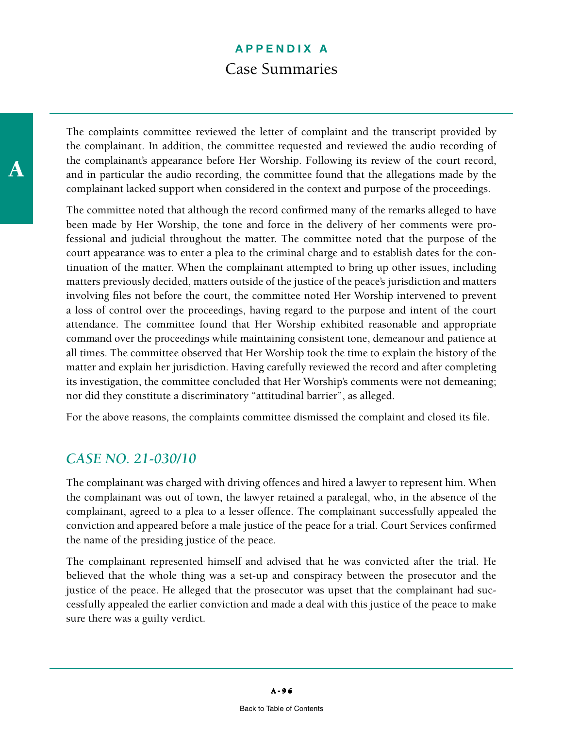The complaints committee reviewed the letter of complaint and the transcript provided by the complainant. In addition, the committee requested and reviewed the audio recording of the complainant's appearance before Her Worship. Following its review of the court record, and in particular the audio recording, the committee found that the allegations made by the complainant lacked support when considered in the context and purpose of the proceedings.

The committee noted that although the record confirmed many of the remarks alleged to have been made by Her Worship, the tone and force in the delivery of her comments were professional and judicial throughout the matter. The committee noted that the purpose of the court appearance was to enter a plea to the criminal charge and to establish dates for the continuation of the matter. When the complainant attempted to bring up other issues, including matters previously decided, matters outside of the justice of the peace's jurisdiction and matters involving files not before the court, the committee noted Her Worship intervened to prevent a loss of control over the proceedings, having regard to the purpose and intent of the court attendance. The committee found that Her Worship exhibited reasonable and appropriate command over the proceedings while maintaining consistent tone, demeanour and patience at all times. The committee observed that Her Worship took the time to explain the history of the matter and explain her jurisdiction. Having carefully reviewed the record and after completing its investigation, the committee concluded that Her Worship's comments were not demeaning; nor did they constitute a discriminatory "attitudinal barrier", as alleged.

For the above reasons, the complaints committee dismissed the complaint and closed its file.

## *CASE NO. 21-030/10*

The complainant was charged with driving offences and hired a lawyer to represent him. When the complainant was out of town, the lawyer retained a paralegal, who, in the absence of the complainant, agreed to a plea to a lesser offence. The complainant successfully appealed the conviction and appeared before a male justice of the peace for a trial. Court Services confirmed the name of the presiding justice of the peace.

The complainant represented himself and advised that he was convicted after the trial. He believed that the whole thing was a set-up and conspiracy between the prosecutor and the justice of the peace. He alleged that the prosecutor was upset that the complainant had successfully appealed the earlier conviction and made a deal with this justice of the peace to make sure there was a guilty verdict.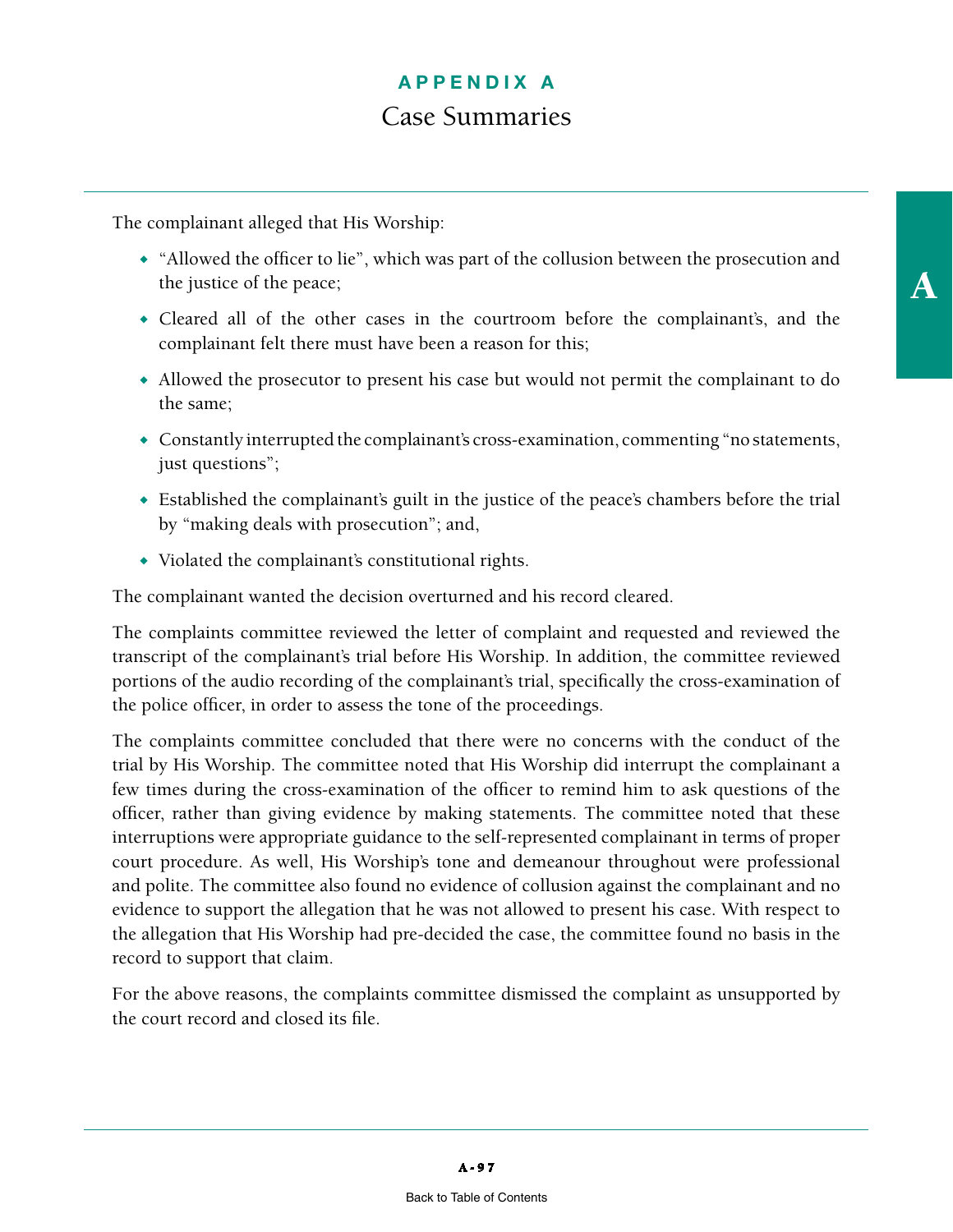The complainant alleged that His Worship:

- "Allowed the officer to lie", which was part of the collusion between the prosecution and the justice of the peace;
- Cleared all of the other cases in the courtroom before the complainant's, and the complainant felt there must have been a reason for this;
- Allowed the prosecutor to present his case but would not permit the complainant to do the same;
- Constantly interrupted the complainant's cross-examination, commenting "no statements, just questions";
- Established the complainant's guilt in the justice of the peace's chambers before the trial by "making deals with prosecution"; and,
- Violated the complainant's constitutional rights.

The complainant wanted the decision overturned and his record cleared.

The complaints committee reviewed the letter of complaint and requested and reviewed the transcript of the complainant's trial before His Worship. In addition, the committee reviewed portions of the audio recording of the complainant's trial, specifically the cross-examination of the police officer, in order to assess the tone of the proceedings.

The complaints committee concluded that there were no concerns with the conduct of the trial by His Worship. The committee noted that His Worship did interrupt the complainant a few times during the cross-examination of the officer to remind him to ask questions of the officer, rather than giving evidence by making statements. The committee noted that these interruptions were appropriate guidance to the self-represented complainant in terms of proper court procedure. As well, His Worship's tone and demeanour throughout were professional and polite. The committee also found no evidence of collusion against the complainant and no evidence to support the allegation that he was not allowed to present his case. With respect to the allegation that His Worship had pre-decided the case, the committee found no basis in the record to support that claim.

For the above reasons, the complaints committee dismissed the complaint as unsupported by the court record and closed its file.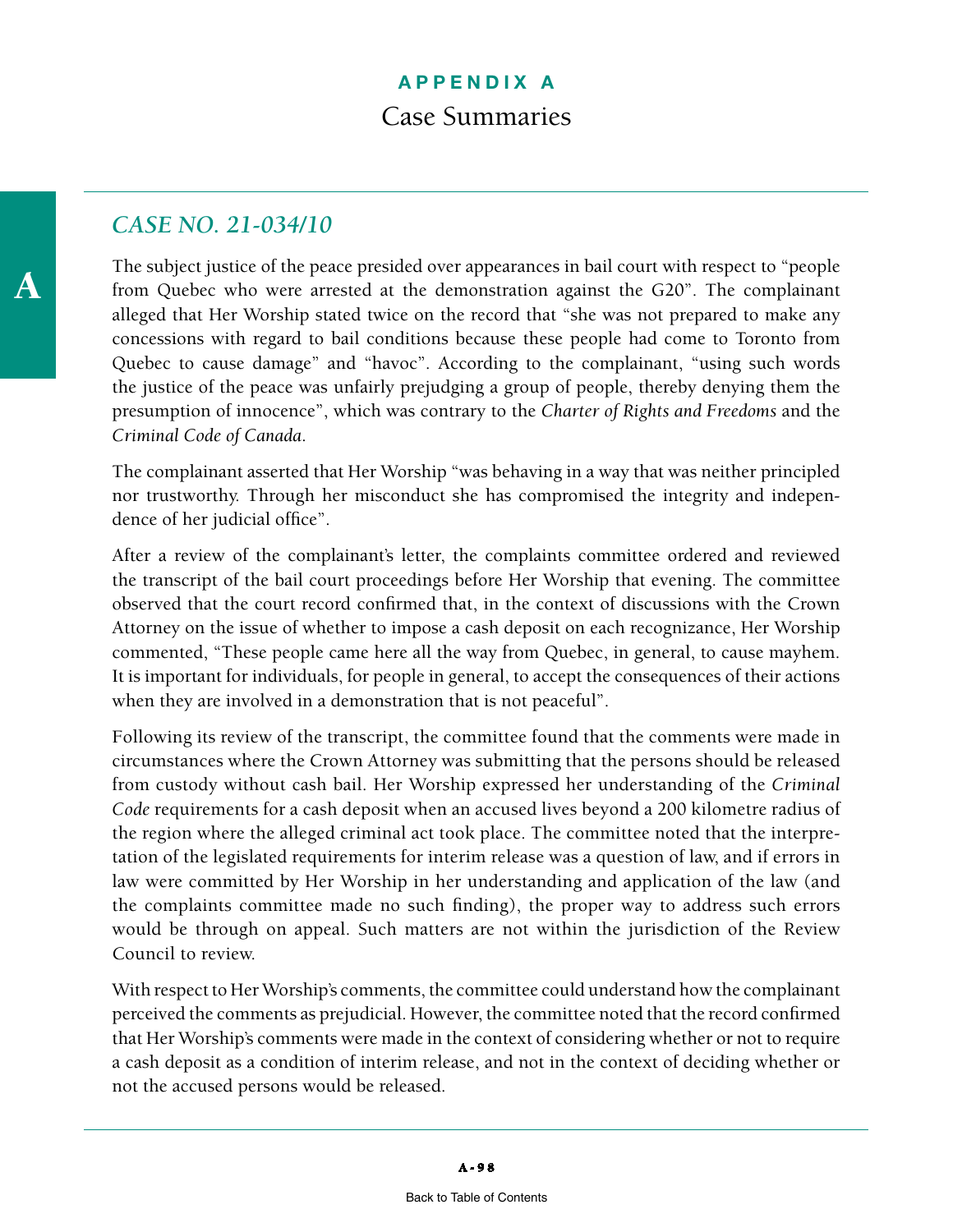# APPENDIX A
## Case Summaries

### *CASE NO. 21-034/10*

The subject justice of the peace presided over appearances in bail court with respect to "people from Quebec who were arrested at the demonstration against the G20". The complainant alleged that Her Worship stated twice on the record that "she was not prepared to make any concessions with regard to bail conditions because these people had come to Toronto from Quebec to cause damage" and "havoc". According to the complainant, "using such words the justice of the peace was unfairly prejudging a group of people, thereby denying them the presumption of innocence", which was contrary to the *Charter of Rights and Freedoms* and the *Criminal Code of Canada*.

The complainant asserted that Her Worship "was behaving in a way that was neither principled nor trustworthy. Through her misconduct she has compromised the integrity and independence of her judicial office".

After a review of the complainant's letter, the complaints committee ordered and reviewed the transcript of the bail court proceedings before Her Worship that evening. The committee observed that the court record confirmed that, in the context of discussions with the Crown Attorney on the issue of whether to impose a cash deposit on each recognizance, Her Worship commented, "These people came here all the way from Quebec, in general, to cause mayhem. It is important for individuals, for people in general, to accept the consequences of their actions when they are involved in a demonstration that is not peaceful".

Following its review of the transcript, the committee found that the comments were made in circumstances where the Crown Attorney was submitting that the persons should be released from custody without cash bail. Her Worship expressed her understanding of the *Criminal Code* requirements for a cash deposit when an accused lives beyond a 200 kilometre radius of the region where the alleged criminal act took place. The committee noted that the interpretation of the legislated requirements for interim release was a question of law, and if errors in law were committed by Her Worship in her understanding and application of the law (and the complaints committee made no such finding), the proper way to address such errors would be through on appeal. Such matters are not within the jurisdiction of the Review Council to review.

With respect to Her Worship's comments, the committee could understand how the complainant perceived the comments as prejudicial. However, the committee noted that the record confirmed that Her Worship's comments were made in the context of considering whether or not to require a cash deposit as a condition of interim release, and not in the context of deciding whether or not the accused persons would be released.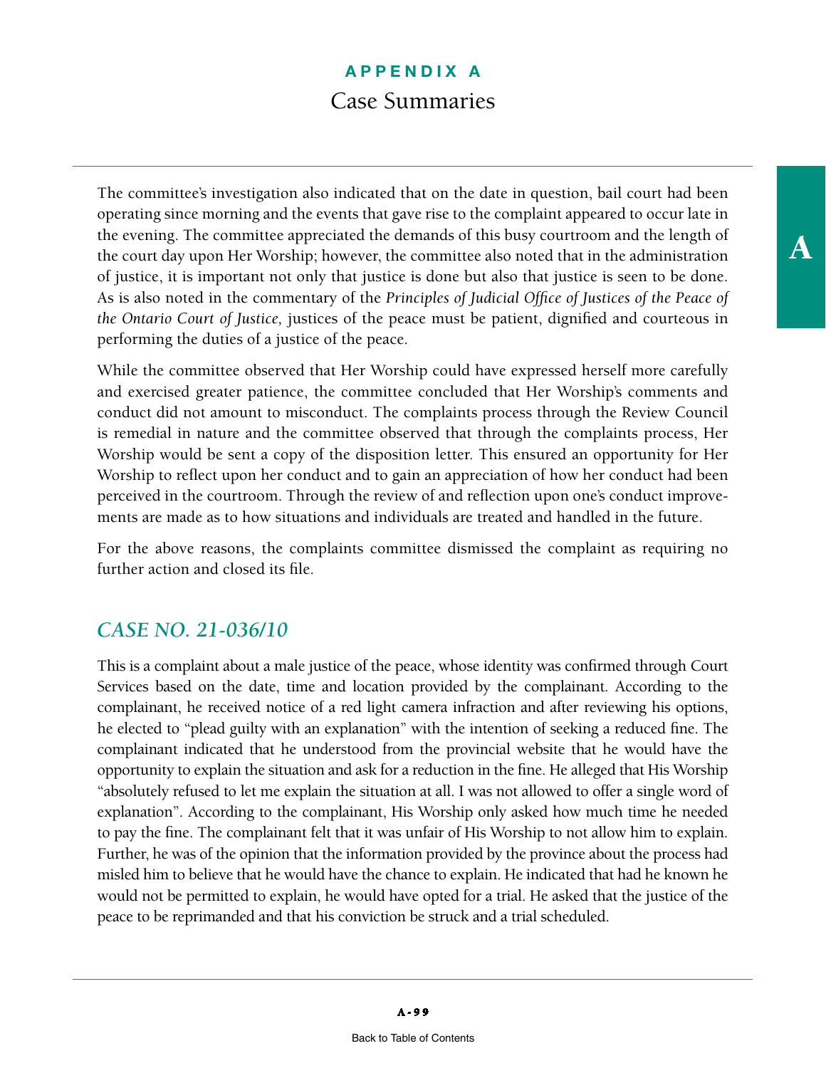The committee's investigation also indicated that on the date in question, bail court had been operating since morning and the events that gave rise to the complaint appeared to occur late in the evening. The committee appreciated the demands of this busy courtroom and the length of the court day upon Her Worship; however, the committee also noted that in the administration of justice, it is important not only that justice is done but also that justice is seen to be done. As is also noted in the commentary of the *Principles of Judicial Office of Justices of the Peace of the Ontario Court of Justice,* justices of the peace must be patient, dignified and courteous in performing the duties of a justice of the peace.

While the committee observed that Her Worship could have expressed herself more carefully and exercised greater patience, the committee concluded that Her Worship's comments and conduct did not amount to misconduct. The complaints process through the Review Council is remedial in nature and the committee observed that through the complaints process, Her Worship would be sent a copy of the disposition letter. This ensured an opportunity for Her Worship to reflect upon her conduct and to gain an appreciation of how her conduct had been perceived in the courtroom. Through the review of and reflection upon one's conduct improvements are made as to how situations and individuals are treated and handled in the future.

For the above reasons, the complaints committee dismissed the complaint as requiring no further action and closed its file.

## *CASE NO. 21-036/10*

This is a complaint about a male justice of the peace, whose identity was confirmed through Court Services based on the date, time and location provided by the complainant. According to the complainant, he received notice of a red light camera infraction and after reviewing his options, he elected to "plead guilty with an explanation" with the intention of seeking a reduced fine. The complainant indicated that he understood from the provincial website that he would have the opportunity to explain the situation and ask for a reduction in the fine. He alleged that His Worship "absolutely refused to let me explain the situation at all. I was not allowed to offer a single word of explanation". According to the complainant, His Worship only asked how much time he needed to pay the fine. The complainant felt that it was unfair of His Worship to not allow him to explain. Further, he was of the opinion that the information provided by the province about the process had misled him to believe that he would have the chance to explain. He indicated that had he known he would not be permitted to explain, he would have opted for a trial. He asked that the justice of the peace to be reprimanded and that his conviction be struck and a trial scheduled.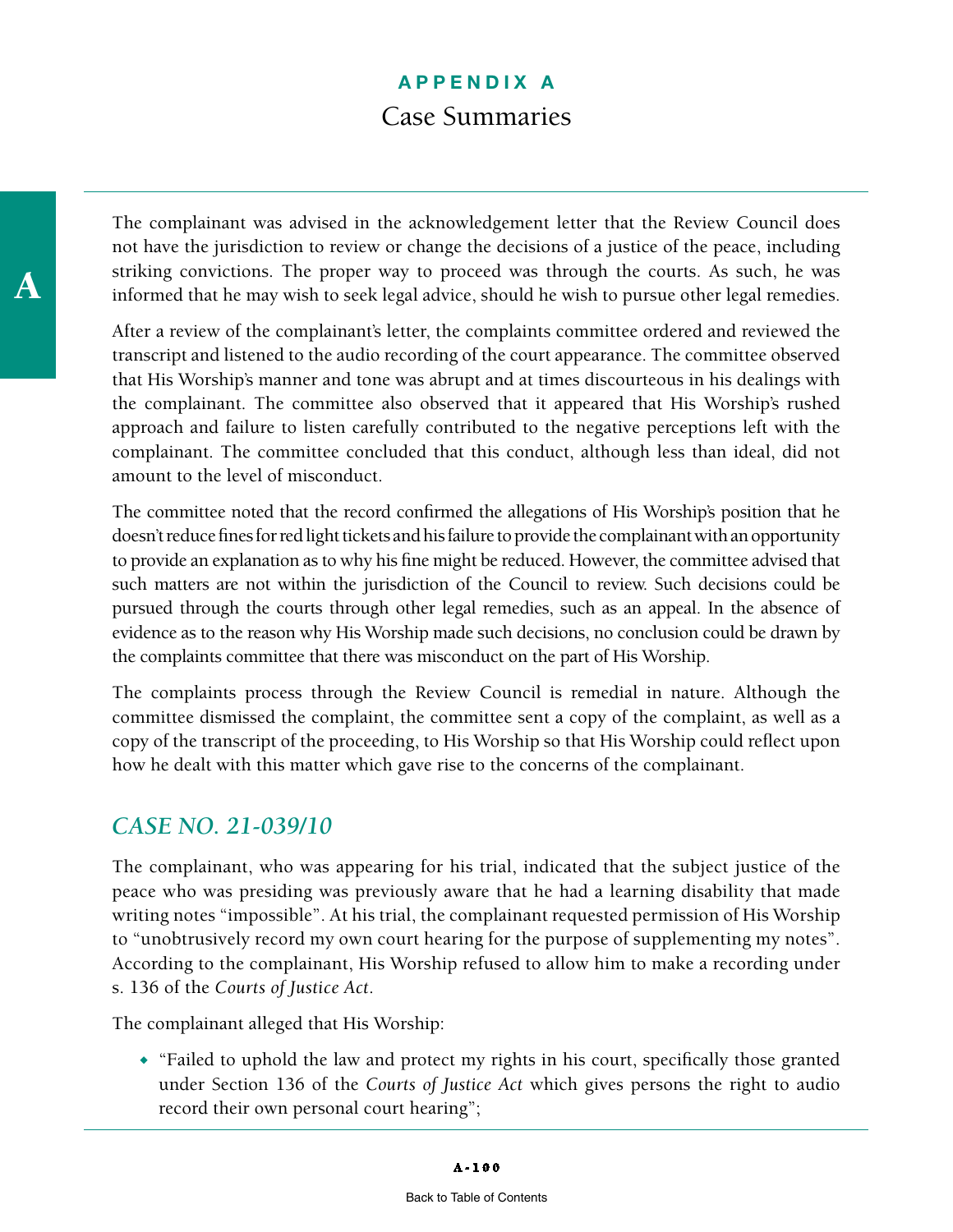The complainant was advised in the acknowledgement letter that the Review Council does not have the jurisdiction to review or change the decisions of a justice of the peace, including striking convictions. The proper way to proceed was through the courts. As such, he was informed that he may wish to seek legal advice, should he wish to pursue other legal remedies.

After a review of the complainant's letter, the complaints committee ordered and reviewed the transcript and listened to the audio recording of the court appearance. The committee observed that His Worship's manner and tone was abrupt and at times discourteous in his dealings with the complainant. The committee also observed that it appeared that His Worship's rushed approach and failure to listen carefully contributed to the negative perceptions left with the complainant. The committee concluded that this conduct, although less than ideal, did not amount to the level of misconduct.

The committee noted that the record confirmed the allegations of His Worship's position that he doesn't reduce fines for red light tickets and his failure to provide the complainant with an opportunity to provide an explanation as to why his fine might be reduced. However, the committee advised that such matters are not within the jurisdiction of the Council to review. Such decisions could be pursued through the courts through other legal remedies, such as an appeal. In the absence of evidence as to the reason why His Worship made such decisions, no conclusion could be drawn by the complaints committee that there was misconduct on the part of His Worship.

The complaints process through the Review Council is remedial in nature. Although the committee dismissed the complaint, the committee sent a copy of the complaint, as well as a copy of the transcript of the proceeding, to His Worship so that His Worship could reflect upon how he dealt with this matter which gave rise to the concerns of the complainant.

## *CASE NO. 21-039/10*

The complainant, who was appearing for his trial, indicated that the subject justice of the peace who was presiding was previously aware that he had a learning disability that made writing notes "impossible". At his trial, the complainant requested permission of His Worship to "unobtrusively record my own court hearing for the purpose of supplementing my notes". According to the complainant, His Worship refused to allow him to make a recording under s. 136 of the *Courts of Justice Act*.

The complainant alleged that His Worship:

- "Failed to uphold the law and protect my rights in his court, specifically those granted under Section 136 of the *Courts of Justice Act* which gives persons the right to audio record their own personal court hearing";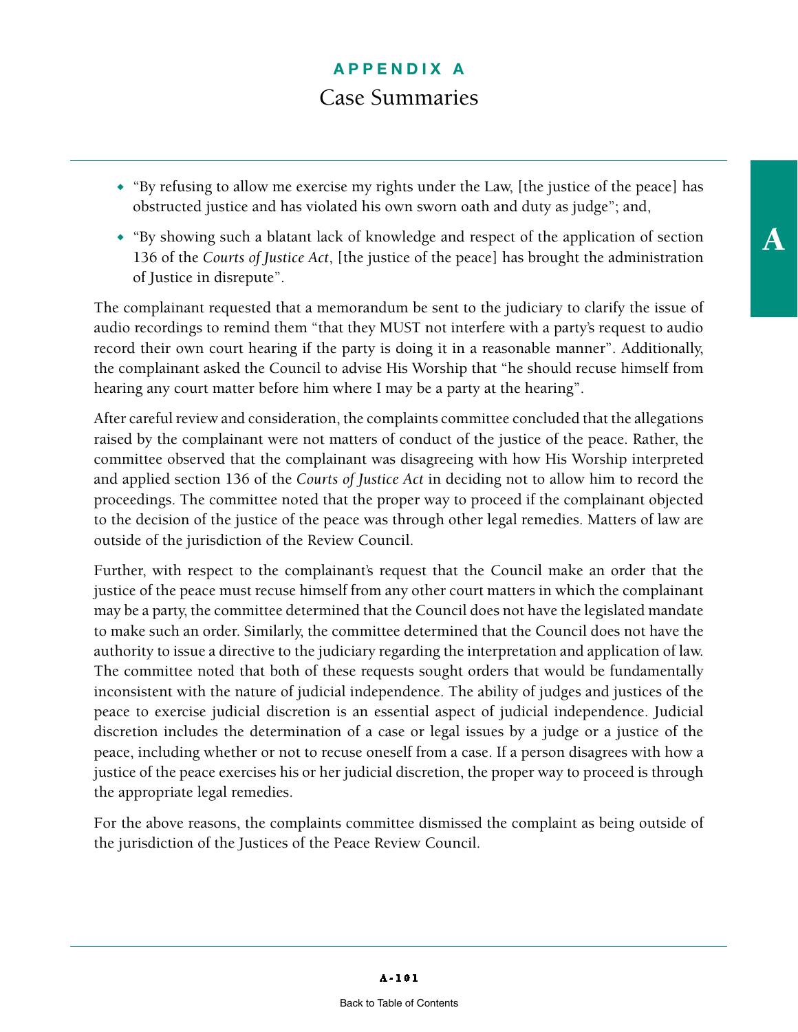- "By refusing to allow me exercise my rights under the Law, [the justice of the peace] has obstructed justice and has violated his own sworn oath and duty as judge"; and,
- "By showing such a blatant lack of knowledge and respect of the application of section 136 of the *Courts of Justice Act*, [the justice of the peace] has brought the administration of Justice in disrepute".

The complainant requested that a memorandum be sent to the judiciary to clarify the issue of audio recordings to remind them "that they MUST not interfere with a party's request to audio record their own court hearing if the party is doing it in a reasonable manner". Additionally, the complainant asked the Council to advise His Worship that "he should recuse himself from hearing any court matter before him where I may be a party at the hearing".

After careful review and consideration, the complaints committee concluded that the allegations raised by the complainant were not matters of conduct of the justice of the peace. Rather, the committee observed that the complainant was disagreeing with how His Worship interpreted and applied section 136 of the *Courts of Justice Act* in deciding not to allow him to record the proceedings. The committee noted that the proper way to proceed if the complainant objected to the decision of the justice of the peace was through other legal remedies. Matters of law are outside of the jurisdiction of the Review Council.

Further, with respect to the complainant's request that the Council make an order that the justice of the peace must recuse himself from any other court matters in which the complainant may be a party, the committee determined that the Council does not have the legislated mandate to make such an order. Similarly, the committee determined that the Council does not have the authority to issue a directive to the judiciary regarding the interpretation and application of law. The committee noted that both of these requests sought orders that would be fundamentally inconsistent with the nature of judicial independence. The ability of judges and justices of the peace to exercise judicial discretion is an essential aspect of judicial independence. Judicial discretion includes the determination of a case or legal issues by a judge or a justice of the peace, including whether or not to recuse oneself from a case. If a person disagrees with how a justice of the peace exercises his or her judicial discretion, the proper way to proceed is through the appropriate legal remedies.

For the above reasons, the complaints committee dismissed the complaint as being outside of the jurisdiction of the Justices of the Peace Review Council.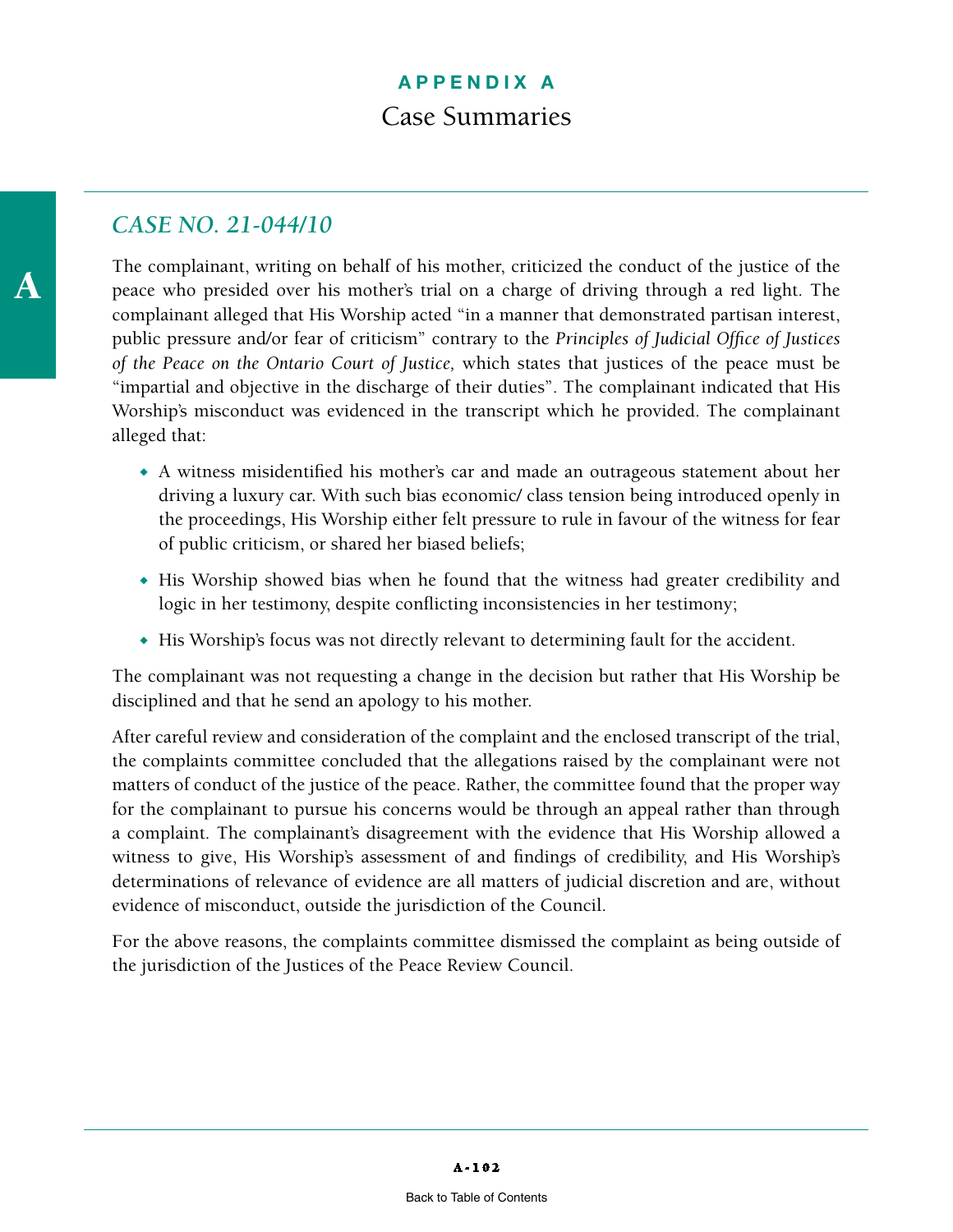## APPENDIX A
### Case Summaries

### *CASE NO. 21-044/10*

The complainant, writing on behalf of his mother, criticized the conduct of the justice of the peace who presided over his mother's trial on a charge of driving through a red light. The complainant alleged that His Worship acted "in a manner that demonstrated partisan interest, public pressure and/or fear of criticism" contrary to the *Principles of Judicial Office of Justices of the Peace on the Ontario Court of Justice,* which states that justices of the peace must be "impartial and objective in the discharge of their duties". The complainant indicated that His Worship's misconduct was evidenced in the transcript which he provided. The complainant alleged that:

- A witness misidentified his mother's car and made an outrageous statement about her driving a luxury car. With such bias economic/ class tension being introduced openly in the proceedings, His Worship either felt pressure to rule in favour of the witness for fear of public criticism, or shared her biased beliefs;
- His Worship showed bias when he found that the witness had greater credibility and logic in her testimony, despite conflicting inconsistencies in her testimony;
- His Worship's focus was not directly relevant to determining fault for the accident.

The complainant was not requesting a change in the decision but rather that His Worship be disciplined and that he send an apology to his mother.

After careful review and consideration of the complaint and the enclosed transcript of the trial, the complaints committee concluded that the allegations raised by the complainant were not matters of conduct of the justice of the peace. Rather, the committee found that the proper way for the complainant to pursue his concerns would be through an appeal rather than through a complaint. The complainant's disagreement with the evidence that His Worship allowed a witness to give, His Worship's assessment of and findings of credibility, and His Worship's determinations of relevance of evidence are all matters of judicial discretion and are, without evidence of misconduct, outside the jurisdiction of the Council.

For the above reasons, the complaints committee dismissed the complaint as being outside of the jurisdiction of the Justices of the Peace Review Council.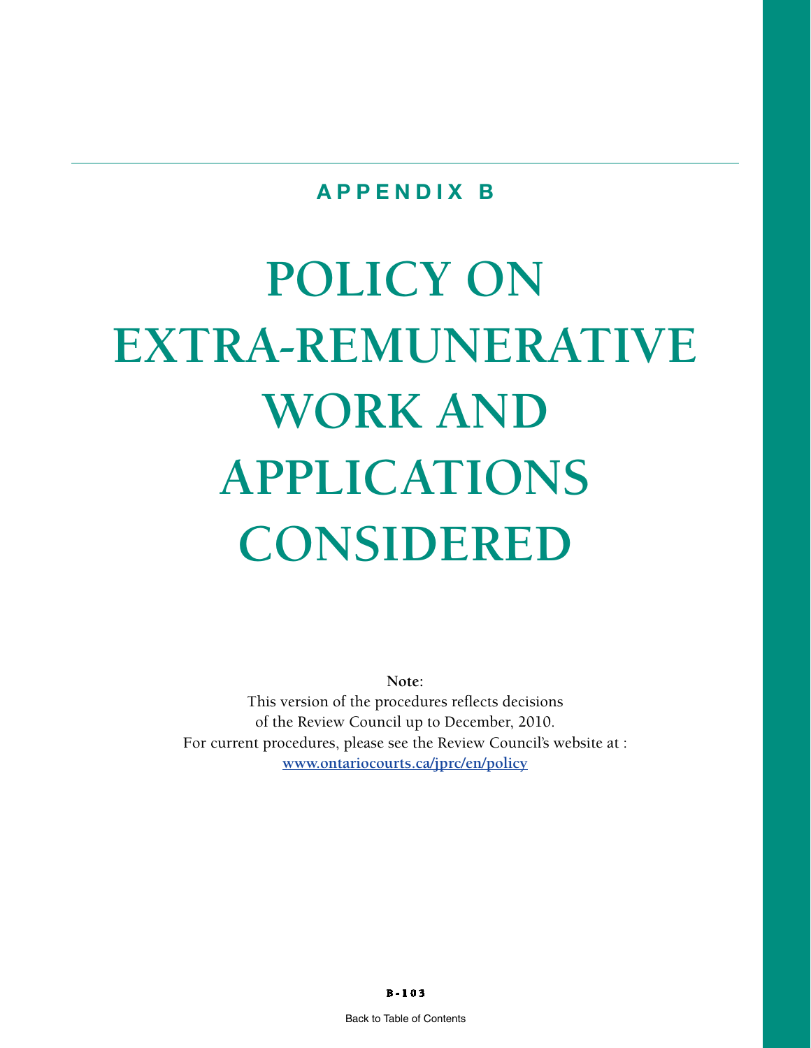## APPENDIX B

# POLICY ON EXTRA-REMUNERATIVE WORK AND APPLICATIONS CONSIDERED

**Note:**
This version of the procedures reflects decisions of the Review Council up to December, 2010.
For current procedures, please see the Review Council's website at :
www.ontariocourts.ca/jprc/en/policy

Back to Table of Contents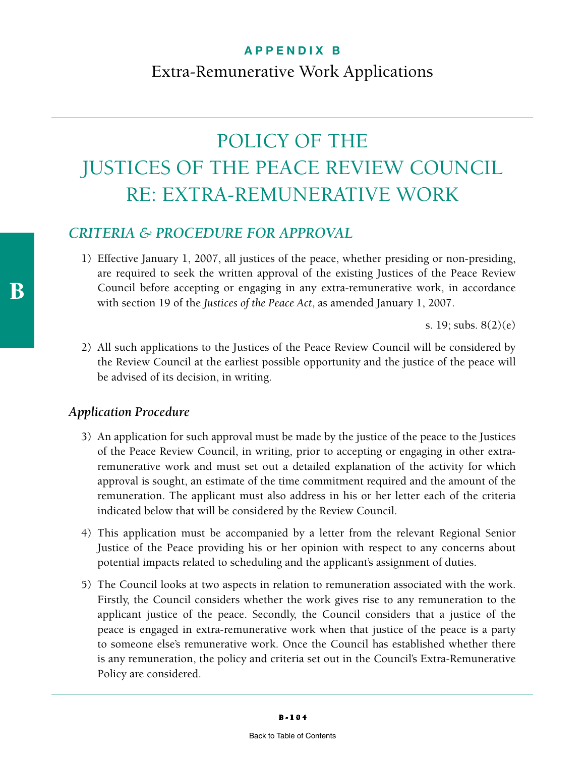## APPENDIX B

Extra-Remunerative Work Applications

# POLICY OF THE JUSTICES OF THE PEACE REVIEW COUNCIL RE: EXTRA-REMUNERATIVE WORK

## *CRITERIA & PROCEDURE FOR APPROVAL*

1) Effective January 1, 2007, all justices of the peace, whether presiding or non-presiding, are required to seek the written approval of the existing Justices of the Peace Review Council before accepting or engaging in any extra-remunerative work, in accordance with section 19 of the *Justices of the Peace Act*, as amended January 1, 2007.

   s. 19; subs. 8(2)(e)

2) All such applications to the Justices of the Peace Review Council will be considered by the Review Council at the earliest possible opportunity and the justice of the peace will be advised of its decision, in writing.

### *Application Procedure*

3) An application for such approval must be made by the justice of the peace to the Justices of the Peace Review Council, in writing, prior to accepting or engaging in other extra-remunerative work and must set out a detailed explanation of the activity for which approval is sought, an estimate of the time commitment required and the amount of the remuneration. The applicant must also address in his or her letter each of the criteria indicated below that will be considered by the Review Council.

4) This application must be accompanied by a letter from the relevant Regional Senior Justice of the Peace providing his or her opinion with respect to any concerns about potential impacts related to scheduling and the applicant's assignment of duties.

5) The Council looks at two aspects in relation to remuneration associated with the work. Firstly, the Council considers whether the work gives rise to any remuneration to the applicant justice of the peace. Secondly, the Council considers that a justice of the peace is engaged in extra-remunerative work when that justice of the peace is a party to someone else's remunerative work. Once the Council has established whether there is any remuneration, the policy and criteria set out in the Council's Extra-Remunerative Policy are considered.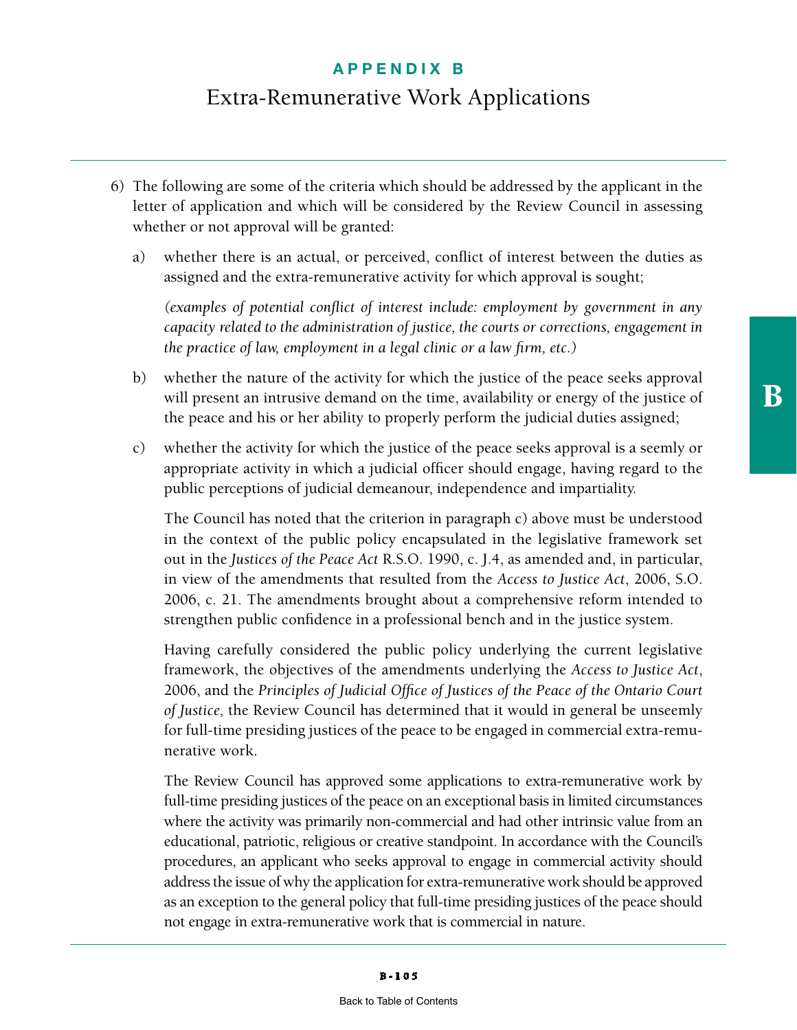## APPENDIX B

# Extra-Remunerative Work Applications

6) The following are some of the criteria which should be addressed by the applicant in the letter of application and which will be considered by the Review Council in assessing whether or not approval will be granted:

   a) whether there is an actual, or perceived, conflict of interest between the duties as assigned and the extra-remunerative activity for which approval is sought;

      *(examples of potential conflict of interest include: employment by government in any capacity related to the administration of justice, the courts or corrections, engagement in the practice of law, employment in a legal clinic or a law firm, etc.)*

   b) whether the nature of the activity for which the justice of the peace seeks approval will present an intrusive demand on the time, availability or energy of the justice of the peace and his or her ability to properly perform the judicial duties assigned;

   c) whether the activity for which the justice of the peace seeks approval is a seemly or appropriate activity in which a judicial officer should engage, having regard to the public perceptions of judicial demeanour, independence and impartiality.

   The Council has noted that the criterion in paragraph c) above must be understood in the context of the public policy encapsulated in the legislative framework set out in the *Justices of the Peace Act* R.S.O. 1990, c. J.4, as amended and, in particular, in view of the amendments that resulted from the *Access to Justice Act*, 2006, S.O. 2006, c. 21. The amendments brought about a comprehensive reform intended to strengthen public confidence in a professional bench and in the justice system.

   Having carefully considered the public policy underlying the current legislative framework, the objectives of the amendments underlying the *Access to Justice Act*, 2006, and the *Principles of Judicial Office of Justices of the Peace of the Ontario Court of Justice,* the Review Council has determined that it would in general be unseemly for full-time presiding justices of the peace to be engaged in commercial extra-remunerative work.

   The Review Council has approved some applications to extra-remunerative work by full-time presiding justices of the peace on an exceptional basis in limited circumstances where the activity was primarily non-commercial and had other intrinsic value from an educational, patriotic, religious or creative standpoint. In accordance with the Council's procedures, an applicant who seeks approval to engage in commercial activity should address the issue of why the application for extra-remunerative work should be approved as an exception to the general policy that full-time presiding justices of the peace should not engage in extra-remunerative work that is commercial in nature.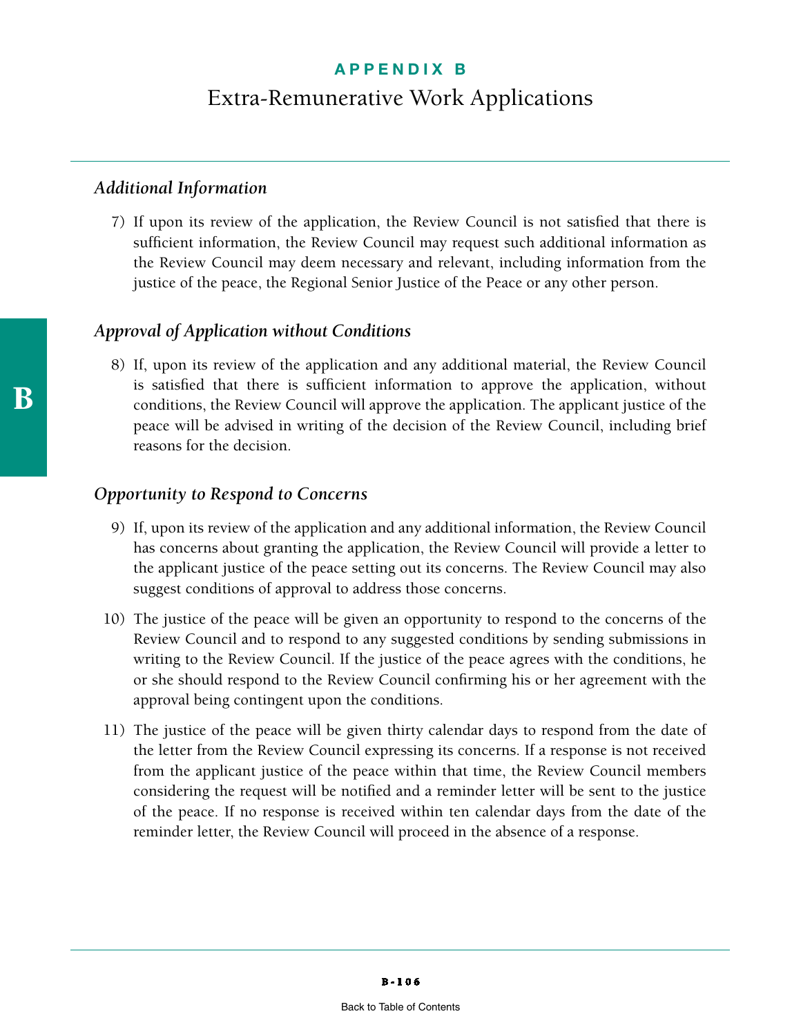## APPENDIX B

# Extra-Remunerative Work Applications

### *Additional Information*

7) If upon its review of the application, the Review Council is not satisfied that there is sufficient information, the Review Council may request such additional information as the Review Council may deem necessary and relevant, including information from the justice of the peace, the Regional Senior Justice of the Peace or any other person.

### *Approval of Application without Conditions*

8) If, upon its review of the application and any additional material, the Review Council is satisfied that there is sufficient information to approve the application, without conditions, the Review Council will approve the application. The applicant justice of the peace will be advised in writing of the decision of the Review Council, including brief reasons for the decision.

### *Opportunity to Respond to Concerns*

9) If, upon its review of the application and any additional information, the Review Council has concerns about granting the application, the Review Council will provide a letter to the applicant justice of the peace setting out its concerns. The Review Council may also suggest conditions of approval to address those concerns.

10) The justice of the peace will be given an opportunity to respond to the concerns of the Review Council and to respond to any suggested conditions by sending submissions in writing to the Review Council. If the justice of the peace agrees with the conditions, he or she should respond to the Review Council confirming his or her agreement with the approval being contingent upon the conditions.

11) The justice of the peace will be given thirty calendar days to respond from the date of the letter from the Review Council expressing its concerns. If a response is not received from the applicant justice of the peace within that time, the Review Council members considering the request will be notified and a reminder letter will be sent to the justice of the peace. If no response is received within ten calendar days from the date of the reminder letter, the Review Council will proceed in the absence of a response.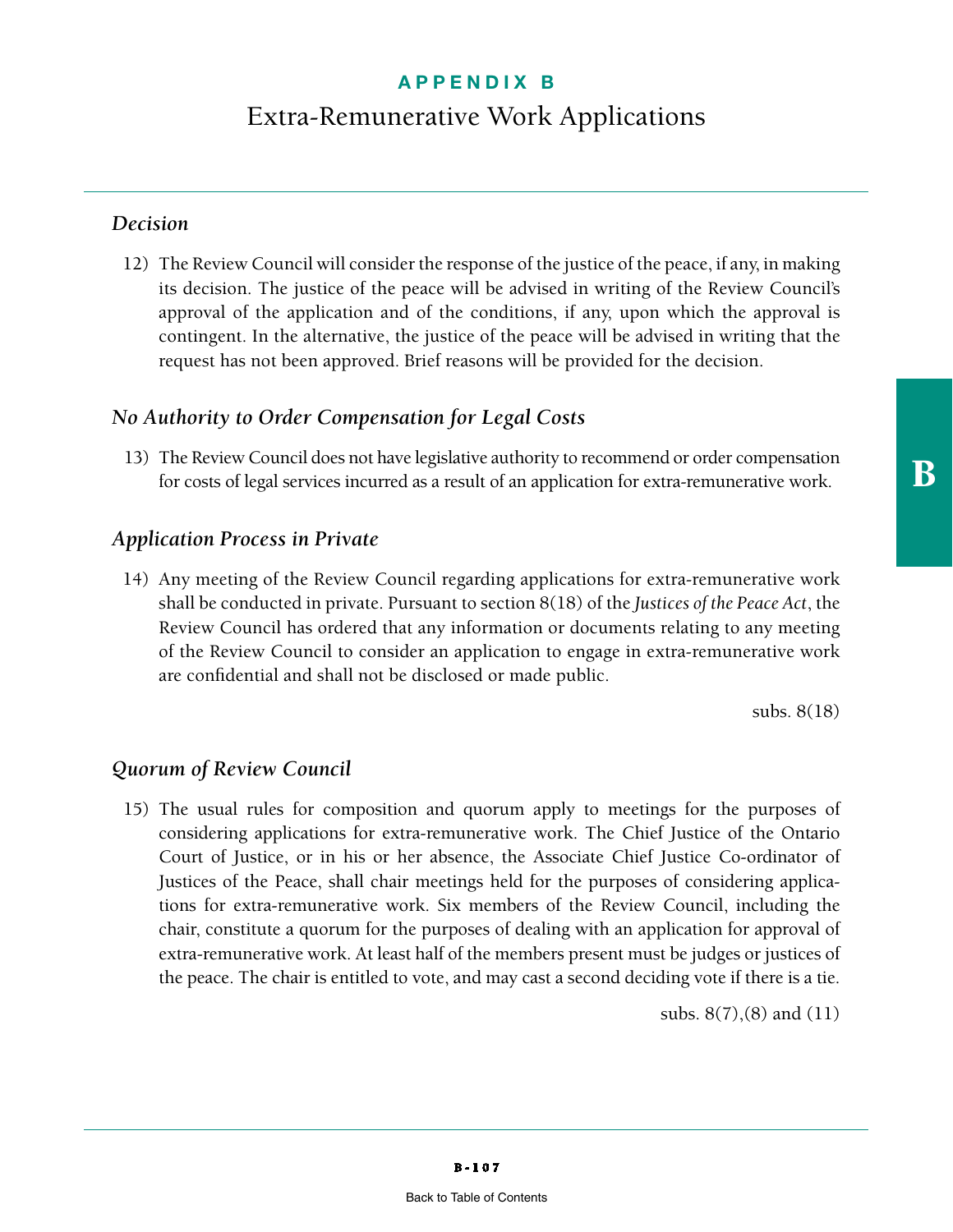# APPENDIX B

## Extra-Remunerative Work Applications

### *Decision*

12) The Review Council will consider the response of the justice of the peace, if any, in making its decision. The justice of the peace will be advised in writing of the Review Council's approval of the application and of the conditions, if any, upon which the approval is contingent. In the alternative, the justice of the peace will be advised in writing that the request has not been approved. Brief reasons will be provided for the decision.

### *No Authority to Order Compensation for Legal Costs*

13) The Review Council does not have legislative authority to recommend or order compensation for costs of legal services incurred as a result of an application for extra-remunerative work.

### *Application Process in Private*

14) Any meeting of the Review Council regarding applications for extra-remunerative work shall be conducted in private. Pursuant to section 8(18) of the *Justices of the Peace Act*, the Review Council has ordered that any information or documents relating to any meeting of the Review Council to consider an application to engage in extra-remunerative work are confidential and shall not be disclosed or made public.

subs. 8(18)

### *Quorum of Review Council*

15) The usual rules for composition and quorum apply to meetings for the purposes of considering applications for extra-remunerative work. The Chief Justice of the Ontario Court of Justice, or in his or her absence, the Associate Chief Justice Co-ordinator of Justices of the Peace, shall chair meetings held for the purposes of considering applications for extra-remunerative work. Six members of the Review Council, including the chair, constitute a quorum for the purposes of dealing with an application for approval of extra-remunerative work. At least half of the members present must be judges or justices of the peace. The chair is entitled to vote, and may cast a second deciding vote if there is a tie.

subs. 8(7),(8) and (11)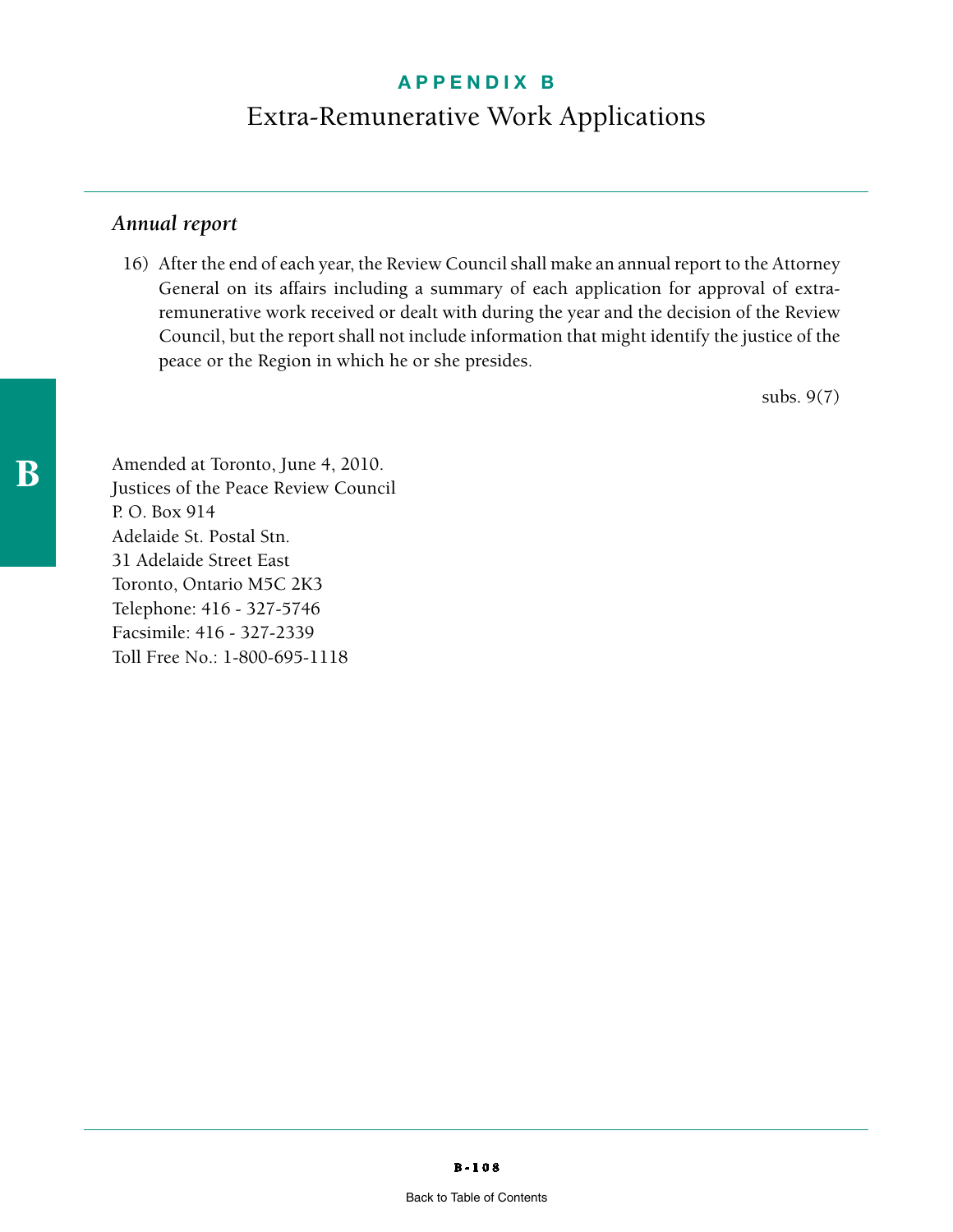### *Annual report*

16) After the end of each year, the Review Council shall make an annual report to the Attorney General on its affairs including a summary of each application for approval of extra-remunerative work received or dealt with during the year and the decision of the Review Council, but the report shall not include information that might identify the justice of the peace or the Region in which he or she presides.

subs. 9(7)

Amended at Toronto, June 4, 2010.
Justices of the Peace Review Council
P. O. Box 914
Adelaide St. Postal Stn.
31 Adelaide Street East
Toronto, Ontario M5C 2K3
Telephone: 416 - 327-5746
Facsimile: 416 - 327-2339
Toll Free No.: 1-800-695-1118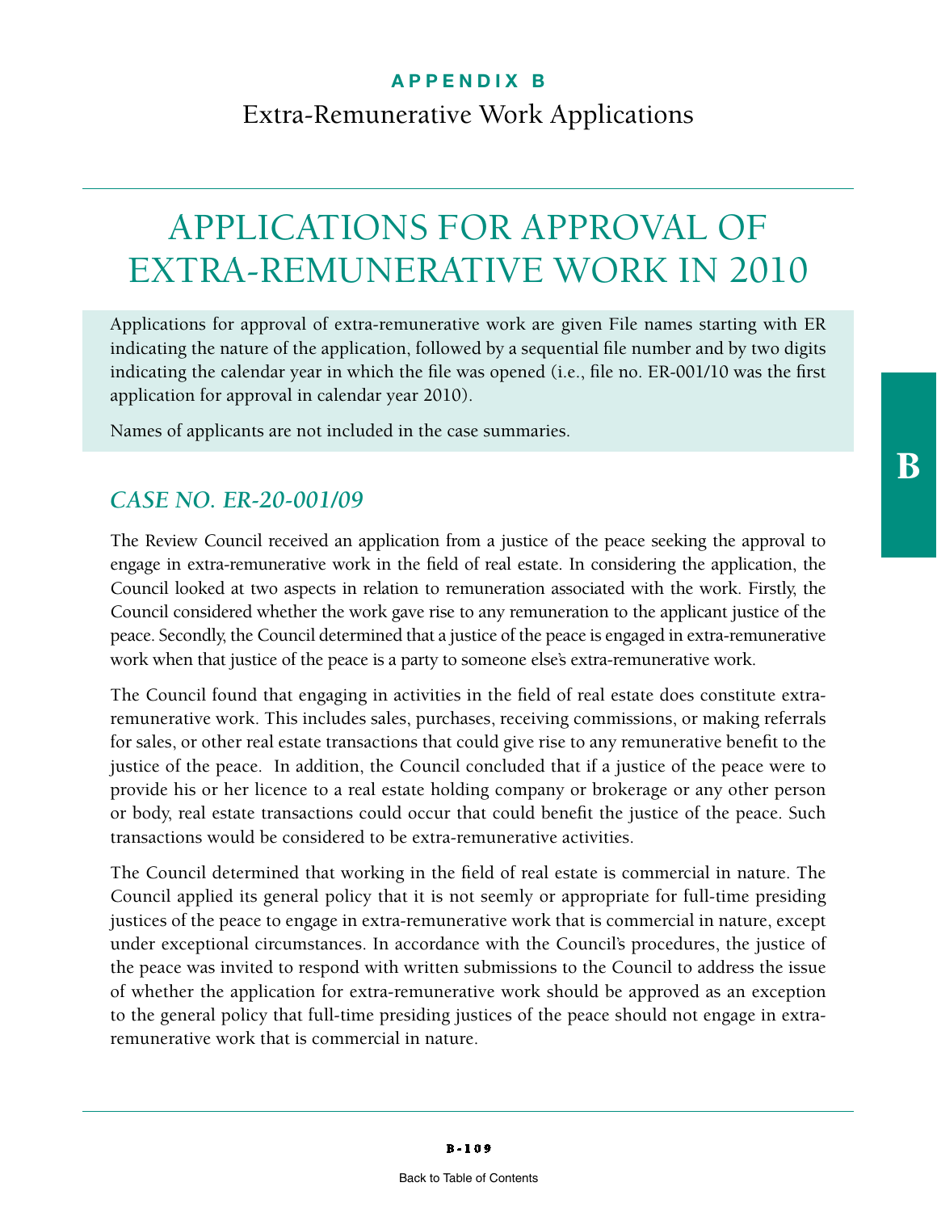**APPENDIX B**

Extra-Remunerative Work Applications

# APPLICATIONS FOR APPROVAL OF EXTRA-REMUNERATIVE WORK IN 2010

Applications for approval of extra-remunerative work are given File names starting with ER indicating the nature of the application, followed by a sequential file number and by two digits indicating the calendar year in which the file was opened (i.e., file no. ER-001/10 was the first application for approval in calendar year 2010).

Names of applicants are not included in the case summaries.

## *CASE NO. ER-20-001/09*

The Review Council received an application from a justice of the peace seeking the approval to engage in extra-remunerative work in the field of real estate. In considering the application, the Council looked at two aspects in relation to remuneration associated with the work. Firstly, the Council considered whether the work gave rise to any remuneration to the applicant justice of the peace. Secondly, the Council determined that a justice of the peace is engaged in extra-remunerative work when that justice of the peace is a party to someone else's extra-remunerative work.

The Council found that engaging in activities in the field of real estate does constitute extra-remunerative work. This includes sales, purchases, receiving commissions, or making referrals for sales, or other real estate transactions that could give rise to any remunerative benefit to the justice of the peace. In addition, the Council concluded that if a justice of the peace were to provide his or her licence to a real estate holding company or brokerage or any other person or body, real estate transactions could occur that could benefit the justice of the peace. Such transactions would be considered to be extra-remunerative activities.

The Council determined that working in the field of real estate is commercial in nature. The Council applied its general policy that it is not seemly or appropriate for full-time presiding justices of the peace to engage in extra-remunerative work that is commercial in nature, except under exceptional circumstances. In accordance with the Council's procedures, the justice of the peace was invited to respond with written submissions to the Council to address the issue of whether the application for extra-remunerative work should be approved as an exception to the general policy that full-time presiding justices of the peace should not engage in extra-remunerative work that is commercial in nature.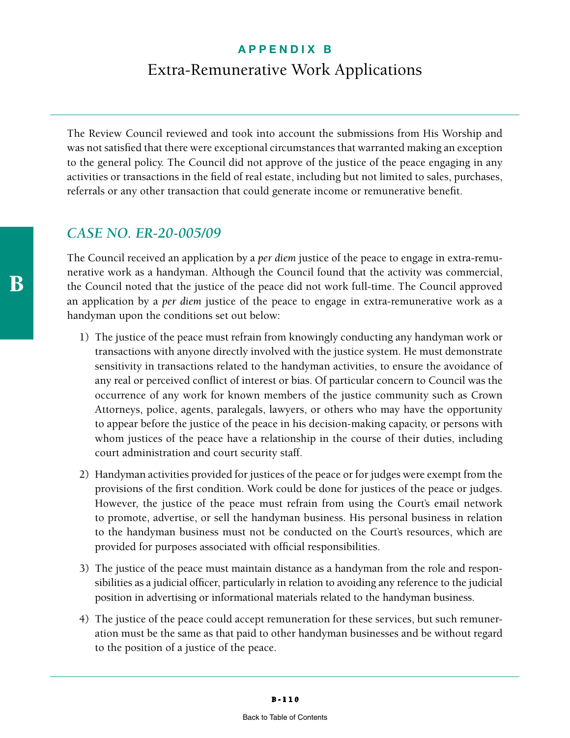# APPENDIX B

## Extra-Remunerative Work Applications

The Review Council reviewed and took into account the submissions from His Worship and was not satisfied that there were exceptional circumstances that warranted making an exception to the general policy. The Council did not approve of the justice of the peace engaging in any activities or transactions in the field of real estate, including but not limited to sales, purchases, referrals or any other transaction that could generate income or remunerative benefit.

### *CASE NO. ER-20-005/09*

The Council received an application by a *per diem* justice of the peace to engage in extra-remunerative work as a handyman. Although the Council found that the activity was commercial, the Council noted that the justice of the peace did not work full-time. The Council approved an application by a *per diem* justice of the peace to engage in extra-remunerative work as a handyman upon the conditions set out below:

1) The justice of the peace must refrain from knowingly conducting any handyman work or transactions with anyone directly involved with the justice system. He must demonstrate sensitivity in transactions related to the handyman activities, to ensure the avoidance of any real or perceived conflict of interest or bias. Of particular concern to Council was the occurrence of any work for known members of the justice community such as Crown Attorneys, police, agents, paralegals, lawyers, or others who may have the opportunity to appear before the justice of the peace in his decision-making capacity, or persons with whom justices of the peace have a relationship in the course of their duties, including court administration and court security staff.

2) Handyman activities provided for justices of the peace or for judges were exempt from the provisions of the first condition. Work could be done for justices of the peace or judges. However, the justice of the peace must refrain from using the Court's email network to promote, advertise, or sell the handyman business. His personal business in relation to the handyman business must not be conducted on the Court's resources, which are provided for purposes associated with official responsibilities.

3) The justice of the peace must maintain distance as a handyman from the role and responsibilities as a judicial officer, particularly in relation to avoiding any reference to the judicial position in advertising or informational materials related to the handyman business.

4) The justice of the peace could accept remuneration for these services, but such remuneration must be the same as that paid to other handyman businesses and be without regard to the position of a justice of the peace.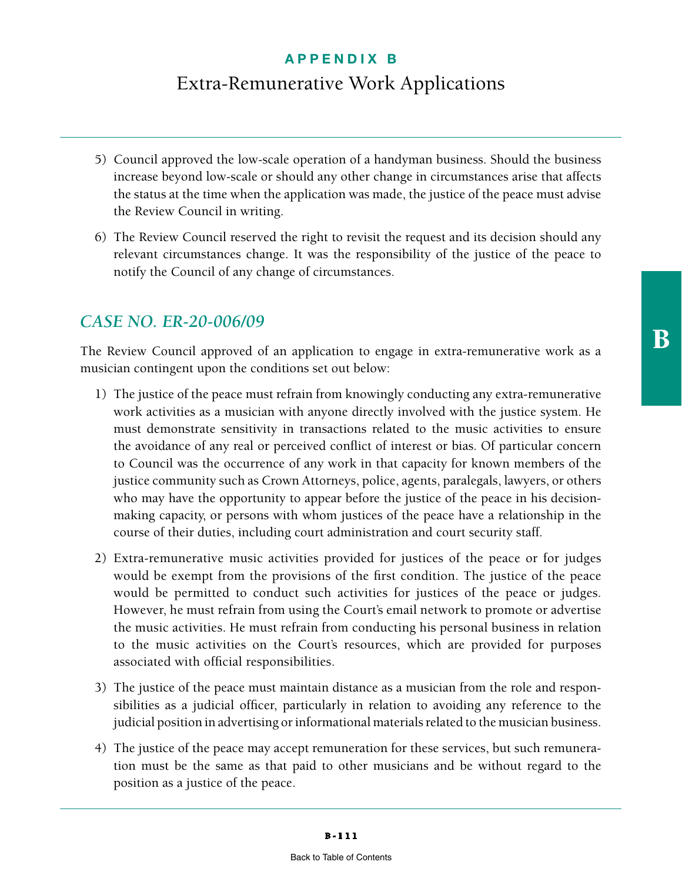5) Council approved the low-scale operation of a handyman business. Should the business increase beyond low-scale or should any other change in circumstances arise that affects the status at the time when the application was made, the justice of the peace must advise the Review Council in writing.

6) The Review Council reserved the right to revisit the request and its decision should any relevant circumstances change. It was the responsibility of the justice of the peace to notify the Council of any change of circumstances.

## *CASE NO. ER-20-006/09*

The Review Council approved of an application to engage in extra-remunerative work as a musician contingent upon the conditions set out below:

1) The justice of the peace must refrain from knowingly conducting any extra-remunerative work activities as a musician with anyone directly involved with the justice system. He must demonstrate sensitivity in transactions related to the music activities to ensure the avoidance of any real or perceived conflict of interest or bias. Of particular concern to Council was the occurrence of any work in that capacity for known members of the justice community such as Crown Attorneys, police, agents, paralegals, lawyers, or others who may have the opportunity to appear before the justice of the peace in his decision-making capacity, or persons with whom justices of the peace have a relationship in the course of their duties, including court administration and court security staff.

2) Extra-remunerative music activities provided for justices of the peace or for judges would be exempt from the provisions of the first condition. The justice of the peace would be permitted to conduct such activities for justices of the peace or judges. However, he must refrain from using the Court's email network to promote or advertise the music activities. He must refrain from conducting his personal business in relation to the music activities on the Court's resources, which are provided for purposes associated with official responsibilities.

3) The justice of the peace must maintain distance as a musician from the role and responsibilities as a judicial officer, particularly in relation to avoiding any reference to the judicial position in advertising or informational materials related to the musician business.

4) The justice of the peace may accept remuneration for these services, but such remuneration must be the same as that paid to other musicians and be without regard to the position as a justice of the peace.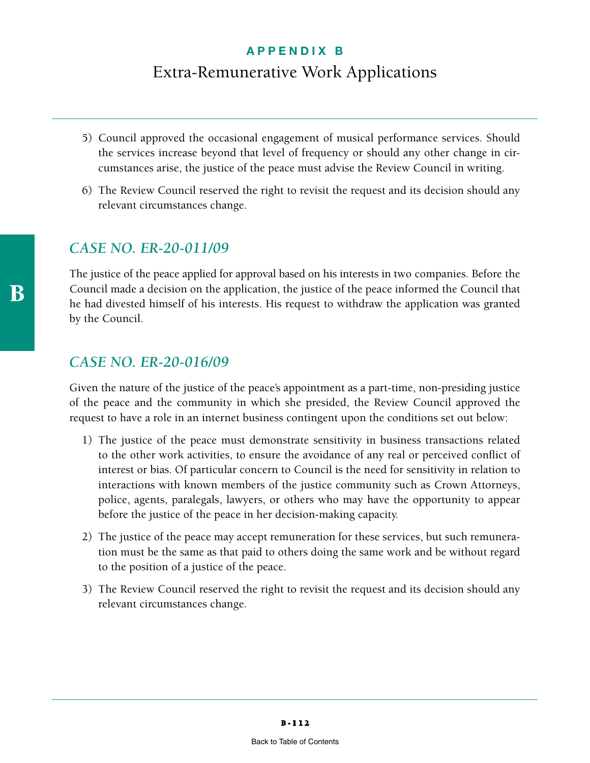5) Council approved the occasional engagement of musical performance services. Should the services increase beyond that level of frequency or should any other change in circumstances arise, the justice of the peace must advise the Review Council in writing.

6) The Review Council reserved the right to revisit the request and its decision should any relevant circumstances change.

## *CASE NO. ER-20-011/09*

The justice of the peace applied for approval based on his interests in two companies. Before the Council made a decision on the application, the justice of the peace informed the Council that he had divested himself of his interests. His request to withdraw the application was granted by the Council.

## *CASE NO. ER-20-016/09*

Given the nature of the justice of the peace's appointment as a part-time, non-presiding justice of the peace and the community in which she presided, the Review Council approved the request to have a role in an internet business contingent upon the conditions set out below:

1) The justice of the peace must demonstrate sensitivity in business transactions related to the other work activities, to ensure the avoidance of any real or perceived conflict of interest or bias. Of particular concern to Council is the need for sensitivity in relation to interactions with known members of the justice community such as Crown Attorneys, police, agents, paralegals, lawyers, or others who may have the opportunity to appear before the justice of the peace in her decision-making capacity.

2) The justice of the peace may accept remuneration for these services, but such remuneration must be the same as that paid to others doing the same work and be without regard to the position of a justice of the peace.

3) The Review Council reserved the right to revisit the request and its decision should any relevant circumstances change.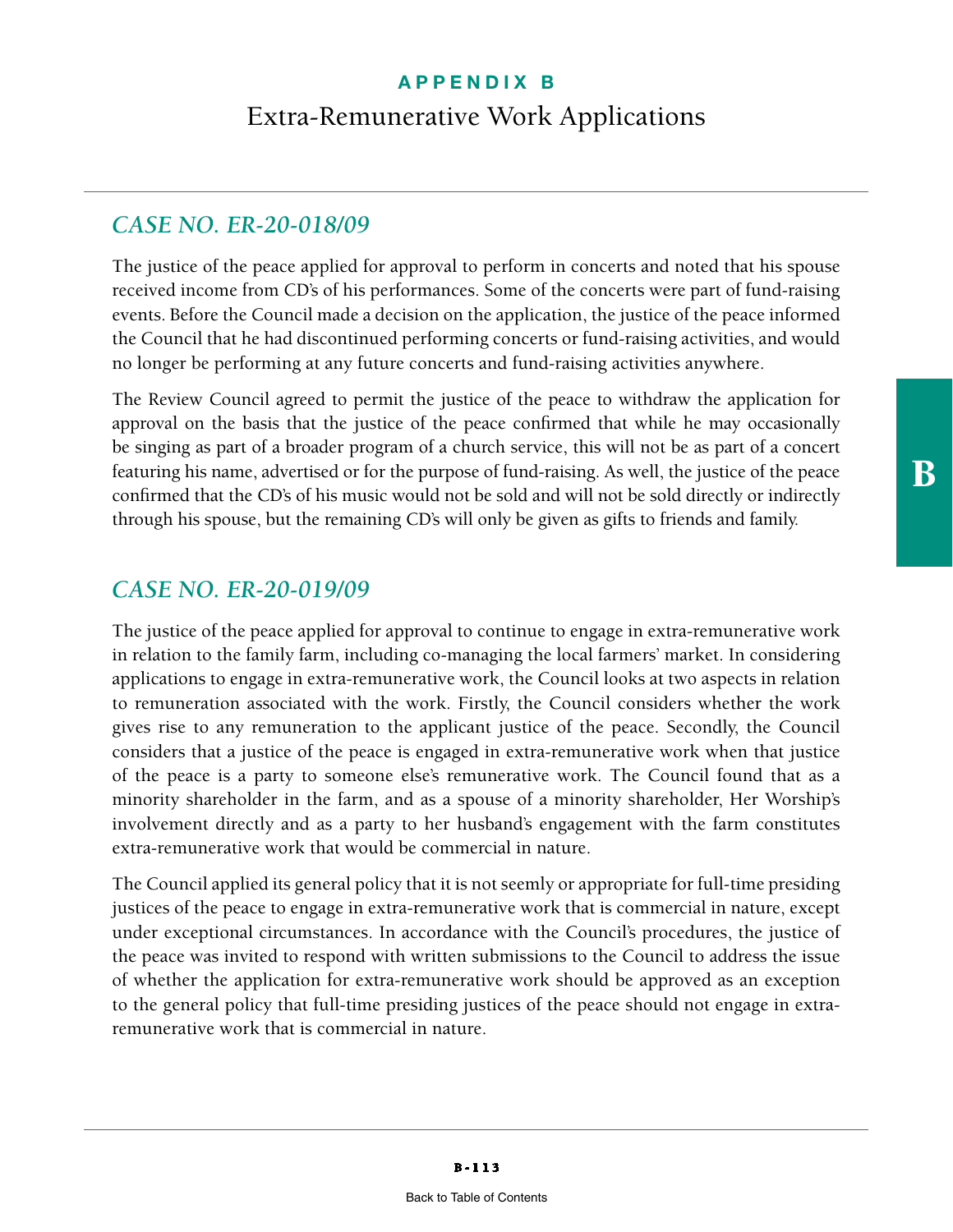# APPENDIX B

## Extra-Remunerative Work Applications

### *CASE NO. ER-20-018/09*

The justice of the peace applied for approval to perform in concerts and noted that his spouse received income from CD's of his performances. Some of the concerts were part of fund-raising events. Before the Council made a decision on the application, the justice of the peace informed the Council that he had discontinued performing concerts or fund-raising activities, and would no longer be performing at any future concerts and fund-raising activities anywhere.

The Review Council agreed to permit the justice of the peace to withdraw the application for approval on the basis that the justice of the peace confirmed that while he may occasionally be singing as part of a broader program of a church service, this will not be as part of a concert featuring his name, advertised or for the purpose of fund-raising. As well, the justice of the peace confirmed that the CD's of his music would not be sold and will not be sold directly or indirectly through his spouse, but the remaining CD's will only be given as gifts to friends and family.

### *CASE NO. ER-20-019/09*

The justice of the peace applied for approval to continue to engage in extra-remunerative work in relation to the family farm, including co-managing the local farmers' market. In considering applications to engage in extra-remunerative work, the Council looks at two aspects in relation to remuneration associated with the work. Firstly, the Council considers whether the work gives rise to any remuneration to the applicant justice of the peace. Secondly, the Council considers that a justice of the peace is engaged in extra-remunerative work when that justice of the peace is a party to someone else's remunerative work. The Council found that as a minority shareholder in the farm, and as a spouse of a minority shareholder, Her Worship's involvement directly and as a party to her husband's engagement with the farm constitutes extra-remunerative work that would be commercial in nature.

The Council applied its general policy that it is not seemly or appropriate for full-time presiding justices of the peace to engage in extra-remunerative work that is commercial in nature, except under exceptional circumstances. In accordance with the Council's procedures, the justice of the peace was invited to respond with written submissions to the Council to address the issue of whether the application for extra-remunerative work should be approved as an exception to the general policy that full-time presiding justices of the peace should not engage in extra-remunerative work that is commercial in nature.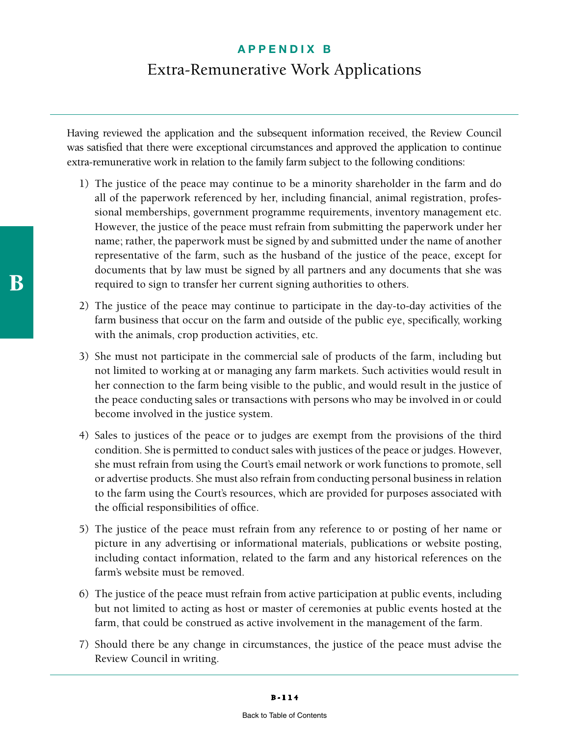# APPENDIX B

## Extra-Remunerative Work Applications

Having reviewed the application and the subsequent information received, the Review Council was satisfied that there were exceptional circumstances and approved the application to continue extra-remunerative work in relation to the family farm subject to the following conditions:

1) The justice of the peace may continue to be a minority shareholder in the farm and do all of the paperwork referenced by her, including financial, animal registration, professional memberships, government programme requirements, inventory management etc. However, the justice of the peace must refrain from submitting the paperwork under her name; rather, the paperwork must be signed by and submitted under the name of another representative of the farm, such as the husband of the justice of the peace, except for documents that by law must be signed by all partners and any documents that she was required to sign to transfer her current signing authorities to others.

2) The justice of the peace may continue to participate in the day-to-day activities of the farm business that occur on the farm and outside of the public eye, specifically, working with the animals, crop production activities, etc.

3) She must not participate in the commercial sale of products of the farm, including but not limited to working at or managing any farm markets. Such activities would result in her connection to the farm being visible to the public, and would result in the justice of the peace conducting sales or transactions with persons who may be involved in or could become involved in the justice system.

4) Sales to justices of the peace or to judges are exempt from the provisions of the third condition. She is permitted to conduct sales with justices of the peace or judges. However, she must refrain from using the Court's email network or work functions to promote, sell or advertise products. She must also refrain from conducting personal business in relation to the farm using the Court's resources, which are provided for purposes associated with the official responsibilities of office.

5) The justice of the peace must refrain from any reference to or posting of her name or picture in any advertising or informational materials, publications or website posting, including contact information, related to the farm and any historical references on the farm's website must be removed.

6) The justice of the peace must refrain from active participation at public events, including but not limited to acting as host or master of ceremonies at public events hosted at the farm, that could be construed as active involvement in the management of the farm.

7) Should there be any change in circumstances, the justice of the peace must advise the Review Council in writing.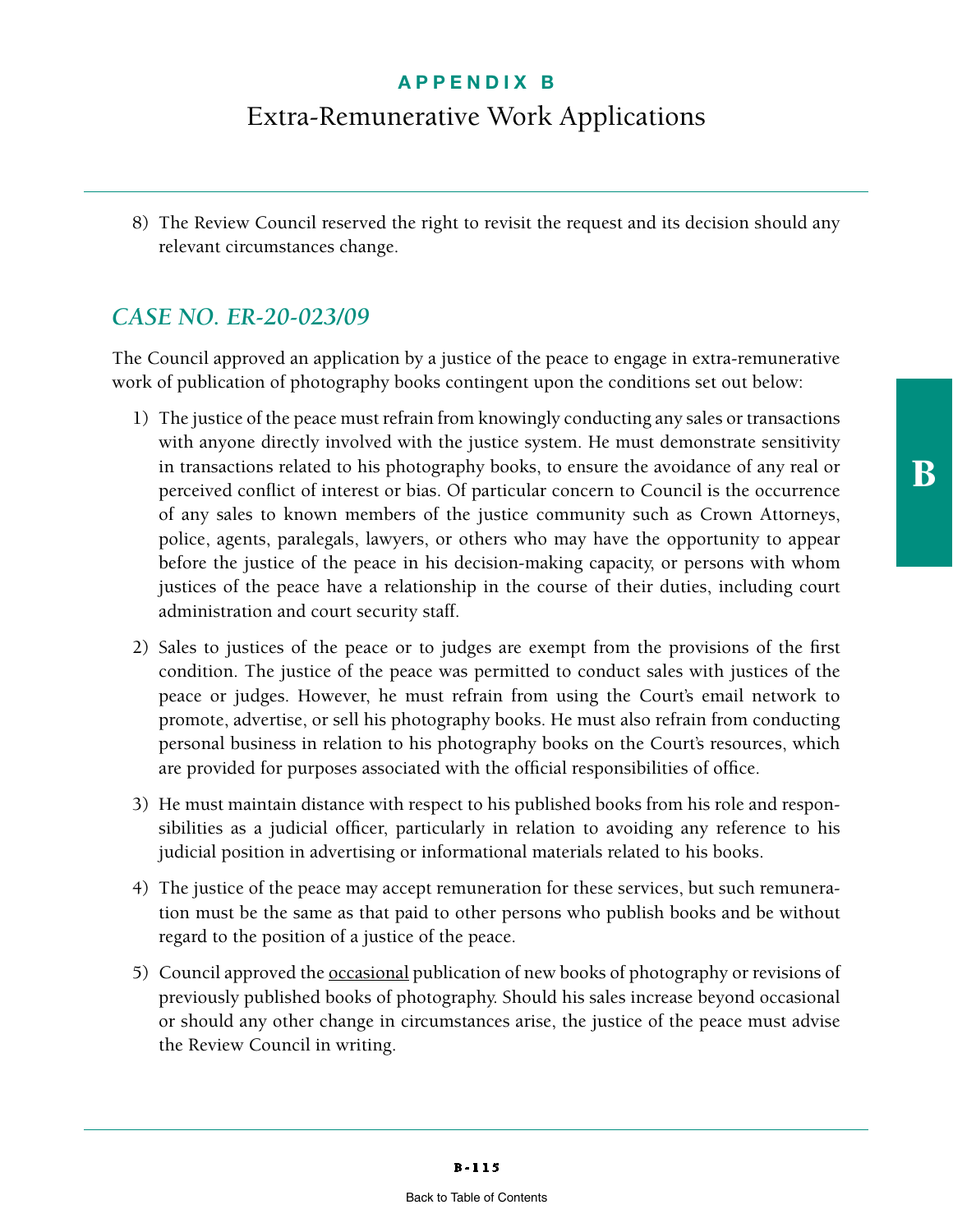8) The Review Council reserved the right to revisit the request and its decision should any relevant circumstances change.

## *CASE NO. ER-20-023/09*

The Council approved an application by a justice of the peace to engage in extra-remunerative work of publication of photography books contingent upon the conditions set out below:

1) The justice of the peace must refrain from knowingly conducting any sales or transactions with anyone directly involved with the justice system. He must demonstrate sensitivity in transactions related to his photography books, to ensure the avoidance of any real or perceived conflict of interest or bias. Of particular concern to Council is the occurrence of any sales to known members of the justice community such as Crown Attorneys, police, agents, paralegals, lawyers, or others who may have the opportunity to appear before the justice of the peace in his decision-making capacity, or persons with whom justices of the peace have a relationship in the course of their duties, including court administration and court security staff.

2) Sales to justices of the peace or to judges are exempt from the provisions of the first condition. The justice of the peace was permitted to conduct sales with justices of the peace or judges. However, he must refrain from using the Court's email network to promote, advertise, or sell his photography books. He must also refrain from conducting personal business in relation to his photography books on the Court's resources, which are provided for purposes associated with the official responsibilities of office.

3) He must maintain distance with respect to his published books from his role and responsibilities as a judicial officer, particularly in relation to avoiding any reference to his judicial position in advertising or informational materials related to his books.

4) The justice of the peace may accept remuneration for these services, but such remuneration must be the same as that paid to other persons who publish books and be without regard to the position of a justice of the peace.

5) Council approved the <u>occasional</u> publication of new books of photography or revisions of previously published books of photography. Should his sales increase beyond occasional or should any other change in circumstances arise, the justice of the peace must advise the Review Council in writing.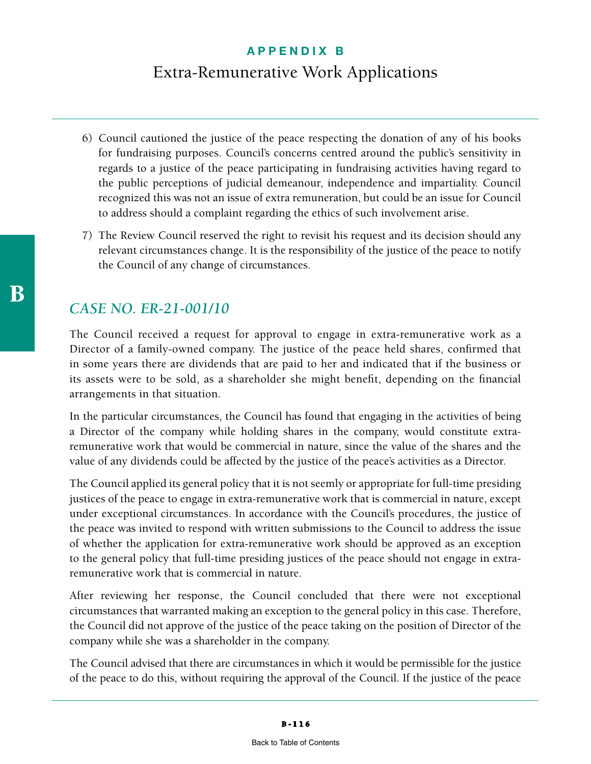6) Council cautioned the justice of the peace respecting the donation of any of his books for fundraising purposes. Council's concerns centred around the public's sensitivity in regards to a justice of the peace participating in fundraising activities having regard to the public perceptions of judicial demeanour, independence and impartiality. Council recognized this was not an issue of extra remuneration, but could be an issue for Council to address should a complaint regarding the ethics of such involvement arise.

7) The Review Council reserved the right to revisit his request and its decision should any relevant circumstances change. It is the responsibility of the justice of the peace to notify the Council of any change of circumstances.

## *CASE NO. ER-21-001/10*

The Council received a request for approval to engage in extra-remunerative work as a Director of a family-owned company. The justice of the peace held shares, confirmed that in some years there are dividends that are paid to her and indicated that if the business or its assets were to be sold, as a shareholder she might benefit, depending on the financial arrangements in that situation.

In the particular circumstances, the Council has found that engaging in the activities of being a Director of the company while holding shares in the company, would constitute extra-remunerative work that would be commercial in nature, since the value of the shares and the value of any dividends could be affected by the justice of the peace's activities as a Director.

The Council applied its general policy that it is not seemly or appropriate for full-time presiding justices of the peace to engage in extra-remunerative work that is commercial in nature, except under exceptional circumstances. In accordance with the Council's procedures, the justice of the peace was invited to respond with written submissions to the Council to address the issue of whether the application for extra-remunerative work should be approved as an exception to the general policy that full-time presiding justices of the peace should not engage in extra-remunerative work that is commercial in nature.

After reviewing her response, the Council concluded that there were not exceptional circumstances that warranted making an exception to the general policy in this case. Therefore, the Council did not approve of the justice of the peace taking on the position of Director of the company while she was a shareholder in the company.

The Council advised that there are circumstances in which it would be permissible for the justice of the peace to do this, without requiring the approval of the Council. If the justice of the peace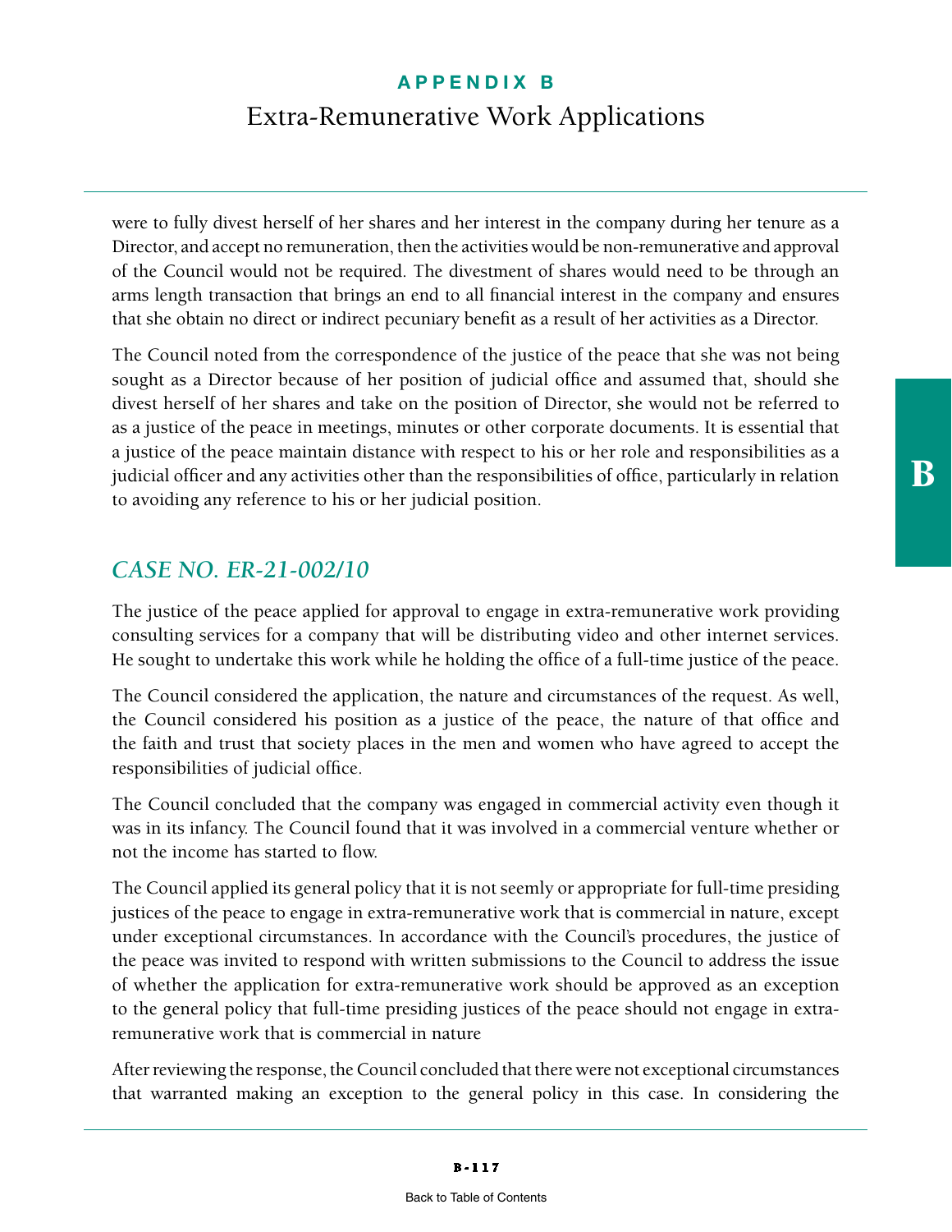were to fully divest herself of her shares and her interest in the company during her tenure as a Director, and accept no remuneration, then the activities would be non-remunerative and approval of the Council would not be required. The divestment of shares would need to be through an arms length transaction that brings an end to all financial interest in the company and ensures that she obtain no direct or indirect pecuniary benefit as a result of her activities as a Director.

The Council noted from the correspondence of the justice of the peace that she was not being sought as a Director because of her position of judicial office and assumed that, should she divest herself of her shares and take on the position of Director, she would not be referred to as a justice of the peace in meetings, minutes or other corporate documents. It is essential that a justice of the peace maintain distance with respect to his or her role and responsibilities as a judicial officer and any activities other than the responsibilities of office, particularly in relation to avoiding any reference to his or her judicial position.

## *CASE NO. ER-21-002/10*

The justice of the peace applied for approval to engage in extra-remunerative work providing consulting services for a company that will be distributing video and other internet services. He sought to undertake this work while he holding the office of a full-time justice of the peace.

The Council considered the application, the nature and circumstances of the request. As well, the Council considered his position as a justice of the peace, the nature of that office and the faith and trust that society places in the men and women who have agreed to accept the responsibilities of judicial office.

The Council concluded that the company was engaged in commercial activity even though it was in its infancy. The Council found that it was involved in a commercial venture whether or not the income has started to flow.

The Council applied its general policy that it is not seemly or appropriate for full-time presiding justices of the peace to engage in extra-remunerative work that is commercial in nature, except under exceptional circumstances. In accordance with the Council's procedures, the justice of the peace was invited to respond with written submissions to the Council to address the issue of whether the application for extra-remunerative work should be approved as an exception to the general policy that full-time presiding justices of the peace should not engage in extra-remunerative work that is commercial in nature

After reviewing the response, the Council concluded that there were not exceptional circumstances that warranted making an exception to the general policy in this case. In considering the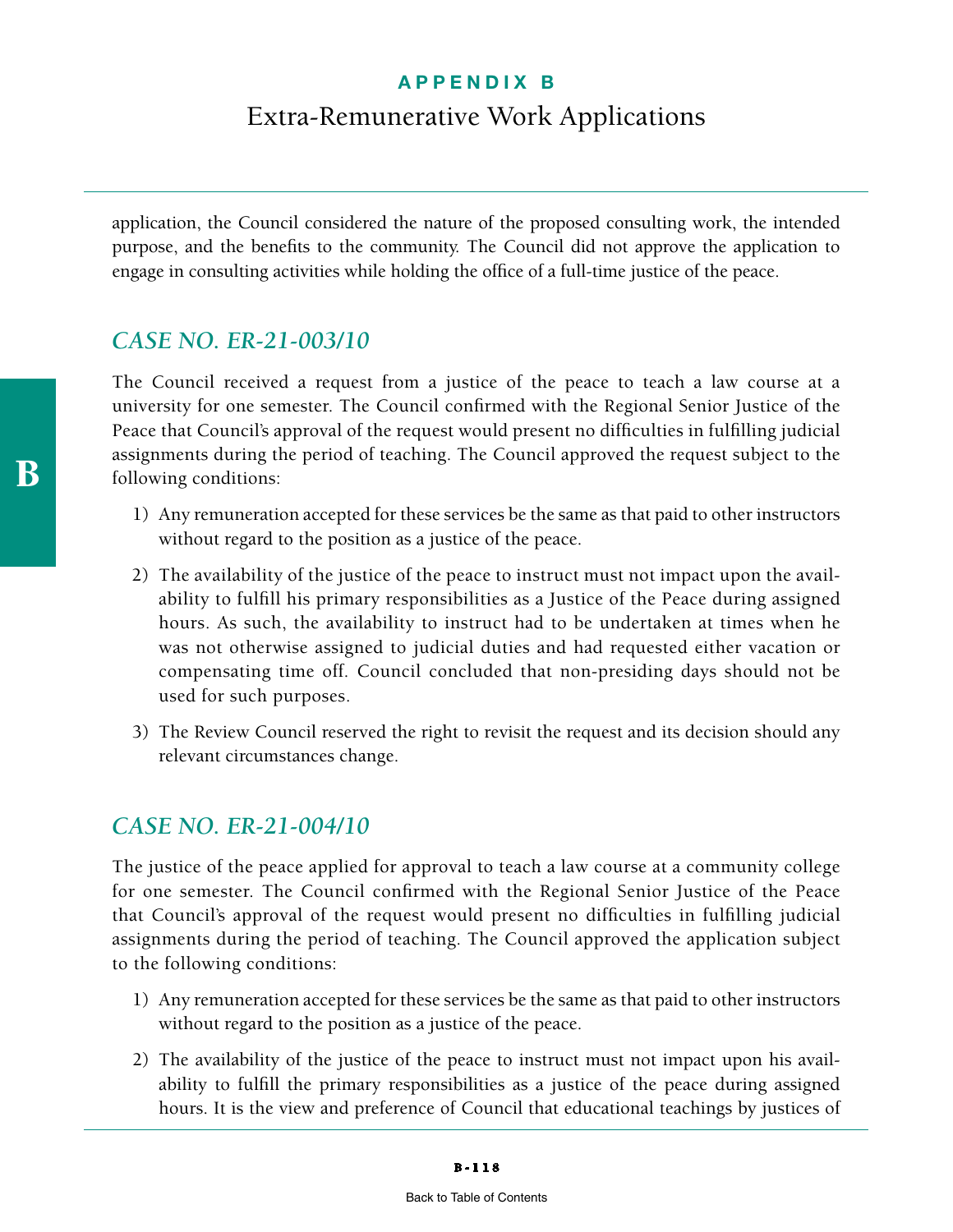application, the Council considered the nature of the proposed consulting work, the intended purpose, and the benefits to the community. The Council did not approve the application to engage in consulting activities while holding the office of a full-time justice of the peace.

## *CASE NO. ER-21-003/10*

The Council received a request from a justice of the peace to teach a law course at a university for one semester. The Council confirmed with the Regional Senior Justice of the Peace that Council's approval of the request would present no difficulties in fulfilling judicial assignments during the period of teaching. The Council approved the request subject to the following conditions:

1) Any remuneration accepted for these services be the same as that paid to other instructors without regard to the position as a justice of the peace.
2) The availability of the justice of the peace to instruct must not impact upon the availability to fulfill his primary responsibilities as a Justice of the Peace during assigned hours. As such, the availability to instruct had to be undertaken at times when he was not otherwise assigned to judicial duties and had requested either vacation or compensating time off. Council concluded that non-presiding days should not be used for such purposes.
3) The Review Council reserved the right to revisit the request and its decision should any relevant circumstances change.

## *CASE NO. ER-21-004/10*

The justice of the peace applied for approval to teach a law course at a community college for one semester. The Council confirmed with the Regional Senior Justice of the Peace that Council's approval of the request would present no difficulties in fulfilling judicial assignments during the period of teaching. The Council approved the application subject to the following conditions:

1) Any remuneration accepted for these services be the same as that paid to other instructors without regard to the position as a justice of the peace.
2) The availability of the justice of the peace to instruct must not impact upon his availability to fulfill the primary responsibilities as a justice of the peace during assigned hours. It is the view and preference of Council that educational teachings by justices of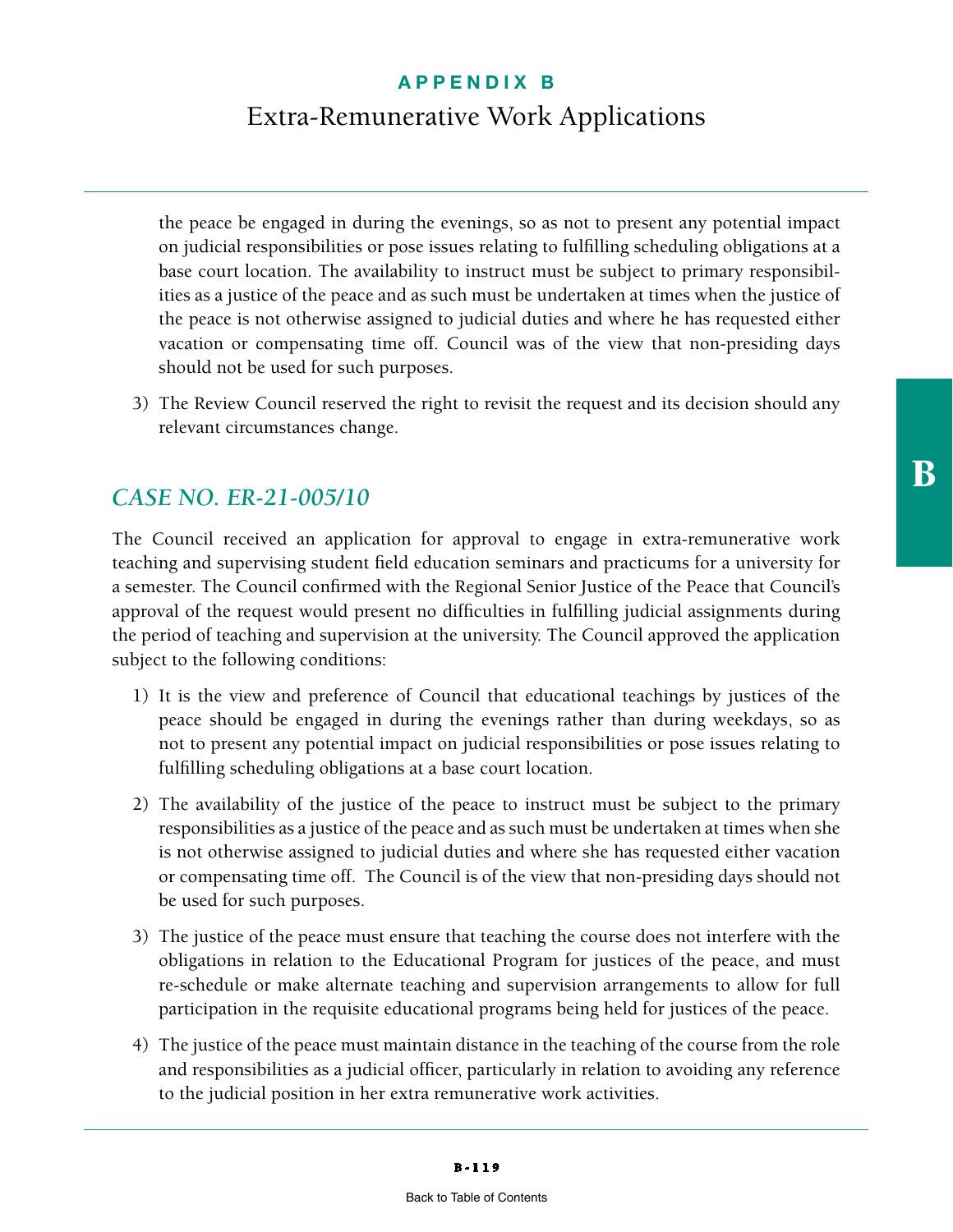the peace be engaged in during the evenings, so as not to present any potential impact on judicial responsibilities or pose issues relating to fulfilling scheduling obligations at a base court location. The availability to instruct must be subject to primary responsibilities as a justice of the peace and as such must be undertaken at times when the justice of the peace is not otherwise assigned to judicial duties and where he has requested either vacation or compensating time off. Council was of the view that non-presiding days should not be used for such purposes.

3) The Review Council reserved the right to revisit the request and its decision should any relevant circumstances change.

## *CASE NO. ER-21-005/10*

The Council received an application for approval to engage in extra-remunerative work teaching and supervising student field education seminars and practicums for a university for a semester. The Council confirmed with the Regional Senior Justice of the Peace that Council's approval of the request would present no difficulties in fulfilling judicial assignments during the period of teaching and supervision at the university. The Council approved the application subject to the following conditions:

1) It is the view and preference of Council that educational teachings by justices of the peace should be engaged in during the evenings rather than during weekdays, so as not to present any potential impact on judicial responsibilities or pose issues relating to fulfilling scheduling obligations at a base court location.

2) The availability of the justice of the peace to instruct must be subject to the primary responsibilities as a justice of the peace and as such must be undertaken at times when she is not otherwise assigned to judicial duties and where she has requested either vacation or compensating time off. The Council is of the view that non-presiding days should not be used for such purposes.

3) The justice of the peace must ensure that teaching the course does not interfere with the obligations in relation to the Educational Program for justices of the peace, and must re-schedule or make alternate teaching and supervision arrangements to allow for full participation in the requisite educational programs being held for justices of the peace.

4) The justice of the peace must maintain distance in the teaching of the course from the role and responsibilities as a judicial officer, particularly in relation to avoiding any reference to the judicial position in her extra remunerative work activities.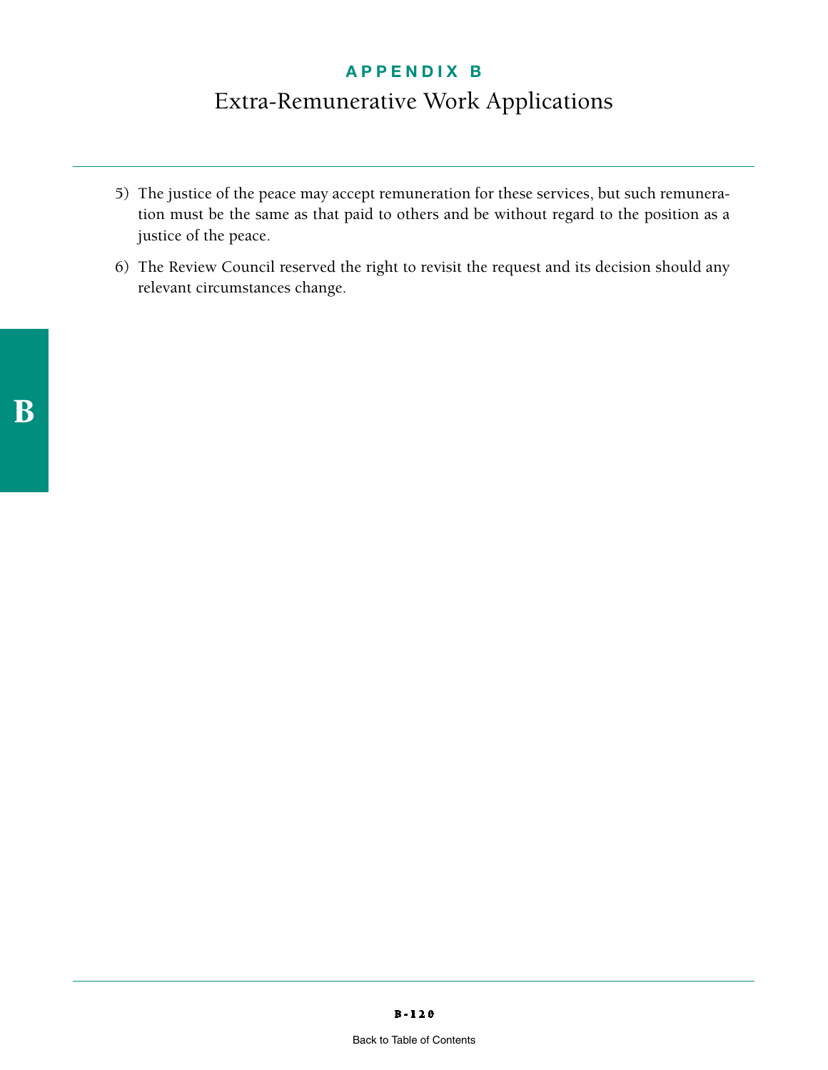5) The justice of the peace may accept remuneration for these services, but such remuneration must be the same as that paid to others and be without regard to the position as a justice of the peace.

6) The Review Council reserved the right to revisit the request and its decision should any relevant circumstances change.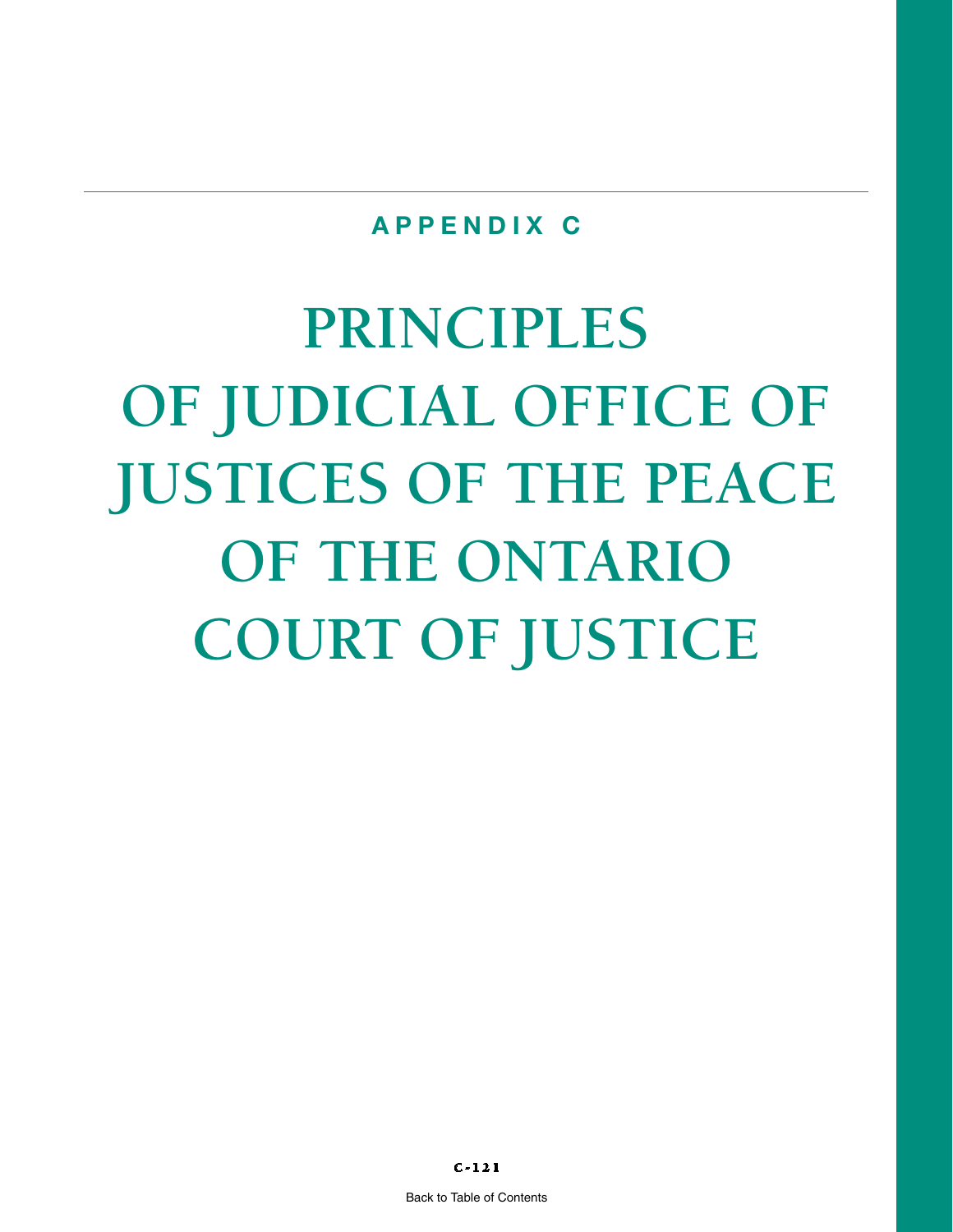## APPENDIX C

# PRINCIPLES OF JUDICIAL OFFICE OF JUSTICES OF THE PEACE OF THE ONTARIO COURT OF JUSTICE

Back to Table of Contents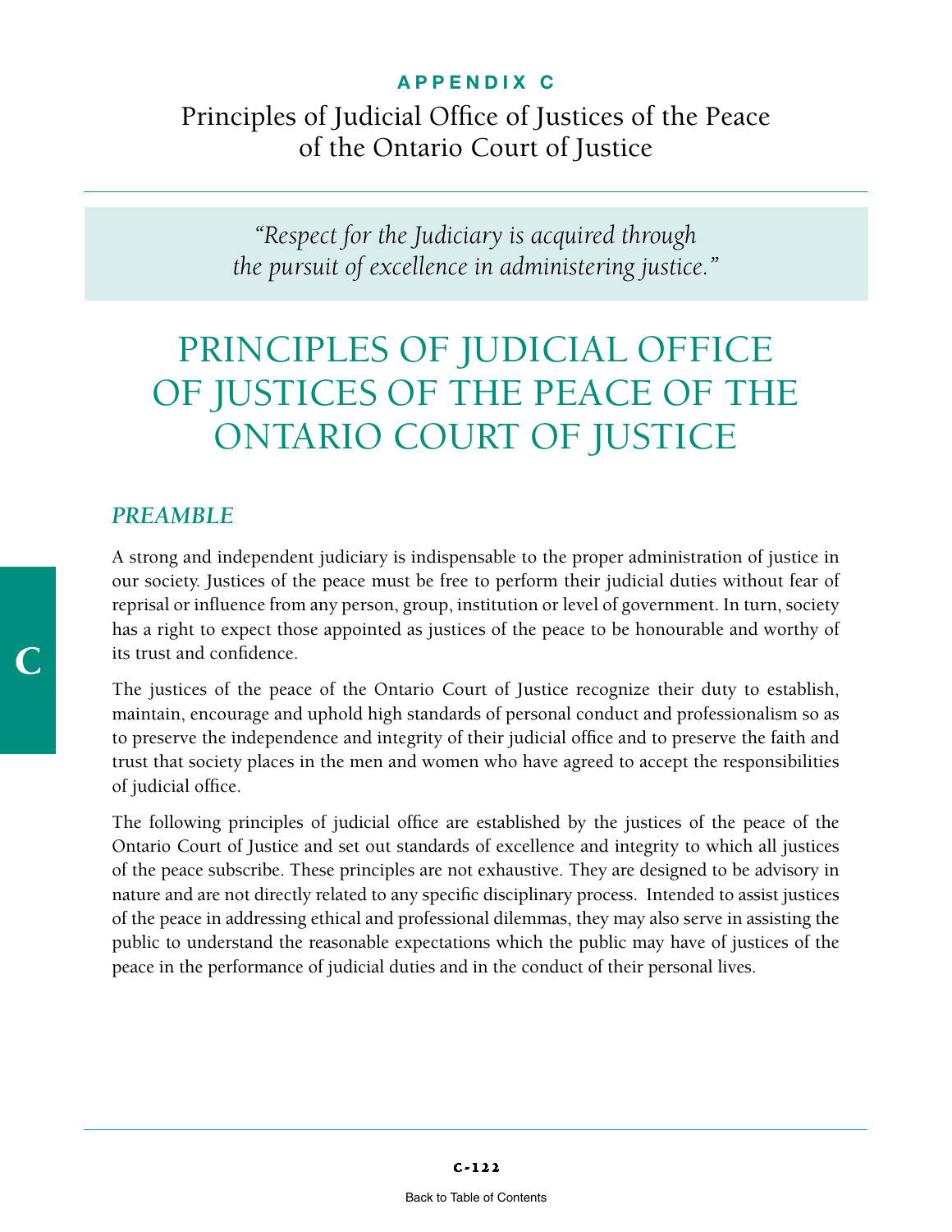**APPENDIX C**

Principles of Judicial Office of Justices of the Peace of the Ontario Court of Justice

> *"Respect for the Judiciary is acquired through the pursuit of excellence in administering justice."*

# PRINCIPLES OF JUDICIAL OFFICE OF JUSTICES OF THE PEACE OF THE ONTARIO COURT OF JUSTICE

## *PREAMBLE*

A strong and independent judiciary is indispensable to the proper administration of justice in our society. Justices of the peace must be free to perform their judicial duties without fear of reprisal or influence from any person, group, institution or level of government. In turn, society has a right to expect those appointed as justices of the peace to be honourable and worthy of its trust and confidence.

The justices of the peace of the Ontario Court of Justice recognize their duty to establish, maintain, encourage and uphold high standards of personal conduct and professionalism so as to preserve the independence and integrity of their judicial office and to preserve the faith and trust that society places in the men and women who have agreed to accept the responsibilities of judicial office.

The following principles of judicial office are established by the justices of the peace of the Ontario Court of Justice and set out standards of excellence and integrity to which all justices of the peace subscribe. These principles are not exhaustive. They are designed to be advisory in nature and are not directly related to any specific disciplinary process. Intended to assist justices of the peace in addressing ethical and professional dilemmas, they may also serve in assisting the public to understand the reasonable expectations which the public may have of justices of the peace in the performance of judicial duties and in the conduct of their personal lives.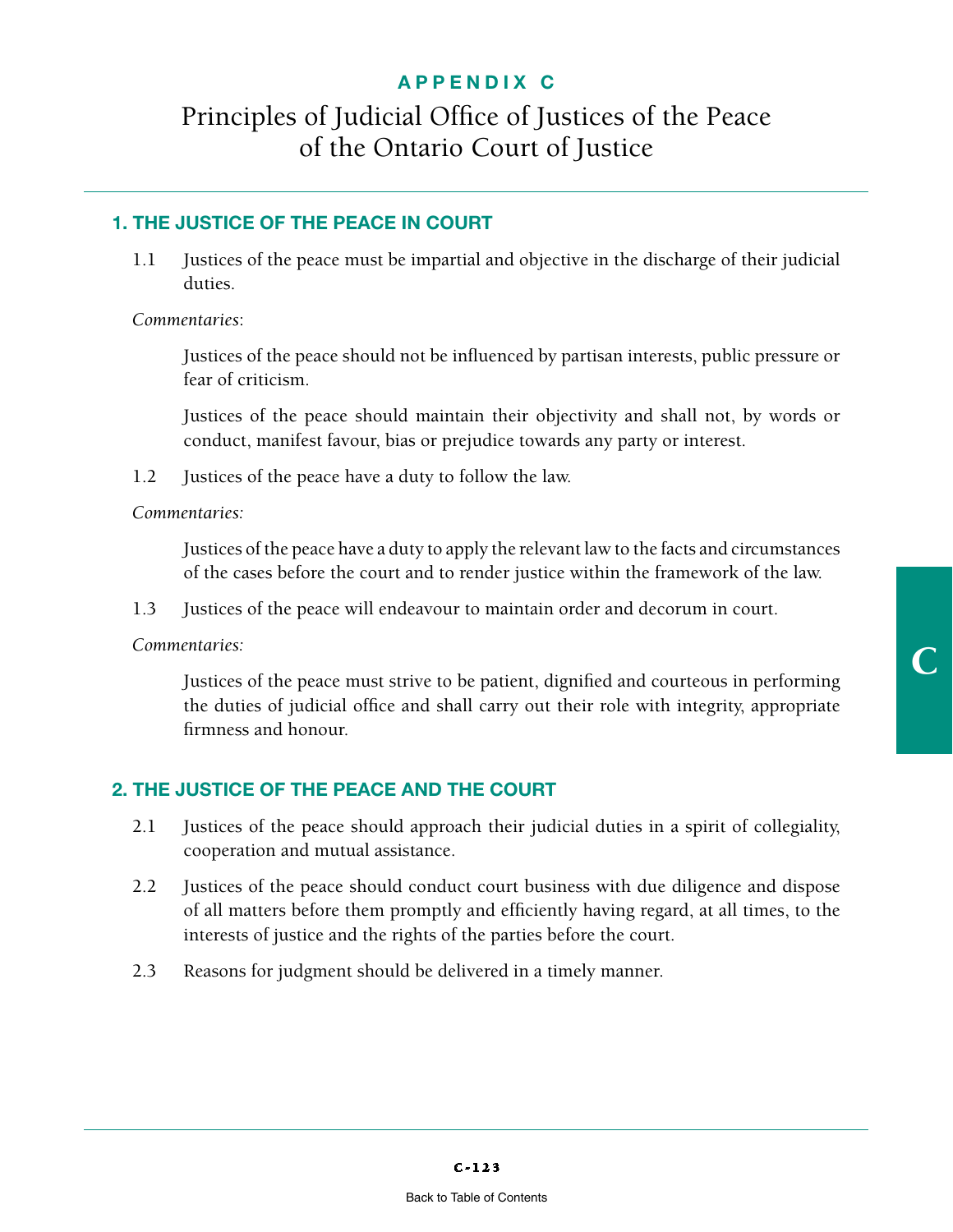**APPENDIX C**

# Principles of Judicial Office of Justices of the Peace of the Ontario Court of Justice

## 1. THE JUSTICE OF THE PEACE IN COURT

1.1 Justices of the peace must be impartial and objective in the discharge of their judicial duties.

*Commentaries*:

Justices of the peace should not be influenced by partisan interests, public pressure or fear of criticism.

Justices of the peace should maintain their objectivity and shall not, by words or conduct, manifest favour, bias or prejudice towards any party or interest.

1.2 Justices of the peace have a duty to follow the law.

*Commentaries:*

Justices of the peace have a duty to apply the relevant law to the facts and circumstances of the cases before the court and to render justice within the framework of the law.

1.3 Justices of the peace will endeavour to maintain order and decorum in court.

*Commentaries:*

Justices of the peace must strive to be patient, dignified and courteous in performing the duties of judicial office and shall carry out their role with integrity, appropriate firmness and honour.

## 2. THE JUSTICE OF THE PEACE AND THE COURT

2.1 Justices of the peace should approach their judicial duties in a spirit of collegiality, cooperation and mutual assistance.

2.2 Justices of the peace should conduct court business with due diligence and dispose of all matters before them promptly and efficiently having regard, at all times, to the interests of justice and the rights of the parties before the court.

2.3 Reasons for judgment should be delivered in a timely manner.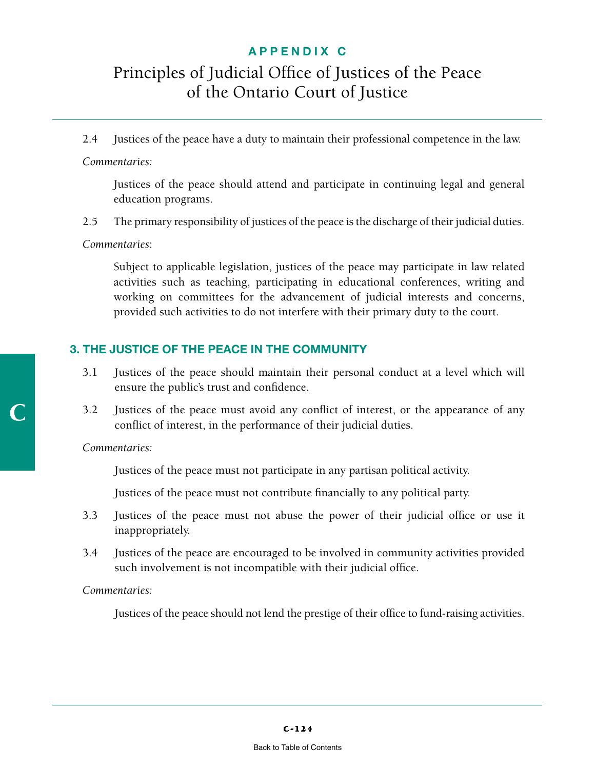2.4 Justices of the peace have a duty to maintain their professional competence in the law.

*Commentaries:*

Justices of the peace should attend and participate in continuing legal and general education programs.

2.5 The primary responsibility of justices of the peace is the discharge of their judicial duties.

*Commentaries*:

Subject to applicable legislation, justices of the peace may participate in law related activities such as teaching, participating in educational conferences, writing and working on committees for the advancement of judicial interests and concerns, provided such activities to do not interfere with their primary duty to the court.

## 3. THE JUSTICE OF THE PEACE IN THE COMMUNITY

3.1 Justices of the peace should maintain their personal conduct at a level which will ensure the public's trust and confidence.

3.2 Justices of the peace must avoid any conflict of interest, or the appearance of any conflict of interest, in the performance of their judicial duties.

*Commentaries:*

Justices of the peace must not participate in any partisan political activity.

Justices of the peace must not contribute financially to any political party.

3.3 Justices of the peace must not abuse the power of their judicial office or use it inappropriately.

3.4 Justices of the peace are encouraged to be involved in community activities provided such involvement is not incompatible with their judicial office.

*Commentaries:*

Justices of the peace should not lend the prestige of their office to fund-raising activities.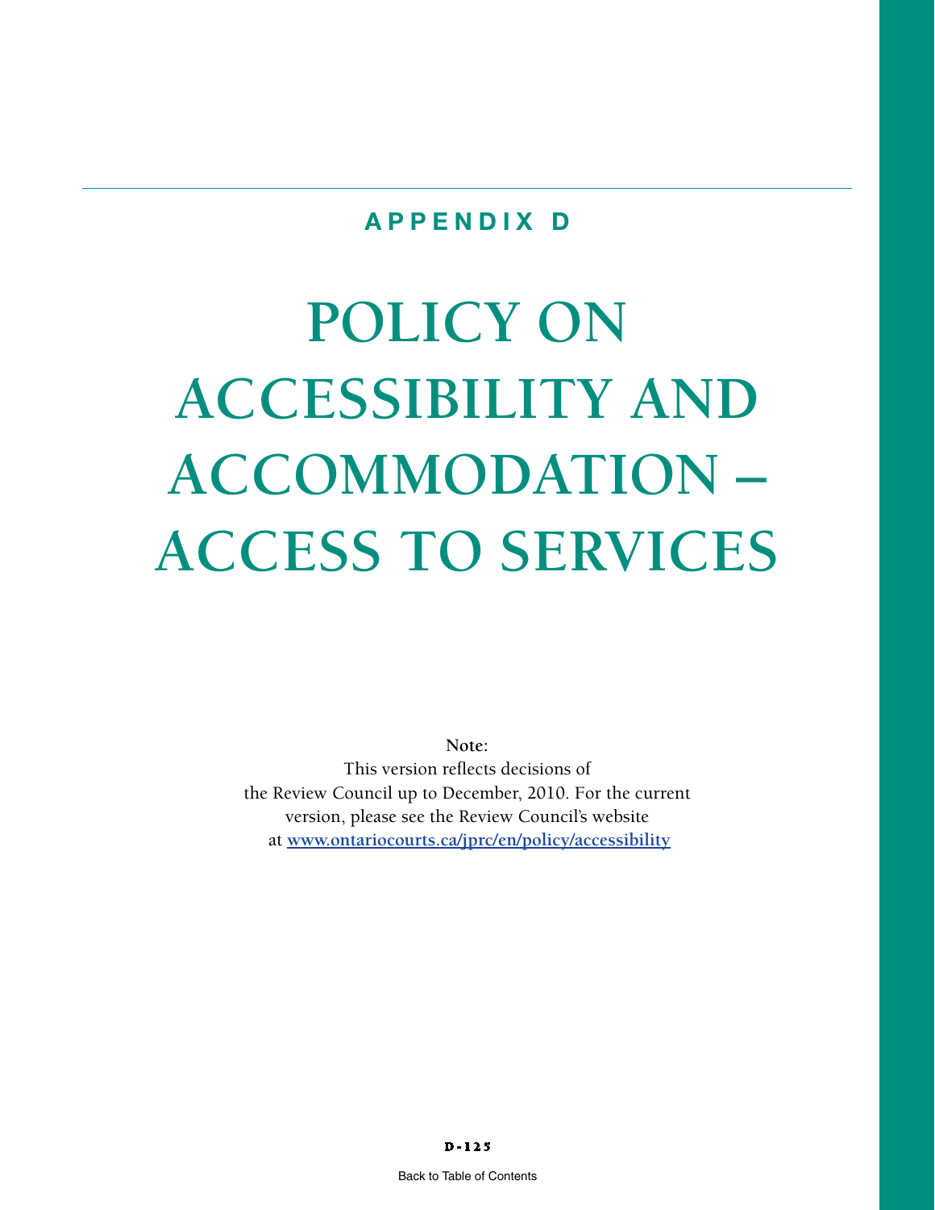## APPENDIX D

# POLICY ON ACCESSIBILITY AND ACCOMMODATION – ACCESS TO SERVICES

**Note:**
This version reflects decisions of the Review Council up to December, 2010. For the current version, please see the Review Council's website at **www.ontariocourts.ca/jprc/en/policy/accessibility**

Back to Table of Contents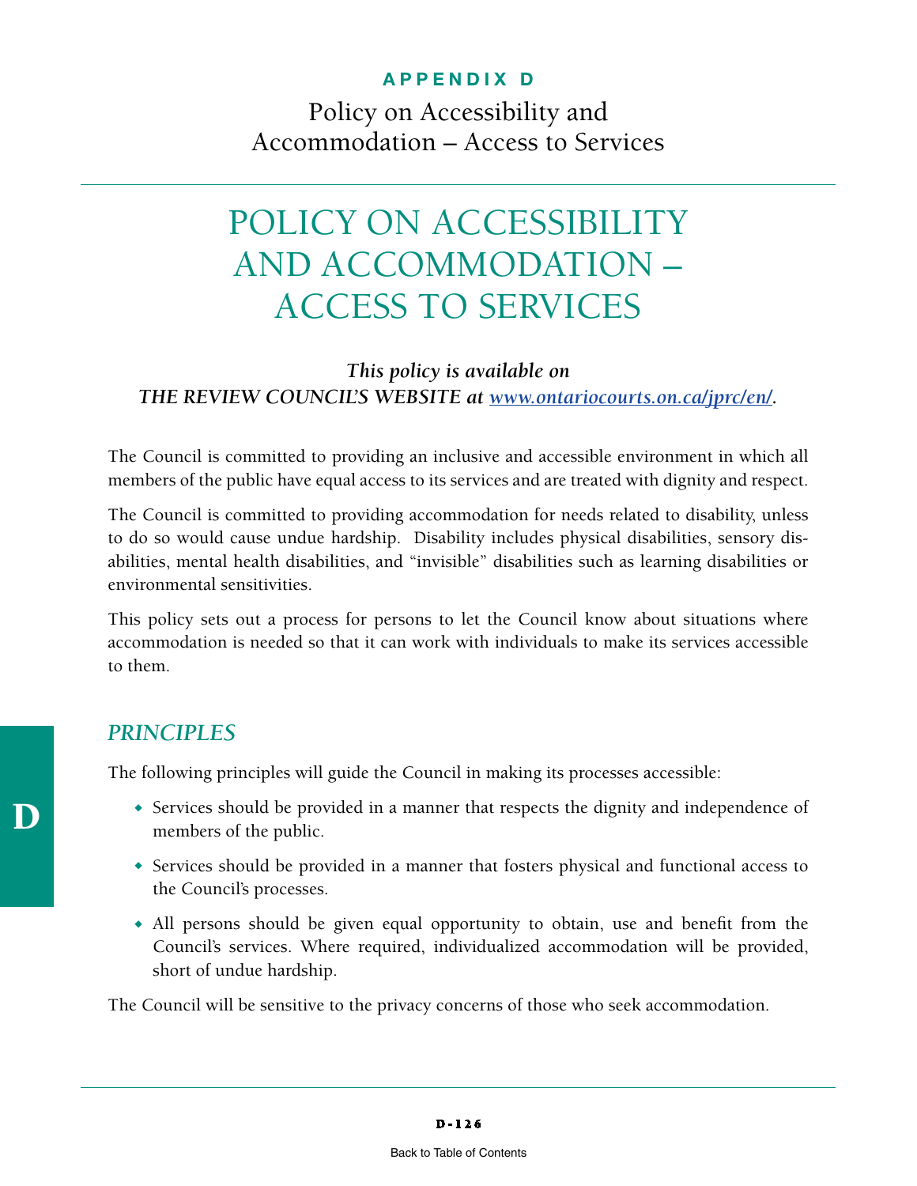**APPENDIX D**

Policy on Accessibility and Accommodation – Access to Services

# POLICY ON ACCESSIBILITY AND ACCOMMODATION – ACCESS TO SERVICES

***This policy is available on***
***THE REVIEW COUNCIL'S WEBSITE at [www.ontariocourts.on.ca/jprc/en/](www.ontariocourts.on.ca/jprc/en/).***

The Council is committed to providing an inclusive and accessible environment in which all members of the public have equal access to its services and are treated with dignity and respect.

The Council is committed to providing accommodation for needs related to disability, unless to do so would cause undue hardship. Disability includes physical disabilities, sensory disabilities, mental health disabilities, and "invisible" disabilities such as learning disabilities or environmental sensitivities.

This policy sets out a process for persons to let the Council know about situations where accommodation is needed so that it can work with individuals to make its services accessible to them.

## *PRINCIPLES*

The following principles will guide the Council in making its processes accessible:

- Services should be provided in a manner that respects the dignity and independence of members of the public.
- Services should be provided in a manner that fosters physical and functional access to the Council's processes.
- All persons should be given equal opportunity to obtain, use and benefit from the Council's services. Where required, individualized accommodation will be provided, short of undue hardship.

The Council will be sensitive to the privacy concerns of those who seek accommodation.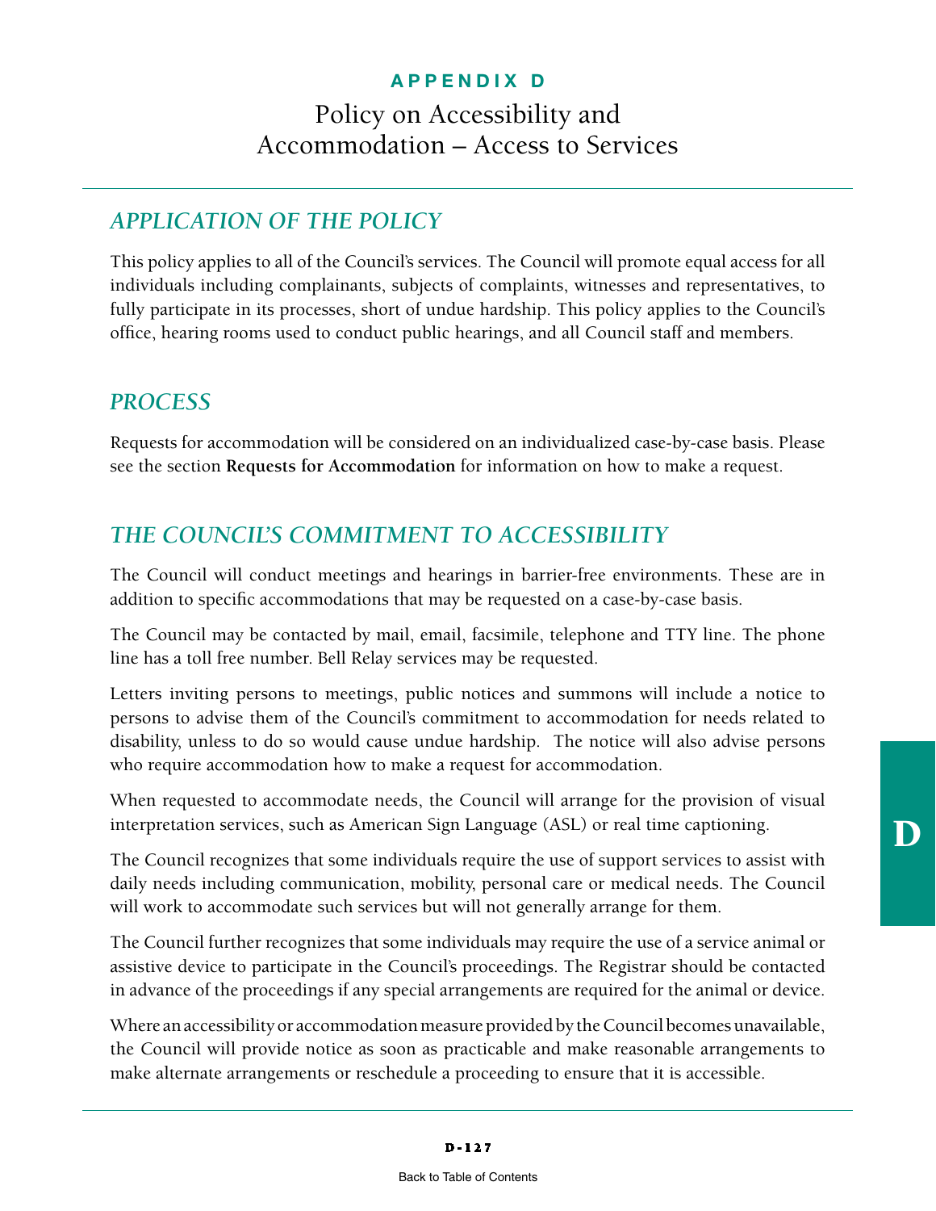**APPENDIX D**

# Policy on Accessibility and Accommodation – Access to Services

## *APPLICATION OF THE POLICY*

This policy applies to all of the Council's services. The Council will promote equal access for all individuals including complainants, subjects of complaints, witnesses and representatives, to fully participate in its processes, short of undue hardship. This policy applies to the Council's office, hearing rooms used to conduct public hearings, and all Council staff and members.

## *PROCESS*

Requests for accommodation will be considered on an individualized case-by-case basis. Please see the section **Requests for Accommodation** for information on how to make a request.

## *THE COUNCIL'S COMMITMENT TO ACCESSIBILITY*

The Council will conduct meetings and hearings in barrier-free environments. These are in addition to specific accommodations that may be requested on a case-by-case basis.

The Council may be contacted by mail, email, facsimile, telephone and TTY line. The phone line has a toll free number. Bell Relay services may be requested.

Letters inviting persons to meetings, public notices and summons will include a notice to persons to advise them of the Council's commitment to accommodation for needs related to disability, unless to do so would cause undue hardship. The notice will also advise persons who require accommodation how to make a request for accommodation.

When requested to accommodate needs, the Council will arrange for the provision of visual interpretation services, such as American Sign Language (ASL) or real time captioning.

The Council recognizes that some individuals require the use of support services to assist with daily needs including communication, mobility, personal care or medical needs. The Council will work to accommodate such services but will not generally arrange for them.

The Council further recognizes that some individuals may require the use of a service animal or assistive device to participate in the Council's proceedings. The Registrar should be contacted in advance of the proceedings if any special arrangements are required for the animal or device.

Where an accessibility or accommodation measure provided by the Council becomes unavailable, the Council will provide notice as soon as practicable and make reasonable arrangements to make alternate arrangements or reschedule a proceeding to ensure that it is accessible.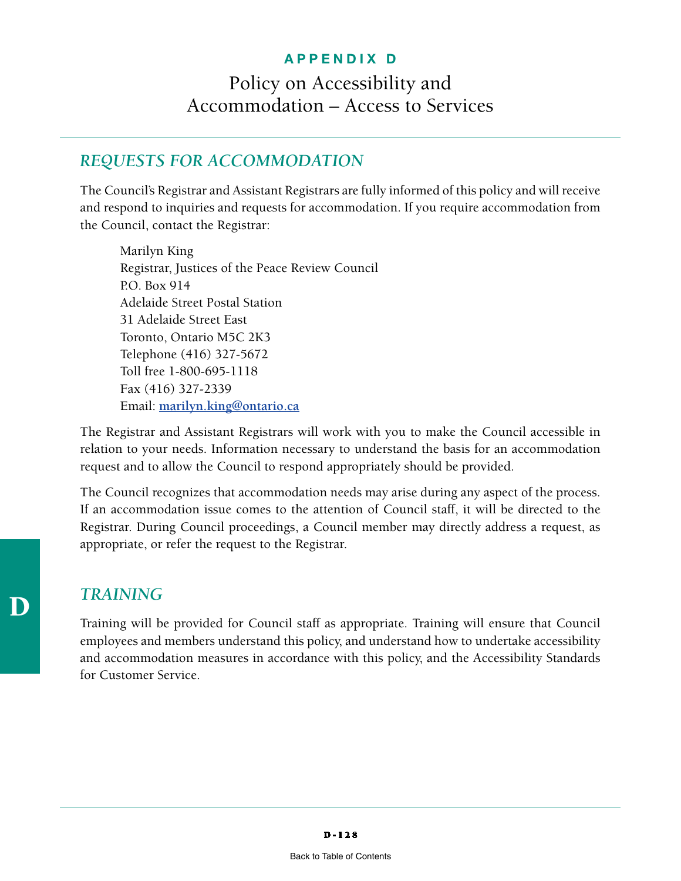**APPENDIX D**

# Policy on Accessibility and Accommodation – Access to Services

## *REQUESTS FOR ACCOMMODATION*

The Council's Registrar and Assistant Registrars are fully informed of this policy and will receive and respond to inquiries and requests for accommodation. If you require accommodation from the Council, contact the Registrar:

> Marilyn King
> Registrar, Justices of the Peace Review Council
> P.O. Box 914
> Adelaide Street Postal Station
> 31 Adelaide Street East
> Toronto, Ontario M5C 2K3
> Telephone (416) 327-5672
> Toll free 1-800-695-1118
> Fax (416) 327-2339
> Email: marilyn.king@ontario.ca

The Registrar and Assistant Registrars will work with you to make the Council accessible in relation to your needs. Information necessary to understand the basis for an accommodation request and to allow the Council to respond appropriately should be provided.

The Council recognizes that accommodation needs may arise during any aspect of the process. If an accommodation issue comes to the attention of Council staff, it will be directed to the Registrar. During Council proceedings, a Council member may directly address a request, as appropriate, or refer the request to the Registrar.

## *TRAINING*

Training will be provided for Council staff as appropriate. Training will ensure that Council employees and members understand this policy, and understand how to undertake accessibility and accommodation measures in accordance with this policy, and the Accessibility Standards for Customer Service.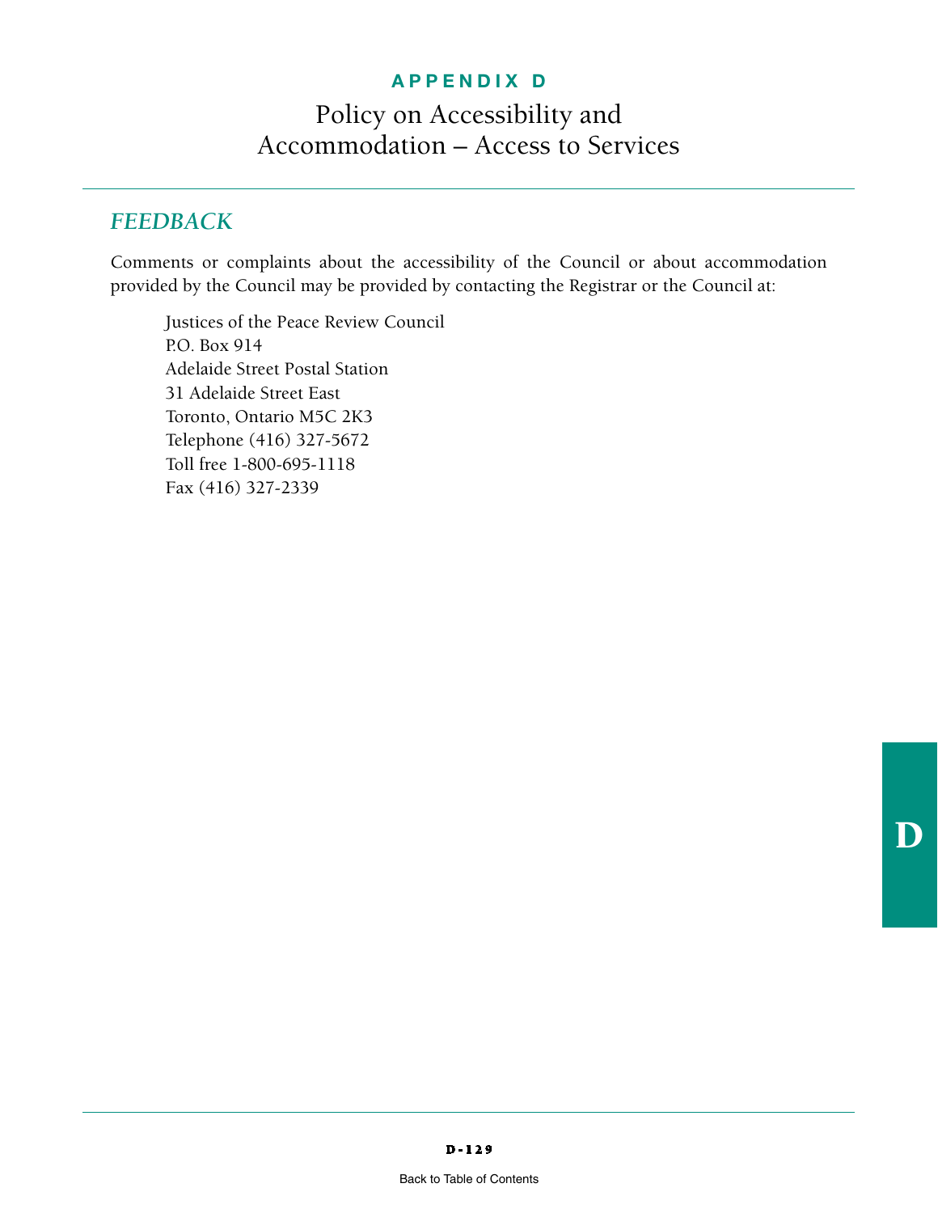## APPENDIX D

# Policy on Accessibility and Accommodation – Access to Services

### *FEEDBACK*

Comments or complaints about the accessibility of the Council or about accommodation provided by the Council may be provided by contacting the Registrar or the Council at:

> Justices of the Peace Review Council
> P.O. Box 914
> Adelaide Street Postal Station
> 31 Adelaide Street East
> Toronto, Ontario M5C 2K3
> Telephone (416) 327-5672
> Toll free 1-800-695-1118
> Fax (416) 327-2339